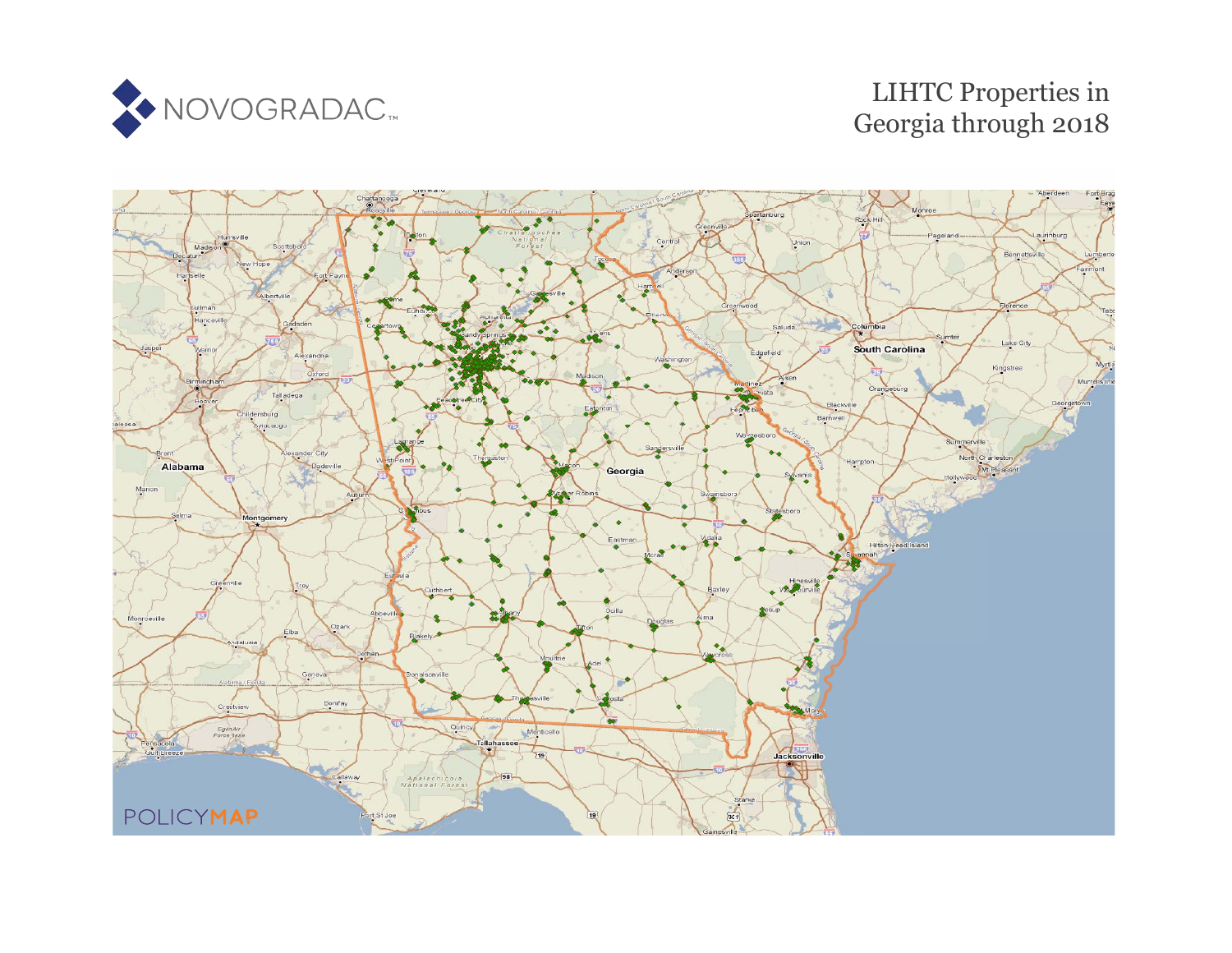NOVOGRADAC

# LIHTC Properties in Georgia through 2018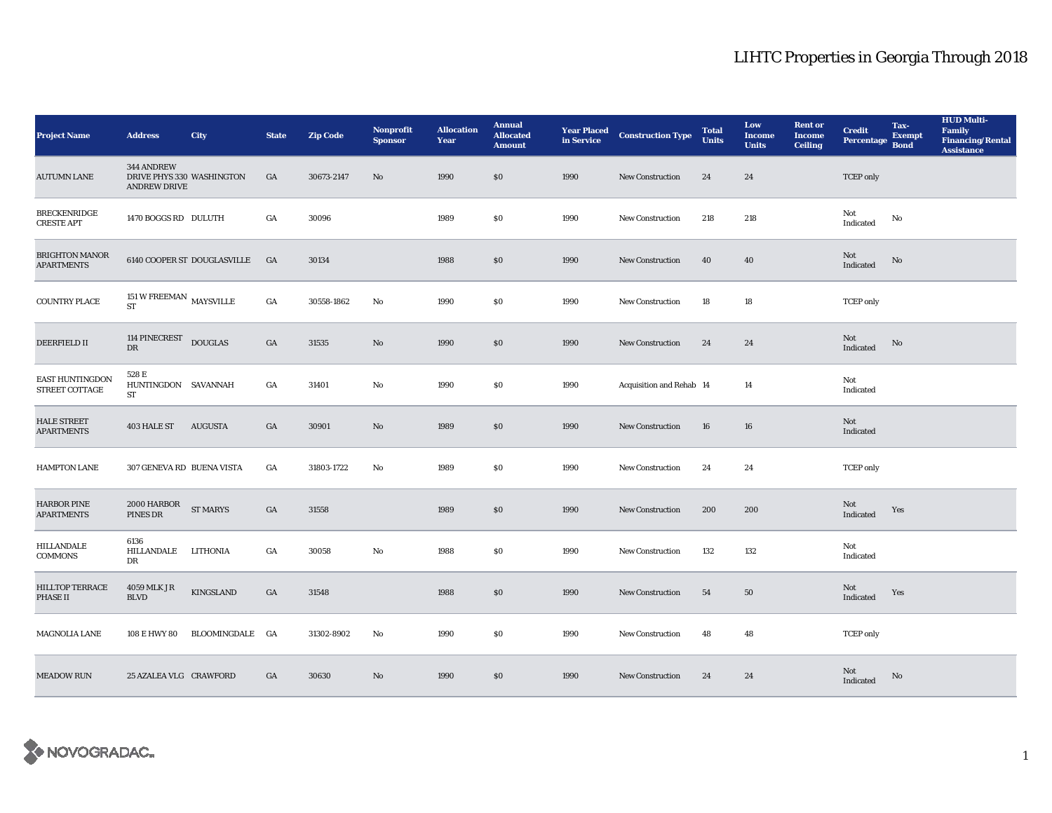# LIHTC Properties in Georgia Through 2018

| Project Name | Address | City | State | Zip Code | Nonprofit Sponsor | Allocation Year | Annual Allocated Amount | Year Placed in Service | Construction Type | Total Units | Low Income Units | Rent or Income Ceiling | Credit Percentage | Tax-Exempt Bond | HUD Multi-Family Financing/Rental Assistance |
|---|---|---|---|---|---|---|---|---|---|---|---|---|---|---|---|
| AUTUMN LANE | 344 ANDREW DRIVE PHYS 330 ANDREW DRIVE | WASHINGTON | GA | 30673-2147 | No | 1990 | $0 | 1990 | New Construction | 24 | 24 | | TCEP only | | |
| BRECKENRIDGE CRESTE APT | 1470 BOGGS RD | DULUTH | GA | 30096 | | 1989 | $0 | 1990 | New Construction | 218 | 218 | | Not Indicated | No | |
| BRIGHTON MANOR APARTMENTS | 6140 COOPER ST | DOUGLASVILLE | GA | 30134 | | 1988 | $0 | 1990 | New Construction | 40 | 40 | | Not Indicated | No | |
| COUNTRY PLACE | 151 W FREEMAN ST | MAYSVILLE | GA | 30558-1862 | No | 1990 | $0 | 1990 | New Construction | 18 | 18 | | TCEP only | | |
| DEERFIELD II | 114 PINECREST DR | DOUGLAS | GA | 31535 | No | 1990 | $0 | 1990 | New Construction | 24 | 24 | | Not Indicated | No | |
| EAST HUNTINGDON STREET COTTAGE | 528 E HUNTINGDON ST | SAVANNAH | GA | 31401 | No | 1990 | $0 | 1990 | Acquisition and Rehab | 14 | 14 | | Not Indicated | | |
| HALE STREET APARTMENTS | 403 HALE ST | AUGUSTA | GA | 30901 | No | 1989 | $0 | 1990 | New Construction | 16 | 16 | | Not Indicated | | |
| HAMPTON LANE | 307 GENEVA RD | BUENA VISTA | GA | 31803-1722 | No | 1989 | $0 | 1990 | New Construction | 24 | 24 | | TCEP only | | |
| HARBOR PINE APARTMENTS | 2000 HARBOR PINES DR | ST MARYS | GA | 31558 | | 1989 | $0 | 1990 | New Construction | 200 | 200 | | Not Indicated | Yes | |
| HILLANDALE COMMONS | 6136 HILLANDALE DR | LITHONIA | GA | 30058 | No | 1988 | $0 | 1990 | New Construction | 132 | 132 | | Not Indicated | | |
| HILLTOP TERRACE PHASE II | 4059 MLK J R BLVD | KINGSLAND | GA | 31548 | | 1988 | $0 | 1990 | New Construction | 54 | 50 | | Not Indicated | Yes | |
| MAGNOLIA LANE | 108 E HWY 80 | BLOOMINGDALE | GA | 31302-8902 | No | 1990 | $0 | 1990 | New Construction | 48 | 48 | | TCEP only | | |
| MEADOW RUN | 25 AZALEA VLG | CRAWFORD | GA | 30630 | No | 1990 | $0 | 1990 | New Construction | 24 | 24 | | Not Indicated | No | |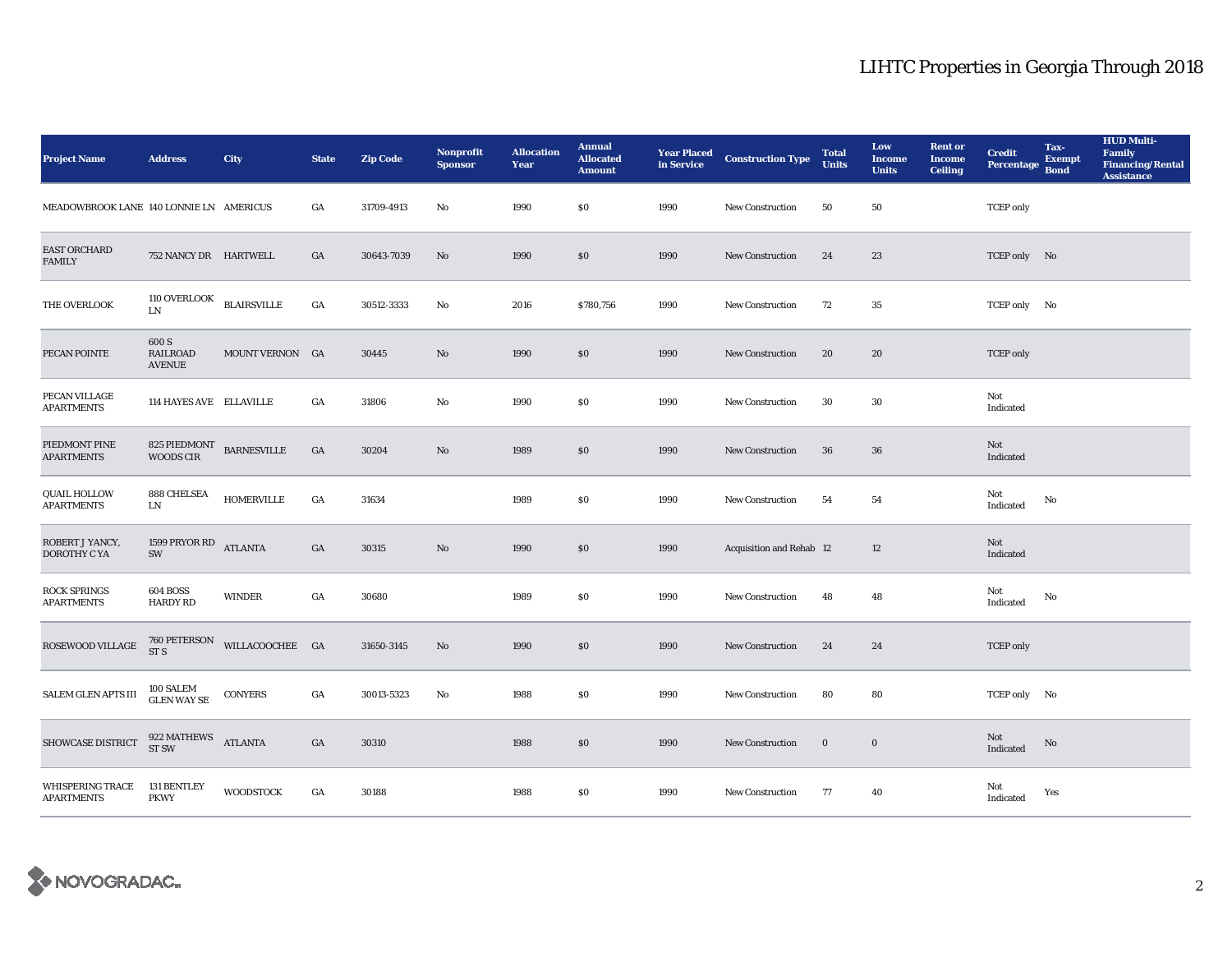# LIHTC Properties in Georgia Through 2018

| Project Name | Address | City | State | Zip Code | Nonprofit Sponsor | Allocation Year | Annual Allocated Amount | Year Placed in Service | Construction Type | Total Units | Low Income Units | Rent or Income Ceiling | Credit Percentage | Tax-Exempt Bond | HUD Multi-Family Financing/Rental Assistance |
|---|---|---|---|---|---|---|---|---|---|---|---|---|---|---|---|
| MEADOWBROOK LANE | 140 LONNIE LN | AMERICUS | GA | 31709-4913 | No | 1990 | $0 | 1990 | New Construction | 50 | 50 | | TCEP only | | |
| EAST ORCHARD FAMILY | 752 NANCY DR | HARTWELL | GA | 30643-7039 | No | 1990 | $0 | 1990 | New Construction | 24 | 23 | | TCEP only | No | |
| THE OVERLOOK | 110 OVERLOOK LN | BLAIRSVILLE | GA | 30512-3333 | No | 2016 | $780,756 | 1990 | New Construction | 72 | 35 | | TCEP only | No | |
| PECAN POINTE | 600 S RAILROAD AVENUE | MOUNT VERNON | GA | 30445 | No | 1990 | $0 | 1990 | New Construction | 20 | 20 | | TCEP only | | |
| PECAN VILLAGE APARTMENTS | 114 HAYES AVE | ELLAVILLE | GA | 31806 | No | 1990 | $0 | 1990 | New Construction | 30 | 30 | | Not Indicated | | |
| PIEDMONT PINE APARTMENTS | 825 PIEDMONT WOODS CIR | BARNESVILLE | GA | 30204 | No | 1989 | $0 | 1990 | New Construction | 36 | 36 | | Not Indicated | | |
| QUAIL HOLLOW APARTMENTS | 888 CHELSEA LN | HOMERVILLE | GA | 31634 | | 1989 | $0 | 1990 | New Construction | 54 | 54 | | Not Indicated | No | |
| ROBERT J YANCY, DOROTHY C YA | 1599 PRYOR RD SW | ATLANTA | GA | 30315 | No | 1990 | $0 | 1990 | Acquisition and Rehab | 12 | 12 | | Not Indicated | | |
| ROCK SPRINGS APARTMENTS | 604 BOSS HARDY RD | WINDER | GA | 30680 | | 1989 | $0 | 1990 | New Construction | 48 | 48 | | Not Indicated | No | |
| ROSEWOOD VILLAGE | 760 PETERSON ST S | WILLACOOCHEE | GA | 31650-3145 | No | 1990 | $0 | 1990 | New Construction | 24 | 24 | | TCEP only | | |
| SALEM GLEN APTS III | 100 SALEM GLEN WAY SE | CONYERS | GA | 30013-5323 | No | 1988 | $0 | 1990 | New Construction | 80 | 80 | | TCEP only | No | |
| SHOWCASE DISTRICT | 922 MATHEWS ST SW | ATLANTA | GA | 30310 | | 1988 | $0 | 1990 | New Construction | 0 | 0 | | Not Indicated | No | |
| WHISPERING TRACE APARTMENTS | 131 BENTLEY PKWY | WOODSTOCK | GA | 30188 | | 1988 | $0 | 1990 | New Construction | 77 | 40 | | Not Indicated | Yes | |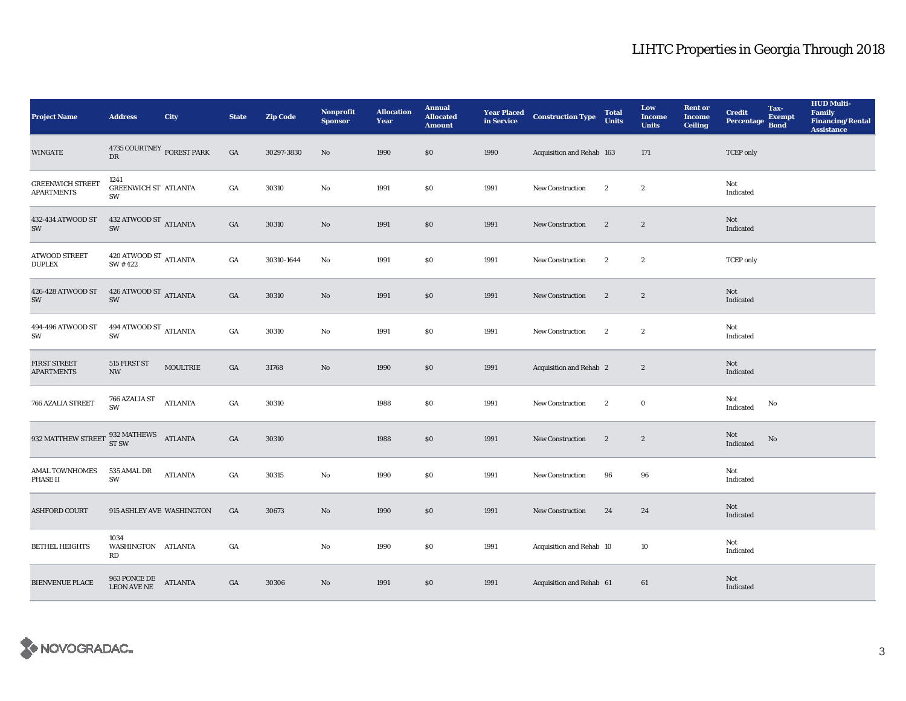# LIHTC Properties in Georgia Through 2018

| Project Name | Address | City | State | Zip Code | Nonprofit Sponsor | Allocation Year | Annual Allocated Amount | Year Placed in Service | Construction Type | Total Units | Low Income Units | Rent or Income Ceiling | Credit Percentage | Tax-Exempt Bond | HUD Multi-Family Financing/Rental Assistance |
|---|---|---|---|---|---|---|---|---|---|---|---|---|---|---|---|
| WINGATE | 4735 COURTNEY DR | FOREST PARK | GA | 30297-3830 | No | 1990 | $0 | 1990 | Acquisition and Rehab | 163 | 171 | | TCEP only | | |
| GREENWICH STREET APARTMENTS | 1241 GREENWICH ST SW | ATLANTA | GA | 30310 | No | 1991 | $0 | 1991 | New Construction | 2 | 2 | | Not Indicated | | |
| 432-434 ATWOOD ST SW | 432 ATWOOD ST SW | ATLANTA | GA | 30310 | No | 1991 | $0 | 1991 | New Construction | 2 | 2 | | Not Indicated | | |
| ATWOOD STREET DUPLEX | 420 ATWOOD ST SW #422 | ATLANTA | GA | 30310-1644 | No | 1991 | $0 | 1991 | New Construction | 2 | 2 | | TCEP only | | |
| 426-428 ATWOOD ST SW | 426 ATWOOD ST SW | ATLANTA | GA | 30310 | No | 1991 | $0 | 1991 | New Construction | 2 | 2 | | Not Indicated | | |
| 494-496 ATWOOD ST SW | 494 ATWOOD ST SW | ATLANTA | GA | 30310 | No | 1991 | $0 | 1991 | New Construction | 2 | 2 | | Not Indicated | | |
| FIRST STREET APARTMENTS | 515 FIRST ST NW | MOULTRIE | GA | 31768 | No | 1990 | $0 | 1991 | Acquisition and Rehab | 2 | 2 | | Not Indicated | | |
| 766 AZALIA STREET | 766 AZALIA ST SW | ATLANTA | GA | 30310 | | 1988 | $0 | 1991 | New Construction | 2 | 0 | | Not Indicated | No | |
| 932 MATTHEW STREET | 932 MATHEWS ST SW | ATLANTA | GA | 30310 | | 1988 | $0 | 1991 | New Construction | 2 | 2 | | Not Indicated | No | |
| AMAL TOWNHOMES PHASE II | 535 AMAL DR SW | ATLANTA | GA | 30315 | No | 1990 | $0 | 1991 | New Construction | 96 | 96 | | Not Indicated | | |
| ASHFORD COURT | 915 ASHLEY AVE | WASHINGTON | GA | 30673 | No | 1990 | $0 | 1991 | New Construction | 24 | 24 | | Not Indicated | | |
| BETHEL HEIGHTS | 1034 WASHINGTON RD | ATLANTA | GA | | No | 1990 | $0 | 1991 | Acquisition and Rehab | 10 | 10 | | Not Indicated | | |
| BIENVENUE PLACE | 963 PONCE DE LEON AVE NE | ATLANTA | GA | 30306 | No | 1991 | $0 | 1991 | Acquisition and Rehab | 61 | 61 | | Not Indicated | | |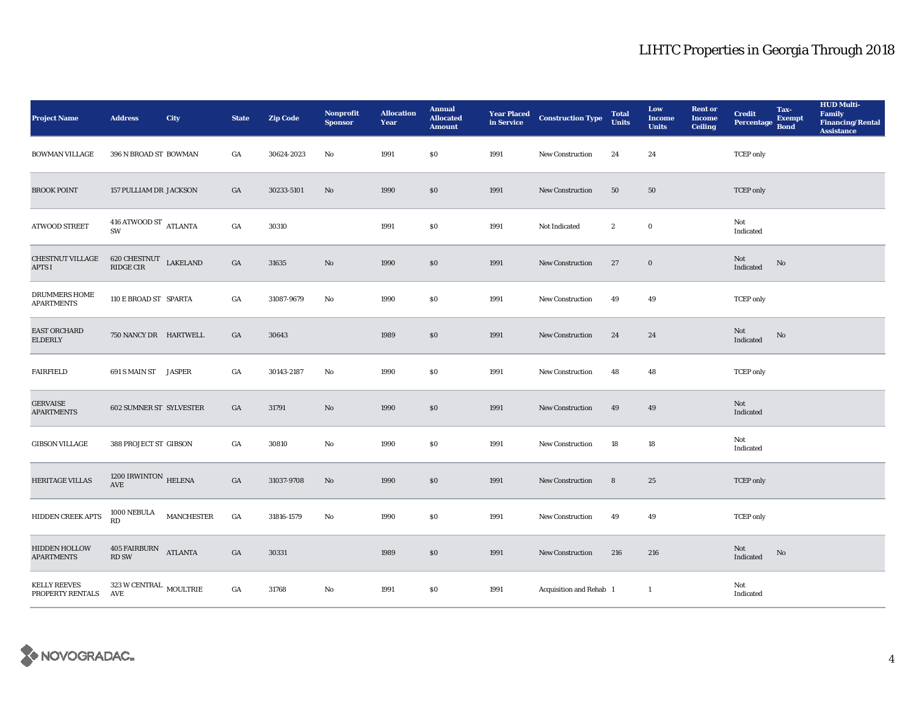# LIHTC Properties in Georgia Through 2018

| Project Name | Address | City | State | Zip Code | Nonprofit Sponsor | Allocation Year | Annual Allocated Amount | Year Placed in Service | Construction Type | Total Units | Low Income Units | Rent or Income Ceiling | Credit Percentage | Tax-Exempt Bond | HUD Multi-Family Financing/Rental Assistance |
|---|---|---|---|---|---|---|---|---|---|---|---|---|---|---|---|
| BOWMAN VILLAGE | 396 N BROAD ST | BOWMAN | GA | 30624-2023 | No | 1991 | $0 | 1991 | New Construction | 24 | 24 | | TCEP only | | |
| BROOK POINT | 157 PULLIAM DR | JACKSON | GA | 30233-5101 | No | 1990 | $0 | 1991 | New Construction | 50 | 50 | | TCEP only | | |
| ATWOOD STREET | 416 ATWOOD ST SW | ATLANTA | GA | 30310 | | 1991 | $0 | 1991 | Not Indicated | 2 | 0 | | Not Indicated | | |
| CHESTNUT VILLAGE APTS I | 620 CHESTNUT RIDGE CIR | LAKELAND | GA | 31635 | No | 1990 | $0 | 1991 | New Construction | 27 | 0 | | Not Indicated | No | |
| DRUMMERS HOME APARTMENTS | 110 E BROAD ST | SPARTA | GA | 31087-9679 | No | 1990 | $0 | 1991 | New Construction | 49 | 49 | | TCEP only | | |
| EAST ORCHARD ELDERLY | 750 NANCY DR | HARTWELL | GA | 30643 | | 1989 | $0 | 1991 | New Construction | 24 | 24 | | Not Indicated | No | |
| FAIRFIELD | 691 S MAIN ST | JASPER | GA | 30143-2187 | No | 1990 | $0 | 1991 | New Construction | 48 | 48 | | TCEP only | | |
| GERVAISE APARTMENTS | 602 SUMNER ST | SYLVESTER | GA | 31791 | No | 1990 | $0 | 1991 | New Construction | 49 | 49 | | Not Indicated | | |
| GIBSON VILLAGE | 388 PROJECT ST | GIBSON | GA | 30810 | No | 1990 | $0 | 1991 | New Construction | 18 | 18 | | Not Indicated | | |
| HERITAGE VILLAS | 1200 IRWINTON AVE | HELENA | GA | 31037-9708 | No | 1990 | $0 | 1991 | New Construction | 8 | 25 | | TCEP only | | |
| HIDDEN CREEK APTS | 1000 NEBULA RD | MANCHESTER | GA | 31816-1579 | No | 1990 | $0 | 1991 | New Construction | 49 | 49 | | TCEP only | | |
| HIDDEN HOLLOW APARTMENTS | 405 FAIRBURN RD SW | ATLANTA | GA | 30331 | | 1989 | $0 | 1991 | New Construction | 216 | 216 | | Not Indicated | No | |
| KELLY REEVES PROPERTY RENTALS | 323 W CENTRAL AVE | MOULTRIE | GA | 31768 | No | 1991 | $0 | 1991 | Acquisition and Rehab | 1 | 1 | | Not Indicated | | |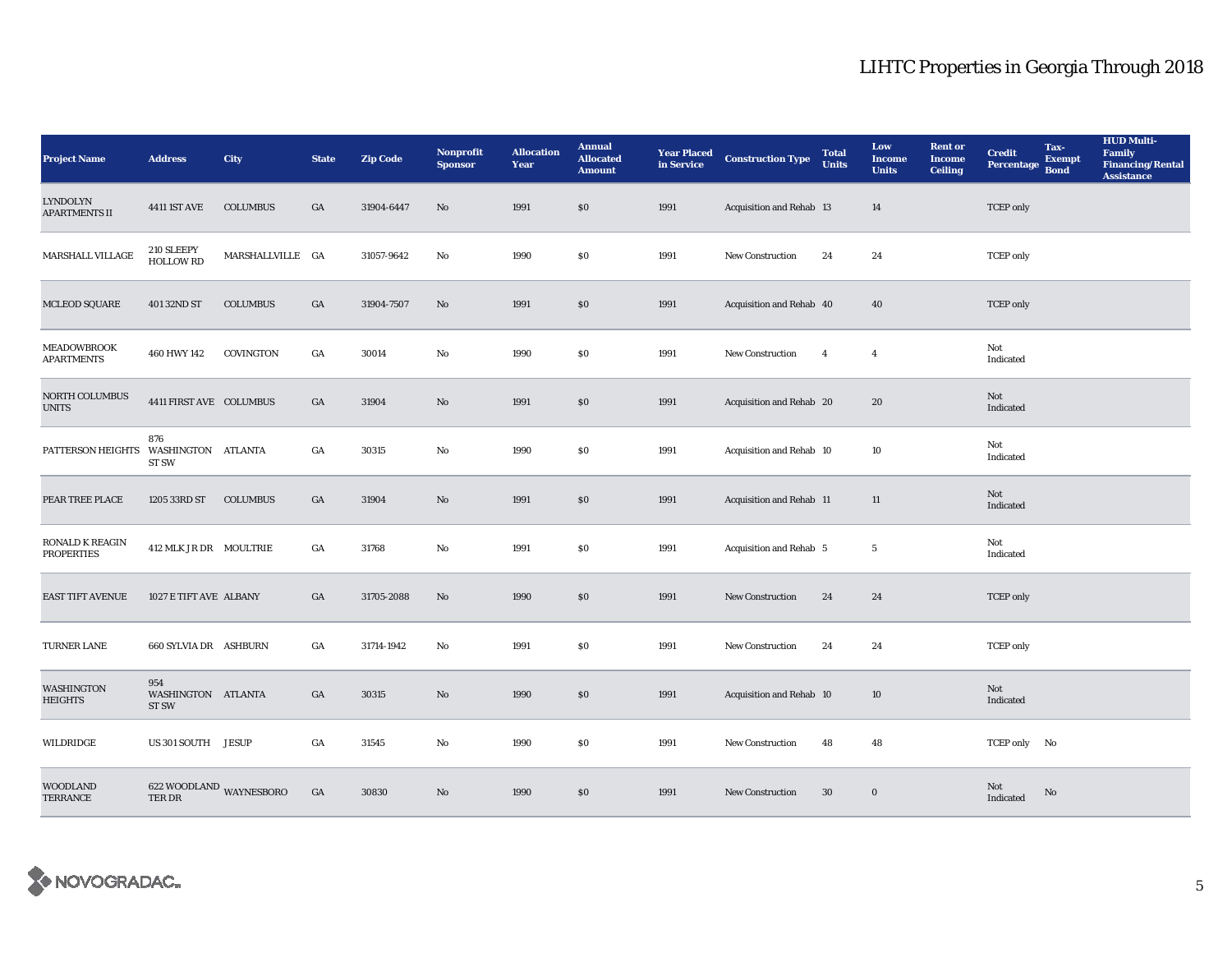| Project Name | Address | City | State | Zip Code | Nonprofit Sponsor | Allocation Year | Annual Allocated Amount | Year Placed in Service | Construction Type | Total Units | Low Income Units | Rent or Income Ceiling | Credit Percentage | Tax-Exempt Bond | HUD Multi-Family Financing/Rental Assistance |
|---|---|---|---|---|---|---|---|---|---|---|---|---|---|---|---|
| LYNDOLYN APARTMENTS II | 4411 1ST AVE | COLUMBUS | GA | 31904-6447 | No | 1991 | $0 | 1991 | Acquisition and Rehab | 13 | 14 | | TCEP only | | |
| MARSHALL VILLAGE | 210 SLEEPY HOLLOW RD | MARSHALLVILLE | GA | 31057-9642 | No | 1990 | $0 | 1991 | New Construction | 24 | 24 | | TCEP only | | |
| MCLEOD SQUARE | 401 32ND ST | COLUMBUS | GA | 31904-7507 | No | 1991 | $0 | 1991 | Acquisition and Rehab | 40 | 40 | | TCEP only | | |
| MEADOWBROOK APARTMENTS | 460 HWY 142 | COVINGTON | GA | 30014 | No | 1990 | $0 | 1991 | New Construction | 4 | 4 | | Not Indicated | | |
| NORTH COLUMBUS UNITS | 4411 FIRST AVE | COLUMBUS | GA | 31904 | No | 1991 | $0 | 1991 | Acquisition and Rehab | 20 | 20 | | Not Indicated | | |
| PATTERSON HEIGHTS | 876 WASHINGTON ST SW | ATLANTA | GA | 30315 | No | 1990 | $0 | 1991 | Acquisition and Rehab | 10 | 10 | | Not Indicated | | |
| PEAR TREE PLACE | 1205 33RD ST | COLUMBUS | GA | 31904 | No | 1991 | $0 | 1991 | Acquisition and Rehab | 11 | 11 | | Not Indicated | | |
| RONALD K REAGIN PROPERTIES | 412 MLK JR DR | MOULTRIE | GA | 31768 | No | 1991 | $0 | 1991 | Acquisition and Rehab | 5 | 5 | | Not Indicated | | |
| EAST TIFT AVENUE | 1027 E TIFT AVE | ALBANY | GA | 31705-2088 | No | 1990 | $0 | 1991 | New Construction | 24 | 24 | | TCEP only | | |
| TURNER LANE | 660 SYLVIA DR | ASHBURN | GA | 31714-1942 | No | 1991 | $0 | 1991 | New Construction | 24 | 24 | | TCEP only | | |
| WASHINGTON HEIGHTS | 954 WASHINGTON ST SW | ATLANTA | GA | 30315 | No | 1990 | $0 | 1991 | Acquisition and Rehab | 10 | 10 | | Not Indicated | | |
| WILDRIDGE | US 301 SOUTH | JESUP | GA | 31545 | No | 1990 | $0 | 1991 | New Construction | 48 | 48 | | TCEP only | No | |
| WOODLAND TERRANCE | 622 WOODLAND TER DR | WAYNESBORO | GA | 30830 | No | 1990 | $0 | 1991 | New Construction | 30 | 0 | | Not Indicated | No | |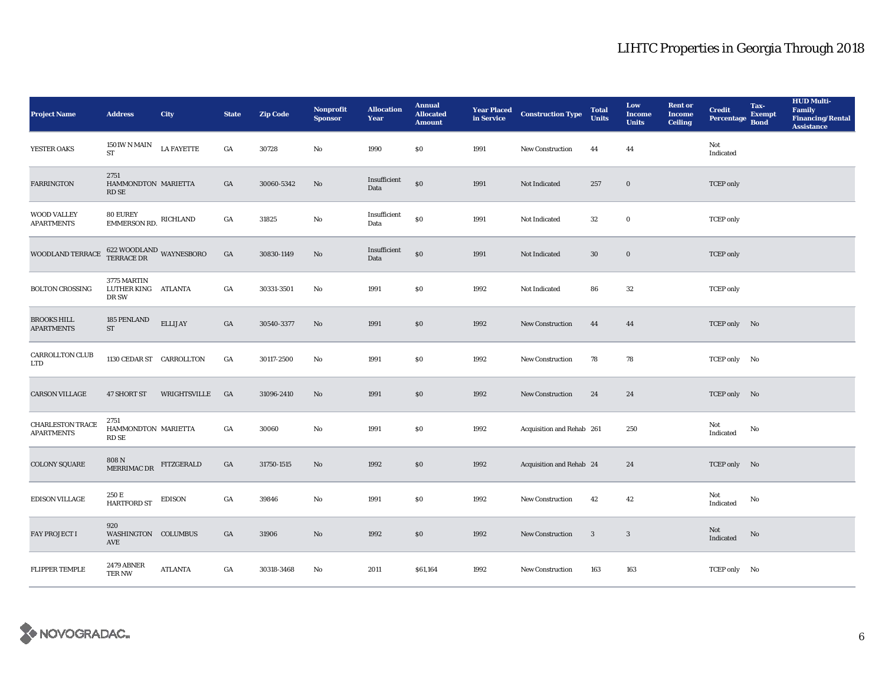# LIHTC Properties in Georgia Through 2018

| Project Name | Address | City | State | Zip Code | Nonprofit Sponsor | Allocation Year | Annual Allocated Amount | Year Placed in Service | Construction Type | Total Units | Low Income Units | Rent or Income Ceiling | Credit Percentage | Tax-Exempt Bond | HUD Multi-Family Financing/Rental Assistance |
|---|---|---|---|---|---|---|---|---|---|---|---|---|---|---|---|
| YESTER OAKS | 1501W N MAIN ST | LA FAYETTE | GA | 30728 | No | 1990 | $0 | 1991 | New Construction | 44 | 44 | | Not Indicated | | |
| FARRINGTON | 2751 HAMMONDTON RD SE | MARIETTA | GA | 30060-5342 | No | Insufficient Data | $0 | 1991 | Not Indicated | 257 | 0 | | TCEP only | | |
| WOOD VALLEY APARTMENTS | 80 EUREY EMMERSON RD. | RICHLAND | GA | 31825 | No | Insufficient Data | $0 | 1991 | Not Indicated | 32 | 0 | | TCEP only | | |
| WOODLAND TERRACE | 622 WOODLAND TERRACE DR | WAYNESBORO | GA | 30830-1149 | No | Insufficient Data | $0 | 1991 | Not Indicated | 30 | 0 | | TCEP only | | |
| BOLTON CROSSING | 3775 MARTIN LUTHER KING DR SW | ATLANTA | GA | 30331-3501 | No | 1991 | $0 | 1992 | Not Indicated | 86 | 32 | | TCEP only | | |
| BROOKS HILL APARTMENTS | 185 PENLAND ST | ELLIJAY | GA | 30540-3377 | No | 1991 | $0 | 1992 | New Construction | 44 | 44 | | TCEP only | No | |
| CARROLLTON CLUB LTD | 1130 CEDAR ST | CARROLLTON | GA | 30117-2500 | No | 1991 | $0 | 1992 | New Construction | 78 | 78 | | TCEP only | No | |
| CARSON VILLAGE | 47 SHORT ST | WRIGHTSVILLE | GA | 31096-2410 | No | 1991 | $0 | 1992 | New Construction | 24 | 24 | | TCEP only | No | |
| CHARLESTON TRACE APARTMENTS | 2751 HAMMONDTON RD SE | MARIETTA | GA | 30060 | No | 1991 | $0 | 1992 | Acquisition and Rehab | 261 | 250 | | Not Indicated | No | |
| COLONY SQUARE | 808 N MERRIMAC DR | FITZGERALD | GA | 31750-1515 | No | 1992 | $0 | 1992 | Acquisition and Rehab | 24 | 24 | | TCEP only | No | |
| EDISON VILLAGE | 250 E HARTFORD ST | EDISON | GA | 39846 | No | 1991 | $0 | 1992 | New Construction | 42 | 42 | | Not Indicated | No | |
| FAY PROJECT I | 920 WASHINGTON AVE | COLUMBUS | GA | 31906 | No | 1992 | $0 | 1992 | New Construction | 3 | 3 | | Not Indicated | No | |
| FLIPPER TEMPLE | 2479 ABNER TER NW | ATLANTA | GA | 30318-3468 | No | 2011 | $61,164 | 1992 | New Construction | 163 | 163 | | TCEP only | No | |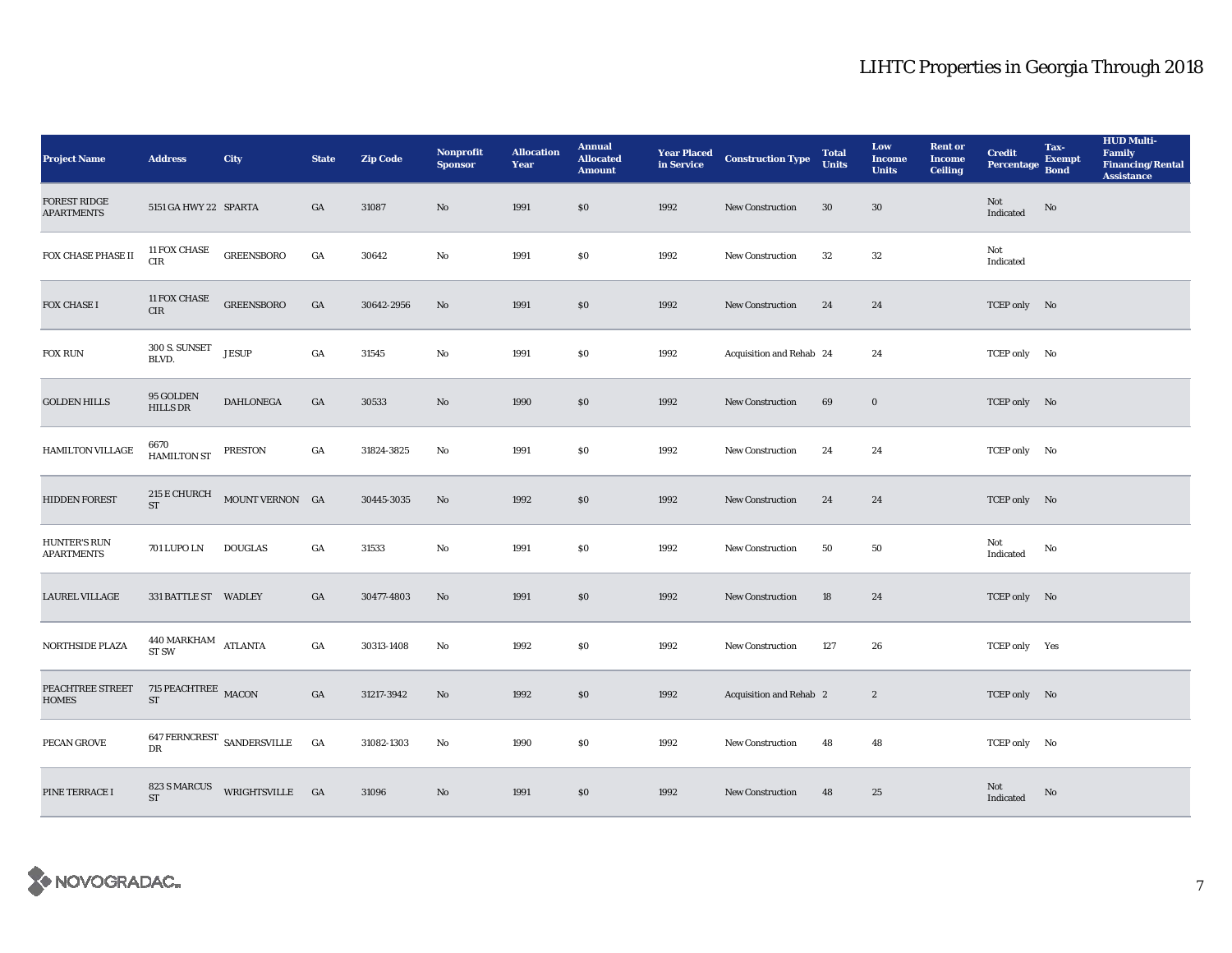| Project Name | Address | City | State | Zip Code | Nonprofit Sponsor | Allocation Year | Annual Allocated Amount | Year Placed in Service | Construction Type | Total Units | Low Income Units | Rent or Income Ceiling | Credit Percentage | Tax-Exempt Bond | HUD Multi-Family Financing/Rental Assistance |
|---|---|---|---|---|---|---|---|---|---|---|---|---|---|---|---|
| FOREST RIDGE APARTMENTS | 5151 GA HWY 22 | SPARTA | GA | 31087 | No | 1991 | $0 | 1992 | New Construction | 30 | 30 | | Not Indicated | No | |
| FOX CHASE PHASE II | 11 FOX CHASE CIR | GREENSBORO | GA | 30642 | No | 1991 | $0 | 1992 | New Construction | 32 | 32 | | Not Indicated | | |
| FOX CHASE I | 11 FOX CHASE CIR | GREENSBORO | GA | 30642-2956 | No | 1991 | $0 | 1992 | New Construction | 24 | 24 | | TCEP only | No | |
| FOX RUN | 300 S. SUNSET BLVD. | JESUP | GA | 31545 | No | 1991 | $0 | 1992 | Acquisition and Rehab | 24 | 24 | | TCEP only | No | |
| GOLDEN HILLS | 95 GOLDEN HILLS DR | DAHLONEGA | GA | 30533 | No | 1990 | $0 | 1992 | New Construction | 69 | 0 | | TCEP only | No | |
| HAMILTON VILLAGE | 6670 HAMILTON ST | PRESTON | GA | 31824-3825 | No | 1991 | $0 | 1992 | New Construction | 24 | 24 | | TCEP only | No | |
| HIDDEN FOREST | 215 E CHURCH ST | MOUNT VERNON | GA | 30445-3035 | No | 1992 | $0 | 1992 | New Construction | 24 | 24 | | TCEP only | No | |
| HUNTER'S RUN APARTMENTS | 701 LUPO LN | DOUGLAS | GA | 31533 | No | 1991 | $0 | 1992 | New Construction | 50 | 50 | | Not Indicated | No | |
| LAUREL VILLAGE | 331 BATTLE ST | WADLEY | GA | 30477-4803 | No | 1991 | $0 | 1992 | New Construction | 18 | 24 | | TCEP only | No | |
| NORTHSIDE PLAZA | 440 MARKHAM ST SW | ATLANTA | GA | 30313-1408 | No | 1992 | $0 | 1992 | New Construction | 127 | 26 | | TCEP only | Yes | |
| PEACHTREE STREET HOMES | 715 PEACHTREE ST | MACON | GA | 31217-3942 | No | 1992 | $0 | 1992 | Acquisition and Rehab | 2 | 2 | | TCEP only | No | |
| PECAN GROVE | 647 FERNCREST DR | SANDERSVILLE | GA | 31082-1303 | No | 1990 | $0 | 1992 | New Construction | 48 | 48 | | TCEP only | No | |
| PINE TERRACE I | 823 S MARCUS ST | WRIGHTSVILLE | GA | 31096 | No | 1991 | $0 | 1992 | New Construction | 48 | 25 | | Not Indicated | No | |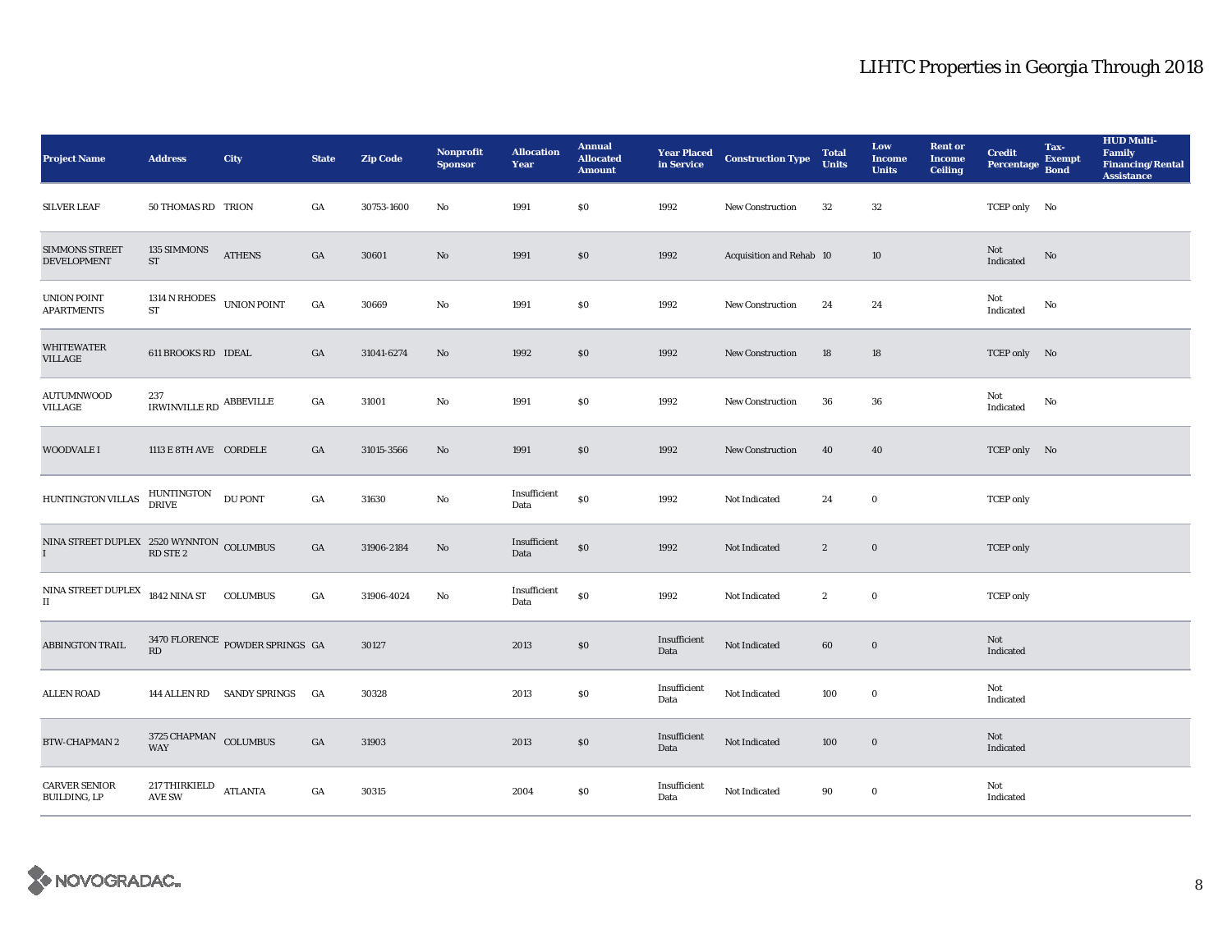# LIHTC Properties in Georgia Through 2018

| Project Name | Address | City | State | Zip Code | Nonprofit Sponsor | Allocation Year | Annual Allocated Amount | Year Placed in Service | Construction Type | Total Units | Low Income Units | Rent or Income Ceiling | Credit Percentage | Tax-Exempt Bond | HUD Multi-Family Financing/Rental Assistance |
|---|---|---|---|---|---|---|---|---|---|---|---|---|---|---|---|
| SILVER LEAF | 50 THOMAS RD | TRION | GA | 30753-1600 | No | 1991 | $0 | 1992 | New Construction | 32 | 32 | | TCEP only | No | |
| SIMMONS STREET DEVELOPMENT | 135 SIMMONS ST | ATHENS | GA | 30601 | No | 1991 | $0 | 1992 | Acquisition and Rehab | 10 | 10 | | Not Indicated | No | |
| UNION POINT APARTMENTS | 1314 N RHODES ST | UNION POINT | GA | 30669 | No | 1991 | $0 | 1992 | New Construction | 24 | 24 | | Not Indicated | No | |
| WHITEWATER VILLAGE | 611 BROOKS RD | IDEAL | GA | 31041-6274 | No | 1992 | $0 | 1992 | New Construction | 18 | 18 | | TCEP only | No | |
| AUTUMNWOOD VILLAGE | 237 IRWINVILLE RD | ABBEVILLE | GA | 31001 | No | 1991 | $0 | 1992 | New Construction | 36 | 36 | | Not Indicated | No | |
| WOODVALE I | 1113 E 8TH AVE | CORDELE | GA | 31015-3566 | No | 1991 | $0 | 1992 | New Construction | 40 | 40 | | TCEP only | No | |
| HUNTINGTON VILLAS | HUNTINGTON DRIVE | DU PONT | GA | 31630 | No | Insufficient Data | $0 | 1992 | Not Indicated | 24 | 0 | | TCEP only | | |
| NINA STREET DUPLEX I | 2520 WYNNTON RD STE 2 | COLUMBUS | GA | 31906-2184 | No | Insufficient Data | $0 | 1992 | Not Indicated | 2 | 0 | | TCEP only | | |
| NINA STREET DUPLEX II | 1842 NINA ST | COLUMBUS | GA | 31906-4024 | No | Insufficient Data | $0 | 1992 | Not Indicated | 2 | 0 | | TCEP only | | |
| ABBINGTON TRAIL | 3470 FLORENCE RD | POWDER SPRINGS | GA | 30127 | | 2013 | $0 | Insufficient Data | Not Indicated | 60 | 0 | | Not Indicated | | |
| ALLEN ROAD | 144 ALLEN RD | SANDY SPRINGS | GA | 30328 | | 2013 | $0 | Insufficient Data | Not Indicated | 100 | 0 | | Not Indicated | | |
| BTW-CHAPMAN 2 | 3725 CHAPMAN WAY | COLUMBUS | GA | 31903 | | 2013 | $0 | Insufficient Data | Not Indicated | 100 | 0 | | Not Indicated | | |
| CARVER SENIOR BUILDING, LP | 217 THIRKIELD AVE SW | ATLANTA | GA | 30315 | | 2004 | $0 | Insufficient Data | Not Indicated | 90 | 0 | | Not Indicated | | |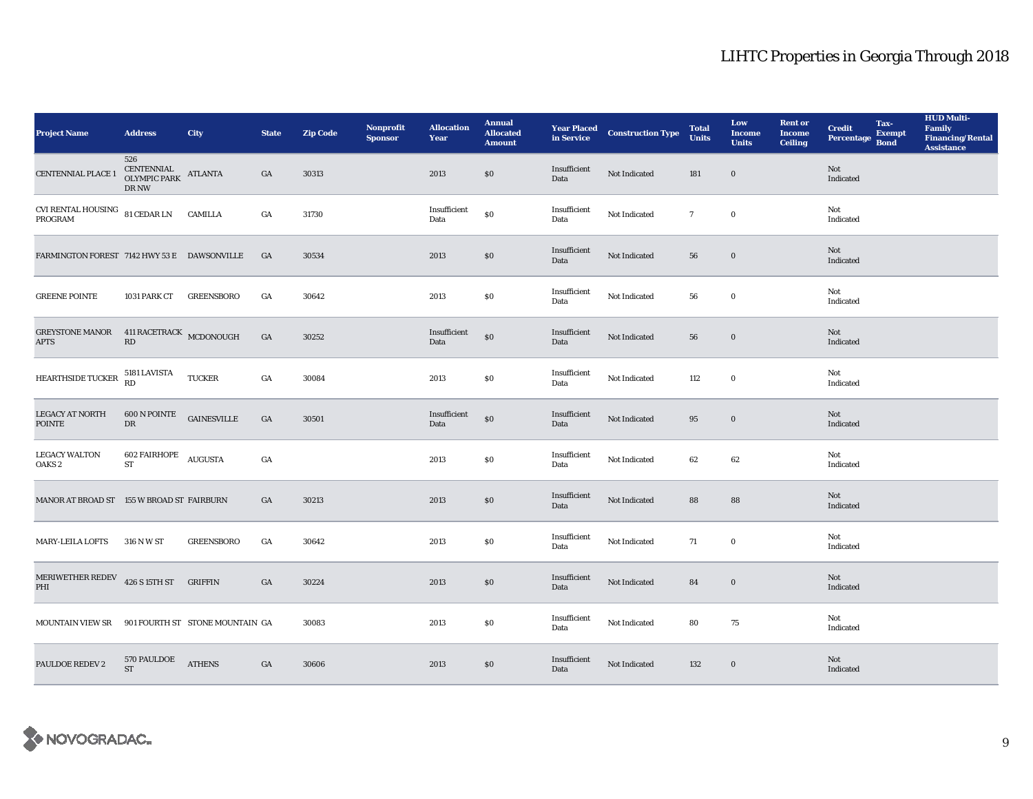# LIHTC Properties in Georgia Through 2018

| Project Name | Address | City | State | Zip Code | Nonprofit Sponsor | Allocation Year | Annual Allocated Amount | Year Placed in Service | Construction Type | Total Units | Low Income Units | Rent or Income Ceiling | Credit Percentage | Tax-Exempt Bond | HUD Multi-Family Financing/Rental Assistance |
|---|---|---|---|---|---|---|---|---|---|---|---|---|---|---|---|
| CENTENNIAL PLACE 1 | 526 CENTENNIAL OLYMPIC PARK DR NW | ATLANTA | GA | 30313 | | 2013 | $0 | Insufficient Data | Not Indicated | 181 | 0 | | Not Indicated | | |
| CVI RENTAL HOUSING PROGRAM | 81 CEDAR LN | CAMILLA | GA | 31730 | | Insufficient Data | $0 | Insufficient Data | Not Indicated | 7 | 0 | | Not Indicated | | |
| FARMINGTON FOREST | 7142 HWY 53 E | DAWSONVILLE | GA | 30534 | | 2013 | $0 | Insufficient Data | Not Indicated | 56 | 0 | | Not Indicated | | |
| GREENE POINTE | 1031 PARK CT | GREENSBORO | GA | 30642 | | 2013 | $0 | Insufficient Data | Not Indicated | 56 | 0 | | Not Indicated | | |
| GREYSTONE MANOR APTS | 411 RACETRACK RD | MCDONOUGH | GA | 30252 | | Insufficient Data | $0 | Insufficient Data | Not Indicated | 56 | 0 | | Not Indicated | | |
| HEARTHSIDE TUCKER | 5181 LAVISTA RD | TUCKER | GA | 30084 | | 2013 | $0 | Insufficient Data | Not Indicated | 112 | 0 | | Not Indicated | | |
| LEGACY AT NORTH POINTE | 600 N POINTE DR | GAINESVILLE | GA | 30501 | | Insufficient Data | $0 | Insufficient Data | Not Indicated | 95 | 0 | | Not Indicated | | |
| LEGACY WALTON OAKS 2 | 602 FAIRHOPE ST | AUGUSTA | GA | | | 2013 | $0 | Insufficient Data | Not Indicated | 62 | 62 | | Not Indicated | | |
| MANOR AT BROAD ST | 155 W BROAD ST | FAIRBURN | GA | 30213 | | 2013 | $0 | Insufficient Data | Not Indicated | 88 | 88 | | Not Indicated | | |
| MARY-LEILA LOFTS | 316 N W ST | GREENSBORO | GA | 30642 | | 2013 | $0 | Insufficient Data | Not Indicated | 71 | 0 | | Not Indicated | | |
| MERIWETHER REDEV PHI | 426 S 15TH ST | GRIFFIN | GA | 30224 | | 2013 | $0 | Insufficient Data | Not Indicated | 84 | 0 | | Not Indicated | | |
| MOUNTAIN VIEW SR | 901 FOURTH ST | STONE MOUNTAIN | GA | 30083 | | 2013 | $0 | Insufficient Data | Not Indicated | 80 | 75 | | Not Indicated | | |
| PAULDOE REDEV 2 | 570 PAULDOE ST | ATHENS | GA | 30606 | | 2013 | $0 | Insufficient Data | Not Indicated | 132 | 0 | | Not Indicated | | |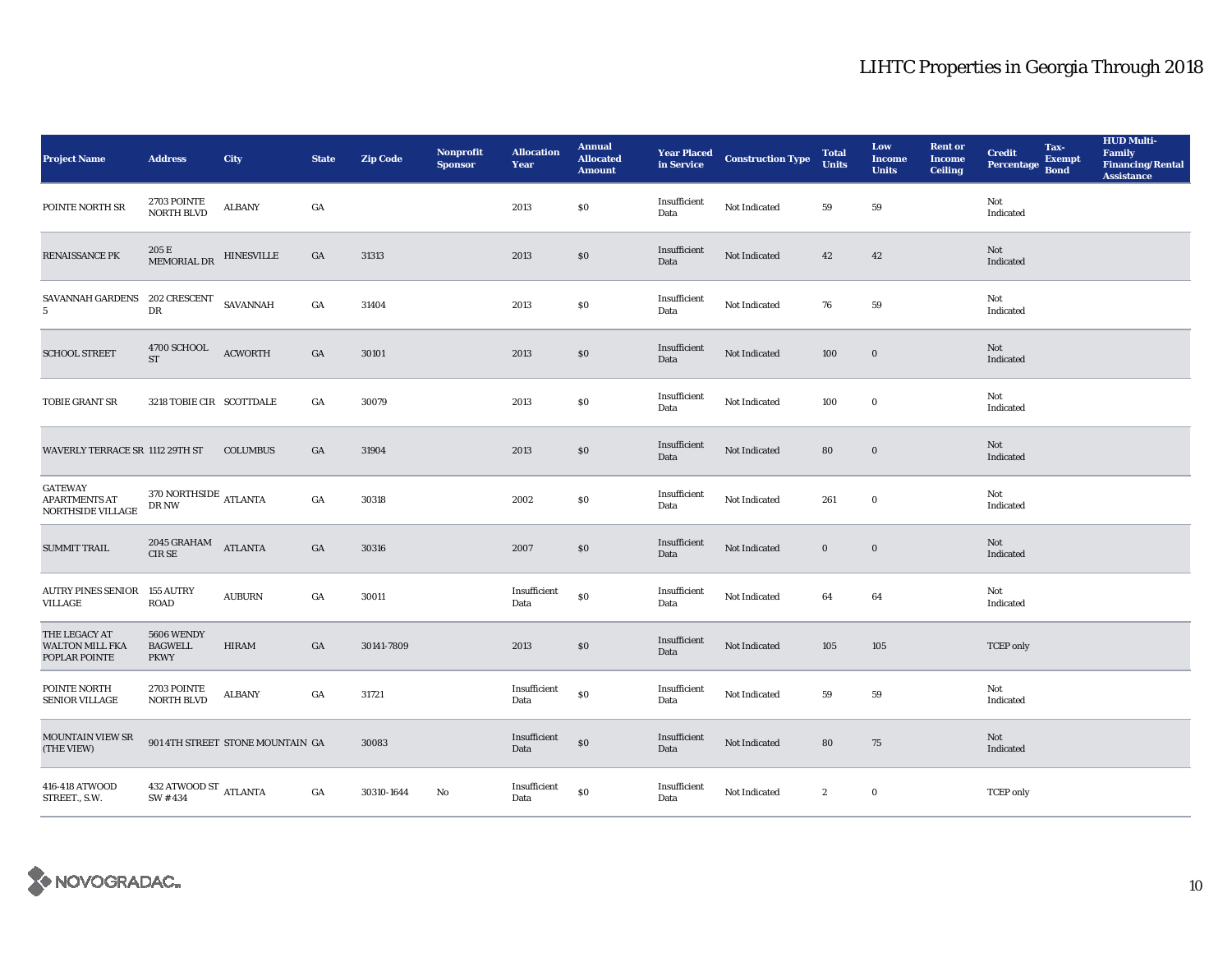# LIHTC Properties in Georgia Through 2018

| Project Name | Address | City | State | Zip Code | Nonprofit Sponsor | Allocation Year | Annual Allocated Amount | Year Placed in Service | Construction Type | Total Units | Low Income Units | Rent or Income Ceiling | Credit Percentage | Tax-Exempt Bond | HUD Multi-Family Financing/Rental Assistance |
|---|---|---|---|---|---|---|---|---|---|---|---|---|---|---|---|
| POINTE NORTH SR | 2703 POINTE NORTH BLVD | ALBANY | GA | | | 2013 | $0 | Insufficient Data | Not Indicated | 59 | 59 | | Not Indicated | | |
| RENAISSANCE PK | 205 E MEMORIAL DR | HINESVILLE | GA | 31313 | | 2013 | $0 | Insufficient Data | Not Indicated | 42 | 42 | | Not Indicated | | |
| SAVANNAH GARDENS 5 | 202 CRESCENT DR | SAVANNAH | GA | 31404 | | 2013 | $0 | Insufficient Data | Not Indicated | 76 | 59 | | Not Indicated | | |
| SCHOOL STREET | 4700 SCHOOL ST | ACWORTH | GA | 30101 | | 2013 | $0 | Insufficient Data | Not Indicated | 100 | 0 | | Not Indicated | | |
| TOBIE GRANT SR | 3218 TOBIE CIR | SCOTTDALE | GA | 30079 | | 2013 | $0 | Insufficient Data | Not Indicated | 100 | 0 | | Not Indicated | | |
| WAVERLY TERRACE SR | 1112 29TH ST | COLUMBUS | GA | 31904 | | 2013 | $0 | Insufficient Data | Not Indicated | 80 | 0 | | Not Indicated | | |
| GATEWAY APARTMENTS AT NORTHSIDE VILLAGE | 370 NORTHSIDE DR NW | ATLANTA | GA | 30318 | | 2002 | $0 | Insufficient Data | Not Indicated | 261 | 0 | | Not Indicated | | |
| SUMMIT TRAIL | 2045 GRAHAM CIR SE | ATLANTA | GA | 30316 | | 2007 | $0 | Insufficient Data | Not Indicated | 0 | 0 | | Not Indicated | | |
| AUTRY PINES SENIOR VILLAGE | 155 AUTRY ROAD | AUBURN | GA | 30011 | | Insufficient Data | $0 | Insufficient Data | Not Indicated | 64 | 64 | | Not Indicated | | |
| THE LEGACY AT WALTON MILL FKA POPLAR POINTE | 5606 WENDY BAGWELL PKWY | HIRAM | GA | 30141-7809 | | 2013 | $0 | Insufficient Data | Not Indicated | 105 | 105 | | TCEP only | | |
| POINTE NORTH SENIOR VILLAGE | 2703 POINTE NORTH BLVD | ALBANY | GA | 31721 | | Insufficient Data | $0 | Insufficient Data | Not Indicated | 59 | 59 | | Not Indicated | | |
| MOUNTAIN VIEW SR (THE VIEW) | 901 4TH STREET | STONE MOUNTAIN | GA | 30083 | | Insufficient Data | $0 | Insufficient Data | Not Indicated | 80 | 75 | | Not Indicated | | |
| 416-418 ATWOOD STREET., S.W. | 432 ATWOOD ST SW #434 | ATLANTA | GA | 30310-1644 | No | Insufficient Data | $0 | Insufficient Data | Not Indicated | 2 | 0 | | TCEP only | | |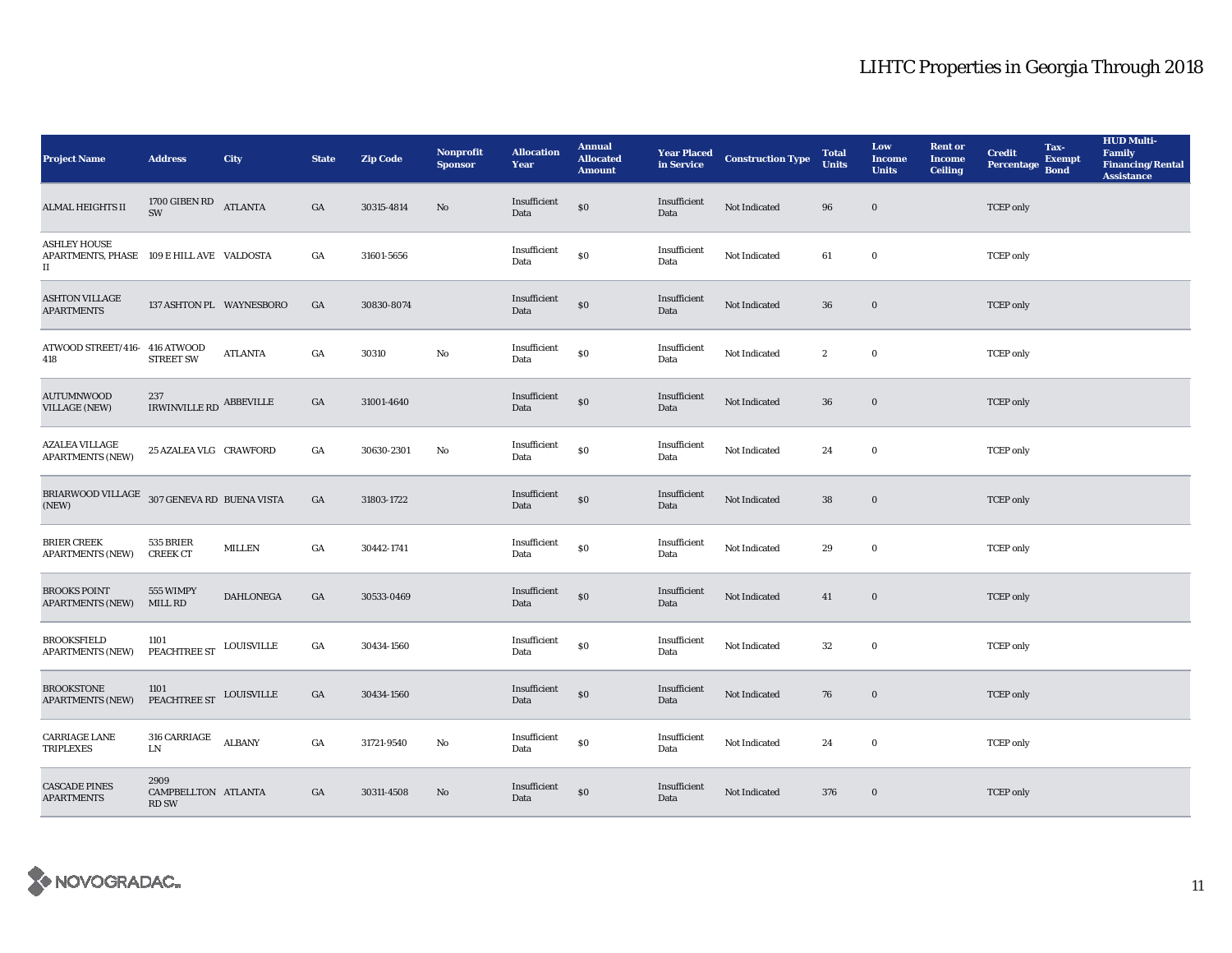# LIHTC Properties in Georgia Through 2018

| Project Name | Address | City | State | Zip Code | Nonprofit Sponsor | Allocation Year | Annual Allocated Amount | Year Placed in Service | Construction Type | Total Units | Low Income Units | Rent or Income Ceiling | Credit Percentage | Tax-Exempt Bond | HUD Multi-Family Financing/Rental Assistance |
|---|---|---|---|---|---|---|---|---|---|---|---|---|---|---|---|
| ALMAL HEIGHTS II | 1700 GIBEN RD SW | ATLANTA | GA | 30315-4814 | No | Insufficient Data | $0 | Insufficient Data | Not Indicated | 96 | 0 | | TCEP only | | |
| ASHLEY HOUSE APARTMENTS, PHASE II | 109 E HILL AVE | VALDOSTA | GA | 31601-5656 | | Insufficient Data | $0 | Insufficient Data | Not Indicated | 61 | 0 | | TCEP only | | |
| ASHTON VILLAGE APARTMENTS | 137 ASHTON PL | WAYNESBORO | GA | 30830-8074 | | Insufficient Data | $0 | Insufficient Data | Not Indicated | 36 | 0 | | TCEP only | | |
| ATWOOD STREET/416-418 | 416 ATWOOD STREET SW | ATLANTA | GA | 30310 | No | Insufficient Data | $0 | Insufficient Data | Not Indicated | 2 | 0 | | TCEP only | | |
| AUTUMNWOOD VILLAGE (NEW) | 237 IRWINVILLE RD | ABBEVILLE | GA | 31001-4640 | | Insufficient Data | $0 | Insufficient Data | Not Indicated | 36 | 0 | | TCEP only | | |
| AZALEA VILLAGE APARTMENTS (NEW) | 25 AZALEA VLG | CRAWFORD | GA | 30630-2301 | No | Insufficient Data | $0 | Insufficient Data | Not Indicated | 24 | 0 | | TCEP only | | |
| BRIARWOOD VILLAGE (NEW) | 307 GENEVA RD | BUENA VISTA | GA | 31803-1722 | | Insufficient Data | $0 | Insufficient Data | Not Indicated | 38 | 0 | | TCEP only | | |
| BRIER CREEK APARTMENTS (NEW) | 535 BRIER CREEK CT | MILLEN | GA | 30442-1741 | | Insufficient Data | $0 | Insufficient Data | Not Indicated | 29 | 0 | | TCEP only | | |
| BROOKS POINT APARTMENTS (NEW) | 555 WIMPY MILL RD | DAHLONEGA | GA | 30533-0469 | | Insufficient Data | $0 | Insufficient Data | Not Indicated | 41 | 0 | | TCEP only | | |
| BROOKSFIELD APARTMENTS (NEW) | 1101 PEACHTREE ST | LOUISVILLE | GA | 30434-1560 | | Insufficient Data | $0 | Insufficient Data | Not Indicated | 32 | 0 | | TCEP only | | |
| BROOKSTONE APARTMENTS (NEW) | 1101 PEACHTREE ST | LOUISVILLE | GA | 30434-1560 | | Insufficient Data | $0 | Insufficient Data | Not Indicated | 76 | 0 | | TCEP only | | |
| CARRIAGE LANE TRIPLEXES | 316 CARRIAGE LN | ALBANY | GA | 31721-9540 | No | Insufficient Data | $0 | Insufficient Data | Not Indicated | 24 | 0 | | TCEP only | | |
| CASCADE PINES APARTMENTS | 2909 CAMPBELLTON RD SW | ATLANTA | GA | 30311-4508 | No | Insufficient Data | $0 | Insufficient Data | Not Indicated | 376 | 0 | | TCEP only | | |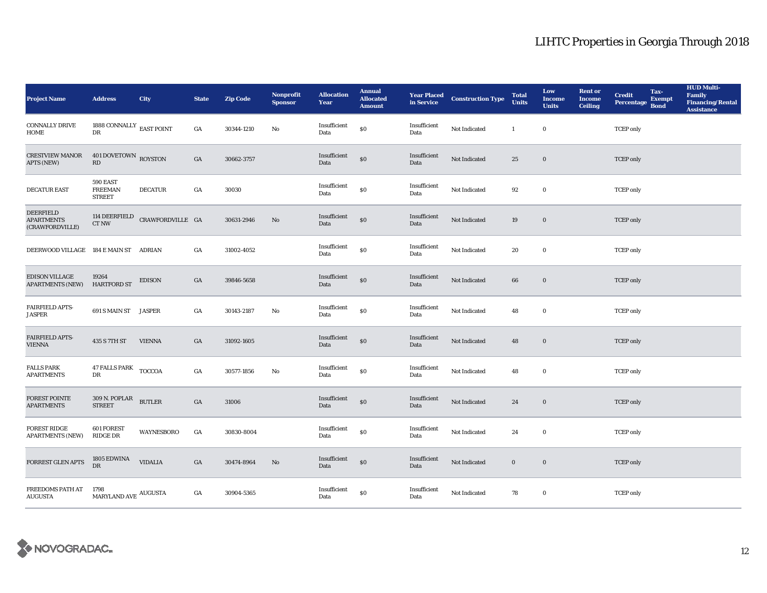# LIHTC Properties in Georgia Through 2018

| Project Name | Address | City | State | Zip Code | Nonprofit Sponsor | Allocation Year | Annual Allocated Amount | Year Placed in Service | Construction Type | Total Units | Low Income Units | Rent or Income Ceiling | Credit Percentage | Tax-Exempt Bond | HUD Multi-Family Financing/Rental Assistance |
|---|---|---|---|---|---|---|---|---|---|---|---|---|---|---|---|
| CONNALLY DRIVE HOME | 1888 CONNALLY DR | EAST POINT | GA | 30344-1210 | No | Insufficient Data | $0 | Insufficient Data | Not Indicated | 1 | 0 | | TCEP only | | |
| CRESTVIEW MANOR APTS (NEW) | 401 DOVETOWN RD | ROYSTON | GA | 30662-3757 | | Insufficient Data | $0 | Insufficient Data | Not Indicated | 25 | 0 | | TCEP only | | |
| DECATUR EAST | 590 EAST FREEMAN STREET | DECATUR | GA | 30030 | | Insufficient Data | $0 | Insufficient Data | Not Indicated | 92 | 0 | | TCEP only | | |
| DEERFIELD APARTMENTS (CRAWFORDVILLE) | 114 DEERFIELD CT NW | CRAWFORDVILLE | GA | 30631-2946 | No | Insufficient Data | $0 | Insufficient Data | Not Indicated | 19 | 0 | | TCEP only | | |
| DEERWOOD VILLAGE | 184 E MAIN ST | ADRIAN | GA | 31002-4052 | | Insufficient Data | $0 | Insufficient Data | Not Indicated | 20 | 0 | | TCEP only | | |
| EDISON VILLAGE APARTMENTS (NEW) | 19264 HARTFORD ST | EDISON | GA | 39846-5658 | | Insufficient Data | $0 | Insufficient Data | Not Indicated | 66 | 0 | | TCEP only | | |
| FAIRFIELD APTS-JASPER | 691 S MAIN ST | JASPER | GA | 30143-2187 | No | Insufficient Data | $0 | Insufficient Data | Not Indicated | 48 | 0 | | TCEP only | | |
| FAIRFIELD APTS-VIENNA | 435 S 7TH ST | VIENNA | GA | 31092-1605 | | Insufficient Data | $0 | Insufficient Data | Not Indicated | 48 | 0 | | TCEP only | | |
| FALLS PARK APARTMENTS | 47 FALLS PARK DR | TOCCOA | GA | 30577-1856 | No | Insufficient Data | $0 | Insufficient Data | Not Indicated | 48 | 0 | | TCEP only | | |
| FOREST POINTE APARTMENTS | 309 N. POPLAR STREET | BUTLER | GA | 31006 | | Insufficient Data | $0 | Insufficient Data | Not Indicated | 24 | 0 | | TCEP only | | |
| FOREST RIDGE APARTMENTS (NEW) | 601 FOREST RIDGE DR | WAYNESBORO | GA | 30830-8004 | | Insufficient Data | $0 | Insufficient Data | Not Indicated | 24 | 0 | | TCEP only | | |
| FORREST GLEN APTS | 1805 EDWINA DR | VIDALIA | GA | 30474-8964 | No | Insufficient Data | $0 | Insufficient Data | Not Indicated | 0 | 0 | | TCEP only | | |
| FREEDOMS PATH AT AUGUSTA | 1798 MARYLAND AVE | AUGUSTA | GA | 30904-5365 | | Insufficient Data | $0 | Insufficient Data | Not Indicated | 78 | 0 | | TCEP only | | |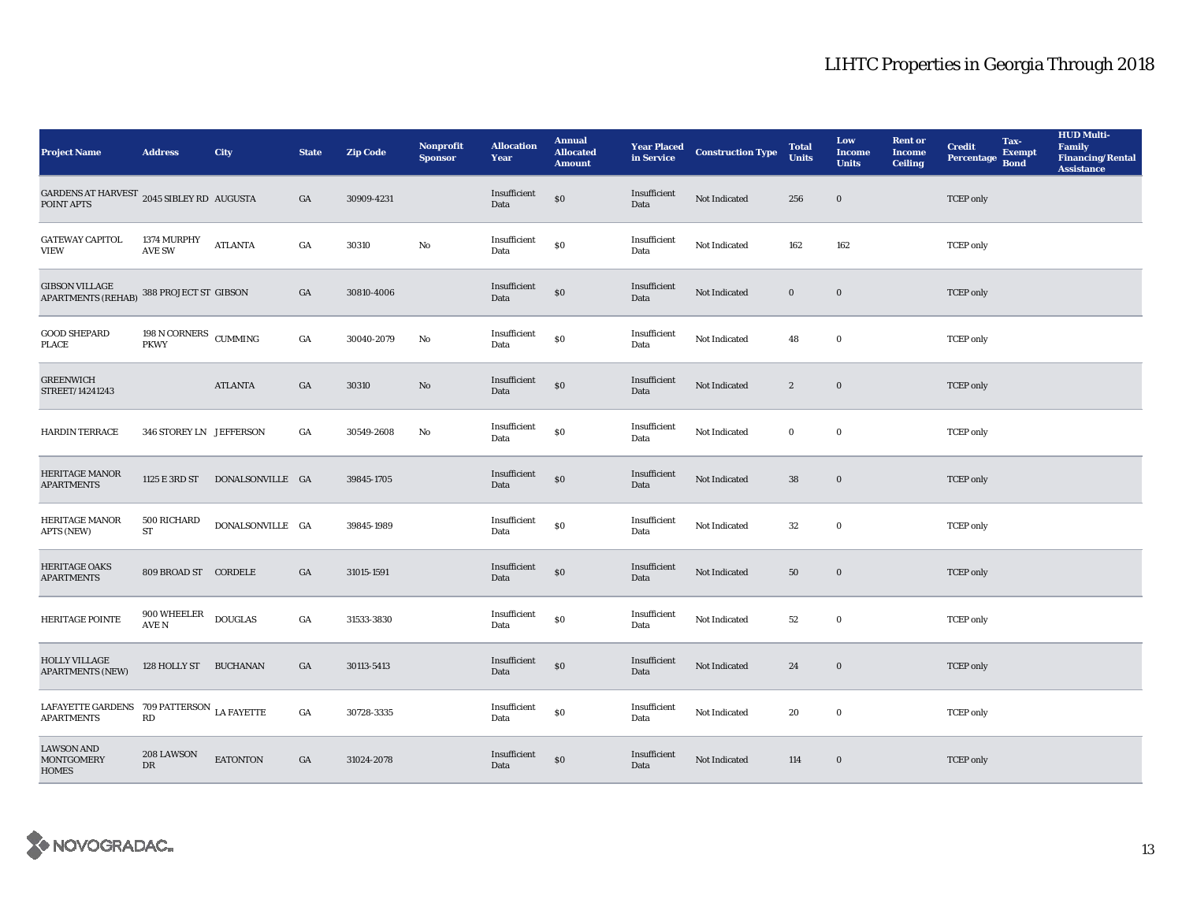## LIHTC Properties in Georgia Through 2018

| Project Name | Address | City | State | Zip Code | Nonprofit Sponsor | Allocation Year | Annual Allocated Amount | Year Placed in Service | Construction Type | Total Units | Low Income Units | Rent or Income Ceiling | Credit Percentage | Tax-Exempt Bond | HUD Multi-Family Financing/Rental Assistance |
|---|---|---|---|---|---|---|---|---|---|---|---|---|---|---|---|
| GARDENS AT HARVEST POINT APTS | 2045 SIBLEY RD | AUGUSTA | GA | 30909-4231 | | Insufficient Data | $0 | Insufficient Data | Not Indicated | 256 | 0 | | TCEP only | | |
| GATEWAY CAPITOL VIEW | 1374 MURPHY AVE SW | ATLANTA | GA | 30310 | No | Insufficient Data | $0 | Insufficient Data | Not Indicated | 162 | 162 | | TCEP only | | |
| GIBSON VILLAGE APARTMENTS (REHAB) | 388 PROJECT ST | GIBSON | GA | 30810-4006 | | Insufficient Data | $0 | Insufficient Data | Not Indicated | 0 | 0 | | TCEP only | | |
| GOOD SHEPARD PLACE | 198 N CORNERS PKWY | CUMMING | GA | 30040-2079 | No | Insufficient Data | $0 | Insufficient Data | Not Indicated | 48 | 0 | | TCEP only | | |
| GREENWICH STREET/14241243 | | ATLANTA | GA | 30310 | No | Insufficient Data | $0 | Insufficient Data | Not Indicated | 2 | 0 | | TCEP only | | |
| HARDIN TERRACE | 346 STOREY LN | JEFFERSON | GA | 30549-2608 | No | Insufficient Data | $0 | Insufficient Data | Not Indicated | 0 | 0 | | TCEP only | | |
| HERITAGE MANOR APARTMENTS | 1125 E 3RD ST | DONALSONVILLE | GA | 39845-1705 | | Insufficient Data | $0 | Insufficient Data | Not Indicated | 38 | 0 | | TCEP only | | |
| HERITAGE MANOR APTS (NEW) | 500 RICHARD ST | DONALSONVILLE | GA | 39845-1989 | | Insufficient Data | $0 | Insufficient Data | Not Indicated | 32 | 0 | | TCEP only | | |
| HERITAGE OAKS APARTMENTS | 809 BROAD ST | CORDELE | GA | 31015-1591 | | Insufficient Data | $0 | Insufficient Data | Not Indicated | 50 | 0 | | TCEP only | | |
| HERITAGE POINTE | 900 WHEELER AVE N | DOUGLAS | GA | 31533-3830 | | Insufficient Data | $0 | Insufficient Data | Not Indicated | 52 | 0 | | TCEP only | | |
| HOLLY VILLAGE APARTMENTS (NEW) | 128 HOLLY ST | BUCHANAN | GA | 30113-5413 | | Insufficient Data | $0 | Insufficient Data | Not Indicated | 24 | 0 | | TCEP only | | |
| LAFAYETTE GARDENS APARTMENTS | 709 PATTERSON RD | LA FAYETTE | GA | 30728-3335 | | Insufficient Data | $0 | Insufficient Data | Not Indicated | 20 | 0 | | TCEP only | | |
| LAWSON AND MONTGOMERY HOMES | 208 LAWSON DR | EATONTON | GA | 31024-2078 | | Insufficient Data | $0 | Insufficient Data | Not Indicated | 114 | 0 | | TCEP only | | |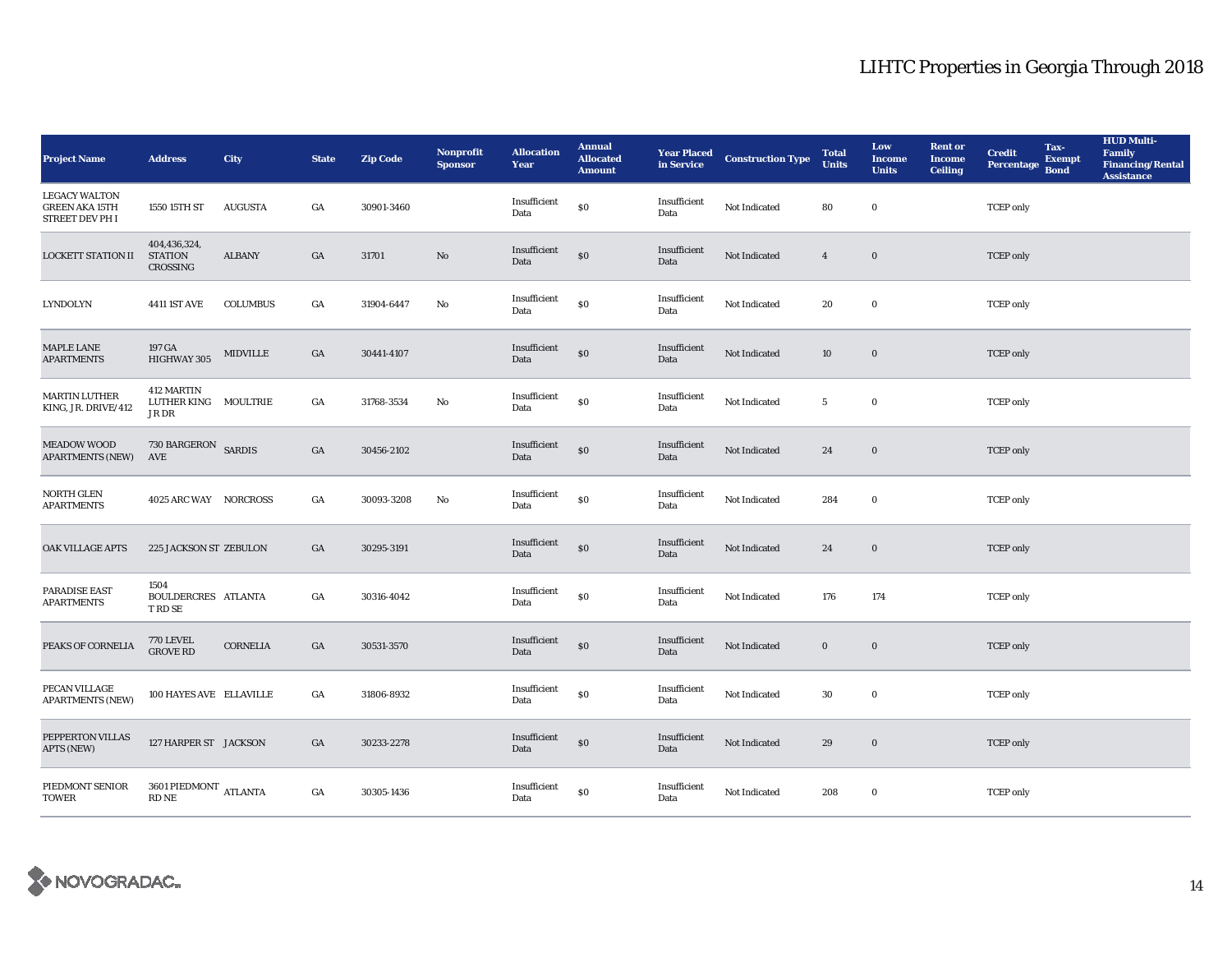# LIHTC Properties in Georgia Through 2018

| Project Name | Address | City | State | Zip Code | Nonprofit Sponsor | Allocation Year | Annual Allocated Amount | Year Placed in Service | Construction Type | Total Units | Low Income Units | Rent or Income Ceiling | Credit Percentage | Tax-Exempt Bond | HUD Multi-Family Financing/Rental Assistance |
|---|---|---|---|---|---|---|---|---|---|---|---|---|---|---|---|
| LEGACY WALTON GREEN AKA 15TH STREET DEV PH I | 1550 15TH ST | AUGUSTA | GA | 30901-3460 | | Insufficient Data | $0 | Insufficient Data | Not Indicated | 80 | 0 | | TCEP only | | |
| LOCKETT STATION II | 404,436,324, STATION CROSSING | ALBANY | GA | 31701 | No | Insufficient Data | $0 | Insufficient Data | Not Indicated | 4 | 0 | | TCEP only | | |
| LYNDOLYN | 4411 1ST AVE | COLUMBUS | GA | 31904-6447 | No | Insufficient Data | $0 | Insufficient Data | Not Indicated | 20 | 0 | | TCEP only | | |
| MAPLE LANE APARTMENTS | 197 GA HIGHWAY 305 | MIDVILLE | GA | 30441-4107 | | Insufficient Data | $0 | Insufficient Data | Not Indicated | 10 | 0 | | TCEP only | | |
| MARTIN LUTHER KING, JR. DRIVE/412 | 412 MARTIN LUTHER KING JR DR | MOULTRIE | GA | 31768-3534 | No | Insufficient Data | $0 | Insufficient Data | Not Indicated | 5 | 0 | | TCEP only | | |
| MEADOW WOOD APARTMENTS (NEW) | 730 BARGERON AVE | SARDIS | GA | 30456-2102 | | Insufficient Data | $0 | Insufficient Data | Not Indicated | 24 | 0 | | TCEP only | | |
| NORTH GLEN APARTMENTS | 4025 ARC WAY | NORCROSS | GA | 30093-3208 | No | Insufficient Data | $0 | Insufficient Data | Not Indicated | 284 | 0 | | TCEP only | | |
| OAK VILLAGE APTS | 225 JACKSON ST | ZEBULON | GA | 30295-3191 | | Insufficient Data | $0 | Insufficient Data | Not Indicated | 24 | 0 | | TCEP only | | |
| PARADISE EAST APARTMENTS | 1504 BOULDERCREST RD SE | ATLANTA | GA | 30316-4042 | | Insufficient Data | $0 | Insufficient Data | Not Indicated | 176 | 174 | | TCEP only | | |
| PEAKS OF CORNELIA | 770 LEVEL GROVE RD | CORNELIA | GA | 30531-3570 | | Insufficient Data | $0 | Insufficient Data | Not Indicated | 0 | 0 | | TCEP only | | |
| PECAN VILLAGE APARTMENTS (NEW) | 100 HAYES AVE | ELLAVILLE | GA | 31806-8932 | | Insufficient Data | $0 | Insufficient Data | Not Indicated | 30 | 0 | | TCEP only | | |
| PEPPERTON VILLAS APTS (NEW) | 127 HARPER ST | JACKSON | GA | 30233-2278 | | Insufficient Data | $0 | Insufficient Data | Not Indicated | 29 | 0 | | TCEP only | | |
| PIEDMONT SENIOR TOWER | 3601 PIEDMONT RD NE | ATLANTA | GA | 30305-1436 | | Insufficient Data | $0 | Insufficient Data | Not Indicated | 208 | 0 | | TCEP only | | |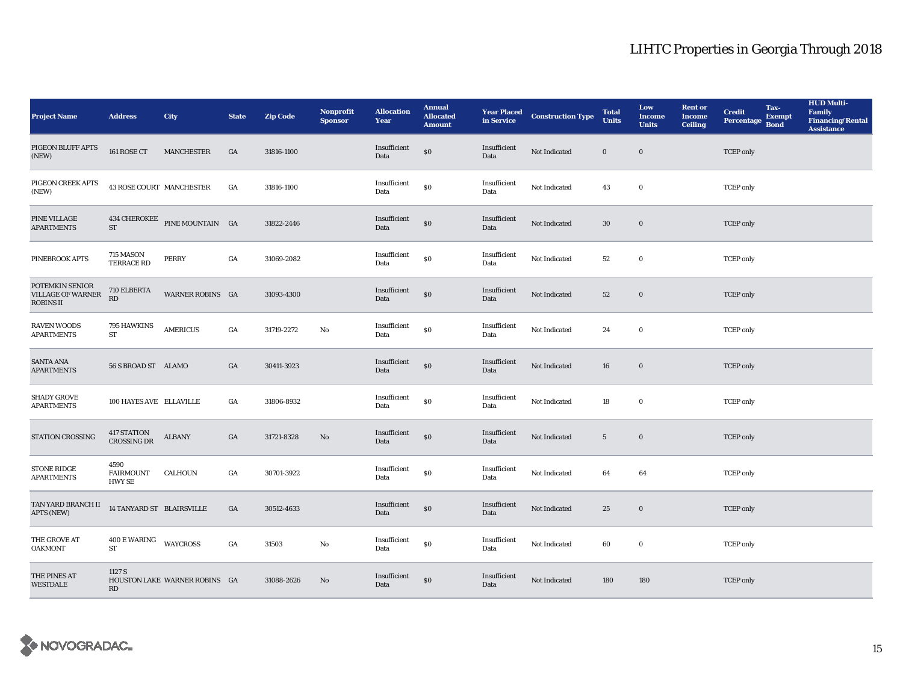# LIHTC Properties in Georgia Through 2018

| Project Name | Address | City | State | Zip Code | Nonprofit Sponsor | Allocation Year | Annual Allocated Amount | Year Placed in Service | Construction Type | Total Units | Low Income Units | Rent or Income Ceiling | Credit Percentage | Tax-Exempt Bond | HUD Multi-Family Financing/Rental Assistance |
|---|---|---|---|---|---|---|---|---|---|---|---|---|---|---|---|
| PIGEON BLUFF APTS (NEW) | 161 ROSE CT | MANCHESTER | GA | 31816-1100 | | Insufficient Data | $0 | Insufficient Data | Not Indicated | 0 | 0 | | TCEP only | | |
| PIGEON CREEK APTS (NEW) | 43 ROSE COURT | MANCHESTER | GA | 31816-1100 | | Insufficient Data | $0 | Insufficient Data | Not Indicated | 43 | 0 | | TCEP only | | |
| PINE VILLAGE APARTMENTS | 434 CHEROKEE ST | PINE MOUNTAIN | GA | 31822-2446 | | Insufficient Data | $0 | Insufficient Data | Not Indicated | 30 | 0 | | TCEP only | | |
| PINEBROOK APTS | 715 MASON TERRACE RD | PERRY | GA | 31069-2082 | | Insufficient Data | $0 | Insufficient Data | Not Indicated | 52 | 0 | | TCEP only | | |
| POTEMKIN SENIOR VILLAGE OF WARNER ROBINS II | 710 ELBERTA RD | WARNER ROBINS | GA | 31093-4300 | | Insufficient Data | $0 | Insufficient Data | Not Indicated | 52 | 0 | | TCEP only | | |
| RAVEN WOODS APARTMENTS | 795 HAWKINS ST | AMERICUS | GA | 31719-2272 | No | Insufficient Data | $0 | Insufficient Data | Not Indicated | 24 | 0 | | TCEP only | | |
| SANTA ANA APARTMENTS | 56 S BROAD ST | ALAMO | GA | 30411-3923 | | Insufficient Data | $0 | Insufficient Data | Not Indicated | 16 | 0 | | TCEP only | | |
| SHADY GROVE APARTMENTS | 100 HAYES AVE | ELLAVILLE | GA | 31806-8932 | | Insufficient Data | $0 | Insufficient Data | Not Indicated | 18 | 0 | | TCEP only | | |
| STATION CROSSING | 417 STATION CROSSING DR | ALBANY | GA | 31721-8328 | No | Insufficient Data | $0 | Insufficient Data | Not Indicated | 5 | 0 | | TCEP only | | |
| STONE RIDGE APARTMENTS | 4590 FAIRMOUNT HWY SE | CALHOUN | GA | 30701-3922 | | Insufficient Data | $0 | Insufficient Data | Not Indicated | 64 | 64 | | TCEP only | | |
| TAN YARD BRANCH II APTS (NEW) | 14 TANYARD ST | BLAIRSVILLE | GA | 30512-4633 | | Insufficient Data | $0 | Insufficient Data | Not Indicated | 25 | 0 | | TCEP only | | |
| THE GROVE AT OAKMONT | 400 E WARING ST | WAYCROSS | GA | 31503 | No | Insufficient Data | $0 | Insufficient Data | Not Indicated | 60 | 0 | | TCEP only | | |
| THE PINES AT WESTDALE | 1127 S HOUSTON LAKE RD | WARNER ROBINS | GA | 31088-2626 | No | Insufficient Data | $0 | Insufficient Data | Not Indicated | 180 | 180 | | TCEP only | | |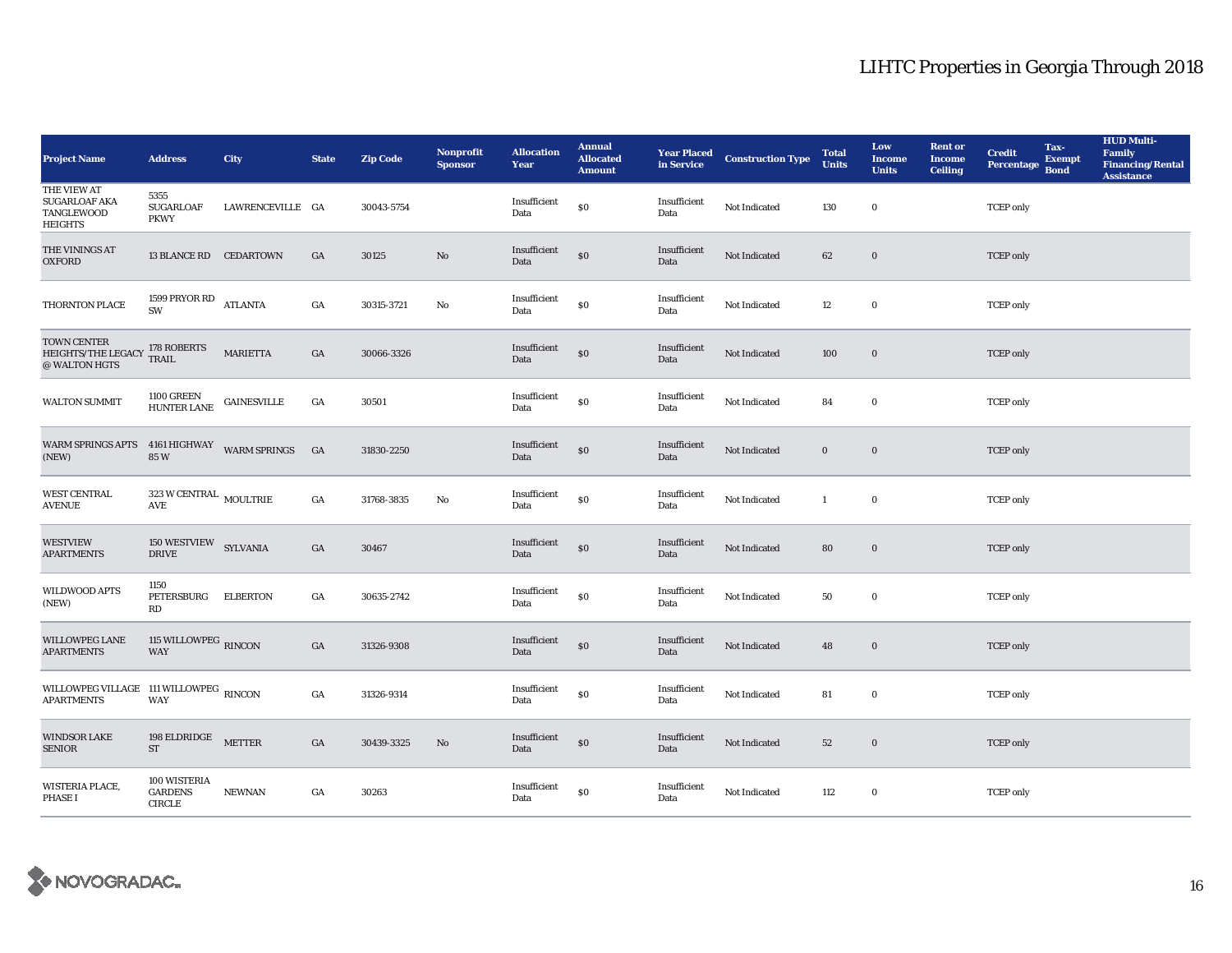# LIHTC Properties in Georgia Through 2018

| Project Name | Address | City | State | Zip Code | Nonprofit Sponsor | Allocation Year | Annual Allocated Amount | Year Placed in Service | Construction Type | Total Units | Low Income Units | Rent or Income Ceiling | Credit Percentage | Tax-Exempt Bond | HUD Multi-Family Financing/Rental Assistance |
|---|---|---|---|---|---|---|---|---|---|---|---|---|---|---|---|
| THE VIEW AT SUGARLOAF AKA TANGLEWOOD HEIGHTS | 5355 SUGARLOAF PKWY | LAWRENCEVILLE | GA | 30043-5754 | | Insufficient Data | $0 | Insufficient Data | Not Indicated | 130 | 0 | | TCEP only | | |
| THE VININGS AT OXFORD | 13 BLANCE RD | CEDARTOWN | GA | 30125 | No | Insufficient Data | $0 | Insufficient Data | Not Indicated | 62 | 0 | | TCEP only | | |
| THORNTON PLACE | 1599 PRYOR RD SW | ATLANTA | GA | 30315-3721 | No | Insufficient Data | $0 | Insufficient Data | Not Indicated | 12 | 0 | | TCEP only | | |
| TOWN CENTER HEIGHTS/THE LEGACY @ WALTON HGTS | 178 ROBERTS TRAIL | MARIETTA | GA | 30066-3326 | | Insufficient Data | $0 | Insufficient Data | Not Indicated | 100 | 0 | | TCEP only | | |
| WALTON SUMMIT | 1100 GREEN HUNTER LANE | GAINESVILLE | GA | 30501 | | Insufficient Data | $0 | Insufficient Data | Not Indicated | 84 | 0 | | TCEP only | | |
| WARM SPRINGS APTS (NEW) | 4161 HIGHWAY 85 W | WARM SPRINGS | GA | 31830-2250 | | Insufficient Data | $0 | Insufficient Data | Not Indicated | 0 | 0 | | TCEP only | | |
| WEST CENTRAL AVENUE | 323 W CENTRAL AVE | MOULTRIE | GA | 31768-3835 | No | Insufficient Data | $0 | Insufficient Data | Not Indicated | 1 | 0 | | TCEP only | | |
| WESTVIEW APARTMENTS | 150 WESTVIEW DRIVE | SYLVANIA | GA | 30467 | | Insufficient Data | $0 | Insufficient Data | Not Indicated | 80 | 0 | | TCEP only | | |
| WILDWOOD APTS (NEW) | 1150 PETERSBURG RD | ELBERTON | GA | 30635-2742 | | Insufficient Data | $0 | Insufficient Data | Not Indicated | 50 | 0 | | TCEP only | | |
| WILLOWPEG LANE APARTMENTS | 115 WILLOWPEG WAY | RINCON | GA | 31326-9308 | | Insufficient Data | $0 | Insufficient Data | Not Indicated | 48 | 0 | | TCEP only | | |
| WILLOWPEG VILLAGE APARTMENTS | 111 WILLOWPEG WAY | RINCON | GA | 31326-9314 | | Insufficient Data | $0 | Insufficient Data | Not Indicated | 81 | 0 | | TCEP only | | |
| WINDSOR LAKE SENIOR | 198 ELDRIDGE ST | METTER | GA | 30439-3325 | No | Insufficient Data | $0 | Insufficient Data | Not Indicated | 52 | 0 | | TCEP only | | |
| WISTERIA PLACE, PHASE I | 100 WISTERIA GARDENS CIRCLE | NEWNAN | GA | 30263 | | Insufficient Data | $0 | Insufficient Data | Not Indicated | 112 | 0 | | TCEP only | | |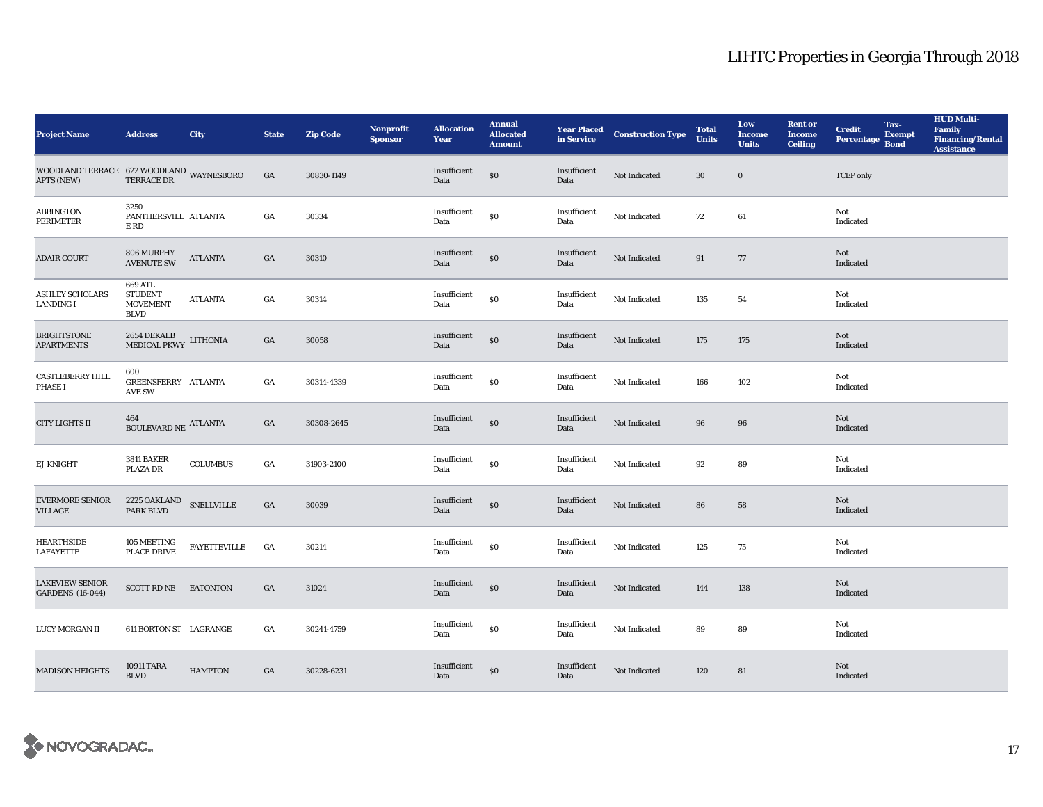# LIHTC Properties in Georgia Through 2018

| Project Name | Address | City | State | Zip Code | Nonprofit Sponsor | Allocation Year | Annual Allocated Amount | Year Placed in Service | Construction Type | Total Units | Low Income Units | Rent or Income Ceiling | Credit Percentage | Tax-Exempt Bond | HUD Multi-Family Financing/Rental Assistance |
|---|---|---|---|---|---|---|---|---|---|---|---|---|---|---|---|
| WOODLAND TERRACE APTS (NEW) | 622 WOODLAND TERRACE DR | WAYNESBORO | GA | 30830-1149 | | Insufficient Data | $0 | Insufficient Data | Not Indicated | 30 | 0 | | TCEP only | | |
| ABBINGTON PERIMETER | 3250 PANTHERSVILLE RD | ATLANTA | GA | 30334 | | Insufficient Data | $0 | Insufficient Data | Not Indicated | 72 | 61 | | Not Indicated | | |
| ADAIR COURT | 806 MURPHY AVENUTE SW | ATLANTA | GA | 30310 | | Insufficient Data | $0 | Insufficient Data | Not Indicated | 91 | 77 | | Not Indicated | | |
| ASHLEY SCHOLARS LANDING I | 669 ATL STUDENT MOVEMENT BLVD | ATLANTA | GA | 30314 | | Insufficient Data | $0 | Insufficient Data | Not Indicated | 135 | 54 | | Not Indicated | | |
| BRIGHTSTONE APARTMENTS | 2654 DEKALB MEDICAL PKWY | LITHONIA | GA | 30058 | | Insufficient Data | $0 | Insufficient Data | Not Indicated | 175 | 175 | | Not Indicated | | |
| CASTLEBERRY HILL PHASE I | 600 GREENSFERRY AVE SW | ATLANTA | GA | 30314-4339 | | Insufficient Data | $0 | Insufficient Data | Not Indicated | 166 | 102 | | Not Indicated | | |
| CITY LIGHTS II | 464 BOULEVARD NE | ATLANTA | GA | 30308-2645 | | Insufficient Data | $0 | Insufficient Data | Not Indicated | 96 | 96 | | Not Indicated | | |
| EJ KNIGHT | 3811 BAKER PLAZA DR | COLUMBUS | GA | 31903-2100 | | Insufficient Data | $0 | Insufficient Data | Not Indicated | 92 | 89 | | Not Indicated | | |
| EVERMORE SENIOR VILLAGE | 2225 OAKLAND PARK BLVD | SNELLVILLE | GA | 30039 | | Insufficient Data | $0 | Insufficient Data | Not Indicated | 86 | 58 | | Not Indicated | | |
| HEARTHSIDE LAFAYETTE | 105 MEETING PLACE DRIVE | FAYETTEVILLE | GA | 30214 | | Insufficient Data | $0 | Insufficient Data | Not Indicated | 125 | 75 | | Not Indicated | | |
| LAKEVIEW SENIOR GARDENS (16-044) | SCOTT RD NE | EATONTON | GA | 31024 | | Insufficient Data | $0 | Insufficient Data | Not Indicated | 144 | 138 | | Not Indicated | | |
| LUCY MORGAN II | 611 BORTON ST | LAGRANGE | GA | 30241-4759 | | Insufficient Data | $0 | Insufficient Data | Not Indicated | 89 | 89 | | Not Indicated | | |
| MADISON HEIGHTS | 10911 TARA BLVD | HAMPTON | GA | 30228-6231 | | Insufficient Data | $0 | Insufficient Data | Not Indicated | 120 | 81 | | Not Indicated | | |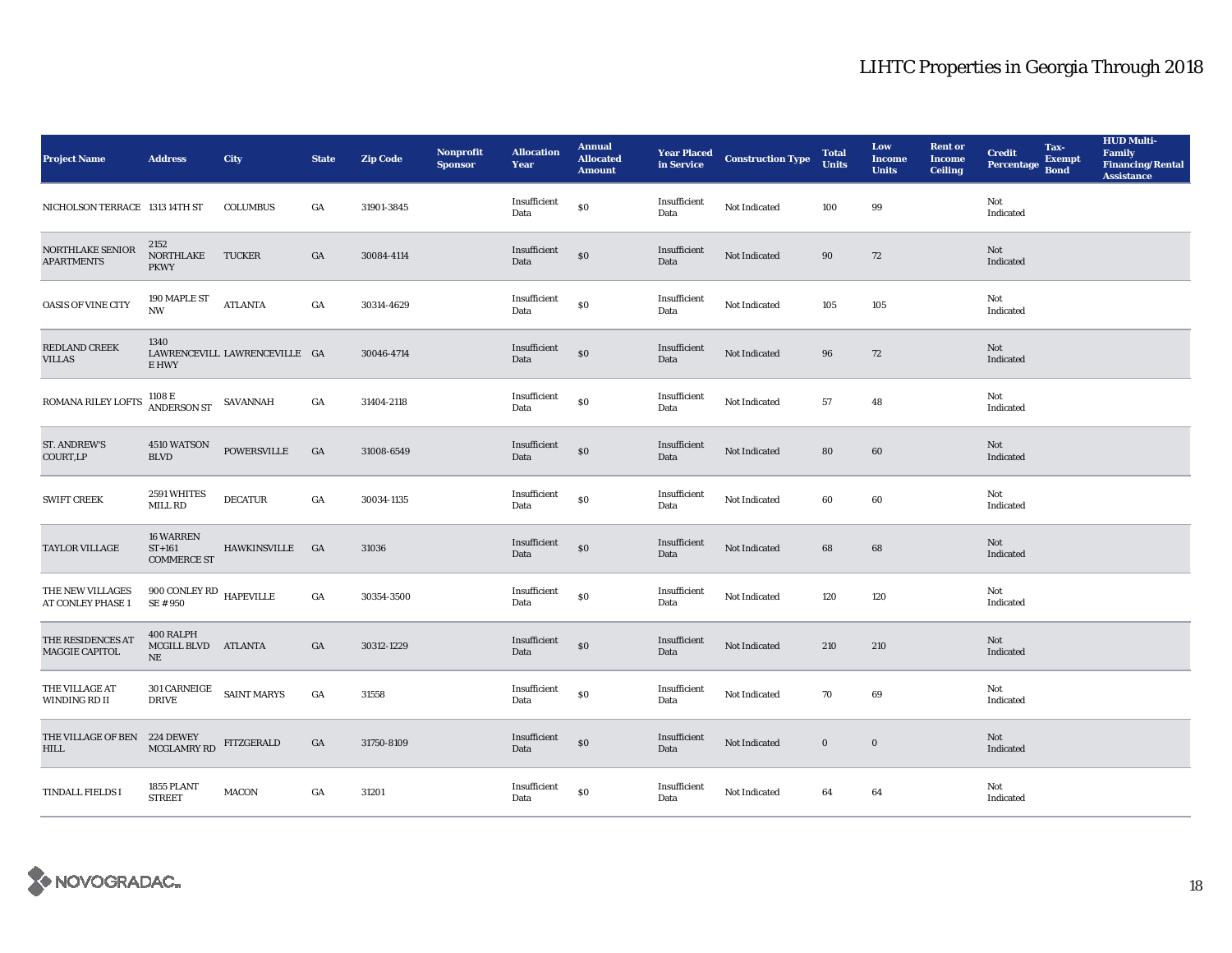# LIHTC Properties in Georgia Through 2018

| Project Name | Address | City | State | Zip Code | Nonprofit Sponsor | Allocation Year | Annual Allocated Amount | Year Placed in Service | Construction Type | Total Units | Low Income Units | Rent or Income Ceiling | Credit Percentage | Tax-Exempt Bond | HUD Multi-Family Financing/Rental Assistance |
|---|---|---|---|---|---|---|---|---|---|---|---|---|---|---|---|
| NICHOLSON TERRACE | 1313 14TH ST | COLUMBUS | GA | 31901-3845 | | Insufficient Data | $0 | Insufficient Data | Not Indicated | 100 | 99 | | Not Indicated | | |
| NORTHLAKE SENIOR APARTMENTS | 2152 NORTHLAKE PKWY | TUCKER | GA | 30084-4114 | | Insufficient Data | $0 | Insufficient Data | Not Indicated | 90 | 72 | | Not Indicated | | |
| OASIS OF VINE CITY | 190 MAPLE ST NW | ATLANTA | GA | 30314-4629 | | Insufficient Data | $0 | Insufficient Data | Not Indicated | 105 | 105 | | Not Indicated | | |
| REDLAND CREEK VILLAS | 1340 LAWRENCEVILLE HWY | LAWRENCEVILLE | GA | 30046-4714 | | Insufficient Data | $0 | Insufficient Data | Not Indicated | 96 | 72 | | Not Indicated | | |
| ROMANA RILEY LOFTS | 1108 E ANDERSON ST | SAVANNAH | GA | 31404-2118 | | Insufficient Data | $0 | Insufficient Data | Not Indicated | 57 | 48 | | Not Indicated | | |
| ST. ANDREW'S COURT,LP | 4510 WATSON BLVD | POWERSVILLE | GA | 31008-6549 | | Insufficient Data | $0 | Insufficient Data | Not Indicated | 80 | 60 | | Not Indicated | | |
| SWIFT CREEK | 2591 WHITES MILL RD | DECATUR | GA | 30034-1135 | | Insufficient Data | $0 | Insufficient Data | Not Indicated | 60 | 60 | | Not Indicated | | |
| TAYLOR VILLAGE | 16 WARREN ST+161 COMMERCE ST | HAWKINSVILLE | GA | 31036 | | Insufficient Data | $0 | Insufficient Data | Not Indicated | 68 | 68 | | Not Indicated | | |
| THE NEW VILLAGES AT CONLEY PHASE 1 | 900 CONLEY RD SE # 950 | HAPEVILLE | GA | 30354-3500 | | Insufficient Data | $0 | Insufficient Data | Not Indicated | 120 | 120 | | Not Indicated | | |
| THE RESIDENCES AT MAGGIE CAPITOL | 400 RALPH MCGILL BLVD NE | ATLANTA | GA | 30312-1229 | | Insufficient Data | $0 | Insufficient Data | Not Indicated | 210 | 210 | | Not Indicated | | |
| THE VILLAGE AT WINDING RD II | 301 CARNEIGE DRIVE | SAINT MARYS | GA | 31558 | | Insufficient Data | $0 | Insufficient Data | Not Indicated | 70 | 69 | | Not Indicated | | |
| THE VILLAGE OF BEN HILL | 224 DEWEY MCGLAMRY RD | FITZGERALD | GA | 31750-8109 | | Insufficient Data | $0 | Insufficient Data | Not Indicated | 0 | 0 | | Not Indicated | | |
| TINDALL FIELDS I | 1855 PLANT STREET | MACON | GA | 31201 | | Insufficient Data | $0 | Insufficient Data | Not Indicated | 64 | 64 | | Not Indicated | | |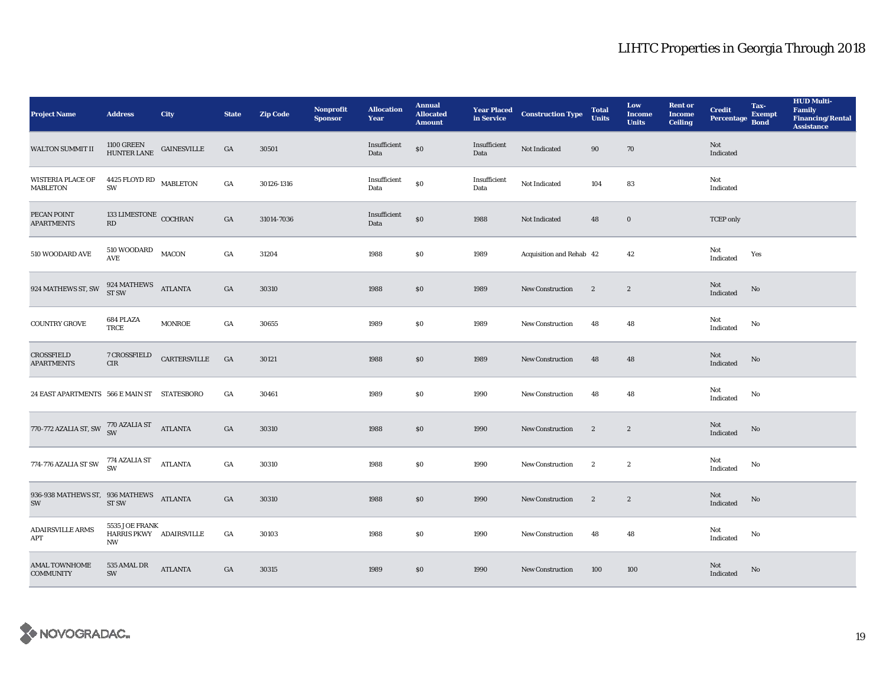# LIHTC Properties in Georgia Through 2018

| Project Name | Address | City | State | Zip Code | Nonprofit Sponsor | Allocation Year | Annual Allocated Amount | Year Placed in Service | Construction Type | Total Units | Low Income Units | Rent or Income Ceiling | Credit Percentage | Tax-Exempt Bond | HUD Multi-Family Financing/Rental Assistance |
|---|---|---|---|---|---|---|---|---|---|---|---|---|---|---|---|
| WALTON SUMMIT II | 1100 GREEN HUNTER LANE | GAINESVILLE | GA | 30501 | | Insufficient Data | $0 | Insufficient Data | Not Indicated | 90 | 70 | | Not Indicated | | |
| WISTERIA PLACE OF MABLETON | 4425 FLOYD RD SW | MABLETON | GA | 30126-1316 | | Insufficient Data | $0 | Insufficient Data | Not Indicated | 104 | 83 | | Not Indicated | | |
| PECAN POINT APARTMENTS | 133 LIMESTONE RD | COCHRAN | GA | 31014-7036 | | Insufficient Data | $0 | 1988 | Not Indicated | 48 | 0 | | TCEP only | | |
| 510 WOODARD AVE | 510 WOODARD AVE | MACON | GA | 31204 | | 1988 | $0 | 1989 | Acquisition and Rehab | 42 | 42 | | Not Indicated | Yes | |
| 924 MATHEWS ST, SW | 924 MATHEWS ST SW | ATLANTA | GA | 30310 | | 1988 | $0 | 1989 | New Construction | 2 | 2 | | Not Indicated | No | |
| COUNTRY GROVE | 684 PLAZA TRCE | MONROE | GA | 30655 | | 1989 | $0 | 1989 | New Construction | 48 | 48 | | Not Indicated | No | |
| CROSSFIELD APARTMENTS | 7 CROSSFIELD CIR | CARTERSVILLE | GA | 30121 | | 1988 | $0 | 1989 | New Construction | 48 | 48 | | Not Indicated | No | |
| 24 EAST APARTMENTS | 566 E MAIN ST | STATESBORO | GA | 30461 | | 1989 | $0 | 1990 | New Construction | 48 | 48 | | Not Indicated | No | |
| 770-772 AZALIA ST, SW | 770 AZALIA ST SW | ATLANTA | GA | 30310 | | 1988 | $0 | 1990 | New Construction | 2 | 2 | | Not Indicated | No | |
| 774-776 AZALIA ST SW | 774 AZALIA ST SW | ATLANTA | GA | 30310 | | 1988 | $0 | 1990 | New Construction | 2 | 2 | | Not Indicated | No | |
| 936-938 MATHEWS ST, SW | 936 MATHEWS ST SW | ATLANTA | GA | 30310 | | 1988 | $0 | 1990 | New Construction | 2 | 2 | | Not Indicated | No | |
| ADAIRSVILLE ARMS APT | 5535 JOE FRANK HARRIS PKWY NW | ADAIRSVILLE | GA | 30103 | | 1988 | $0 | 1990 | New Construction | 48 | 48 | | Not Indicated | No | |
| AMAL TOWNHOME COMMUNITY | 535 AMAL DR SW | ATLANTA | GA | 30315 | | 1989 | $0 | 1990 | New Construction | 100 | 100 | | Not Indicated | No | |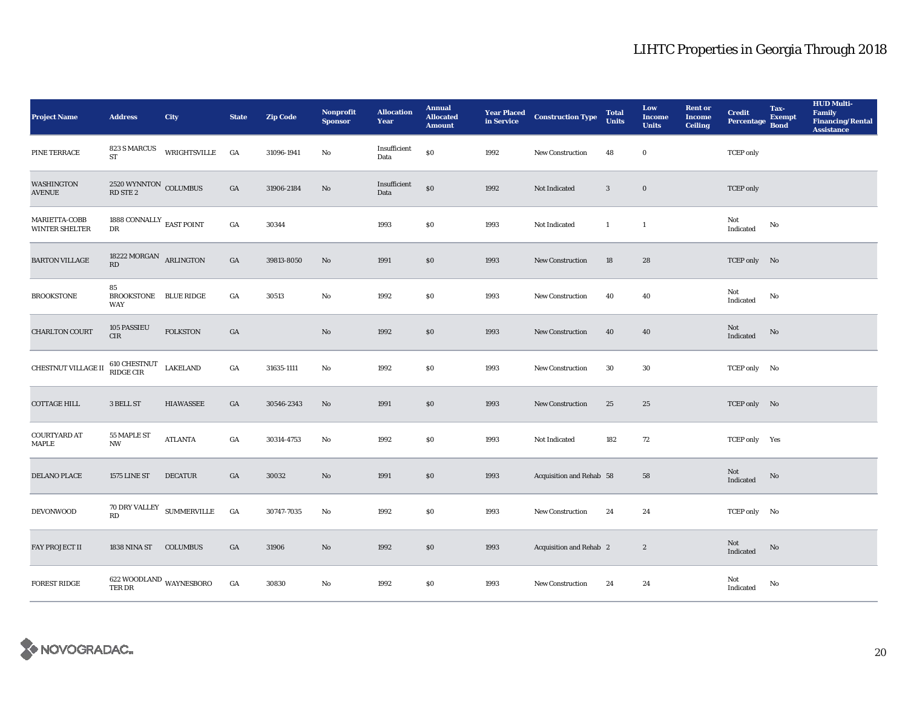# LIHTC Properties in Georgia Through 2018

| Project Name | Address | City | State | Zip Code | Nonprofit Sponsor | Allocation Year | Annual Allocated Amount | Year Placed in Service | Construction Type | Total Units | Low Income Units | Rent or Income Ceiling | Credit Percentage | Tax-Exempt Bond | HUD Multi-Family Financing/Rental Assistance |
|---|---|---|---|---|---|---|---|---|---|---|---|---|---|---|---|
| PINE TERRACE | 823 S MARCUS ST | WRIGHTSVILLE | GA | 31096-1941 | No | Insufficient Data | $0 | 1992 | New Construction | 48 | 0 | | TCEP only | | |
| WASHINGTON AVENUE | 2520 WYNNTON RD STE 2 | COLUMBUS | GA | 31906-2184 | No | Insufficient Data | $0 | 1992 | Not Indicated | 3 | 0 | | TCEP only | | |
| MARIETTA-COBB WINTER SHELTER | 1888 CONNALLY DR | EAST POINT | GA | 30344 | | 1993 | $0 | 1993 | Not Indicated | 1 | 1 | | Not Indicated | No | |
| BARTON VILLAGE | 18222 MORGAN RD | ARLINGTON | GA | 39813-8050 | No | 1991 | $0 | 1993 | New Construction | 18 | 28 | | TCEP only | No | |
| BROOKSTONE | 85 BROOKSTONE WAY | BLUE RIDGE | GA | 30513 | No | 1992 | $0 | 1993 | New Construction | 40 | 40 | | Not Indicated | No | |
| CHARLTON COURT | 105 PASSIEU CIR | FOLKSTON | GA | | No | 1992 | $0 | 1993 | New Construction | 40 | 40 | | Not Indicated | No | |
| CHESTNUT VILLAGE II | 610 CHESTNUT RIDGE CIR | LAKELAND | GA | 31635-1111 | No | 1992 | $0 | 1993 | New Construction | 30 | 30 | | TCEP only | No | |
| COTTAGE HILL | 3 BELL ST | HIAWASSEE | GA | 30546-2343 | No | 1991 | $0 | 1993 | New Construction | 25 | 25 | | TCEP only | No | |
| COURTYARD AT MAPLE | 55 MAPLE ST NW | ATLANTA | GA | 30314-4753 | No | 1992 | $0 | 1993 | Not Indicated | 182 | 72 | | TCEP only | Yes | |
| DELANO PLACE | 1575 LINE ST | DECATUR | GA | 30032 | No | 1991 | $0 | 1993 | Acquisition and Rehab | 58 | 58 | | Not Indicated | No | |
| DEVONWOOD | 70 DRY VALLEY RD | SUMMERVILLE | GA | 30747-7035 | No | 1992 | $0 | 1993 | New Construction | 24 | 24 | | TCEP only | No | |
| FAY PROJECT II | 1838 NINA ST | COLUMBUS | GA | 31906 | No | 1992 | $0 | 1993 | Acquisition and Rehab | 2 | 2 | | Not Indicated | No | |
| FOREST RIDGE | 622 WOODLAND TER DR | WAYNESBORO | GA | 30830 | No | 1992 | $0 | 1993 | New Construction | 24 | 24 | | Not Indicated | No | |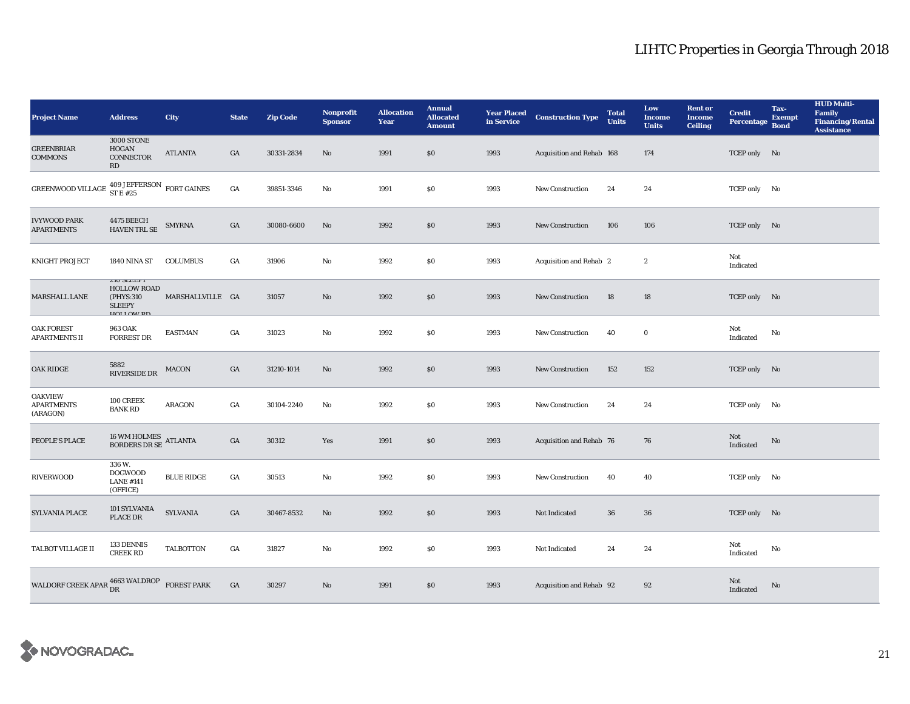| Project Name | Address | City | State | Zip Code | Nonprofit Sponsor | Allocation Year | Annual Allocated Amount | Year Placed in Service | Construction Type | Total Units | Low Income Units | Rent or Income Ceiling | Credit Percentage | Tax-Exempt Bond | HUD Multi-Family Financing/Rental Assistance |
|---|---|---|---|---|---|---|---|---|---|---|---|---|---|---|---|
| GREENBRIAR COMMONS | 3000 STONE HOGAN CONNECTOR RD | ATLANTA | GA | 30331-2834 | No | 1991 | $0 | 1993 | Acquisition and Rehab | 168 | 174 | | TCEP only | No | |
| GREENWOOD VILLAGE | 409 JEFFERSON ST E #25 | FORT GAINES | GA | 39851-3346 | No | 1991 | $0 | 1993 | New Construction | 24 | 24 | | TCEP only | No | |
| IVYWOOD PARK APARTMENTS | 4475 BEECH HAVEN TRL SE | SMYRNA | GA | 30080-6600 | No | 1992 | $0 | 1993 | New Construction | 106 | 106 | | TCEP only | No | |
| KNIGHT PROJECT | 1840 NINA ST | COLUMBUS | GA | 31906 | No | 1992 | $0 | 1993 | Acquisition and Rehab | 2 | 2 | | Not Indicated | | |
| MARSHALL LANE | 210 SLEEPY HOLLOW ROAD (PHYS:310 SLEEPY HOLLOW RD | MARSHALLVILLE | GA | 31057 | No | 1992 | $0 | 1993 | New Construction | 18 | 18 | | TCEP only | No | |
| OAK FOREST APARTMENTS II | 963 OAK FORREST DR | EASTMAN | GA | 31023 | No | 1992 | $0 | 1993 | New Construction | 40 | 0 | | Not Indicated | No | |
| OAK RIDGE | 5882 RIVERSIDE DR | MACON | GA | 31210-1014 | No | 1992 | $0 | 1993 | New Construction | 152 | 152 | | TCEP only | No | |
| OAKVIEW APARTMENTS (ARAGON) | 100 CREEK BANK RD | ARAGON | GA | 30104-2240 | No | 1992 | $0 | 1993 | New Construction | 24 | 24 | | TCEP only | No | |
| PEOPLE'S PLACE | 16 WM HOLMES BORDERS DR SE | ATLANTA | GA | 30312 | Yes | 1991 | $0 | 1993 | Acquisition and Rehab | 76 | 76 | | Not Indicated | No | |
| RIVERWOOD | 336 W. DOGWOOD LANE #141 (OFFICE) | BLUE RIDGE | GA | 30513 | No | 1992 | $0 | 1993 | New Construction | 40 | 40 | | TCEP only | No | |
| SYLVANIA PLACE | 101 SYLVANIA PLACE DR | SYLVANIA | GA | 30467-8532 | No | 1992 | $0 | 1993 | Not Indicated | 36 | 36 | | TCEP only | No | |
| TALBOT VILLAGE II | 133 DENNIS CREEK RD | TALBOTTON | GA | 31827 | No | 1992 | $0 | 1993 | Not Indicated | 24 | 24 | | Not Indicated | No | |
| WALDORF CREEK APAR | 4663 WALDROP DR | FOREST PARK | GA | 30297 | No | 1991 | $0 | 1993 | Acquisition and Rehab | 92 | 92 | | Not Indicated | No | |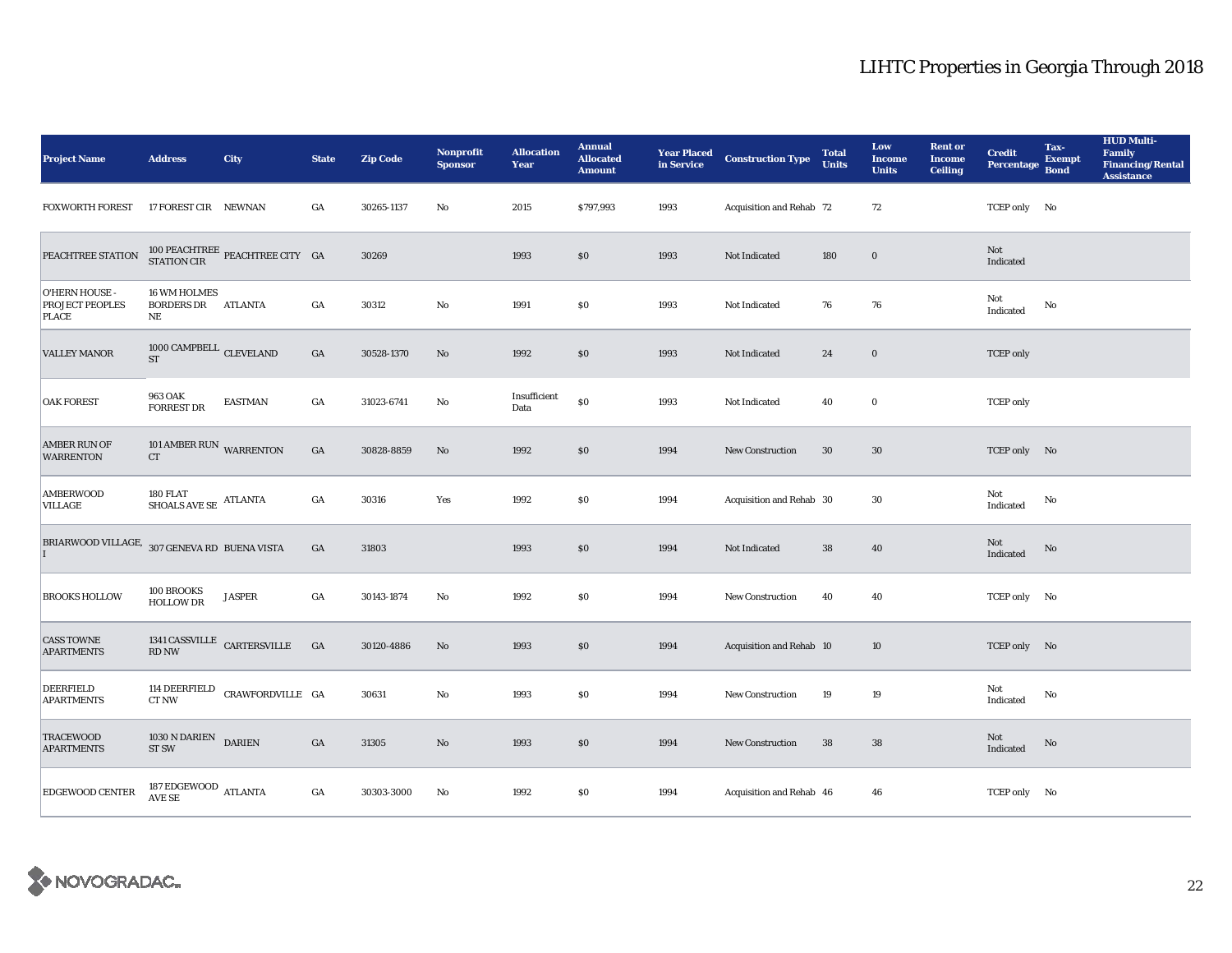# LIHTC Properties in Georgia Through 2018

| Project Name | Address | City | State | Zip Code | Nonprofit Sponsor | Allocation Year | Annual Allocated Amount | Year Placed in Service | Construction Type | Total Units | Low Income Units | Rent or Income Ceiling | Credit Percentage | Tax-Exempt Bond | HUD Multi-Family Financing/Rental Assistance |
|---|---|---|---|---|---|---|---|---|---|---|---|---|---|---|---|
| FOXWORTH FOREST | 17 FOREST CIR | NEWNAN | GA | 30265-1137 | No | 2015 | $797,993 | 1993 | Acquisition and Rehab | 72 | 72 | | TCEP only | No | |
| PEACHTREE STATION | 100 PEACHTREE STATION CIR | PEACHTREE CITY | GA | 30269 | | 1993 | $0 | 1993 | Not Indicated | 180 | 0 | | Not Indicated | | |
| O'HERN HOUSE - PROJECT PEOPLES PLACE | 16 WM HOLMES BORDERS DR NE | ATLANTA | GA | 30312 | No | 1991 | $0 | 1993 | Not Indicated | 76 | 76 | | Not Indicated | No | |
| VALLEY MANOR | 1000 CAMPBELL ST | CLEVELAND | GA | 30528-1370 | No | 1992 | $0 | 1993 | Not Indicated | 24 | 0 | | TCEP only | | |
| OAK FOREST | 963 OAK FORREST DR | EASTMAN | GA | 31023-6741 | No | Insufficient Data | $0 | 1993 | Not Indicated | 40 | 0 | | TCEP only | | |
| AMBER RUN OF WARRENTON | 101 AMBER RUN CT | WARRENTON | GA | 30828-8859 | No | 1992 | $0 | 1994 | New Construction | 30 | 30 | | TCEP only | No | |
| AMBERWOOD VILLAGE | 180 FLAT SHOALS AVE SE | ATLANTA | GA | 30316 | Yes | 1992 | $0 | 1994 | Acquisition and Rehab | 30 | 30 | | Not Indicated | No | |
| BRIARWOOD VILLAGE, I | 307 GENEVA RD | BUENA VISTA | GA | 31803 | | 1993 | $0 | 1994 | Not Indicated | 38 | 40 | | Not Indicated | No | |
| BROOKS HOLLOW | 100 BROOKS HOLLOW DR | JASPER | GA | 30143-1874 | No | 1992 | $0 | 1994 | New Construction | 40 | 40 | | TCEP only | No | |
| CASS TOWNE APARTMENTS | 1341 CASSVILLE RD NW | CARTERSVILLE | GA | 30120-4886 | No | 1993 | $0 | 1994 | Acquisition and Rehab | 10 | 10 | | TCEP only | No | |
| DEERFIELD APARTMENTS | 114 DEERFIELD CT NW | CRAWFORDVILLE | GA | 30631 | No | 1993 | $0 | 1994 | New Construction | 19 | 19 | | Not Indicated | No | |
| TRACEWOOD APARTMENTS | 1030 N DARIEN ST SW | DARIEN | GA | 31305 | No | 1993 | $0 | 1994 | New Construction | 38 | 38 | | Not Indicated | No | |
| EDGEWOOD CENTER | 187 EDGEWOOD AVE SE | ATLANTA | GA | 30303-3000 | No | 1992 | $0 | 1994 | Acquisition and Rehab | 46 | 46 | | TCEP only | No | |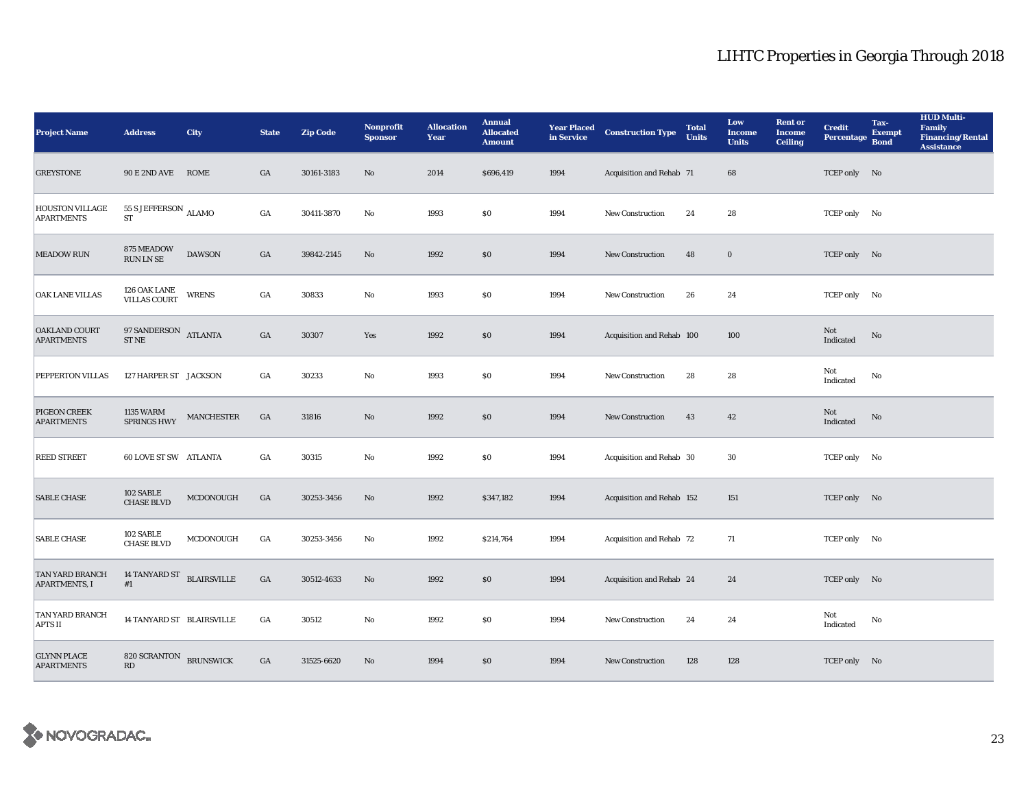# LIHTC Properties in Georgia Through 2018

| Project Name | Address | City | State | Zip Code | Nonprofit Sponsor | Allocation Year | Annual Allocated Amount | Year Placed in Service | Construction Type | Total Units | Low Income Units | Rent or Income Ceiling | Credit Percentage | Tax-Exempt Bond | HUD Multi-Family Financing/Rental Assistance |
|---|---|---|---|---|---|---|---|---|---|---|---|---|---|---|---|
| GREYSTONE | 90 E 2ND AVE | ROME | GA | 30161-3183 | No | 2014 | $696,419 | 1994 | Acquisition and Rehab | 71 | 68 | | TCEP only | No | |
| HOUSTON VILLAGE APARTMENTS | 55 S JEFFERSON ST | ALAMO | GA | 30411-3870 | No | 1993 | $0 | 1994 | New Construction | 24 | 28 | | TCEP only | No | |
| MEADOW RUN | 875 MEADOW RUN LN SE | DAWSON | GA | 39842-2145 | No | 1992 | $0 | 1994 | New Construction | 48 | 0 | | TCEP only | No | |
| OAK LANE VILLAS | 126 OAK LANE VILLAS COURT | WRENS | GA | 30833 | No | 1993 | $0 | 1994 | New Construction | 26 | 24 | | TCEP only | No | |
| OAKLAND COURT APARTMENTS | 97 SANDERSON ST NE | ATLANTA | GA | 30307 | Yes | 1992 | $0 | 1994 | Acquisition and Rehab | 100 | 100 | | Not Indicated | No | |
| PEPPERTON VILLAS | 127 HARPER ST | JACKSON | GA | 30233 | No | 1993 | $0 | 1994 | New Construction | 28 | 28 | | Not Indicated | No | |
| PIGEON CREEK APARTMENTS | 1135 WARM SPRINGS HWY | MANCHESTER | GA | 31816 | No | 1992 | $0 | 1994 | New Construction | 43 | 42 | | Not Indicated | No | |
| REED STREET | 60 LOVE ST SW | ATLANTA | GA | 30315 | No | 1992 | $0 | 1994 | Acquisition and Rehab | 30 | 30 | | TCEP only | No | |
| SABLE CHASE | 102 SABLE CHASE BLVD | MCDONOUGH | GA | 30253-3456 | No | 1992 | $347,182 | 1994 | Acquisition and Rehab | 152 | 151 | | TCEP only | No | |
| SABLE CHASE | 102 SABLE CHASE BLVD | MCDONOUGH | GA | 30253-3456 | No | 1992 | $214,764 | 1994 | Acquisition and Rehab | 72 | 71 | | TCEP only | No | |
| TAN YARD BRANCH APARTMENTS, I | 14 TANYARD ST #1 | BLAIRSVILLE | GA | 30512-4633 | No | 1992 | $0 | 1994 | Acquisition and Rehab | 24 | 24 | | TCEP only | No | |
| TAN YARD BRANCH APTS II | 14 TANYARD ST | BLAIRSVILLE | GA | 30512 | No | 1992 | $0 | 1994 | New Construction | 24 | 24 | | Not Indicated | No | |
| GLYNN PLACE APARTMENTS | 820 SCRANTON RD | BRUNSWICK | GA | 31525-6620 | No | 1994 | $0 | 1994 | New Construction | 128 | 128 | | TCEP only | No | |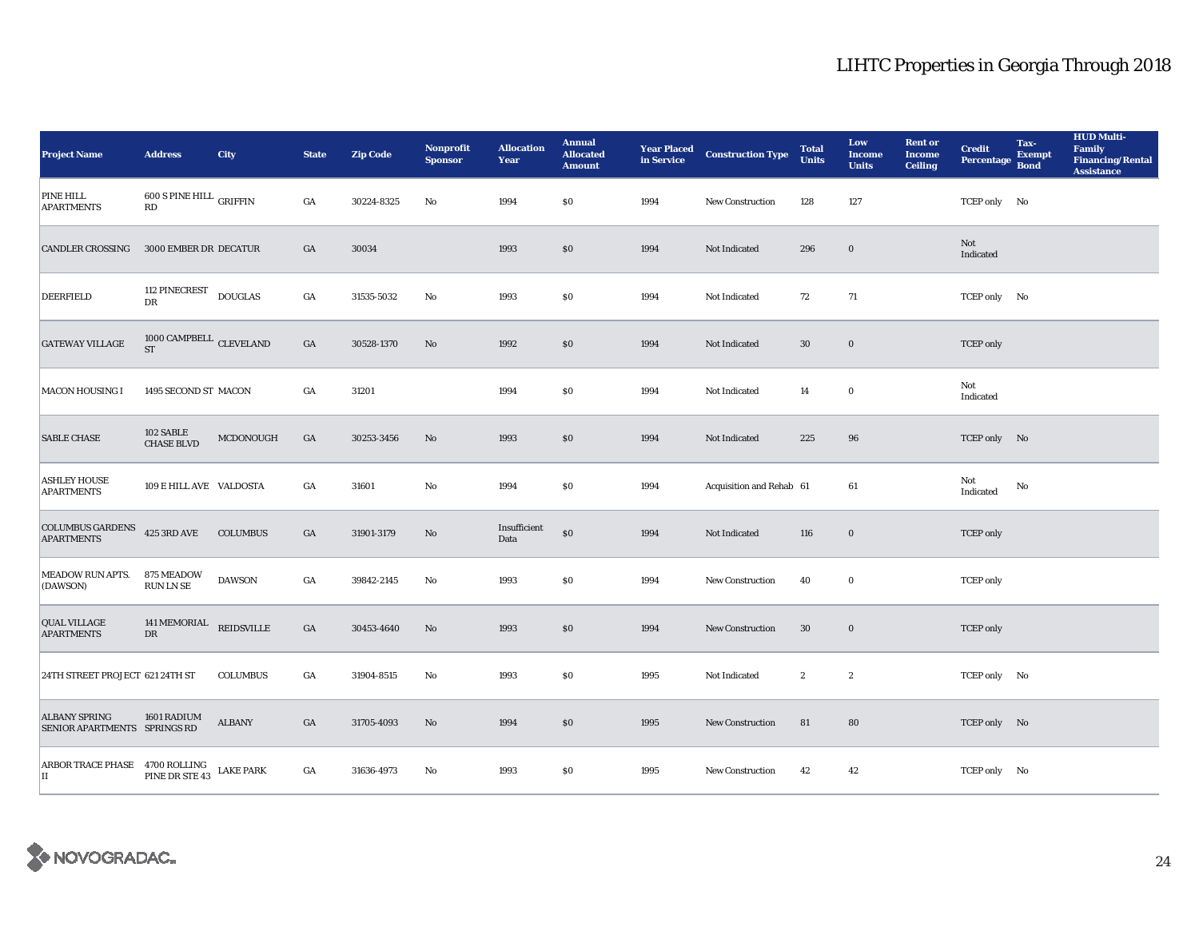# LIHTC Properties in Georgia Through 2018

| Project Name | Address | City | State | Zip Code | Nonprofit Sponsor | Allocation Year | Annual Allocated Amount | Year Placed in Service | Construction Type | Total Units | Low Income Units | Rent or Income Ceiling | Credit Percentage | Tax-Exempt Bond | HUD Multi-Family Financing/Rental Assistance |
|---|---|---|---|---|---|---|---|---|---|---|---|---|---|---|---|
| PINE HILL APARTMENTS | 600 S PINE HILL RD | GRIFFIN | GA | 30224-8325 | No | 1994 | $0 | 1994 | New Construction | 128 | 127 | | TCEP only | No | |
| CANDLER CROSSING | 3000 EMBER DR | DECATUR | GA | 30034 | | 1993 | $0 | 1994 | Not Indicated | 296 | 0 | | Not Indicated | | |
| DEERFIELD | 112 PINECREST DR | DOUGLAS | GA | 31535-5032 | No | 1993 | $0 | 1994 | Not Indicated | 72 | 71 | | TCEP only | No | |
| GATEWAY VILLAGE | 1000 CAMPBELL ST | CLEVELAND | GA | 30528-1370 | No | 1992 | $0 | 1994 | Not Indicated | 30 | 0 | | TCEP only | | |
| MACON HOUSING I | 1495 SECOND ST | MACON | GA | 31201 | | 1994 | $0 | 1994 | Not Indicated | 14 | 0 | | Not Indicated | | |
| SABLE CHASE | 102 SABLE CHASE BLVD | MCDONOUGH | GA | 30253-3456 | No | 1993 | $0 | 1994 | Not Indicated | 225 | 96 | | TCEP only | No | |
| ASHLEY HOUSE APARTMENTS | 109 E HILL AVE | VALDOSTA | GA | 31601 | No | 1994 | $0 | 1994 | Acquisition and Rehab | 61 | 61 | | Not Indicated | No | |
| COLUMBUS GARDENS APARTMENTS | 425 3RD AVE | COLUMBUS | GA | 31901-3179 | No | Insufficient Data | $0 | 1994 | Not Indicated | 116 | 0 | | TCEP only | | |
| MEADOW RUN APTS. (DAWSON) | 875 MEADOW RUN LN SE | DAWSON | GA | 39842-2145 | No | 1993 | $0 | 1994 | New Construction | 40 | 0 | | TCEP only | | |
| QUAL VILLAGE APARTMENTS | 141 MEMORIAL DR | REIDSVILLE | GA | 30453-4640 | No | 1993 | $0 | 1994 | New Construction | 30 | 0 | | TCEP only | | |
| 24TH STREET PROJECT | 621 24TH ST | COLUMBUS | GA | 31904-8515 | No | 1993 | $0 | 1995 | Not Indicated | 2 | 2 | | TCEP only | No | |
| ALBANY SPRING SENIOR APARTMENTS | 1601 RADIUM SPRINGS RD | ALBANY | GA | 31705-4093 | No | 1994 | $0 | 1995 | New Construction | 81 | 80 | | TCEP only | No | |
| ARBOR TRACE PHASE II | 4700 ROLLING PINE DR STE 43 | LAKE PARK | GA | 31636-4973 | No | 1993 | $0 | 1995 | New Construction | 42 | 42 | | TCEP only | No | |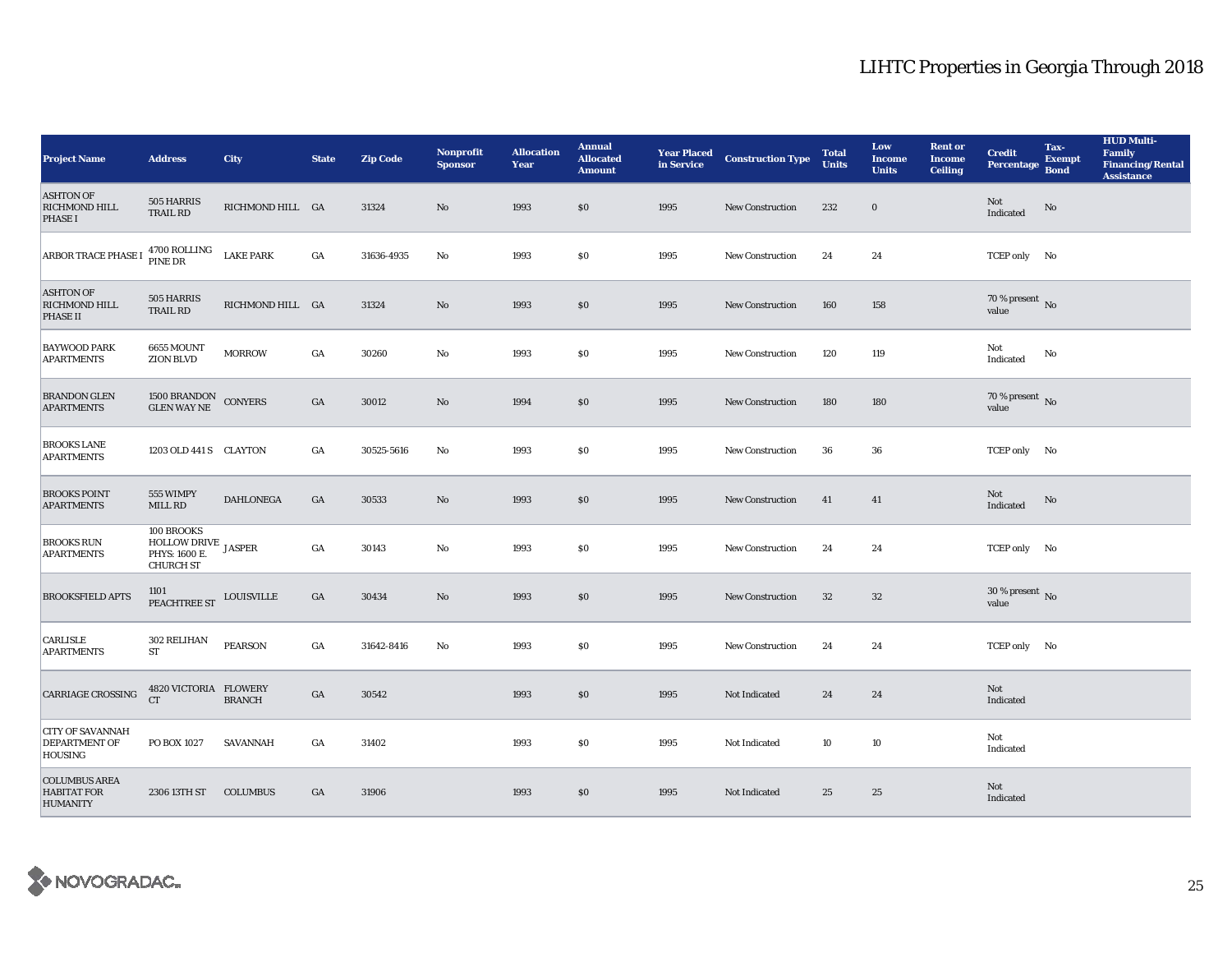# LIHTC Properties in Georgia Through 2018

| Project Name | Address | City | State | Zip Code | Nonprofit Sponsor | Allocation Year | Annual Allocated Amount | Year Placed in Service | Construction Type | Total Units | Low Income Units | Rent or Income Ceiling | Credit Percentage | Tax-Exempt Bond | HUD Multi-Family Financing/Rental Assistance |
|---|---|---|---|---|---|---|---|---|---|---|---|---|---|---|---|
| ASHTON OF RICHMOND HILL PHASE I | 505 HARRIS TRAIL RD | RICHMOND HILL | GA | 31324 | No | 1993 | $0 | 1995 | New Construction | 232 | 0 | | Not Indicated | No | |
| ARBOR TRACE PHASE I | 4700 ROLLING PINE DR | LAKE PARK | GA | 31636-4935 | No | 1993 | $0 | 1995 | New Construction | 24 | 24 | | TCEP only | No | |
| ASHTON OF RICHMOND HILL PHASE II | 505 HARRIS TRAIL RD | RICHMOND HILL | GA | 31324 | No | 1993 | $0 | 1995 | New Construction | 160 | 158 | | 70 % present value | No | |
| BAYWOOD PARK APARTMENTS | 6655 MOUNT ZION BLVD | MORROW | GA | 30260 | No | 1993 | $0 | 1995 | New Construction | 120 | 119 | | Not Indicated | No | |
| BRANDON GLEN APARTMENTS | 1500 BRANDON GLEN WAY NE | CONYERS | GA | 30012 | No | 1994 | $0 | 1995 | New Construction | 180 | 180 | | 70 % present value | No | |
| BROOKS LANE APARTMENTS | 1203 OLD 441 S | CLAYTON | GA | 30525-5616 | No | 1993 | $0 | 1995 | New Construction | 36 | 36 | | TCEP only | No | |
| BROOKS POINT APARTMENTS | 555 WIMPY MILL RD | DAHLONEGA | GA | 30533 | No | 1993 | $0 | 1995 | New Construction | 41 | 41 | | Not Indicated | No | |
| BROOKS RUN APARTMENTS | 100 BROOKS HOLLOW DRIVE PHYS: 1600 E. CHURCH ST | JASPER | GA | 30143 | No | 1993 | $0 | 1995 | New Construction | 24 | 24 | | TCEP only | No | |
| BROOKSFIELD APTS | 1101 PEACHTREE ST | LOUISVILLE | GA | 30434 | No | 1993 | $0 | 1995 | New Construction | 32 | 32 | | 30 % present value | No | |
| CARLISLE APARTMENTS | 302 RELIHAN ST | PEARSON | GA | 31642-8416 | No | 1993 | $0 | 1995 | New Construction | 24 | 24 | | TCEP only | No | |
| CARRIAGE CROSSING | 4820 VICTORIA CT | FLOWERY BRANCH | GA | 30542 | | 1993 | $0 | 1995 | Not Indicated | 24 | 24 | | Not Indicated | | |
| CITY OF SAVANNAH DEPARTMENT OF HOUSING | PO BOX 1027 | SAVANNAH | GA | 31402 | | 1993 | $0 | 1995 | Not Indicated | 10 | 10 | | Not Indicated | | |
| COLUMBUS AREA HABITAT FOR HUMANITY | 2306 13TH ST | COLUMBUS | GA | 31906 | | 1993 | $0 | 1995 | Not Indicated | 25 | 25 | | Not Indicated | | |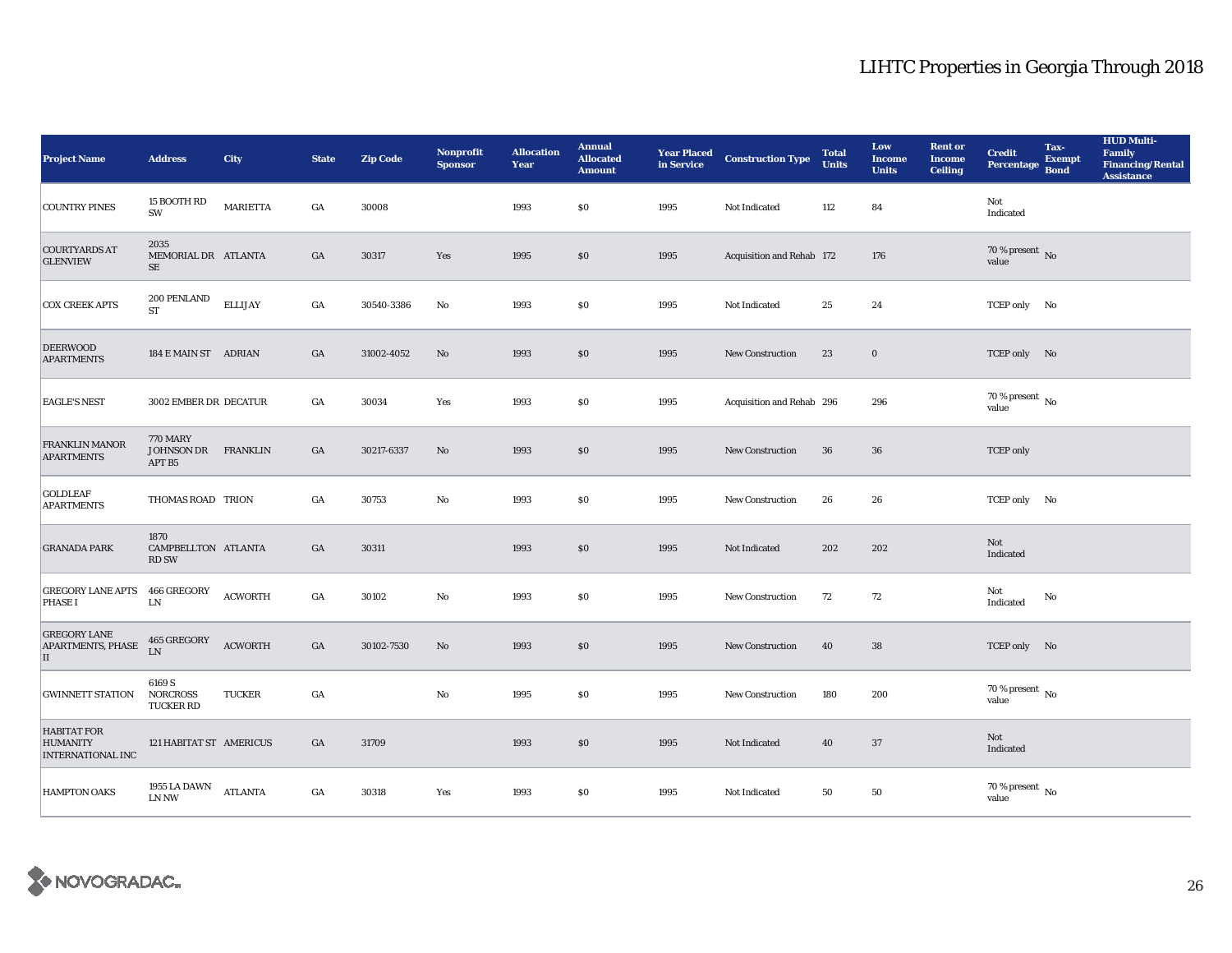| Project Name | Address | City | State | Zip Code | Nonprofit Sponsor | Allocation Year | Annual Allocated Amount | Year Placed in Service | Construction Type | Total Units | Low Income Units | Rent or Income Ceiling | Credit Percentage | Tax-Exempt Bond | HUD Multi-Family Financing/Rental Assistance |
|---|---|---|---|---|---|---|---|---|---|---|---|---|---|---|---|
| COUNTRY PINES | 15 BOOTH RD SW | MARIETTA | GA | 30008 | | 1993 | $0 | 1995 | Not Indicated | 112 | 84 | | Not Indicated | | |
| COURTYARDS AT GLENVIEW | 2035 MEMORIAL DR SE | ATLANTA | GA | 30317 | Yes | 1995 | $0 | 1995 | Acquisition and Rehab | 172 | 176 | | 70 % present value | No | |
| COX CREEK APTS | 200 PENLAND ST | ELLIJAY | GA | 30540-3386 | No | 1993 | $0 | 1995 | Not Indicated | 25 | 24 | | TCEP only | No | |
| DEERWOOD APARTMENTS | 184 E MAIN ST | ADRIAN | GA | 31002-4052 | No | 1993 | $0 | 1995 | New Construction | 23 | 0 | | TCEP only | No | |
| EAGLE'S NEST | 3002 EMBER DR | DECATUR | GA | 30034 | Yes | 1993 | $0 | 1995 | Acquisition and Rehab | 296 | 296 | | 70 % present value | No | |
| FRANKLIN MANOR APARTMENTS | 770 MARY JOHNSON DR APT B5 | FRANKLIN | GA | 30217-6337 | No | 1993 | $0 | 1995 | New Construction | 36 | 36 | | TCEP only | | |
| GOLDLEAF APARTMENTS | THOMAS ROAD | TRION | GA | 30753 | No | 1993 | $0 | 1995 | New Construction | 26 | 26 | | TCEP only | No | |
| GRANADA PARK | 1870 CAMPBELLTON RD SW | ATLANTA | GA | 30311 | | 1993 | $0 | 1995 | Not Indicated | 202 | 202 | | Not Indicated | | |
| GREGORY LANE APTS PHASE I | 466 GREGORY LN | ACWORTH | GA | 30102 | No | 1993 | $0 | 1995 | New Construction | 72 | 72 | | Not Indicated | No | |
| GREGORY LANE APARTMENTS, PHASE II | 465 GREGORY LN | ACWORTH | GA | 30102-7530 | No | 1993 | $0 | 1995 | New Construction | 40 | 38 | | TCEP only | No | |
| GWINNETT STATION | 6169 S NORCROSS TUCKER RD | TUCKER | GA | | No | 1995 | $0 | 1995 | New Construction | 180 | 200 | | 70 % present value | No | |
| HABITAT FOR HUMANITY INTERNATIONAL INC | 121 HABITAT ST | AMERICUS | GA | 31709 | | 1993 | $0 | 1995 | Not Indicated | 40 | 37 | | Not Indicated | | |
| HAMPTON OAKS | 1955 LA DAWN LN NW | ATLANTA | GA | 30318 | Yes | 1993 | $0 | 1995 | Not Indicated | 50 | 50 | | 70 % present value | No | |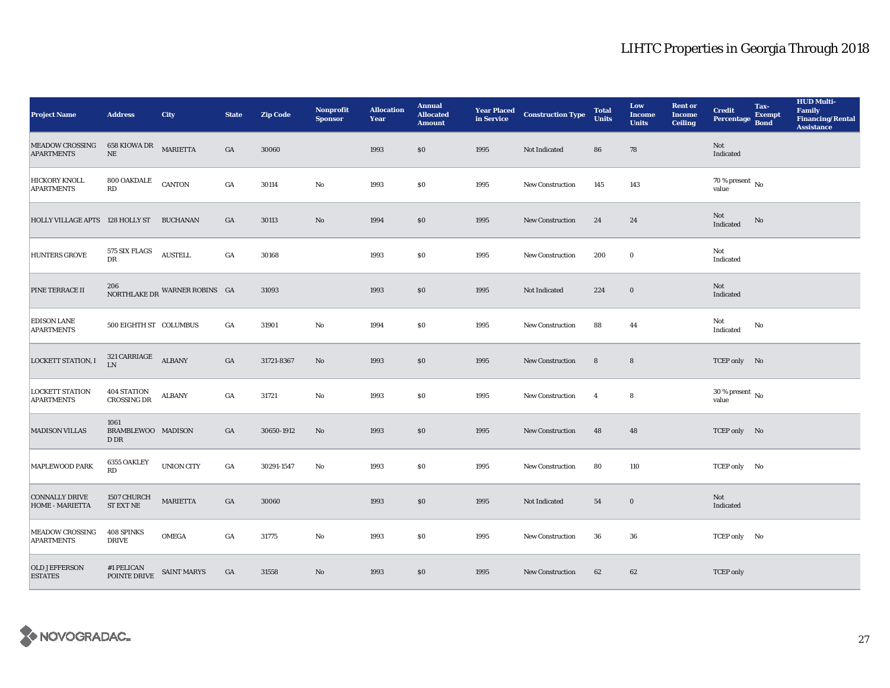# LIHTC Properties in Georgia Through 2018

| Project Name | Address | City | State | Zip Code | Nonprofit Sponsor | Allocation Year | Annual Allocated Amount | Year Placed in Service | Construction Type | Total Units | Low Income Units | Rent or Income Ceiling | Credit Percentage | Tax-Exempt Bond | HUD Multi-Family Financing/Rental Assistance |
|---|---|---|---|---|---|---|---|---|---|---|---|---|---|---|---|
| MEADOW CROSSING APARTMENTS | 658 KIOWA DR NE | MARIETTA | GA | 30060 | | 1993 | $0 | 1995 | Not Indicated | 86 | 78 | | Not Indicated | | |
| HICKORY KNOLL APARTMENTS | 800 OAKDALE RD | CANTON | GA | 30114 | No | 1993 | $0 | 1995 | New Construction | 145 | 143 | | 70 % present value | No | |
| HOLLY VILLAGE APTS | 128 HOLLY ST | BUCHANAN | GA | 30113 | No | 1994 | $0 | 1995 | New Construction | 24 | 24 | | Not Indicated | No | |
| HUNTERS GROVE | 575 SIX FLAGS DR | AUSTELL | GA | 30168 | | 1993 | $0 | 1995 | New Construction | 200 | 0 | | Not Indicated | | |
| PINE TERRACE II | 206 NORTHLAKE DR | WARNER ROBINS | GA | 31093 | | 1993 | $0 | 1995 | Not Indicated | 224 | 0 | | Not Indicated | | |
| EDISON LANE APARTMENTS | 500 EIGHTH ST | COLUMBUS | GA | 31901 | No | 1994 | $0 | 1995 | New Construction | 88 | 44 | | Not Indicated | No | |
| LOCKETT STATION, I | 321 CARRIAGE LN | ALBANY | GA | 31721-8367 | No | 1993 | $0 | 1995 | New Construction | 8 | 8 | | TCEP only | No | |
| LOCKETT STATION APARTMENTS | 404 STATION CROSSING DR | ALBANY | GA | 31721 | No | 1993 | $0 | 1995 | New Construction | 4 | 8 | | 30 % present value | No | |
| MADISON VILLAS | 1061 BRAMBLEWOOD DR | MADISON | GA | 30650-1912 | No | 1993 | $0 | 1995 | New Construction | 48 | 48 | | TCEP only | No | |
| MAPLEWOOD PARK | 6355 OAKLEY RD | UNION CITY | GA | 30291-1547 | No | 1993 | $0 | 1995 | New Construction | 80 | 110 | | TCEP only | No | |
| CONNALLY DRIVE HOME - MARIETTA | 1507 CHURCH ST EXT NE | MARIETTA | GA | 30060 | | 1993 | $0 | 1995 | Not Indicated | 54 | 0 | | Not Indicated | | |
| MEADOW CROSSING APARTMENTS | 408 SPINKS DRIVE | OMEGA | GA | 31775 | No | 1993 | $0 | 1995 | New Construction | 36 | 36 | | TCEP only | No | |
| OLD JEFFERSON ESTATES | #1 PELICAN POINTE DRIVE | SAINT MARYS | GA | 31558 | No | 1993 | $0 | 1995 | New Construction | 62 | 62 | | TCEP only | | |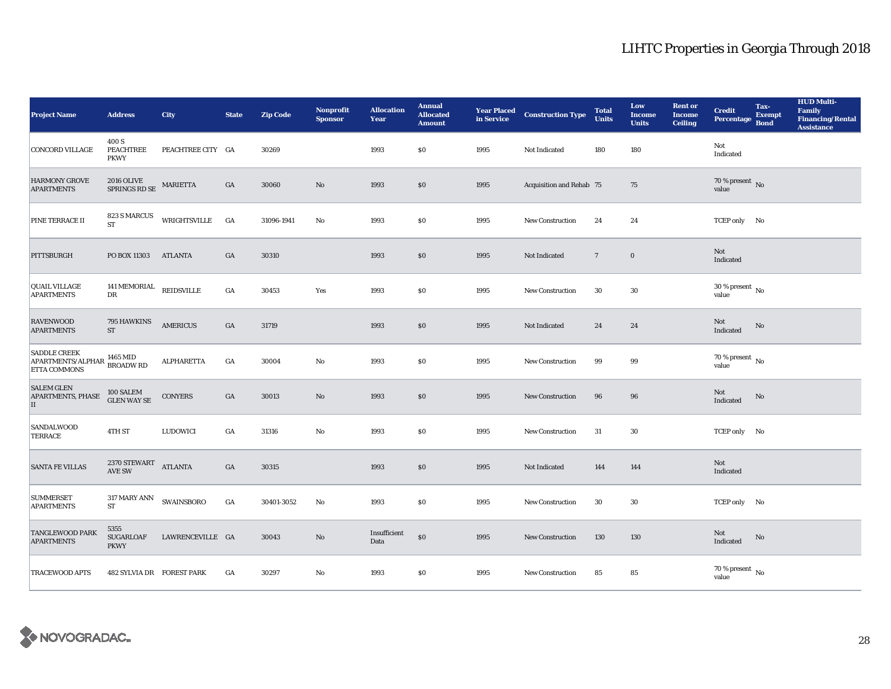# LIHTC Properties in Georgia Through 2018

| Project Name | Address | City | State | Zip Code | Nonprofit Sponsor | Allocation Year | Annual Allocated Amount | Year Placed in Service | Construction Type | Total Units | Low Income Units | Rent or Income Ceiling | Credit Percentage | Tax-Exempt Bond | HUD Multi-Family Financing/Rental Assistance |
|---|---|---|---|---|---|---|---|---|---|---|---|---|---|---|---|
| CONCORD VILLAGE | 400 S PEACHTREE PKWY | PEACHTREE CITY | GA | 30269 | | 1993 | $0 | 1995 | Not Indicated | 180 | 180 | | Not Indicated | | |
| HARMONY GROVE APARTMENTS | 2016 OLIVE SPRINGS RD SE | MARIETTA | GA | 30060 | No | 1993 | $0 | 1995 | Acquisition and Rehab | 75 | 75 | | 70 % present value | No | |
| PINE TERRACE II | 823 S MARCUS ST | WRIGHTSVILLE | GA | 31096-1941 | No | 1993 | $0 | 1995 | New Construction | 24 | 24 | | TCEP only | No | |
| PITTSBURGH | PO BOX 11303 | ATLANTA | GA | 30310 | | 1993 | $0 | 1995 | Not Indicated | 7 | 0 | | Not Indicated | | |
| QUAIL VILLAGE APARTMENTS | 141 MEMORIAL DR | REIDSVILLE | GA | 30453 | Yes | 1993 | $0 | 1995 | New Construction | 30 | 30 | | 30 % present value | No | |
| RAVENWOOD APARTMENTS | 795 HAWKINS ST | AMERICUS | GA | 31719 | | 1993 | $0 | 1995 | Not Indicated | 24 | 24 | | Not Indicated | No | |
| SADDLE CREEK APARTMENTS/ALPHARETTA COMMONS | 1465 MID BROADW RD | ALPHARETTA | GA | 30004 | No | 1993 | $0 | 1995 | New Construction | 99 | 99 | | 70 % present value | No | |
| SALEM GLEN APARTMENTS, PHASE II | 100 SALEM GLEN WAY SE | CONYERS | GA | 30013 | No | 1993 | $0 | 1995 | New Construction | 96 | 96 | | Not Indicated | No | |
| SANDALWOOD TERRACE | 4TH ST | LUDOWICI | GA | 31316 | No | 1993 | $0 | 1995 | New Construction | 31 | 30 | | TCEP only | No | |
| SANTA FE VILLAS | 2370 STEWART AVE SW | ATLANTA | GA | 30315 | | 1993 | $0 | 1995 | Not Indicated | 144 | 144 | | Not Indicated | | |
| SUMMERSET APARTMENTS | 317 MARY ANN ST | SWAINSBORO | GA | 30401-3052 | No | 1993 | $0 | 1995 | New Construction | 30 | 30 | | TCEP only | No | |
| TANGLEWOOD PARK APARTMENTS | 5355 SUGARLOAF PKWY | LAWRENCEVILLE | GA | 30043 | No | Insufficient Data | $0 | 1995 | New Construction | 130 | 130 | | Not Indicated | No | |
| TRACEWOOD APTS | 482 SYLVIA DR | FOREST PARK | GA | 30297 | No | 1993 | $0 | 1995 | New Construction | 85 | 85 | | 70 % present value | No | |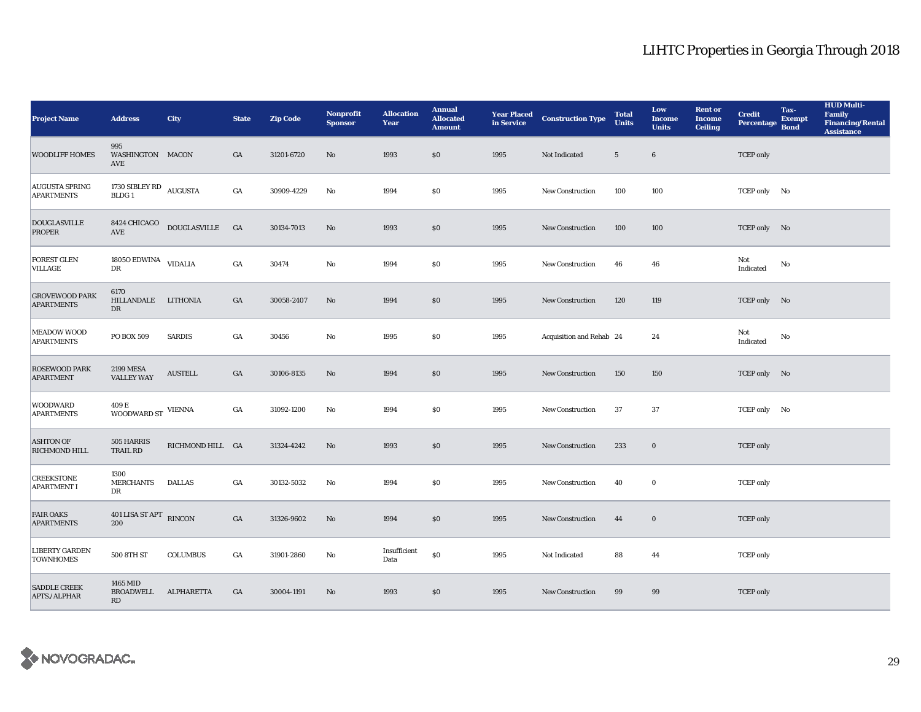# LIHTC Properties in Georgia Through 2018

| Project Name | Address | City | State | Zip Code | Nonprofit Sponsor | Allocation Year | Annual Allocated Amount | Year Placed in Service | Construction Type | Total Units | Low Income Units | Rent or Income Ceiling | Credit Percentage | Tax-Exempt Bond | HUD Multi-Family Financing/Rental Assistance |
|---|---|---|---|---|---|---|---|---|---|---|---|---|---|---|---|
| WOODLIFF HOMES | 995 WASHINGTON AVE | MACON | GA | 31201-6720 | No | 1993 | $0 | 1995 | Not Indicated | 5 | 6 | | TCEP only | | |
| AUGUSTA SPRING APARTMENTS | 1730 SIBLEY RD BLDG 1 | AUGUSTA | GA | 30909-4229 | No | 1994 | $0 | 1995 | New Construction | 100 | 100 | | TCEP only | No | |
| DOUGLASVILLE PROPER | 8424 CHICAGO AVE | DOUGLASVILLE | GA | 30134-7013 | No | 1993 | $0 | 1995 | New Construction | 100 | 100 | | TCEP only | No | |
| FOREST GLEN VILLAGE | 1805O EDWINA DR | VIDALIA | GA | 30474 | No | 1994 | $0 | 1995 | New Construction | 46 | 46 | | Not Indicated | No | |
| GROVEWOOD PARK APARTMENTS | 6170 HILLANDALE DR | LITHONIA | GA | 30058-2407 | No | 1994 | $0 | 1995 | New Construction | 120 | 119 | | TCEP only | No | |
| MEADOW WOOD APARTMENTS | PO BOX 509 | SARDIS | GA | 30456 | No | 1995 | $0 | 1995 | Acquisition and Rehab | 24 | 24 | | Not Indicated | No | |
| ROSEWOOD PARK APARTMENT | 2199 MESA VALLEY WAY | AUSTELL | GA | 30106-8135 | No | 1994 | $0 | 1995 | New Construction | 150 | 150 | | TCEP only | No | |
| WOODWARD APARTMENTS | 409 E WOODWARD ST | VIENNA | GA | 31092-1200 | No | 1994 | $0 | 1995 | New Construction | 37 | 37 | | TCEP only | No | |
| ASHTON OF RICHMOND HILL | 505 HARRIS TRAIL RD | RICHMOND HILL | GA | 31324-4242 | No | 1993 | $0 | 1995 | New Construction | 233 | 0 | | TCEP only | | |
| CREEKSTONE APARTMENT I | 1300 MERCHANTS DR | DALLAS | GA | 30132-5032 | No | 1994 | $0 | 1995 | New Construction | 40 | 0 | | TCEP only | | |
| FAIR OAKS APARTMENTS | 401 LISA ST APT 200 | RINCON | GA | 31326-9602 | No | 1994 | $0 | 1995 | New Construction | 44 | 0 | | TCEP only | | |
| LIBERTY GARDEN TOWNHOMES | 500 8TH ST | COLUMBUS | GA | 31901-2860 | No | Insufficient Data | $0 | 1995 | Not Indicated | 88 | 44 | | TCEP only | | |
| SADDLE CREEK APTS./ALPHAR | 1465 MID BROADWELL RD | ALPHARETTA | GA | 30004-1191 | No | 1993 | $0 | 1995 | New Construction | 99 | 99 | | TCEP only | | |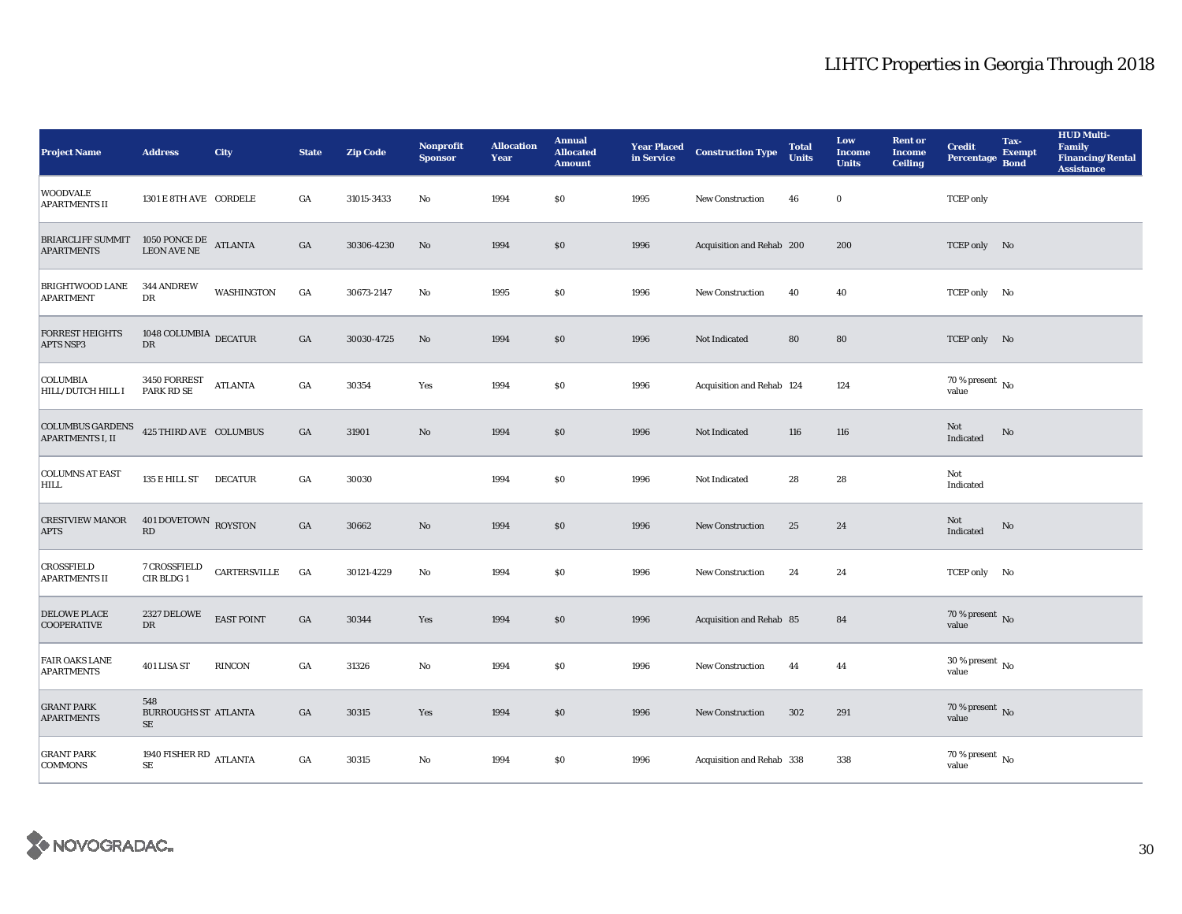# LIHTC Properties in Georgia Through 2018

| Project Name | Address | City | State | Zip Code | Nonprofit Sponsor | Allocation Year | Annual Allocated Amount | Year Placed in Service | Construction Type | Total Units | Low Income Units | Rent or Income Ceiling | Credit Percentage | Tax-Exempt Bond | HUD Multi-Family Financing/Rental Assistance |
|---|---|---|---|---|---|---|---|---|---|---|---|---|---|---|---|
| WOODVALE APARTMENTS II | 1301 E 8TH AVE | CORDELE | GA | 31015-3433 | No | 1994 | $0 | 1995 | New Construction | 46 | 0 | | TCEP only | | |
| BRIARCLIFF SUMMIT APARTMENTS | 1050 PONCE DE LEON AVE NE | ATLANTA | GA | 30306-4230 | No | 1994 | $0 | 1996 | Acquisition and Rehab | 200 | 200 | | TCEP only | No | |
| BRIGHTWOOD LANE APARTMENT | 344 ANDREW DR | WASHINGTON | GA | 30673-2147 | No | 1995 | $0 | 1996 | New Construction | 40 | 40 | | TCEP only | No | |
| FORREST HEIGHTS APTS NSP3 | 1048 COLUMBIA DR | DECATUR | GA | 30030-4725 | No | 1994 | $0 | 1996 | Not Indicated | 80 | 80 | | TCEP only | No | |
| COLUMBIA HILL/DUTCH HILL I | 3450 FORREST PARK RD SE | ATLANTA | GA | 30354 | Yes | 1994 | $0 | 1996 | Acquisition and Rehab | 124 | 124 | | 70 % present value | No | |
| COLUMBUS GARDENS APARTMENTS I, II | 425 THIRD AVE | COLUMBUS | GA | 31901 | No | 1994 | $0 | 1996 | Not Indicated | 116 | 116 | | Not Indicated | No | |
| COLUMNS AT EAST HILL | 135 E HILL ST | DECATUR | GA | 30030 | | 1994 | $0 | 1996 | Not Indicated | 28 | 28 | | Not Indicated | | |
| CRESTVIEW MANOR APTS | 401 DOVETOWN RD | ROYSTON | GA | 30662 | No | 1994 | $0 | 1996 | New Construction | 25 | 24 | | Not Indicated | No | |
| CROSSFIELD APARTMENTS II | 7 CROSSFIELD CIR BLDG 1 | CARTERSVILLE | GA | 30121-4229 | No | 1994 | $0 | 1996 | New Construction | 24 | 24 | | TCEP only | No | |
| DELOWE PLACE COOPERATIVE | 2327 DELOWE DR | EAST POINT | GA | 30344 | Yes | 1994 | $0 | 1996 | Acquisition and Rehab | 85 | 84 | | 70 % present value | No | |
| FAIR OAKS LANE APARTMENTS | 401 LISA ST | RINCON | GA | 31326 | No | 1994 | $0 | 1996 | New Construction | 44 | 44 | | 30 % present value | No | |
| GRANT PARK APARTMENTS | 548 BURROUGHS ST SE | ATLANTA | GA | 30315 | Yes | 1994 | $0 | 1996 | New Construction | 302 | 291 | | 70 % present value | No | |
| GRANT PARK COMMONS | 1940 FISHER RD SE | ATLANTA | GA | 30315 | No | 1994 | $0 | 1996 | Acquisition and Rehab | 338 | 338 | | 70 % present value | No | |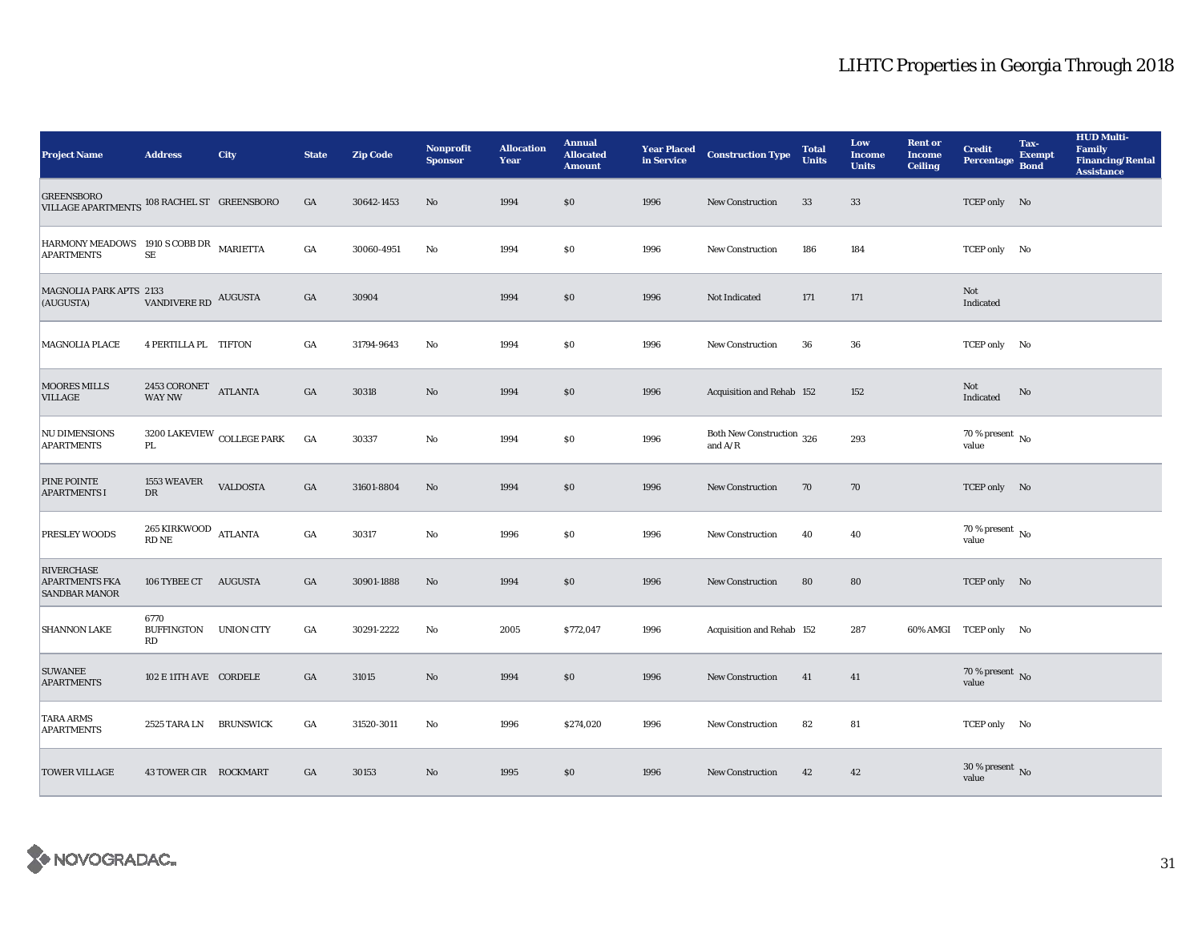# LIHTC Properties in Georgia Through 2018

| Project Name | Address | City | State | Zip Code | Nonprofit Sponsor | Allocation Year | Annual Allocated Amount | Year Placed in Service | Construction Type | Total Units | Low Income Units | Rent or Income Ceiling | Credit Percentage | Tax-Exempt Bond | HUD Multi-Family Financing/Rental Assistance |
|---|---|---|---|---|---|---|---|---|---|---|---|---|---|---|---|
| GREENSBORO VILLAGE APARTMENTS | 108 RACHEL ST | GREENSBORO | GA | 30642-1453 | No | 1994 | $0 | 1996 | New Construction | 33 | 33 | | TCEP only | No | |
| HARMONY MEADOWS APARTMENTS | 1910 S COBB DR SE | MARIETTA | GA | 30060-4951 | No | 1994 | $0 | 1996 | New Construction | 186 | 184 | | TCEP only | No | |
| MAGNOLIA PARK APTS (AUGUSTA) | 2133 VANDIVERE RD | AUGUSTA | GA | 30904 | | 1994 | $0 | 1996 | Not Indicated | 171 | 171 | | Not Indicated | | |
| MAGNOLIA PLACE | 4 PERTILLA PL | TIFTON | GA | 31794-9643 | No | 1994 | $0 | 1996 | New Construction | 36 | 36 | | TCEP only | No | |
| MOORES MILLS VILLAGE | 2453 CORONET WAY NW | ATLANTA | GA | 30318 | No | 1994 | $0 | 1996 | Acquisition and Rehab | 152 | 152 | | Not Indicated | No | |
| NU DIMENSIONS APARTMENTS | 3200 LAKEVIEW PL | COLLEGE PARK | GA | 30337 | No | 1994 | $0 | 1996 | Both New Construction and A/R | 326 | 293 | | 70 % present value | No | |
| PINE POINTE APARTMENTS I | 1553 WEAVER DR | VALDOSTA | GA | 31601-8804 | No | 1994 | $0 | 1996 | New Construction | 70 | 70 | | TCEP only | No | |
| PRESLEY WOODS | 265 KIRKWOOD RD NE | ATLANTA | GA | 30317 | No | 1996 | $0 | 1996 | New Construction | 40 | 40 | | 70 % present value | No | |
| RIVERCHASE APARTMENTS FKA SANDBAR MANOR | 106 TYBEE CT | AUGUSTA | GA | 30901-1888 | No | 1994 | $0 | 1996 | New Construction | 80 | 80 | | TCEP only | No | |
| SHANNON LAKE | 6770 BUFFINGTON RD | UNION CITY | GA | 30291-2222 | No | 2005 | $772,047 | 1996 | Acquisition and Rehab | 152 | 287 | 60% AMGI | TCEP only | No | |
| SUWANEE APARTMENTS | 102 E 11TH AVE | CORDELE | GA | 31015 | No | 1994 | $0 | 1996 | New Construction | 41 | 41 | | 70 % present value | No | |
| TARA ARMS APARTMENTS | 2525 TARA LN | BRUNSWICK | GA | 31520-3011 | No | 1996 | $274,020 | 1996 | New Construction | 82 | 81 | | TCEP only | No | |
| TOWER VILLAGE | 43 TOWER CIR | ROCKMART | GA | 30153 | No | 1995 | $0 | 1996 | New Construction | 42 | 42 | | 30 % present value | No | |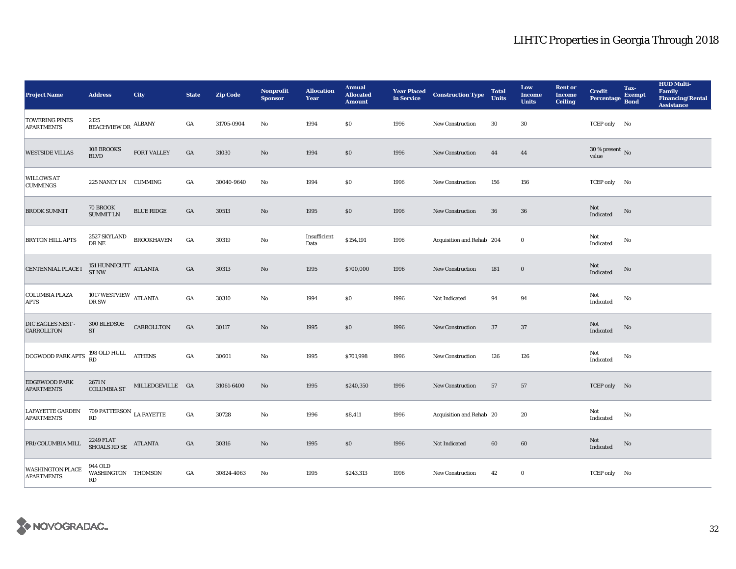# LIHTC Properties in Georgia Through 2018

| Project Name | Address | City | State | Zip Code | Nonprofit Sponsor | Allocation Year | Annual Allocated Amount | Year Placed in Service | Construction Type | Total Units | Low Income Units | Rent or Income Ceiling | Credit Percentage | Tax-Exempt Bond | HUD Multi-Family Financing/Rental Assistance |
|---|---|---|---|---|---|---|---|---|---|---|---|---|---|---|---|
| TOWERING PINES APARTMENTS | 2125 BEACHVIEW DR | ALBANY | GA | 31705-0904 | No | 1994 | $0 | 1996 | New Construction | 30 | 30 | | TCEP only | No | |
| WESTSIDE VILLAS | 108 BROOKS BLVD | FORT VALLEY | GA | 31030 | No | 1994 | $0 | 1996 | New Construction | 44 | 44 | | 30 % present value | No | |
| WILLOWS AT CUMMINGS | 225 NANCY LN | CUMMING | GA | 30040-9640 | No | 1994 | $0 | 1996 | New Construction | 156 | 156 | | TCEP only | No | |
| BROOK SUMMIT | 70 BROOK SUMMIT LN | BLUE RIDGE | GA | 30513 | No | 1995 | $0 | 1996 | New Construction | 36 | 36 | | Not Indicated | No | |
| BRYTON HILL APTS | 2527 SKYLAND DR NE | BROOKHAVEN | GA | 30319 | No | Insufficient Data | $154,191 | 1996 | Acquisition and Rehab | 204 | 0 | | Not Indicated | No | |
| CENTENNIAL PLACE I | 151 HUNNICUTT ST NW | ATLANTA | GA | 30313 | No | 1995 | $700,000 | 1996 | New Construction | 181 | 0 | | Not Indicated | No | |
| COLUMBIA PLAZA APTS | 1017 WESTVIEW DR SW | ATLANTA | GA | 30310 | No | 1994 | $0 | 1996 | Not Indicated | 94 | 94 | | Not Indicated | No | |
| DIC EAGLES NEST - CARROLLTON | 300 BLEDSOE ST | CARROLLTON | GA | 30117 | No | 1995 | $0 | 1996 | New Construction | 37 | 37 | | Not Indicated | No | |
| DOGWOOD PARK APTS | 198 OLD HULL RD | ATHENS | GA | 30601 | No | 1995 | $701,998 | 1996 | New Construction | 126 | 126 | | Not Indicated | No | |
| EDGEWOOD PARK APARTMENTS | 2671 N COLUMBIA ST | MILLEDGEVILLE | GA | 31061-6400 | No | 1995 | $240,350 | 1996 | New Construction | 57 | 57 | | TCEP only | No | |
| LAFAYETTE GARDEN APARTMENTS | 709 PATTERSON RD | LA FAYETTE | GA | 30728 | No | 1996 | $8,411 | 1996 | Acquisition and Rehab | 20 | 20 | | Not Indicated | No | |
| PRI/COLUMBIA MILL | 2249 FLAT SHOALS RD SE | ATLANTA | GA | 30316 | No | 1995 | $0 | 1996 | Not Indicated | 60 | 60 | | Not Indicated | No | |
| WASHINGTON PLACE APARTMENTS | 944 OLD WASHINGTON RD | THOMSON | GA | 30824-4063 | No | 1995 | $243,313 | 1996 | New Construction | 42 | 0 | | TCEP only | No | |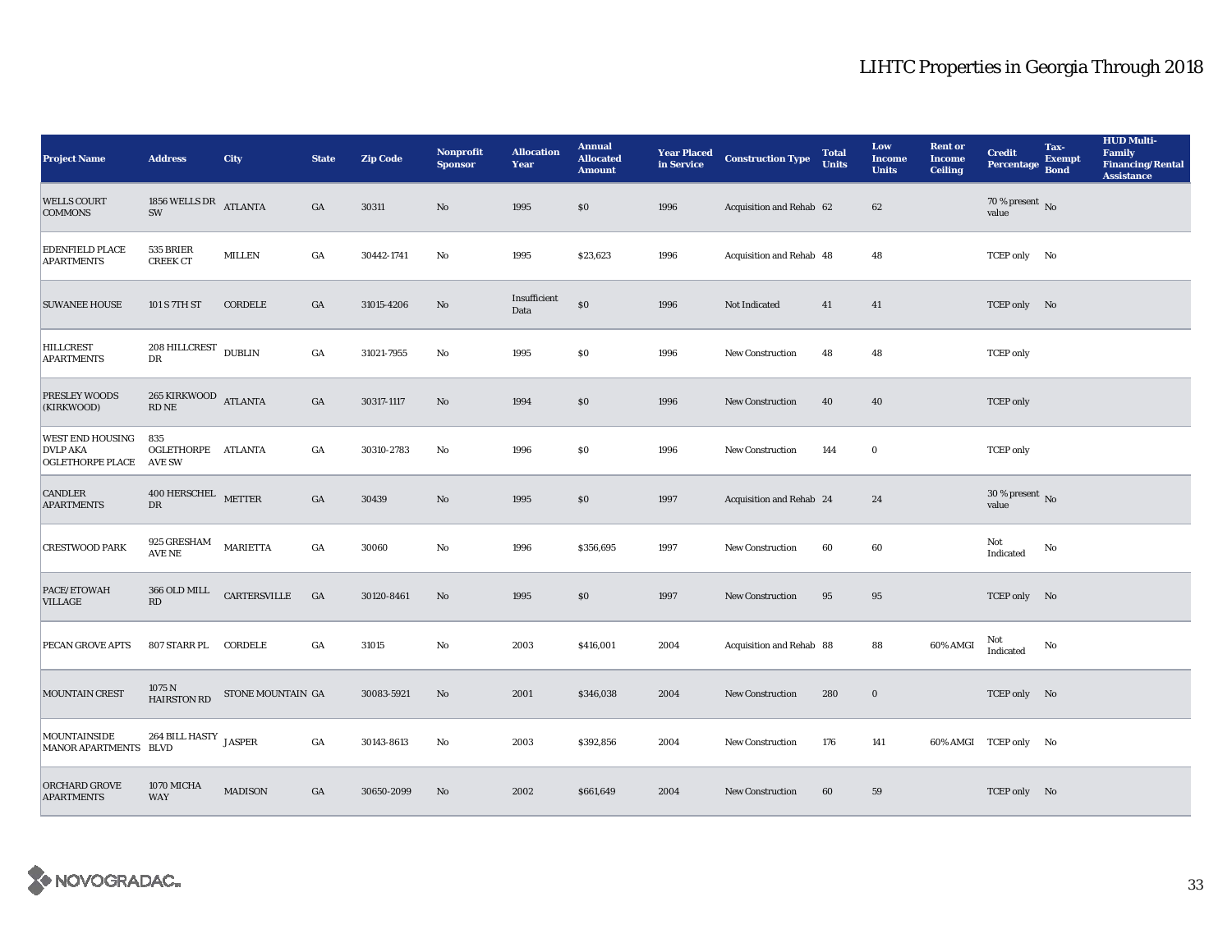# LIHTC Properties in Georgia Through 2018

| Project Name | Address | City | State | Zip Code | Nonprofit Sponsor | Allocation Year | Annual Allocated Amount | Year Placed in Service | Construction Type | Total Units | Low Income Units | Rent or Income Ceiling | Credit Percentage | Tax-Exempt Bond | HUD Multi-Family Financing/Rental Assistance |
|---|---|---|---|---|---|---|---|---|---|---|---|---|---|---|---|
| WELLS COURT COMMONS | 1856 WELLS DR SW | ATLANTA | GA | 30311 | No | 1995 | $0 | 1996 | Acquisition and Rehab | 62 | 62 | | 70 % present value | No | |
| EDENFIELD PLACE APARTMENTS | 535 BRIER CREEK CT | MILLEN | GA | 30442-1741 | No | 1995 | $23,623 | 1996 | Acquisition and Rehab | 48 | 48 | | TCEP only | No | |
| SUWANEE HOUSE | 101 S 7TH ST | CORDELE | GA | 31015-4206 | No | Insufficient Data | $0 | 1996 | Not Indicated | 41 | 41 | | TCEP only | No | |
| HILLCREST APARTMENTS | 208 HILLCREST DR | DUBLIN | GA | 31021-7955 | No | 1995 | $0 | 1996 | New Construction | 48 | 48 | | TCEP only | | |
| PRESLEY WOODS (KIRKWOOD) | 265 KIRKWOOD RD NE | ATLANTA | GA | 30317-1117 | No | 1994 | $0 | 1996 | New Construction | 40 | 40 | | TCEP only | | |
| WEST END HOUSING DVLP AKA OGLETHORPE PLACE | 835 OGLETHORPE AVE SW | ATLANTA | GA | 30310-2783 | No | 1996 | $0 | 1996 | New Construction | 144 | 0 | | TCEP only | | |
| CANDLER APARTMENTS | 400 HERSCHEL DR | METTER | GA | 30439 | No | 1995 | $0 | 1997 | Acquisition and Rehab | 24 | 24 | | 30 % present value | No | |
| CRESTWOOD PARK | 925 GRESHAM AVE NE | MARIETTA | GA | 30060 | No | 1996 | $356,695 | 1997 | New Construction | 60 | 60 | | Not Indicated | No | |
| PACE/ETOWAH VILLAGE | 366 OLD MILL RD | CARTERSVILLE | GA | 30120-8461 | No | 1995 | $0 | 1997 | New Construction | 95 | 95 | | TCEP only | No | |
| PECAN GROVE APTS | 807 STARR PL | CORDELE | GA | 31015 | No | 2003 | $416,001 | 2004 | Acquisition and Rehab | 88 | 88 | 60% AMGI | Not Indicated | No | |
| MOUNTAIN CREST | 1075 N HAIRSTON RD | STONE MOUNTAIN | GA | 30083-5921 | No | 2001 | $346,038 | 2004 | New Construction | 280 | 0 | | TCEP only | No | |
| MOUNTAINSIDE MANOR APARTMENTS | 264 BILL HASTY BLVD | JASPER | GA | 30143-8613 | No | 2003 | $392,856 | 2004 | New Construction | 176 | 141 | 60% AMGI | TCEP only | No | |
| ORCHARD GROVE APARTMENTS | 1070 MICHA WAY | MADISON | GA | 30650-2099 | No | 2002 | $661,649 | 2004 | New Construction | 60 | 59 | | TCEP only | No | |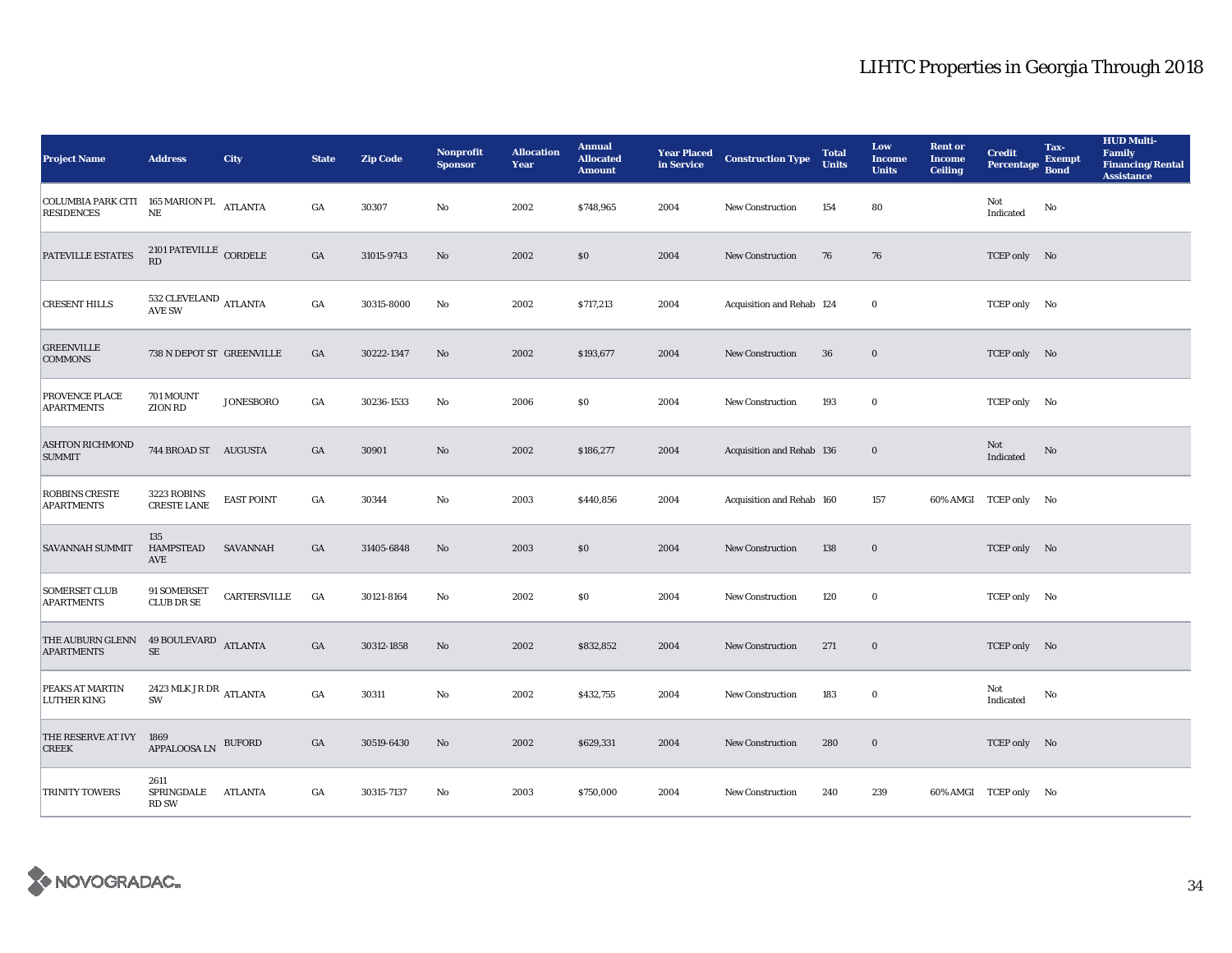# LIHTC Properties in Georgia Through 2018

| Project Name | Address | City | State | Zip Code | Nonprofit Sponsor | Allocation Year | Annual Allocated Amount | Year Placed in Service | Construction Type | Total Units | Low Income Units | Rent or Income Ceiling | Credit Percentage | Tax-Exempt Bond | HUD Multi-Family Financing/Rental Assistance |
|---|---|---|---|---|---|---|---|---|---|---|---|---|---|---|---|
| COLUMBIA PARK CITI RESIDENCES | 165 MARION PL NE | ATLANTA | GA | 30307 | No | 2002 | $748,965 | 2004 | New Construction | 154 | 80 | | Not Indicated | No | |
| PATEVILLE ESTATES | 2101 PATEVILLE RD | CORDELE | GA | 31015-9743 | No | 2002 | $0 | 2004 | New Construction | 76 | 76 | | TCEP only | No | |
| CRESENT HILLS | 532 CLEVELAND AVE SW | ATLANTA | GA | 30315-8000 | No | 2002 | $717,213 | 2004 | Acquisition and Rehab | 124 | 0 | | TCEP only | No | |
| GREENVILLE COMMONS | 738 N DEPOT ST | GREENVILLE | GA | 30222-1347 | No | 2002 | $193,677 | 2004 | New Construction | 36 | 0 | | TCEP only | No | |
| PROVENCE PLACE APARTMENTS | 701 MOUNT ZION RD | JONESBORO | GA | 30236-1533 | No | 2006 | $0 | 2004 | New Construction | 193 | 0 | | TCEP only | No | |
| ASHTON RICHMOND SUMMIT | 744 BROAD ST | AUGUSTA | GA | 30901 | No | 2002 | $186,277 | 2004 | Acquisition and Rehab | 136 | 0 | | Not Indicated | No | |
| ROBBINS CRESTE APARTMENTS | 3223 ROBINS CRESTE LANE | EAST POINT | GA | 30344 | No | 2003 | $440,856 | 2004 | Acquisition and Rehab | 160 | 157 | 60% AMGI | TCEP only | No | |
| SAVANNAH SUMMIT | 135 HAMPSTEAD AVE | SAVANNAH | GA | 31405-6848 | No | 2003 | $0 | 2004 | New Construction | 138 | 0 | | TCEP only | No | |
| SOMERSET CLUB APARTMENTS | 91 SOMERSET CLUB DR SE | CARTERSVILLE | GA | 30121-8164 | No | 2002 | $0 | 2004 | New Construction | 120 | 0 | | TCEP only | No | |
| THE AUBURN GLENN APARTMENTS | 49 BOULEVARD SE | ATLANTA | GA | 30312-1858 | No | 2002 | $832,852 | 2004 | New Construction | 271 | 0 | | TCEP only | No | |
| PEAKS AT MARTIN LUTHER KING | 2423 MLK JR DR SW | ATLANTA | GA | 30311 | No | 2002 | $432,755 | 2004 | New Construction | 183 | 0 | | Not Indicated | No | |
| THE RESERVE AT IVY CREEK | 1869 APPALOOSA LN | BUFORD | GA | 30519-6430 | No | 2002 | $629,331 | 2004 | New Construction | 280 | 0 | | TCEP only | No | |
| TRINITY TOWERS | 2611 SPRINGDALE RD SW | ATLANTA | GA | 30315-7137 | No | 2003 | $750,000 | 2004 | New Construction | 240 | 239 | 60% AMGI | TCEP only | No | |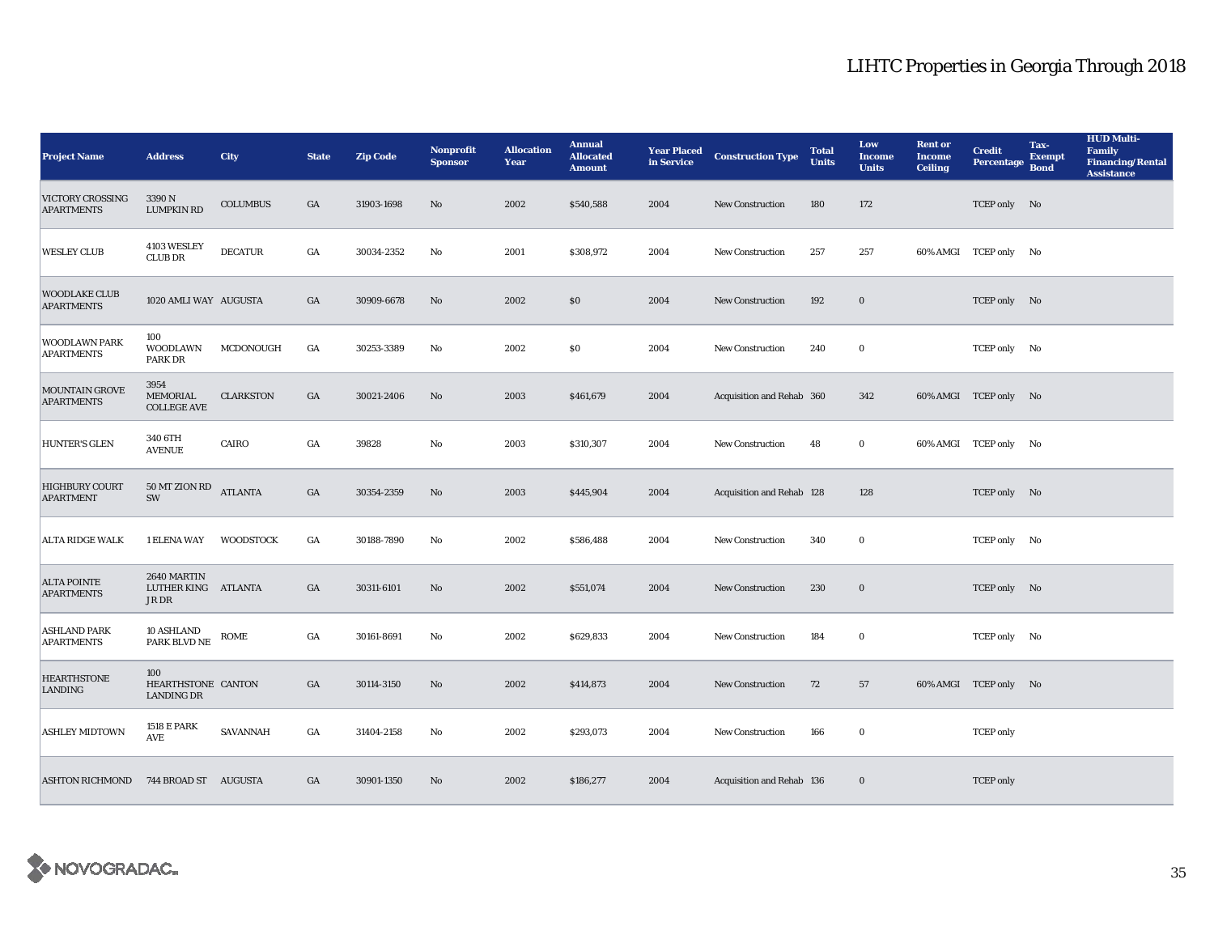# LIHTC Properties in Georgia Through 2018

| Project Name | Address | City | State | Zip Code | Nonprofit Sponsor | Allocation Year | Annual Allocated Amount | Year Placed in Service | Construction Type | Total Units | Low Income Units | Rent or Income Ceiling | Credit Percentage | Tax-Exempt Bond | HUD Multi-Family Financing/Rental Assistance |
|---|---|---|---|---|---|---|---|---|---|---|---|---|---|---|---|
| VICTORY CROSSING APARTMENTS | 3390 N LUMPKIN RD | COLUMBUS | GA | 31903-1698 | No | 2002 | $540,588 | 2004 | New Construction | 180 | 172 | | TCEP only | No | |
| WESLEY CLUB | 4103 WESLEY CLUB DR | DECATUR | GA | 30034-2352 | No | 2001 | $308,972 | 2004 | New Construction | 257 | 257 | 60% AMGI | TCEP only | No | |
| WOODLAKE CLUB APARTMENTS | 1020 AMLI WAY | AUGUSTA | GA | 30909-6678 | No | 2002 | $0 | 2004 | New Construction | 192 | 0 | | TCEP only | No | |
| WOODLAWN PARK APARTMENTS | 100 WOODLAWN PARK DR | MCDONOUGH | GA | 30253-3389 | No | 2002 | $0 | 2004 | New Construction | 240 | 0 | | TCEP only | No | |
| MOUNTAIN GROVE APARTMENTS | 3954 MEMORIAL COLLEGE AVE | CLARKSTON | GA | 30021-2406 | No | 2003 | $461,679 | 2004 | Acquisition and Rehab | 360 | 342 | 60% AMGI | TCEP only | No | |
| HUNTER'S GLEN | 340 6TH AVENUE | CAIRO | GA | 39828 | No | 2003 | $310,307 | 2004 | New Construction | 48 | 0 | 60% AMGI | TCEP only | No | |
| HIGHBURY COURT APARTMENT | 50 MT ZION RD SW | ATLANTA | GA | 30354-2359 | No | 2003 | $445,904 | 2004 | Acquisition and Rehab | 128 | 128 | | TCEP only | No | |
| ALTA RIDGE WALK | 1 ELENA WAY | WOODSTOCK | GA | 30188-7890 | No | 2002 | $586,488 | 2004 | New Construction | 340 | 0 | | TCEP only | No | |
| ALTA POINTE APARTMENTS | 2640 MARTIN LUTHER KING JR DR | ATLANTA | GA | 30311-6101 | No | 2002 | $551,074 | 2004 | New Construction | 230 | 0 | | TCEP only | No | |
| ASHLAND PARK APARTMENTS | 10 ASHLAND PARK BLVD NE | ROME | GA | 30161-8691 | No | 2002 | $629,833 | 2004 | New Construction | 184 | 0 | | TCEP only | No | |
| HEARTHSTONE LANDING | 100 HEARTHSTONE LANDING DR | CANTON | GA | 30114-3150 | No | 2002 | $414,873 | 2004 | New Construction | 72 | 57 | 60% AMGI | TCEP only | No | |
| ASHLEY MIDTOWN | 1518 E PARK AVE | SAVANNAH | GA | 31404-2158 | No | 2002 | $293,073 | 2004 | New Construction | 166 | 0 | | TCEP only | | |
| ASHTON RICHMOND | 744 BROAD ST | AUGUSTA | GA | 30901-1350 | No | 2002 | $186,277 | 2004 | Acquisition and Rehab | 136 | 0 | | TCEP only | | |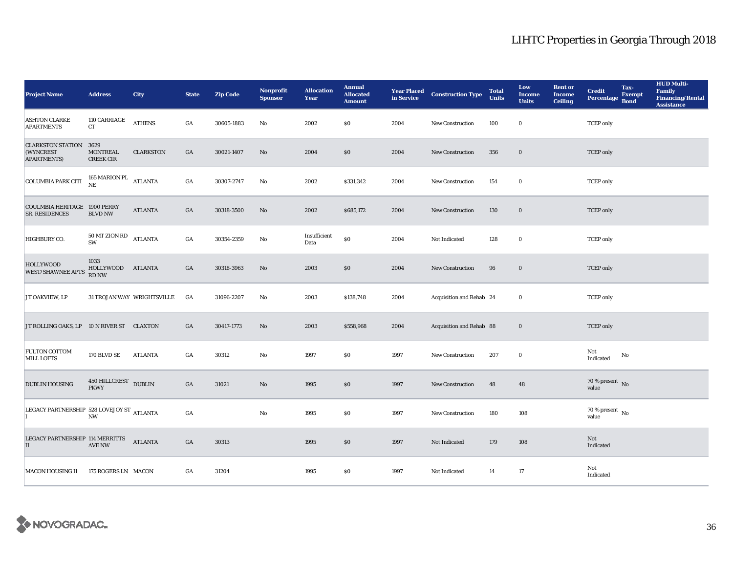# LIHTC Properties in Georgia Through 2018

| Project Name | Address | City | State | Zip Code | Nonprofit Sponsor | Allocation Year | Annual Allocated Amount | Year Placed in Service | Construction Type | Total Units | Low Income Units | Rent or Income Ceiling | Credit Percentage | Tax-Exempt Bond | HUD Multi-Family Financing/Rental Assistance |
|---|---|---|---|---|---|---|---|---|---|---|---|---|---|---|---|
| ASHTON CLARKE APARTMENTS | 110 CARRIAGE CT | ATHENS | GA | 30605-1883 | No | 2002 | $0 | 2004 | New Construction | 100 | 0 | | TCEP only | | |
| CLARKSTON STATION (WYNCREST APARTMENTS) | 3629 MONTREAL CREEK CIR | CLARKSTON | GA | 30021-1407 | No | 2004 | $0 | 2004 | New Construction | 356 | 0 | | TCEP only | | |
| COLUMBIA PARK CITI | 165 MARION PL NE | ATLANTA | GA | 30307-2747 | No | 2002 | $331,342 | 2004 | New Construction | 154 | 0 | | TCEP only | | |
| COULMBIA HERITAGE SR. RESIDENCES | 1900 PERRY BLVD NW | ATLANTA | GA | 30318-3500 | No | 2002 | $685,172 | 2004 | New Construction | 130 | 0 | | TCEP only | | |
| HIGHBURY CO. | 50 MT ZION RD SW | ATLANTA | GA | 30354-2359 | No | Insufficient Data | $0 | 2004 | Not Indicated | 128 | 0 | | TCEP only | | |
| HOLLYWOOD WEST/SHAWNEE APTS | 1033 HOLLYWOOD RD NW | ATLANTA | GA | 30318-3963 | No | 2003 | $0 | 2004 | New Construction | 96 | 0 | | TCEP only | | |
| J T OAKVIEW, LP | 31 TROJAN WAY | WRIGHTSVILLE | GA | 31096-2207 | No | 2003 | $138,748 | 2004 | Acquisition and Rehab | 24 | 0 | | TCEP only | | |
| J T ROLLING OAKS, LP | 10 N RIVER ST | CLAXTON | GA | 30417-1773 | No | 2003 | $558,968 | 2004 | Acquisition and Rehab | 88 | 0 | | TCEP only | | |
| FULTON COTTOM MILL LOFTS | 170 BLVD SE | ATLANTA | GA | 30312 | No | 1997 | $0 | 1997 | New Construction | 207 | 0 | | Not Indicated | No | |
| DUBLIN HOUSING | 450 HILLCREST PKWY | DUBLIN | GA | 31021 | No | 1995 | $0 | 1997 | New Construction | 48 | 48 | | 70 % present value | No | |
| LEGACY PARTNERSHIP I | 528 LOVEJOY ST NW | ATLANTA | GA | | No | 1995 | $0 | 1997 | New Construction | 180 | 108 | | 70 % present value | No | |
| LEGACY PARTNERSHIP II | 114 MERRITTS AVE NW | ATLANTA | GA | 30313 | | 1995 | $0 | 1997 | Not Indicated | 179 | 108 | | Not Indicated | | |
| MACON HOUSING II | 175 ROGERS LN | MACON | GA | 31204 | | 1995 | $0 | 1997 | Not Indicated | 14 | 17 | | Not Indicated | | |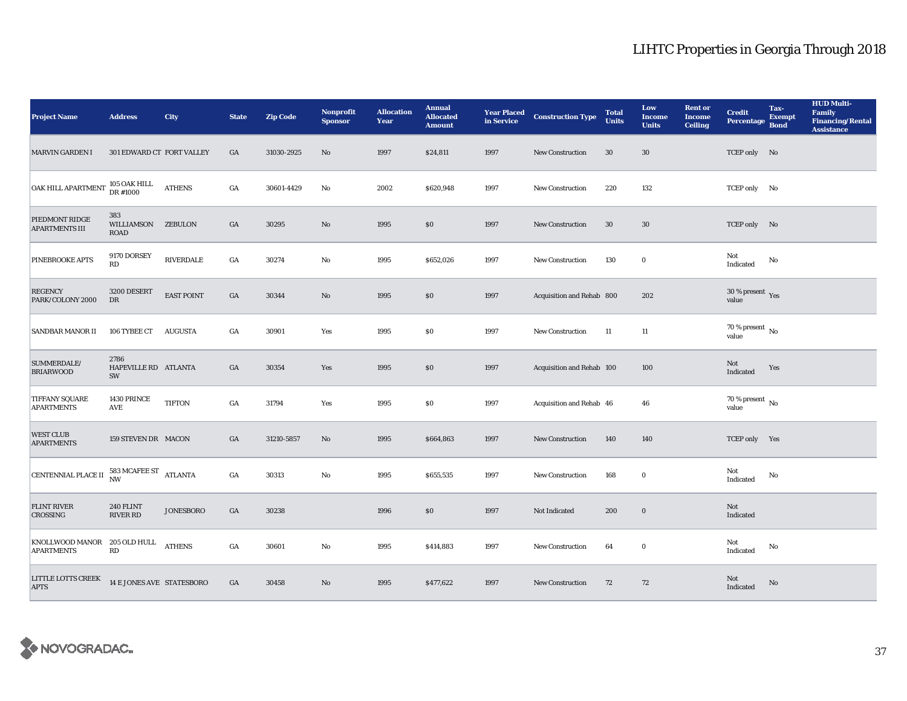# LIHTC Properties in Georgia Through 2018

| Project Name | Address | City | State | Zip Code | Nonprofit Sponsor | Allocation Year | Annual Allocated Amount | Year Placed in Service | Construction Type | Total Units | Low Income Units | Rent or Income Ceiling | Credit Percentage | Tax-Exempt Bond | HUD Multi-Family Financing/Rental Assistance |
|---|---|---|---|---|---|---|---|---|---|---|---|---|---|---|---|
| MARVIN GARDEN I | 301 EDWARD CT | FORT VALLEY | GA | 31030-2925 | No | 1997 | $24,811 | 1997 | New Construction | 30 | 30 | | TCEP only | No | |
| OAK HILL APARTMENT | 105 OAK HILL DR #1000 | ATHENS | GA | 30601-4429 | No | 2002 | $620,948 | 1997 | New Construction | 220 | 132 | | TCEP only | No | |
| PIEDMONT RIDGE APARTMENTS III | 383 WILLIAMSON ROAD | ZEBULON | GA | 30295 | No | 1995 | $0 | 1997 | New Construction | 30 | 30 | | TCEP only | No | |
| PINEBROOKE APTS | 9170 DORSEY RD | RIVERDALE | GA | 30274 | No | 1995 | $652,026 | 1997 | New Construction | 130 | 0 | | Not Indicated | No | |
| REGENCY PARK/COLONY 2000 | 3200 DESERT DR | EAST POINT | GA | 30344 | No | 1995 | $0 | 1997 | Acquisition and Rehab | 800 | 202 | | 30 % present value | Yes | |
| SANDBAR MANOR II | 106 TYBEE CT | AUGUSTA | GA | 30901 | Yes | 1995 | $0 | 1997 | New Construction | 11 | 11 | | 70 % present value | No | |
| SUMMERDALE/ BRIARWOOD | 2786 HAPEVILLE RD SW | ATLANTA | GA | 30354 | Yes | 1995 | $0 | 1997 | Acquisition and Rehab | 100 | 100 | | Not Indicated | Yes | |
| TIFFANY SQUARE APARTMENTS | 1430 PRINCE AVE | TIFTON | GA | 31794 | Yes | 1995 | $0 | 1997 | Acquisition and Rehab | 46 | 46 | | 70 % present value | No | |
| WEST CLUB APARTMENTS | 159 STEVEN DR | MACON | GA | 31210-5857 | No | 1995 | $664,863 | 1997 | New Construction | 140 | 140 | | TCEP only | Yes | |
| CENTENNIAL PLACE II | 583 MCAFEE ST NW | ATLANTA | GA | 30313 | No | 1995 | $655,535 | 1997 | New Construction | 168 | 0 | | Not Indicated | No | |
| FLINT RIVER CROSSING | 240 FLINT RIVER RD | JONESBORO | GA | 30238 | | 1996 | $0 | 1997 | Not Indicated | 200 | 0 | | Not Indicated | | |
| KNOLLWOOD MANOR APARTMENTS | 205 OLD HULL RD | ATHENS | GA | 30601 | No | 1995 | $414,883 | 1997 | New Construction | 64 | 0 | | Not Indicated | No | |
| LITTLE LOTTS CREEK APTS | 14 E JONES AVE | STATESBORO | GA | 30458 | No | 1995 | $477,622 | 1997 | New Construction | 72 | 72 | | Not Indicated | No | |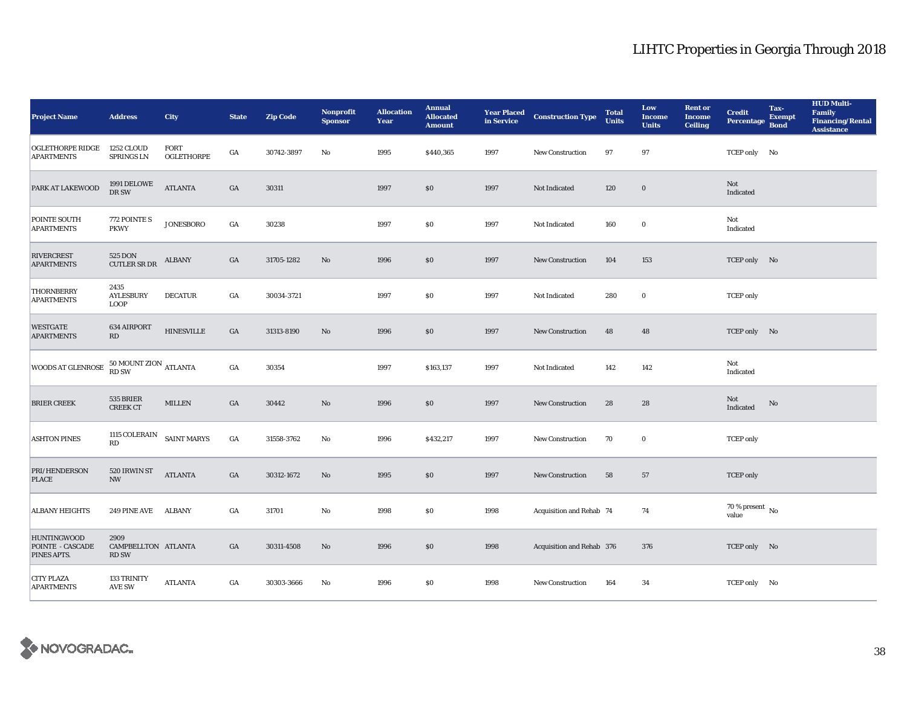# LIHTC Properties in Georgia Through 2018

| Project Name | Address | City | State | Zip Code | Nonprofit Sponsor | Allocation Year | Annual Allocated Amount | Year Placed in Service | Construction Type | Total Units | Low Income Units | Rent or Income Ceiling | Credit Percentage | Tax-Exempt Bond | HUD Multi-Family Financing/Rental Assistance |
|---|---|---|---|---|---|---|---|---|---|---|---|---|---|---|---|
| OGLETHORPE RIDGE APARTMENTS | 1252 CLOUD SPRINGS LN | FORT OGLETHORPE | GA | 30742-3897 | No | 1995 | $440,365 | 1997 | New Construction | 97 | 97 | | TCEP only | No | |
| PARK AT LAKEWOOD | 1991 DELOWE DR SW | ATLANTA | GA | 30311 | | 1997 | $0 | 1997 | Not Indicated | 120 | 0 | | Not Indicated | | |
| POINTE SOUTH APARTMENTS | 772 POINTE S PKWY | JONESBORO | GA | 30238 | | 1997 | $0 | 1997 | Not Indicated | 160 | 0 | | Not Indicated | | |
| RIVERCREST APARTMENTS | 525 DON CUTLER SR DR | ALBANY | GA | 31705-1282 | No | 1996 | $0 | 1997 | New Construction | 104 | 153 | | TCEP only | No | |
| THORNBERRY APARTMENTS | 2435 AYLESBURY LOOP | DECATUR | GA | 30034-3721 | | 1997 | $0 | 1997 | Not Indicated | 280 | 0 | | TCEP only | | |
| WESTGATE APARTMENTS | 634 AIRPORT RD | HINESVILLE | GA | 31313-8190 | No | 1996 | $0 | 1997 | New Construction | 48 | 48 | | TCEP only | No | |
| WOODS AT GLENROSE | 50 MOUNT ZION RD SW | ATLANTA | GA | 30354 | | 1997 | $163,137 | 1997 | Not Indicated | 142 | 142 | | Not Indicated | | |
| BRIER CREEK | 535 BRIER CREEK CT | MILLEN | GA | 30442 | No | 1996 | $0 | 1997 | New Construction | 28 | 28 | | Not Indicated | No | |
| ASHTON PINES | 1115 COLERAIN RD | SAINT MARYS | GA | 31558-3762 | No | 1996 | $432,217 | 1997 | New Construction | 70 | 0 | | TCEP only | | |
| PRI/HENDERSON PLACE | 520 IRWIN ST NW | ATLANTA | GA | 30312-1672 | No | 1995 | $0 | 1997 | New Construction | 58 | 57 | | TCEP only | | |
| ALBANY HEIGHTS | 249 PINE AVE | ALBANY | GA | 31701 | No | 1998 | $0 | 1998 | Acquisition and Rehab | 74 | 74 | | 70 % present value | No | |
| HUNTINGWOOD POINTE - CASCADE PINES APTS. | 2909 CAMPBELLTON RD SW | ATLANTA | GA | 30311-4508 | No | 1996 | $0 | 1998 | Acquisition and Rehab | 376 | 376 | | TCEP only | No | |
| CITY PLAZA APARTMENTS | 133 TRINITY AVE SW | ATLANTA | GA | 30303-3666 | No | 1996 | $0 | 1998 | New Construction | 164 | 34 | | TCEP only | No | |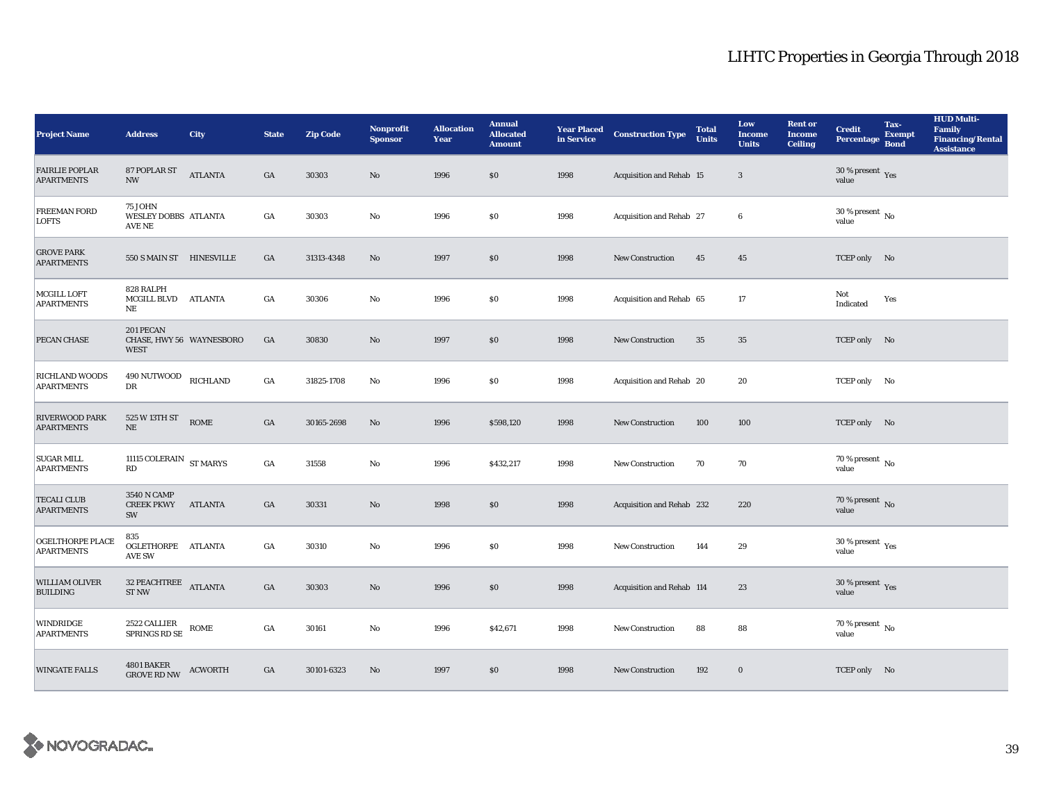# LIHTC Properties in Georgia Through 2018

| Project Name | Address | City | State | Zip Code | Nonprofit Sponsor | Allocation Year | Annual Allocated Amount | Year Placed in Service | Construction Type | Total Units | Low Income Units | Rent or Income Ceiling | Credit Percentage | Tax-Exempt Bond | HUD Multi-Family Financing/Rental Assistance |
|---|---|---|---|---|---|---|---|---|---|---|---|---|---|---|---|
| FAIRLIE POPLAR APARTMENTS | 87 POPLAR ST NW | ATLANTA | GA | 30303 | No | 1996 | $0 | 1998 | Acquisition and Rehab | 15 | 3 | | 30 % present value | Yes | |
| FREEMAN FORD LOFTS | 75 JOHN WESLEY DOBBS AVE NE | ATLANTA | GA | 30303 | No | 1996 | $0 | 1998 | Acquisition and Rehab | 27 | 6 | | 30 % present value | No | |
| GROVE PARK APARTMENTS | 550 S MAIN ST | HINESVILLE | GA | 31313-4348 | No | 1997 | $0 | 1998 | New Construction | 45 | 45 | | TCEP only | No | |
| MCGILL LOFT APARTMENTS | 828 RALPH MCGILL BLVD NE | ATLANTA | GA | 30306 | No | 1996 | $0 | 1998 | Acquisition and Rehab | 65 | 17 | | Not Indicated | Yes | |
| PECAN CHASE | 201 PECAN CHASE, HWY 56 WEST | WAYNESBORO | GA | 30830 | No | 1997 | $0 | 1998 | New Construction | 35 | 35 | | TCEP only | No | |
| RICHLAND WOODS APARTMENTS | 490 NUTWOOD DR | RICHLAND | GA | 31825-1708 | No | 1996 | $0 | 1998 | Acquisition and Rehab | 20 | 20 | | TCEP only | No | |
| RIVERWOOD PARK APARTMENTS | 525 W 13TH ST NE | ROME | GA | 30165-2698 | No | 1996 | $598,120 | 1998 | New Construction | 100 | 100 | | TCEP only | No | |
| SUGAR MILL APARTMENTS | 11115 COLERAIN RD | ST MARYS | GA | 31558 | No | 1996 | $432,217 | 1998 | New Construction | 70 | 70 | | 70 % present value | No | |
| TECALI CLUB APARTMENTS | 3540 N CAMP CREEK PKWY SW | ATLANTA | GA | 30331 | No | 1998 | $0 | 1998 | Acquisition and Rehab | 232 | 220 | | 70 % present value | No | |
| OGELTHORPE PLACE APARTMENTS | 835 OGLETHORPE AVE SW | ATLANTA | GA | 30310 | No | 1996 | $0 | 1998 | New Construction | 144 | 29 | | 30 % present value | Yes | |
| WILLIAM OLIVER BUILDING | 32 PEACHTREE ST NW | ATLANTA | GA | 30303 | No | 1996 | $0 | 1998 | Acquisition and Rehab | 114 | 23 | | 30 % present value | Yes | |
| WINDRIDGE APARTMENTS | 2522 CALLIER SPRINGS RD SE | ROME | GA | 30161 | No | 1996 | $42,671 | 1998 | New Construction | 88 | 88 | | 70 % present value | No | |
| WINGATE FALLS | 4801 BAKER GROVE RD NW | ACWORTH | GA | 30101-6323 | No | 1997 | $0 | 1998 | New Construction | 192 | 0 | | TCEP only | No | |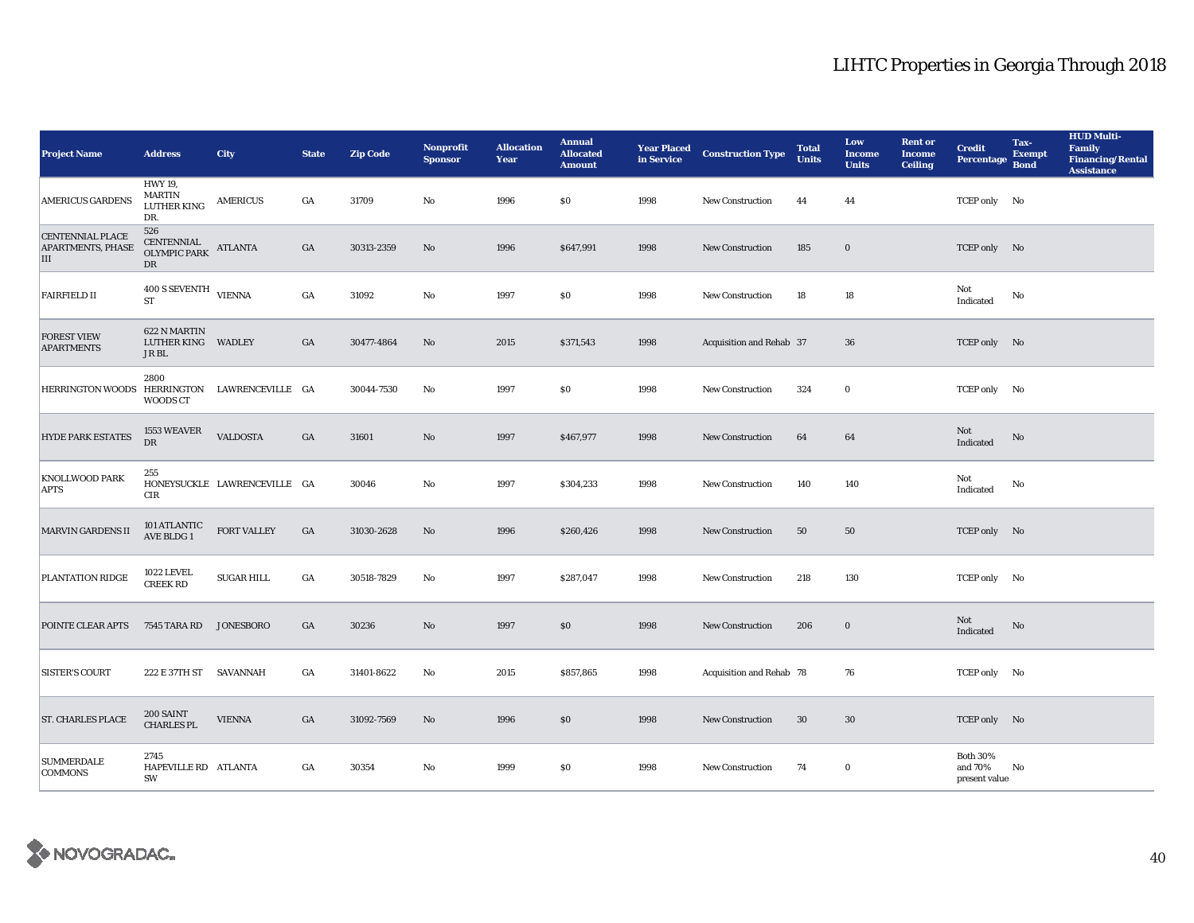# LIHTC Properties in Georgia Through 2018

| Project Name | Address | City | State | Zip Code | Nonprofit Sponsor | Allocation Year | Annual Allocated Amount | Year Placed in Service | Construction Type | Total Units | Low Income Units | Rent or Income Ceiling | Credit Percentage | Tax-Exempt Bond | HUD Multi-Family Financing/Rental Assistance |
|---|---|---|---|---|---|---|---|---|---|---|---|---|---|---|---|
| AMERICUS GARDENS | HWY 19, MARTIN LUTHER KING DR. | AMERICUS | GA | 31709 | No | 1996 | $0 | 1998 | New Construction | 44 | 44 | | TCEP only | No | |
| CENTENNIAL PLACE APARTMENTS, PHASE III | 526 CENTENNIAL OLYMPIC PARK DR | ATLANTA | GA | 30313-2359 | No | 1996 | $647,991 | 1998 | New Construction | 185 | 0 | | TCEP only | No | |
| FAIRFIELD II | 400 S SEVENTH ST | VIENNA | GA | 31092 | No | 1997 | $0 | 1998 | New Construction | 18 | 18 | | Not Indicated | No | |
| FOREST VIEW APARTMENTS | 622 N MARTIN LUTHER KING JR BL | WADLEY | GA | 30477-4864 | No | 2015 | $371,543 | 1998 | Acquisition and Rehab | 37 | 36 | | TCEP only | No | |
| HERRINGTON WOODS | 2800 HERRINGTON WOODS CT | LAWRENCEVILLE | GA | 30044-7530 | No | 1997 | $0 | 1998 | New Construction | 324 | 0 | | TCEP only | No | |
| HYDE PARK ESTATES | 1553 WEAVER DR | VALDOSTA | GA | 31601 | No | 1997 | $467,977 | 1998 | New Construction | 64 | 64 | | Not Indicated | No | |
| KNOLLWOOD PARK APTS | 255 HONEYSUCKLE CIR | LAWRENCEVILLE | GA | 30046 | No | 1997 | $304,233 | 1998 | New Construction | 140 | 140 | | Not Indicated | No | |
| MARVIN GARDENS II | 101 ATLANTIC AVE BLDG 1 | FORT VALLEY | GA | 31030-2628 | No | 1996 | $260,426 | 1998 | New Construction | 50 | 50 | | TCEP only | No | |
| PLANTATION RIDGE | 1022 LEVEL CREEK RD | SUGAR HILL | GA | 30518-7829 | No | 1997 | $287,047 | 1998 | New Construction | 218 | 130 | | TCEP only | No | |
| POINTE CLEAR APTS | 7545 TARA RD | JONESBORO | GA | 30236 | No | 1997 | $0 | 1998 | New Construction | 206 | 0 | | Not Indicated | No | |
| SISTER'S COURT | 222 E 37TH ST | SAVANNAH | GA | 31401-8622 | No | 2015 | $857,865 | 1998 | Acquisition and Rehab | 78 | 76 | | TCEP only | No | |
| ST. CHARLES PLACE | 200 SAINT CHARLES PL | VIENNA | GA | 31092-7569 | No | 1996 | $0 | 1998 | New Construction | 30 | 30 | | TCEP only | No | |
| SUMMERDALE COMMONS | 2745 HAPEVILLE RD SW | ATLANTA | GA | 30354 | No | 1999 | $0 | 1998 | New Construction | 74 | 0 | | Both 30% and 70% present value | No | |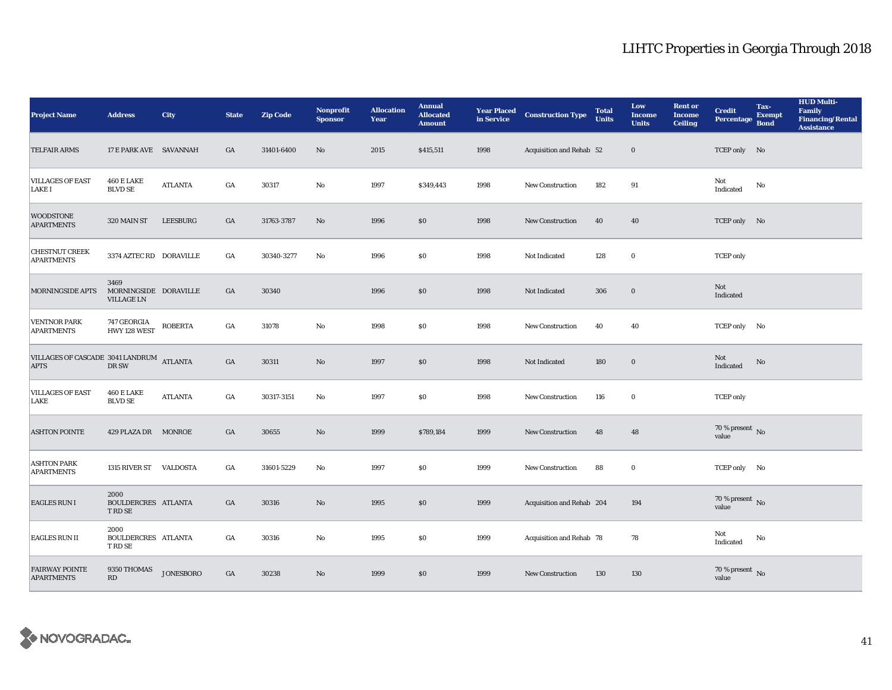# LIHTC Properties in Georgia Through 2018

| Project Name | Address | City | State | Zip Code | Nonprofit Sponsor | Allocation Year | Annual Allocated Amount | Year Placed in Service | Construction Type | Total Units | Low Income Units | Rent or Income Ceiling | Credit Percentage | Tax-Exempt Bond | HUD Multi-Family Financing/Rental Assistance |
|---|---|---|---|---|---|---|---|---|---|---|---|---|---|---|---|
| TELFAIR ARMS | 17 E PARK AVE | SAVANNAH | GA | 31401-6400 | No | 2015 | $415,511 | 1998 | Acquisition and Rehab | 52 | 0 | | TCEP only | No | |
| VILLAGES OF EAST LAKE I | 460 E LAKE BLVD SE | ATLANTA | GA | 30317 | No | 1997 | $349,443 | 1998 | New Construction | 182 | 91 | | Not Indicated | No | |
| WOODSTONE APARTMENTS | 320 MAIN ST | LEESBURG | GA | 31763-3787 | No | 1996 | $0 | 1998 | New Construction | 40 | 40 | | TCEP only | No | |
| CHESTNUT CREEK APARTMENTS | 3374 AZTEC RD | DORAVILLE | GA | 30340-3277 | No | 1996 | $0 | 1998 | Not Indicated | 128 | 0 | | TCEP only | | |
| MORNINGSIDE APTS | 3469 MORNINGSIDE VILLAGE LN | DORAVILLE | GA | 30340 | | 1996 | $0 | 1998 | Not Indicated | 306 | 0 | | Not Indicated | | |
| VENTNOR PARK APARTMENTS | 747 GEORGIA HWY 128 WEST | ROBERTA | GA | 31078 | No | 1998 | $0 | 1998 | New Construction | 40 | 40 | | TCEP only | No | |
| VILLAGES OF CASCADE APTS | 3041 LANDRUM DR SW | ATLANTA | GA | 30311 | No | 1997 | $0 | 1998 | Not Indicated | 180 | 0 | | Not Indicated | No | |
| VILLAGES OF EAST LAKE | 460 E LAKE BLVD SE | ATLANTA | GA | 30317-3151 | No | 1997 | $0 | 1998 | New Construction | 116 | 0 | | TCEP only | | |
| ASHTON POINTE | 429 PLAZA DR | MONROE | GA | 30655 | No | 1999 | $789,184 | 1999 | New Construction | 48 | 48 | | 70 % present value | No | |
| ASHTON PARK APARTMENTS | 1315 RIVER ST | VALDOSTA | GA | 31601-5229 | No | 1997 | $0 | 1999 | New Construction | 88 | 0 | | TCEP only | No | |
| EAGLES RUN I | 2000 BOULDERCREST RD SE | ATLANTA | GA | 30316 | No | 1995 | $0 | 1999 | Acquisition and Rehab | 204 | 194 | | 70 % present value | No | |
| EAGLES RUN II | 2000 BOULDERCREST RD SE | ATLANTA | GA | 30316 | No | 1995 | $0 | 1999 | Acquisition and Rehab | 78 | 78 | | Not Indicated | No | |
| FAIRWAY POINTE APARTMENTS | 9350 THOMAS RD | JONESBORO | GA | 30238 | No | 1999 | $0 | 1999 | New Construction | 130 | 130 | | 70 % present value | No | |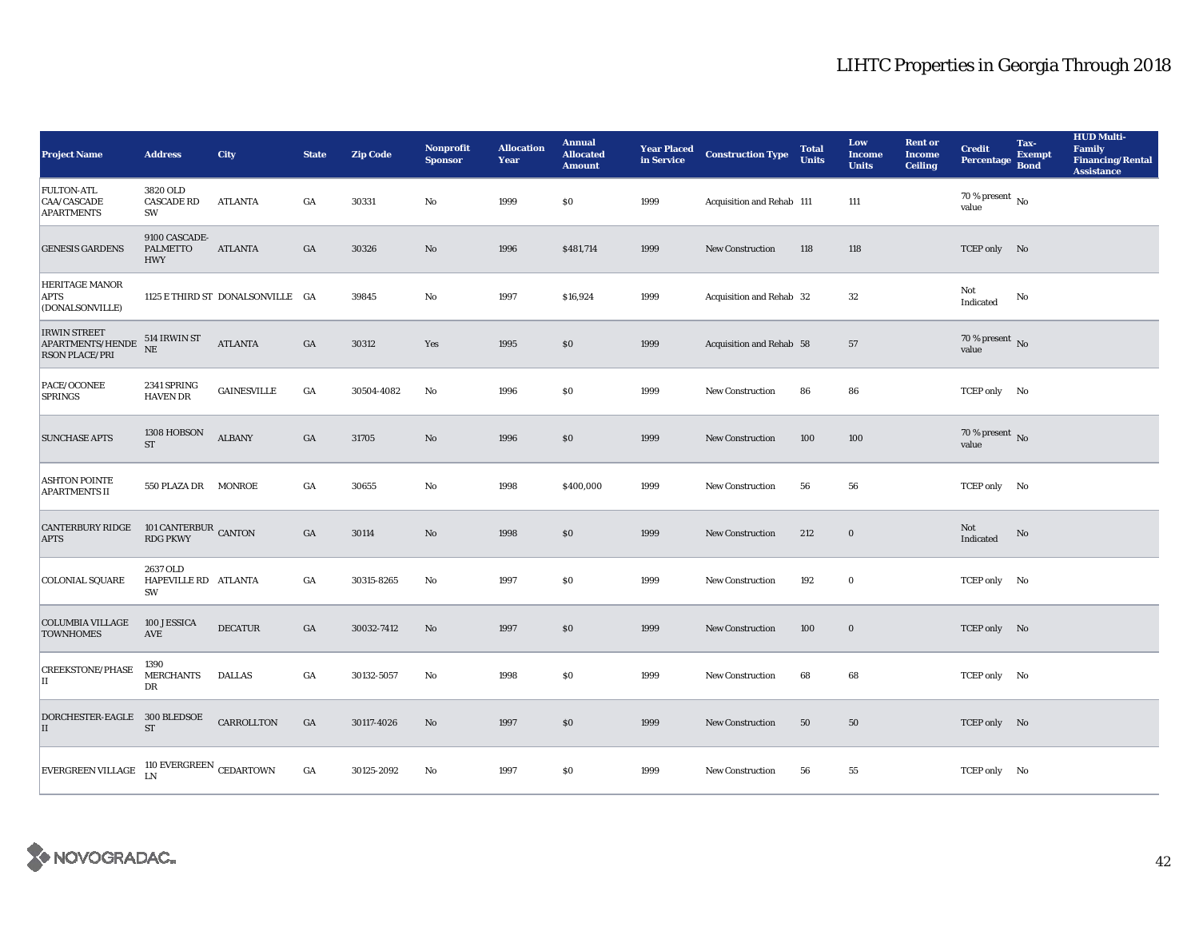# LIHTC Properties in Georgia Through 2018

| Project Name | Address | City | State | Zip Code | Nonprofit Sponsor | Allocation Year | Annual Allocated Amount | Year Placed in Service | Construction Type | Total Units | Low Income Units | Rent or Income Ceiling | Credit Percentage | Tax-Exempt Bond | HUD Multi-Family Financing/Rental Assistance |
|---|---|---|---|---|---|---|---|---|---|---|---|---|---|---|---|
| FULTON-ATL CAA/CASCADE APARTMENTS | 3820 OLD CASCADE RD SW | ATLANTA | GA | 30331 | No | 1999 | $0 | 1999 | Acquisition and Rehab | 111 | 111 | | 70 % present value | No | |
| GENESIS GARDENS | 9100 CASCADE-PALMETTO HWY | ATLANTA | GA | 30326 | No | 1996 | $481,714 | 1999 | New Construction | 118 | 118 | | TCEP only | No | |
| HERITAGE MANOR APTS (DONALSONVILLE) | 1125 E THIRD ST | DONALSONVILLE | GA | 39845 | No | 1997 | $16,924 | 1999 | Acquisition and Rehab | 32 | 32 | | Not Indicated | No | |
| IRWIN STREET APARTMENTS/HENDERSON PLACE/PRI | 514 IRWIN ST NE | ATLANTA | GA | 30312 | Yes | 1995 | $0 | 1999 | Acquisition and Rehab | 58 | 57 | | 70 % present value | No | |
| PACE/OCONEE SPRINGS | 2341 SPRING HAVEN DR | GAINESVILLE | GA | 30504-4082 | No | 1996 | $0 | 1999 | New Construction | 86 | 86 | | TCEP only | No | |
| SUNCHASE APTS | 1308 HOBSON ST | ALBANY | GA | 31705 | No | 1996 | $0 | 1999 | New Construction | 100 | 100 | | 70 % present value | No | |
| ASHTON POINTE APARTMENTS II | 550 PLAZA DR | MONROE | GA | 30655 | No | 1998 | $400,000 | 1999 | New Construction | 56 | 56 | | TCEP only | No | |
| CANTERBURY RIDGE APTS | 101 CANTERBUR RDG PKWY | CANTON | GA | 30114 | No | 1998 | $0 | 1999 | New Construction | 212 | 0 | | Not Indicated | No | |
| COLONIAL SQUARE | 2637 OLD HAPEVILLE RD SW | ATLANTA | GA | 30315-8265 | No | 1997 | $0 | 1999 | New Construction | 192 | 0 | | TCEP only | No | |
| COLUMBIA VILLAGE TOWNHOMES | 100 JESSICA AVE | DECATUR | GA | 30032-7412 | No | 1997 | $0 | 1999 | New Construction | 100 | 0 | | TCEP only | No | |
| CREEKSTONE/PHASE II | 1390 MERCHANTS DR | DALLAS | GA | 30132-5057 | No | 1998 | $0 | 1999 | New Construction | 68 | 68 | | TCEP only | No | |
| DORCHESTER-EAGLE II | 300 BLEDSOE ST | CARROLLTON | GA | 30117-4026 | No | 1997 | $0 | 1999 | New Construction | 50 | 50 | | TCEP only | No | |
| EVERGREEN VILLAGE | 110 EVERGREEN LN | CEDARTOWN | GA | 30125-2092 | No | 1997 | $0 | 1999 | New Construction | 56 | 55 | | TCEP only | No | |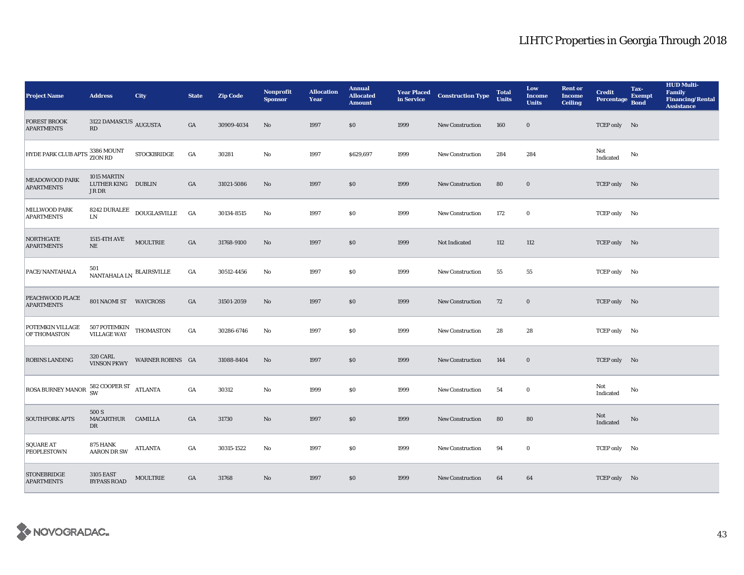# LIHTC Properties in Georgia Through 2018

| Project Name | Address | City | State | Zip Code | Nonprofit Sponsor | Allocation Year | Annual Allocated Amount | Year Placed in Service | Construction Type | Total Units | Low Income Units | Rent or Income Ceiling | Credit Percentage | Tax-Exempt Bond | HUD Multi-Family Financing/Rental Assistance |
|---|---|---|---|---|---|---|---|---|---|---|---|---|---|---|---|
| FOREST BROOK APARTMENTS | 3122 DAMASCUS RD | AUGUSTA | GA | 30909-4034 | No | 1997 | $0 | 1999 | New Construction | 160 | 0 | | TCEP only | No | |
| HYDE PARK CLUB APTS | 3386 MOUNT ZION RD | STOCKBRIDGE | GA | 30281 | No | 1997 | $629,697 | 1999 | New Construction | 284 | 284 | | Not Indicated | No | |
| MEADOWOOD PARK APARTMENTS | 1015 MARTIN LUTHER KING J R DR | DUBLIN | GA | 31021-5086 | No | 1997 | $0 | 1999 | New Construction | 80 | 0 | | TCEP only | No | |
| MILLWOOD PARK APARTMENTS | 8242 DURALEE LN | DOUGLASVILLE | GA | 30134-8515 | No | 1997 | $0 | 1999 | New Construction | 172 | 0 | | TCEP only | No | |
| NORTHGATE APARTMENTS | 1515 4TH AVE NE | MOULTRIE | GA | 31768-9100 | No | 1997 | $0 | 1999 | Not Indicated | 112 | 112 | | TCEP only | No | |
| PACE/NANTAHALA | 501 NANTAHALA LN | BLAIRSVILLE | GA | 30512-4456 | No | 1997 | $0 | 1999 | New Construction | 55 | 55 | | TCEP only | No | |
| PEACHWOOD PLACE APARTMENTS | 801 NAOMI ST | WAYCROSS | GA | 31501-2059 | No | 1997 | $0 | 1999 | New Construction | 72 | 0 | | TCEP only | No | |
| POTEMKIN VILLAGE OF THOMASTON | 507 POTEMKIN VILLAGE WAY | THOMASTON | GA | 30286-6746 | No | 1997 | $0 | 1999 | New Construction | 28 | 28 | | TCEP only | No | |
| ROBINS LANDING | 320 CARL VINSON PKWY | WARNER ROBINS | GA | 31088-8404 | No | 1997 | $0 | 1999 | New Construction | 144 | 0 | | TCEP only | No | |
| ROSA BURNEY MANOR | 582 COOPER ST SW | ATLANTA | GA | 30312 | No | 1999 | $0 | 1999 | New Construction | 54 | 0 | | Not Indicated | No | |
| SOUTHFORK APTS | 500 S MACARTHUR DR | CAMILLA | GA | 31730 | No | 1997 | $0 | 1999 | New Construction | 80 | 80 | | Not Indicated | No | |
| SQUARE AT PEOPLESTOWN | 875 HANK AARON DR SW | ATLANTA | GA | 30315-1522 | No | 1997 | $0 | 1999 | New Construction | 94 | 0 | | TCEP only | No | |
| STONEBRIDGE APARTMENTS | 3105 EAST BYPASS ROAD | MOULTRIE | GA | 31768 | No | 1997 | $0 | 1999 | New Construction | 64 | 64 | | TCEP only | No | |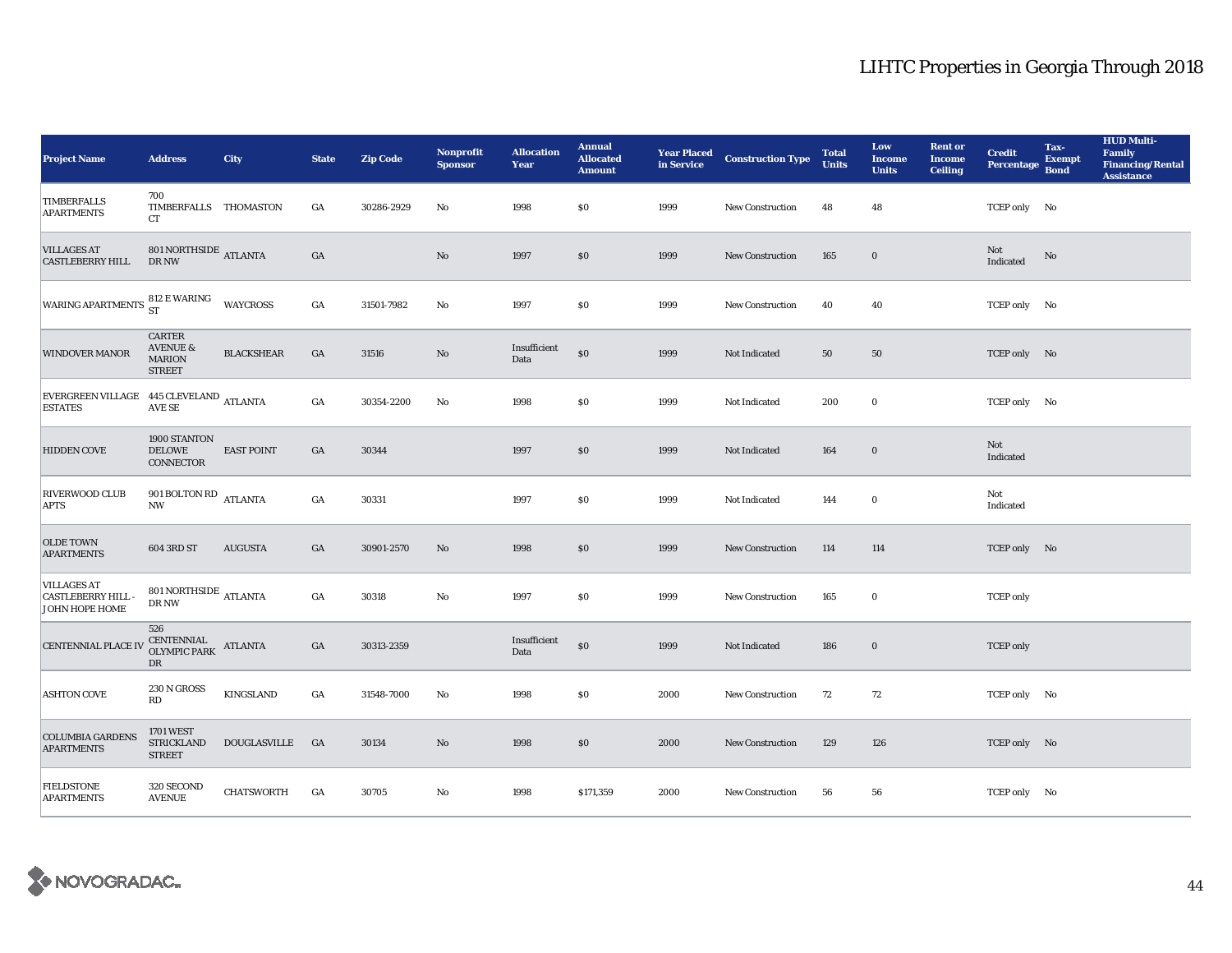# LIHTC Properties in Georgia Through 2018

| Project Name | Address | City | State | Zip Code | Nonprofit Sponsor | Allocation Year | Annual Allocated Amount | Year Placed in Service | Construction Type | Total Units | Low Income Units | Rent or Income Ceiling | Credit Percentage | Tax-Exempt Bond | HUD Multi-Family Financing/Rental Assistance |
|---|---|---|---|---|---|---|---|---|---|---|---|---|---|---|---|
| TIMBERFALLS APARTMENTS | 700 TIMBERFALLS CT | THOMASTON | GA | 30286-2929 | No | 1998 | $0 | 1999 | New Construction | 48 | 48 | | TCEP only | No | |
| VILLAGES AT CASTLEBERRY HILL | 801 NORTHSIDE DR NW | ATLANTA | GA | | No | 1997 | $0 | 1999 | New Construction | 165 | 0 | | Not Indicated | No | |
| WARING APARTMENTS | 812 E WARING ST | WAYCROSS | GA | 31501-7982 | No | 1997 | $0 | 1999 | New Construction | 40 | 40 | | TCEP only | No | |
| WINDOVER MANOR | CARTER AVENUE & MARION STREET | BLACKSHEAR | GA | 31516 | No | Insufficient Data | $0 | 1999 | Not Indicated | 50 | 50 | | TCEP only | No | |
| EVERGREEN VILLAGE ESTATES | 445 CLEVELAND AVE SE | ATLANTA | GA | 30354-2200 | No | 1998 | $0 | 1999 | Not Indicated | 200 | 0 | | TCEP only | No | |
| HIDDEN COVE | 1900 STANTON DELOWE CONNECTOR | EAST POINT | GA | 30344 | | 1997 | $0 | 1999 | Not Indicated | 164 | 0 | | Not Indicated | | |
| RIVERWOOD CLUB APTS | 901 BOLTON RD NW | ATLANTA | GA | 30331 | | 1997 | $0 | 1999 | Not Indicated | 144 | 0 | | Not Indicated | | |
| OLDE TOWN APARTMENTS | 604 3RD ST | AUGUSTA | GA | 30901-2570 | No | 1998 | $0 | 1999 | New Construction | 114 | 114 | | TCEP only | No | |
| VILLAGES AT CASTLEBERRY HILL - JOHN HOPE HOME | 801 NORTHSIDE DR NW | ATLANTA | GA | 30318 | No | 1997 | $0 | 1999 | New Construction | 165 | 0 | | TCEP only | | |
| CENTENNIAL PLACE IV | 526 CENTENNIAL OLYMPIC PARK DR | ATLANTA | GA | 30313-2359 | | Insufficient Data | $0 | 1999 | Not Indicated | 186 | 0 | | TCEP only | | |
| ASHTON COVE | 230 N GROSS RD | KINGSLAND | GA | 31548-7000 | No | 1998 | $0 | 2000 | New Construction | 72 | 72 | | TCEP only | No | |
| COLUMBIA GARDENS APARTMENTS | 1701 WEST STRICKLAND STREET | DOUGLASVILLE | GA | 30134 | No | 1998 | $0 | 2000 | New Construction | 129 | 126 | | TCEP only | No | |
| FIELDSTONE APARTMENTS | 320 SECOND AVENUE | CHATSWORTH | GA | 30705 | No | 1998 | $171,359 | 2000 | New Construction | 56 | 56 | | TCEP only | No | |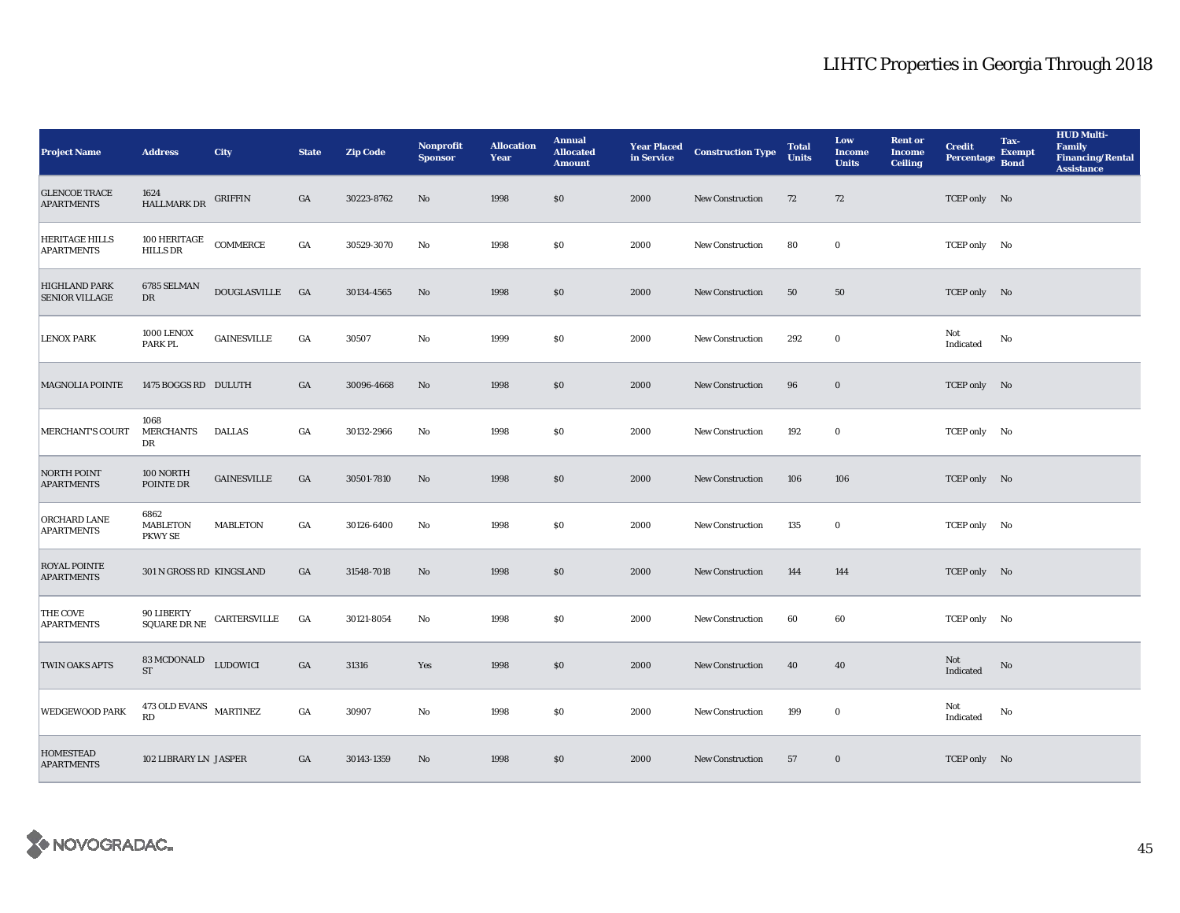# LIHTC Properties in Georgia Through 2018

| Project Name | Address | City | State | Zip Code | Nonprofit Sponsor | Allocation Year | Annual Allocated Amount | Year Placed in Service | Construction Type | Total Units | Low Income Units | Rent or Income Ceiling | Credit Percentage | Tax-Exempt Bond | HUD Multi-Family Financing/Rental Assistance |
|---|---|---|---|---|---|---|---|---|---|---|---|---|---|---|---|
| GLENCOE TRACE APARTMENTS | 1624 HALLMARK DR | GRIFFIN | GA | 30223-8762 | No | 1998 | $0 | 2000 | New Construction | 72 | 72 | | TCEP only | No | |
| HERITAGE HILLS APARTMENTS | 100 HERITAGE HILLS DR | COMMERCE | GA | 30529-3070 | No | 1998 | $0 | 2000 | New Construction | 80 | 0 | | TCEP only | No | |
| HIGHLAND PARK SENIOR VILLAGE | 6785 SELMAN DR | DOUGLASVILLE | GA | 30134-4565 | No | 1998 | $0 | 2000 | New Construction | 50 | 50 | | TCEP only | No | |
| LENOX PARK | 1000 LENOX PARK PL | GAINESVILLE | GA | 30507 | No | 1999 | $0 | 2000 | New Construction | 292 | 0 | | Not Indicated | No | |
| MAGNOLIA POINTE | 1475 BOGGS RD | DULUTH | GA | 30096-4668 | No | 1998 | $0 | 2000 | New Construction | 96 | 0 | | TCEP only | No | |
| MERCHANT'S COURT | 1068 MERCHANTS DR | DALLAS | GA | 30132-2966 | No | 1998 | $0 | 2000 | New Construction | 192 | 0 | | TCEP only | No | |
| NORTH POINT APARTMENTS | 100 NORTH POINTE DR | GAINESVILLE | GA | 30501-7810 | No | 1998 | $0 | 2000 | New Construction | 106 | 106 | | TCEP only | No | |
| ORCHARD LANE APARTMENTS | 6862 MABLETON PKWY SE | MABLETON | GA | 30126-6400 | No | 1998 | $0 | 2000 | New Construction | 135 | 0 | | TCEP only | No | |
| ROYAL POINTE APARTMENTS | 301 N GROSS RD | KINGSLAND | GA | 31548-7018 | No | 1998 | $0 | 2000 | New Construction | 144 | 144 | | TCEP only | No | |
| THE COVE APARTMENTS | 90 LIBERTY SQUARE DR NE | CARTERSVILLE | GA | 30121-8054 | No | 1998 | $0 | 2000 | New Construction | 60 | 60 | | TCEP only | No | |
| TWIN OAKS APTS | 83 MCDONALD ST | LUDOWICI | GA | 31316 | Yes | 1998 | $0 | 2000 | New Construction | 40 | 40 | | Not Indicated | No | |
| WEDGEWOOD PARK | 473 OLD EVANS RD | MARTINEZ | GA | 30907 | No | 1998 | $0 | 2000 | New Construction | 199 | 0 | | Not Indicated | No | |
| HOMESTEAD APARTMENTS | 102 LIBRARY LN | JASPER | GA | 30143-1359 | No | 1998 | $0 | 2000 | New Construction | 57 | 0 | | TCEP only | No | |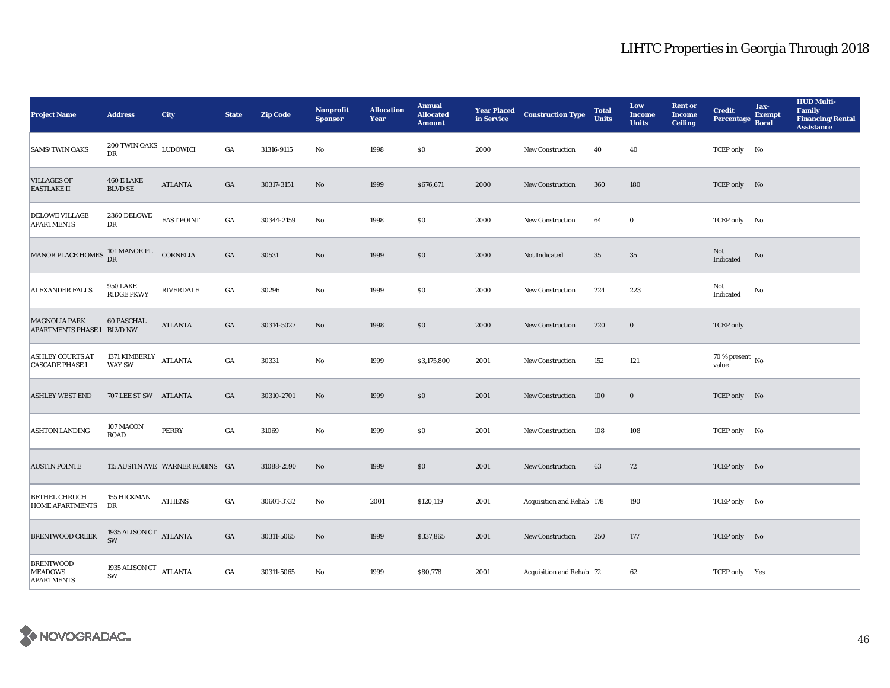# LIHTC Properties in Georgia Through 2018

| Project Name | Address | City | State | Zip Code | Nonprofit Sponsor | Allocation Year | Annual Allocated Amount | Year Placed in Service | Construction Type | Total Units | Low Income Units | Rent or Income Ceiling | Credit Percentage | Tax-Exempt Bond | HUD Multi-Family Financing/Rental Assistance |
|---|---|---|---|---|---|---|---|---|---|---|---|---|---|---|---|
| SAMS/TWIN OAKS | 200 TWIN OAKS DR | LUDOWICI | GA | 31316-9115 | No | 1998 | $0 | 2000 | New Construction | 40 | 40 | | TCEP only | No | |
| VILLAGES OF EASTLAKE II | 460 E LAKE BLVD SE | ATLANTA | GA | 30317-3151 | No | 1999 | $676,671 | 2000 | New Construction | 360 | 180 | | TCEP only | No | |
| DELOWE VILLAGE APARTMENTS | 2360 DELOWE DR | EAST POINT | GA | 30344-2159 | No | 1998 | $0 | 2000 | New Construction | 64 | 0 | | TCEP only | No | |
| MANOR PLACE HOMES | 101 MANOR PL DR | CORNELIA | GA | 30531 | No | 1999 | $0 | 2000 | Not Indicated | 35 | 35 | | Not Indicated | No | |
| ALEXANDER FALLS | 950 LAKE RIDGE PKWY | RIVERDALE | GA | 30296 | No | 1999 | $0 | 2000 | New Construction | 224 | 223 | | Not Indicated | No | |
| MAGNOLIA PARK APARTMENTS PHASE I | 60 PASCHAL BLVD NW | ATLANTA | GA | 30314-5027 | No | 1998 | $0 | 2000 | New Construction | 220 | 0 | | TCEP only | | |
| ASHLEY COURTS AT CASCADE PHASE I | 1371 KIMBERLY WAY SW | ATLANTA | GA | 30331 | No | 1999 | $3,175,800 | 2001 | New Construction | 152 | 121 | | 70 % present value | No | |
| ASHLEY WEST END | 707 LEE ST SW | ATLANTA | GA | 30310-2701 | No | 1999 | $0 | 2001 | New Construction | 100 | 0 | | TCEP only | No | |
| ASHTON LANDING | 107 MACON ROAD | PERRY | GA | 31069 | No | 1999 | $0 | 2001 | New Construction | 108 | 108 | | TCEP only | No | |
| AUSTIN POINTE | 115 AUSTIN AVE | WARNER ROBINS | GA | 31088-2590 | No | 1999 | $0 | 2001 | New Construction | 63 | 72 | | TCEP only | No | |
| BETHEL CHRUCH HOME APARTMENTS | 155 HICKMAN DR | ATHENS | GA | 30601-3732 | No | 2001 | $120,119 | 2001 | Acquisition and Rehab | 178 | 190 | | TCEP only | No | |
| BRENTWOOD CREEK | 1935 ALISON CT SW | ATLANTA | GA | 30311-5065 | No | 1999 | $337,865 | 2001 | New Construction | 250 | 177 | | TCEP only | No | |
| BRENTWOOD MEADOWS APARTMENTS | 1935 ALISON CT SW | ATLANTA | GA | 30311-5065 | No | 1999 | $80,778 | 2001 | Acquisition and Rehab | 72 | 62 | | TCEP only | Yes | |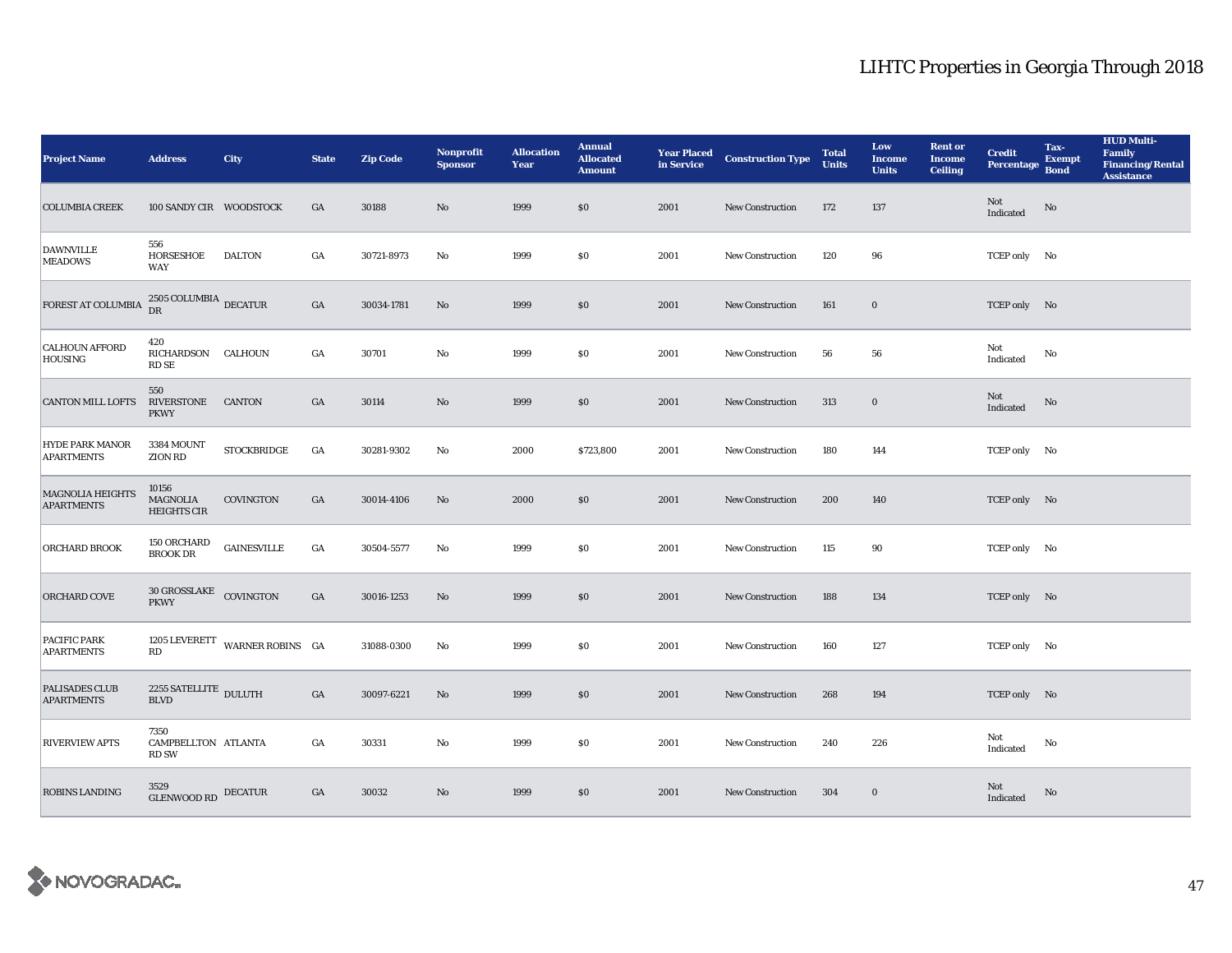| Project Name | Address | City | State | Zip Code | Nonprofit Sponsor | Allocation Year | Annual Allocated Amount | Year Placed in Service | Construction Type | Total Units | Low Income Units | Rent or Income Ceiling | Credit Percentage | Tax-Exempt Bond | HUD Multi-Family Financing/Rental Assistance |
|---|---|---|---|---|---|---|---|---|---|---|---|---|---|---|---|
| COLUMBIA CREEK | 100 SANDY CIR | WOODSTOCK | GA | 30188 | No | 1999 | $0 | 2001 | New Construction | 172 | 137 | | Not Indicated | No | |
| DAWNVILLE MEADOWS | 556 HORSESHOE WAY | DALTON | GA | 30721-8973 | No | 1999 | $0 | 2001 | New Construction | 120 | 96 | | TCEP only | No | |
| FOREST AT COLUMBIA | 2505 COLUMBIA DR | DECATUR | GA | 30034-1781 | No | 1999 | $0 | 2001 | New Construction | 161 | 0 | | TCEP only | No | |
| CALHOUN AFFORD HOUSING | 420 RICHARDSON RD SE | CALHOUN | GA | 30701 | No | 1999 | $0 | 2001 | New Construction | 56 | 56 | | Not Indicated | No | |
| CANTON MILL LOFTS | 550 RIVERSTONE PKWY | CANTON | GA | 30114 | No | 1999 | $0 | 2001 | New Construction | 313 | 0 | | Not Indicated | No | |
| HYDE PARK MANOR APARTMENTS | 3384 MOUNT ZION RD | STOCKBRIDGE | GA | 30281-9302 | No | 2000 | $723,800 | 2001 | New Construction | 180 | 144 | | TCEP only | No | |
| MAGNOLIA HEIGHTS APARTMENTS | 10156 MAGNOLIA HEIGHTS CIR | COVINGTON | GA | 30014-4106 | No | 2000 | $0 | 2001 | New Construction | 200 | 140 | | TCEP only | No | |
| ORCHARD BROOK | 150 ORCHARD BROOK DR | GAINESVILLE | GA | 30504-5577 | No | 1999 | $0 | 2001 | New Construction | 115 | 90 | | TCEP only | No | |
| ORCHARD COVE | 30 GROSSLAKE PKWY | COVINGTON | GA | 30016-1253 | No | 1999 | $0 | 2001 | New Construction | 188 | 134 | | TCEP only | No | |
| PACIFIC PARK APARTMENTS | 1205 LEVERETT RD | WARNER ROBINS | GA | 31088-0300 | No | 1999 | $0 | 2001 | New Construction | 160 | 127 | | TCEP only | No | |
| PALISADES CLUB APARTMENTS | 2255 SATELLITE BLVD | DULUTH | GA | 30097-6221 | No | 1999 | $0 | 2001 | New Construction | 268 | 194 | | TCEP only | No | |
| RIVERVIEW APTS | 7350 CAMPBELLTON RD SW | ATLANTA | GA | 30331 | No | 1999 | $0 | 2001 | New Construction | 240 | 226 | | Not Indicated | No | |
| ROBINS LANDING | 3529 GLENWOOD RD | DECATUR | GA | 30032 | No | 1999 | $0 | 2001 | New Construction | 304 | 0 | | Not Indicated | No | |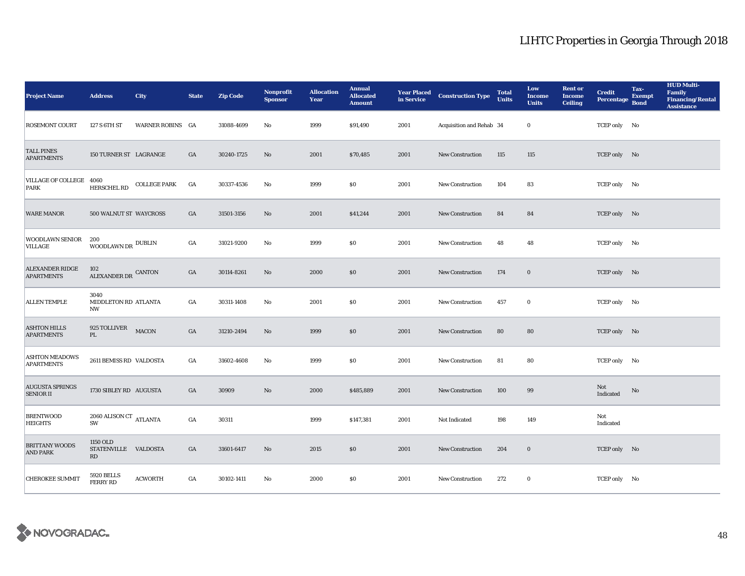# LIHTC Properties in Georgia Through 2018

| Project Name | Address | City | State | Zip Code | Nonprofit Sponsor | Allocation Year | Annual Allocated Amount | Year Placed in Service | Construction Type | Total Units | Low Income Units | Rent or Income Ceiling | Credit Percentage | Tax-Exempt Bond | HUD Multi-Family Financing/Rental Assistance |
|---|---|---|---|---|---|---|---|---|---|---|---|---|---|---|---|
| ROSEMONT COURT | 127 S 6TH ST | WARNER ROBINS | GA | 31088-4699 | No | 1999 | $91,490 | 2001 | Acquisition and Rehab | 34 | 0 | | TCEP only | No | |
| TALL PINES APARTMENTS | 150 TURNER ST | LAGRANGE | GA | 30240-1725 | No | 2001 | $70,485 | 2001 | New Construction | 115 | 115 | | TCEP only | No | |
| VILLAGE OF COLLEGE PARK | 4060 HERSCHEL RD | COLLEGE PARK | GA | 30337-4536 | No | 1999 | $0 | 2001 | New Construction | 104 | 83 | | TCEP only | No | |
| WARE MANOR | 500 WALNUT ST | WAYCROSS | GA | 31501-3156 | No | 2001 | $41,244 | 2001 | New Construction | 84 | 84 | | TCEP only | No | |
| WOODLAWN SENIOR VILLAGE | 200 WOODLAWN DR | DUBLIN | GA | 31021-9200 | No | 1999 | $0 | 2001 | New Construction | 48 | 48 | | TCEP only | No | |
| ALEXANDER RIDGE APARTMENTS | 102 ALEXANDER DR | CANTON | GA | 30114-8261 | No | 2000 | $0 | 2001 | New Construction | 174 | 0 | | TCEP only | No | |
| ALLEN TEMPLE | 3040 MIDDLETON RD NW | ATLANTA | GA | 30311-1408 | No | 2001 | $0 | 2001 | New Construction | 457 | 0 | | TCEP only | No | |
| ASHTON HILLS APARTMENTS | 925 TOLLIVER PL | MACON | GA | 31210-2494 | No | 1999 | $0 | 2001 | New Construction | 80 | 80 | | TCEP only | No | |
| ASHTON MEADOWS APARTMENTS | 2611 BEMISS RD | VALDOSTA | GA | 31602-4608 | No | 1999 | $0 | 2001 | New Construction | 81 | 80 | | TCEP only | No | |
| AUGUSTA SPRINGS SENIOR II | 1730 SIBLEY RD | AUGUSTA | GA | 30909 | No | 2000 | $485,889 | 2001 | New Construction | 100 | 99 | | Not Indicated | No | |
| BRENTWOOD HEIGHTS | 2060 ALISON CT SW | ATLANTA | GA | 30311 | | 1999 | $147,381 | 2001 | Not Indicated | 198 | 149 | | Not Indicated | | |
| BRITTANY WOODS AND PARK | 1150 OLD STATENVILLE RD | VALDOSTA | GA | 31601-6417 | No | 2015 | $0 | 2001 | New Construction | 204 | 0 | | TCEP only | No | |
| CHEROKEE SUMMIT | 5920 BELLS FERRY RD | ACWORTH | GA | 30102-1411 | No | 2000 | $0 | 2001 | New Construction | 272 | 0 | | TCEP only | No | |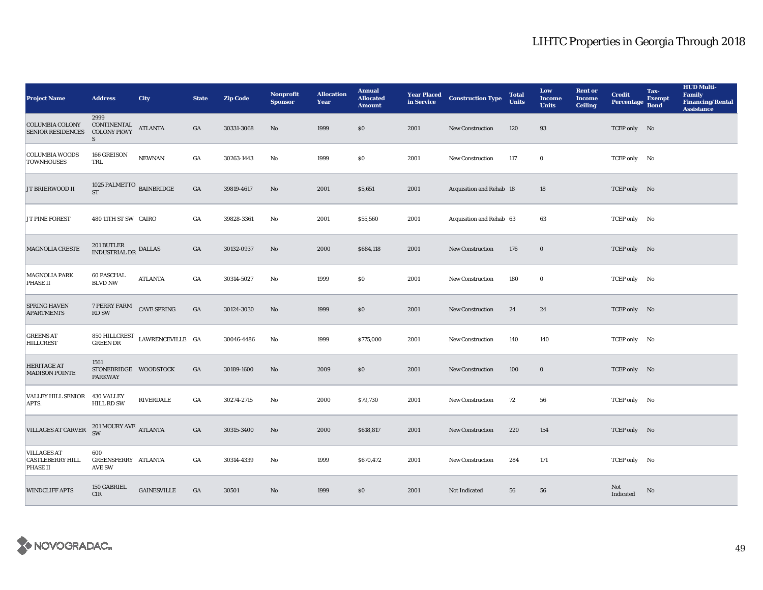# LIHTC Properties in Georgia Through 2018

| Project Name | Address | City | State | Zip Code | Nonprofit Sponsor | Allocation Year | Annual Allocated Amount | Year Placed in Service | Construction Type | Total Units | Low Income Units | Rent or Income Ceiling | Credit Percentage | Tax-Exempt Bond | HUD Multi-Family Financing/Rental Assistance |
|---|---|---|---|---|---|---|---|---|---|---|---|---|---|---|---|
| COLUMBIA COLONY SENIOR RESIDENCES | 2999 CONTINENTAL COLONY PKWY S | ATLANTA | GA | 30331-3068 | No | 1999 | $0 | 2001 | New Construction | 120 | 93 | | TCEP only | No | |
| COLUMBIA WOODS TOWNHOUSES | 166 GREISON TRL | NEWNAN | GA | 30263-1443 | No | 1999 | $0 | 2001 | New Construction | 117 | 0 | | TCEP only | No | |
| J T BRIERWOOD II | 1025 PALMETTO ST | BAINBRIDGE | GA | 39819-4617 | No | 2001 | $5,651 | 2001 | Acquisition and Rehab | 18 | 18 | | TCEP only | No | |
| J T PINE FOREST | 480 11TH ST SW | CAIRO | GA | 39828-3361 | No | 2001 | $55,560 | 2001 | Acquisition and Rehab | 63 | 63 | | TCEP only | No | |
| MAGNOLIA CRESTE | 201 BUTLER INDUSTRIAL DR | DALLAS | GA | 30132-0937 | No | 2000 | $684,118 | 2001 | New Construction | 176 | 0 | | TCEP only | No | |
| MAGNOLIA PARK PHASE II | 60 PASCHAL BLVD NW | ATLANTA | GA | 30314-5027 | No | 1999 | $0 | 2001 | New Construction | 180 | 0 | | TCEP only | No | |
| SPRING HAVEN APARTMENTS | 7 PERRY FARM RD SW | CAVE SPRING | GA | 30124-3030 | No | 1999 | $0 | 2001 | New Construction | 24 | 24 | | TCEP only | No | |
| GREENS AT HILLCREST | 850 HILLCREST GREEN DR | LAWRENCEVILLE | GA | 30046-4486 | No | 1999 | $775,000 | 2001 | New Construction | 140 | 140 | | TCEP only | No | |
| HERITAGE AT MADISON POINTE | 1561 STONEBRIDGE PARKWAY | WOODSTOCK | GA | 30189-1600 | No | 2009 | $0 | 2001 | New Construction | 100 | 0 | | TCEP only | No | |
| VALLEY HILL SENIOR APTS. | 430 VALLEY HILL RD SW | RIVERDALE | GA | 30274-2715 | No | 2000 | $79,730 | 2001 | New Construction | 72 | 56 | | TCEP only | No | |
| VILLAGES AT CARVER | 201 MOURY AVE SW | ATLANTA | GA | 30315-3400 | No | 2000 | $618,817 | 2001 | New Construction | 220 | 154 | | TCEP only | No | |
| VILLAGES AT CASTLEBERRY HILL PHASE II | 600 GREENSFERRY AVE SW | ATLANTA | GA | 30314-4339 | No | 1999 | $670,472 | 2001 | New Construction | 284 | 171 | | TCEP only | No | |
| WINDCLIFF APTS | 150 GABRIEL CIR | GAINESVILLE | GA | 30501 | No | 1999 | $0 | 2001 | Not Indicated | 56 | 56 | | Not Indicated | No | |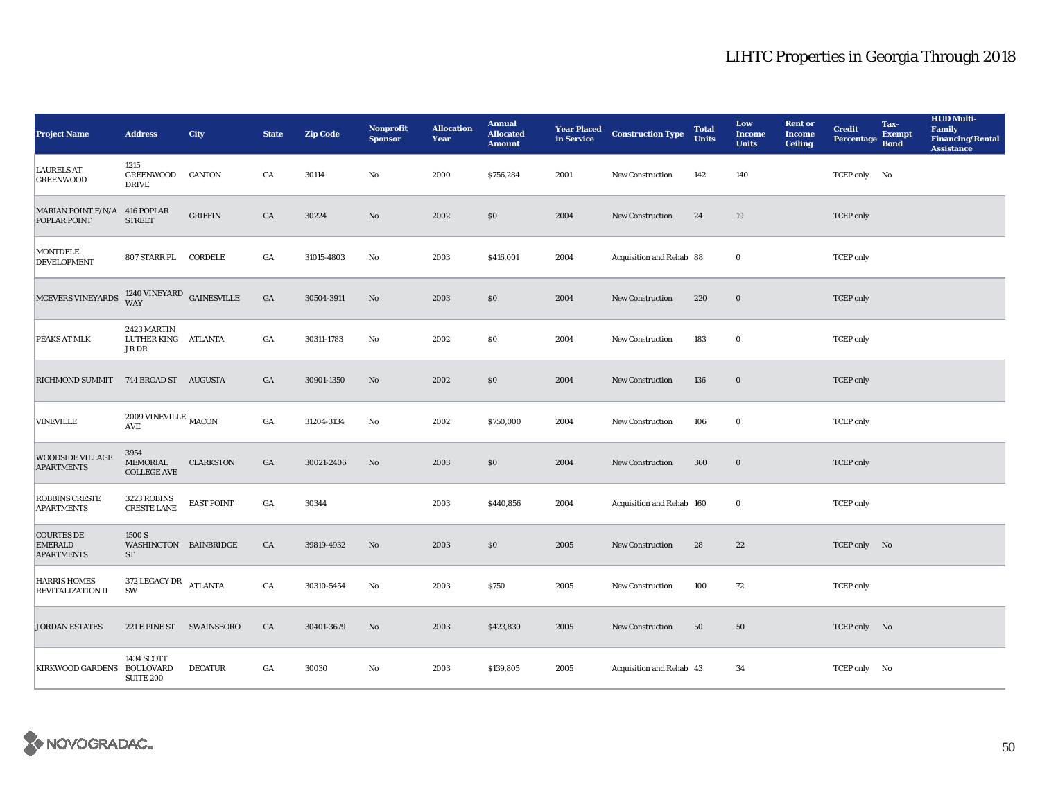# LIHTC Properties in Georgia Through 2018

| Project Name | Address | City | State | Zip Code | Nonprofit Sponsor | Allocation Year | Annual Allocated Amount | Year Placed in Service | Construction Type | Total Units | Low Income Units | Rent or Income Ceiling | Credit Percentage | Tax-Exempt Bond | HUD Multi-Family Financing/Rental Assistance |
|---|---|---|---|---|---|---|---|---|---|---|---|---|---|---|---|
| LAURELS AT GREENWOOD | 1215 GREENWOOD DRIVE | CANTON | GA | 30114 | No | 2000 | $756,284 | 2001 | New Construction | 142 | 140 | | TCEP only | No | |
| MARIAN POINT F/N/A POPLAR POINT | 416 POPLAR STREET | GRIFFIN | GA | 30224 | No | 2002 | $0 | 2004 | New Construction | 24 | 19 | | TCEP only | | |
| MONTDELE DEVELOPMENT | 807 STARR PL | CORDELE | GA | 31015-4803 | No | 2003 | $416,001 | 2004 | Acquisition and Rehab | 88 | 0 | | TCEP only | | |
| MCEVERS VINEYARDS | 1240 VINEYARD WAY | GAINESVILLE | GA | 30504-3911 | No | 2003 | $0 | 2004 | New Construction | 220 | 0 | | TCEP only | | |
| PEAKS AT MLK | 2423 MARTIN LUTHER KING JR DR | ATLANTA | GA | 30311-1783 | No | 2002 | $0 | 2004 | New Construction | 183 | 0 | | TCEP only | | |
| RICHMOND SUMMIT | 744 BROAD ST | AUGUSTA | GA | 30901-1350 | No | 2002 | $0 | 2004 | New Construction | 136 | 0 | | TCEP only | | |
| VINEVILLE | 2009 VINEVILLE AVE | MACON | GA | 31204-3134 | No | 2002 | $750,000 | 2004 | New Construction | 106 | 0 | | TCEP only | | |
| WOODSIDE VILLAGE APARTMENTS | 3954 MEMORIAL COLLEGE AVE | CLARKSTON | GA | 30021-2406 | No | 2003 | $0 | 2004 | New Construction | 360 | 0 | | TCEP only | | |
| ROBBINS CRESTE APARTMENTS | 3223 ROBINS CRESTE LANE | EAST POINT | GA | 30344 | | 2003 | $440,856 | 2004 | Acquisition and Rehab | 160 | 0 | | TCEP only | | |
| COURTES DE EMERALD APARTMENTS | 1500 S WASHINGTON ST | BAINBRIDGE | GA | 39819-4932 | No | 2003 | $0 | 2005 | New Construction | 28 | 22 | | TCEP only | No | |
| HARRIS HOMES REVITALIZATION II | 372 LEGACY DR SW | ATLANTA | GA | 30310-5454 | No | 2003 | $750 | 2005 | New Construction | 100 | 72 | | TCEP only | | |
| JORDAN ESTATES | 221 E PINE ST | SWAINSBORO | GA | 30401-3679 | No | 2003 | $423,830 | 2005 | New Construction | 50 | 50 | | TCEP only | No | |
| KIRKWOOD GARDENS | 1434 SCOTT BOULOVARD SUITE 200 | DECATUR | GA | 30030 | No | 2003 | $139,805 | 2005 | Acquisition and Rehab | 43 | 34 | | TCEP only | No | |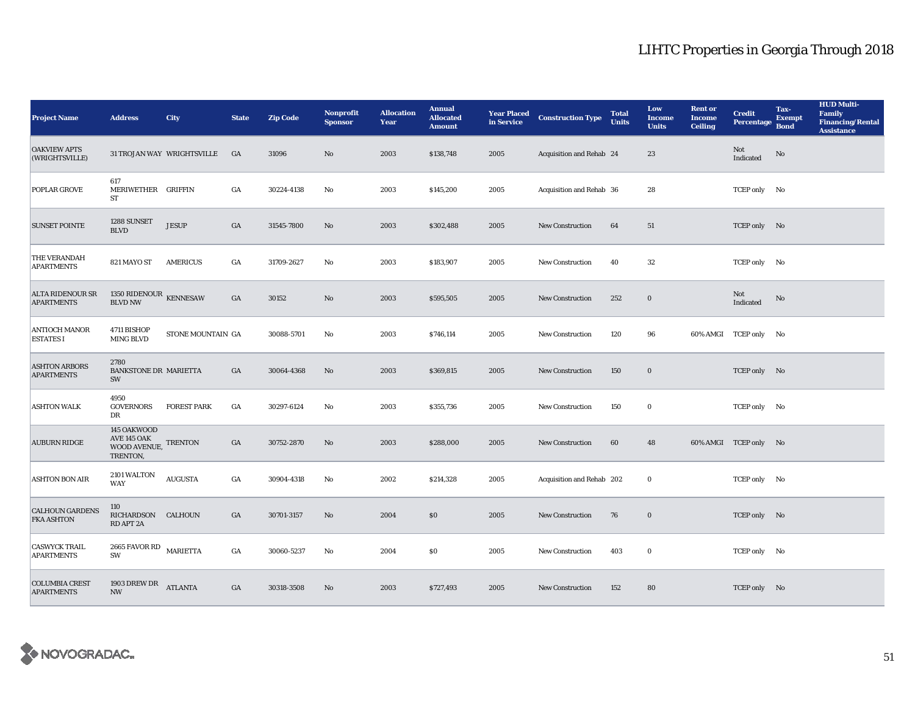# LIHTC Properties in Georgia Through 2018

| Project Name | Address | City | State | Zip Code | Nonprofit Sponsor | Allocation Year | Annual Allocated Amount | Year Placed in Service | Construction Type | Total Units | Low Income Units | Rent or Income Ceiling | Credit Percentage | Tax-Exempt Bond | HUD Multi-Family Financing/Rental Assistance |
|---|---|---|---|---|---|---|---|---|---|---|---|---|---|---|---|
| OAKVIEW APTS (WRIGHTSVILLE) | 31 TROJAN WAY | WRIGHTSVILLE | GA | 31096 | No | 2003 | $138,748 | 2005 | Acquisition and Rehab | 24 | 23 | | Not Indicated | No | |
| POPLAR GROVE | 617 MERIWETHER ST | GRIFFIN | GA | 30224-4138 | No | 2003 | $145,200 | 2005 | Acquisition and Rehab | 36 | 28 | | TCEP only | No | |
| SUNSET POINTE | 1288 SUNSET BLVD | JESUP | GA | 31545-7800 | No | 2003 | $302,488 | 2005 | New Construction | 64 | 51 | | TCEP only | No | |
| THE VERANDAH APARTMENTS | 821 MAYO ST | AMERICUS | GA | 31709-2627 | No | 2003 | $183,907 | 2005 | New Construction | 40 | 32 | | TCEP only | No | |
| ALTA RIDENOUR SR APARTMENTS | 1350 RIDENOUR BLVD NW | KENNESAW | GA | 30152 | No | 2003 | $595,505 | 2005 | New Construction | 252 | 0 | | Not Indicated | No | |
| ANTIOCH MANOR ESTATES I | 4711 BISHOP MING BLVD | STONE MOUNTAIN | GA | 30088-5701 | No | 2003 | $746,114 | 2005 | New Construction | 120 | 96 | 60% AMGI | TCEP only | No | |
| ASHTON ARBORS APARTMENTS | 2780 BANKSTONE DR SW | MARIETTA | GA | 30064-4368 | No | 2003 | $369,815 | 2005 | New Construction | 150 | 0 | | TCEP only | No | |
| ASHTON WALK | 4950 GOVERNORS DR | FOREST PARK | GA | 30297-6124 | No | 2003 | $355,736 | 2005 | New Construction | 150 | 0 | | TCEP only | No | |
| AUBURN RIDGE | 145 OAKWOOD AVE 145 OAK WOOD AVENUE, TRENTON, | TRENTON | GA | 30752-2870 | No | 2003 | $288,000 | 2005 | New Construction | 60 | 48 | 60% AMGI | TCEP only | No | |
| ASHTON BON AIR | 2101 WALTON WAY | AUGUSTA | GA | 30904-4318 | No | 2002 | $214,328 | 2005 | Acquisition and Rehab | 202 | 0 | | TCEP only | No | |
| CALHOUN GARDENS FKA ASHTON | 110 RICHARDSON RD APT 2A | CALHOUN | GA | 30701-3157 | No | 2004 | $0 | 2005 | New Construction | 76 | 0 | | TCEP only | No | |
| CASWYCK TRAIL APARTMENTS | 2665 FAVOR RD SW | MARIETTA | GA | 30060-5237 | No | 2004 | $0 | 2005 | New Construction | 403 | 0 | | TCEP only | No | |
| COLUMBIA CREST APARTMENTS | 1903 DREW DR NW | ATLANTA | GA | 30318-3508 | No | 2003 | $727,493 | 2005 | New Construction | 152 | 80 | | TCEP only | No | |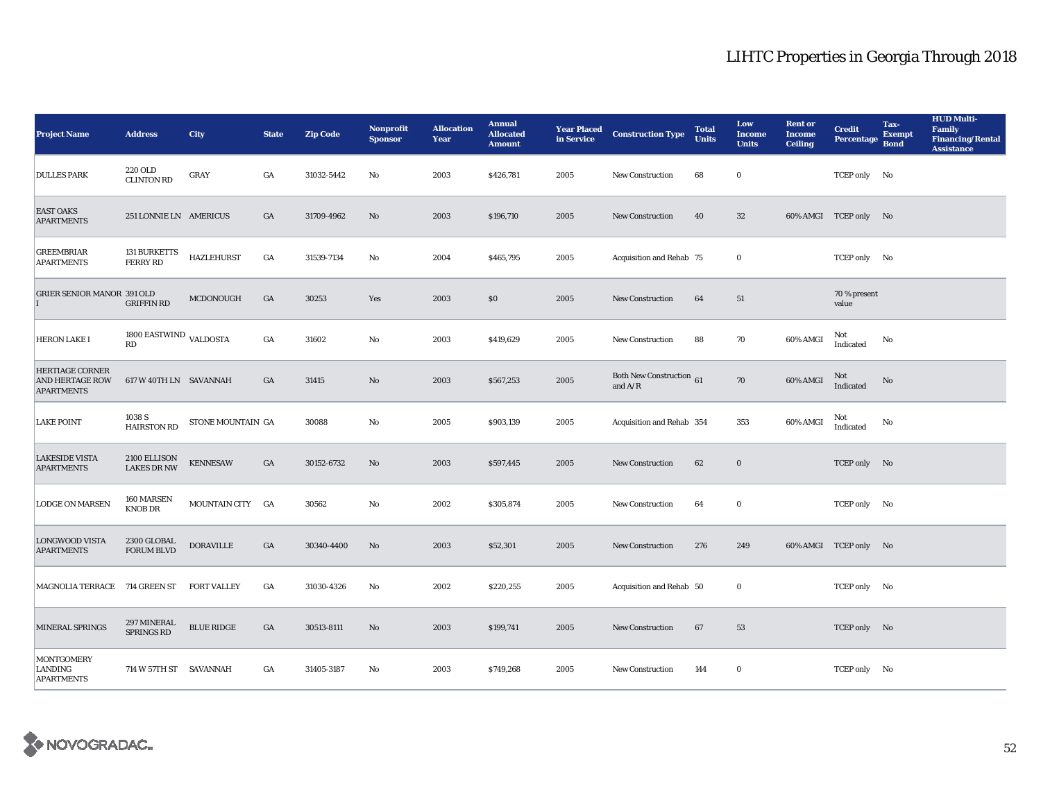| Project Name | Address | City | State | Zip Code | Nonprofit Sponsor | Allocation Year | Annual Allocated Amount | Year Placed in Service | Construction Type | Total Units | Low Income Units | Rent or Income Ceiling | Credit Percentage | Tax-Exempt Bond | HUD Multi-Family Financing/Rental Assistance |
|---|---|---|---|---|---|---|---|---|---|---|---|---|---|---|---|
| DULLES PARK | 220 OLD CLINTON RD | GRAY | GA | 31032-5442 | No | 2003 | $426,781 | 2005 | New Construction | 68 | 0 | | TCEP only | No | |
| EAST OAKS APARTMENTS | 251 LONNIE LN | AMERICUS | GA | 31709-4962 | No | 2003 | $196,710 | 2005 | New Construction | 40 | 32 | 60% AMGI | TCEP only | No | |
| GREEMBRIAR APARTMENTS | 131 BURKETTS FERRY RD | HAZLEHURST | GA | 31539-7134 | No | 2004 | $465,795 | 2005 | Acquisition and Rehab | 75 | 0 | | TCEP only | No | |
| GRIER SENIOR MANOR I | 391 OLD GRIFFIN RD | MCDONOUGH | GA | 30253 | Yes | 2003 | $0 | 2005 | New Construction | 64 | 51 | | 70 % present value | | |
| HERON LAKE I | 1800 EASTWIND RD | VALDOSTA | GA | 31602 | No | 2003 | $419,629 | 2005 | New Construction | 88 | 70 | 60% AMGI | Not Indicated | No | |
| HERTIAGE CORNER AND HERTAGE ROW APARTMENTS | 617 W 40TH LN | SAVANNAH | GA | 31415 | No | 2003 | $567,253 | 2005 | Both New Construction and A/R | 61 | 70 | 60% AMGI | Not Indicated | No | |
| LAKE POINT | 1038 S HAIRSTON RD | STONE MOUNTAIN | GA | 30088 | No | 2005 | $903,139 | 2005 | Acquisition and Rehab | 354 | 353 | 60% AMGI | Not Indicated | No | |
| LAKESIDE VISTA APARTMENTS | 2100 ELLISON LAKES DR NW | KENNESAW | GA | 30152-6732 | No | 2003 | $597,445 | 2005 | New Construction | 62 | 0 | | TCEP only | No | |
| LODGE ON MARSEN | 160 MARSEN KNOB DR | MOUNTAIN CITY | GA | 30562 | No | 2002 | $305,874 | 2005 | New Construction | 64 | 0 | | TCEP only | No | |
| LONGWOOD VISTA APARTMENTS | 2300 GLOBAL FORUM BLVD | DORAVILLE | GA | 30340-4400 | No | 2003 | $52,301 | 2005 | New Construction | 276 | 249 | 60% AMGI | TCEP only | No | |
| MAGNOLIA TERRACE | 714 GREEN ST | FORT VALLEY | GA | 31030-4326 | No | 2002 | $220,255 | 2005 | Acquisition and Rehab | 50 | 0 | | TCEP only | No | |
| MINERAL SPRINGS | 297 MINERAL SPRINGS RD | BLUE RIDGE | GA | 30513-8111 | No | 2003 | $199,741 | 2005 | New Construction | 67 | 53 | | TCEP only | No | |
| MONTGOMERY LANDING APARTMENTS | 714 W 57TH ST | SAVANNAH | GA | 31405-3187 | No | 2003 | $749,268 | 2005 | New Construction | 144 | 0 | | TCEP only | No | |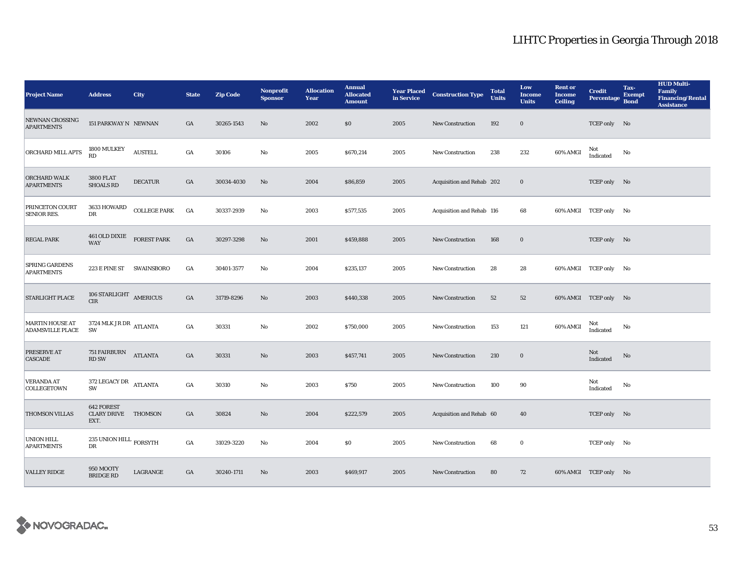| Project Name | Address | City | State | Zip Code | Nonprofit Sponsor | Allocation Year | Annual Allocated Amount | Year Placed in Service | Construction Type | Total Units | Low Income Units | Rent or Income Ceiling | Credit Percentage | Tax-Exempt Bond | HUD Multi-Family Financing/Rental Assistance |
|---|---|---|---|---|---|---|---|---|---|---|---|---|---|---|---|
| NEWNAN CROSSING APARTMENTS | 151 PARKWAY N | NEWNAN | GA | 30265-1543 | No | 2002 | $0 | 2005 | New Construction | 192 | 0 | | TCEP only | No | |
| ORCHARD MILL APTS | 1800 MULKEY RD | AUSTELL | GA | 30106 | No | 2005 | $670,214 | 2005 | New Construction | 238 | 232 | 60% AMGI | Not Indicated | No | |
| ORCHARD WALK APARTMENTS | 3800 FLAT SHOALS RD | DECATUR | GA | 30034-4030 | No | 2004 | $86,859 | 2005 | Acquisition and Rehab | 202 | 0 | | TCEP only | No | |
| PRINCETON COURT SENIOR RES. | 3633 HOWARD DR | COLLEGE PARK | GA | 30337-2939 | No | 2003 | $577,535 | 2005 | Acquisition and Rehab | 116 | 68 | 60% AMGI | TCEP only | No | |
| REGAL PARK | 461 OLD DIXIE WAY | FOREST PARK | GA | 30297-3298 | No | 2001 | $459,888 | 2005 | New Construction | 168 | 0 | | TCEP only | No | |
| SPRING GARDENS APARTMENTS | 223 E PINE ST | SWAINSBORO | GA | 30401-3577 | No | 2004 | $235,137 | 2005 | New Construction | 28 | 28 | 60% AMGI | TCEP only | No | |
| STARLIGHT PLACE | 106 STARLIGHT CIR | AMERICUS | GA | 31719-8296 | No | 2003 | $440,338 | 2005 | New Construction | 52 | 52 | 60% AMGI | TCEP only | No | |
| MARTIN HOUSE AT ADAMSVILLE PLACE | 3724 MLK J R DR SW | ATLANTA | GA | 30331 | No | 2002 | $750,000 | 2005 | New Construction | 153 | 121 | 60% AMGI | Not Indicated | No | |
| PRESERVE AT CASCADE | 751 FAIRBURN RD SW | ATLANTA | GA | 30331 | No | 2003 | $457,741 | 2005 | New Construction | 210 | 0 | | Not Indicated | No | |
| VERANDA AT COLLEGETOWN | 372 LEGACY DR SW | ATLANTA | GA | 30310 | No | 2003 | $750 | 2005 | New Construction | 100 | 90 | | Not Indicated | No | |
| THOMSON VILLAS | 642 FOREST CLARY DRIVE EXT. | THOMSON | GA | 30824 | No | 2004 | $222,579 | 2005 | Acquisition and Rehab | 60 | 40 | | TCEP only | No | |
| UNION HILL APARTMENTS | 235 UNION HILL DR | FORSYTH | GA | 31029-3220 | No | 2004 | $0 | 2005 | New Construction | 68 | 0 | | TCEP only | No | |
| VALLEY RIDGE | 950 MOOTY BRIDGE RD | LAGRANGE | GA | 30240-1711 | No | 2003 | $469,917 | 2005 | New Construction | 80 | 72 | 60% AMGI | TCEP only | No | |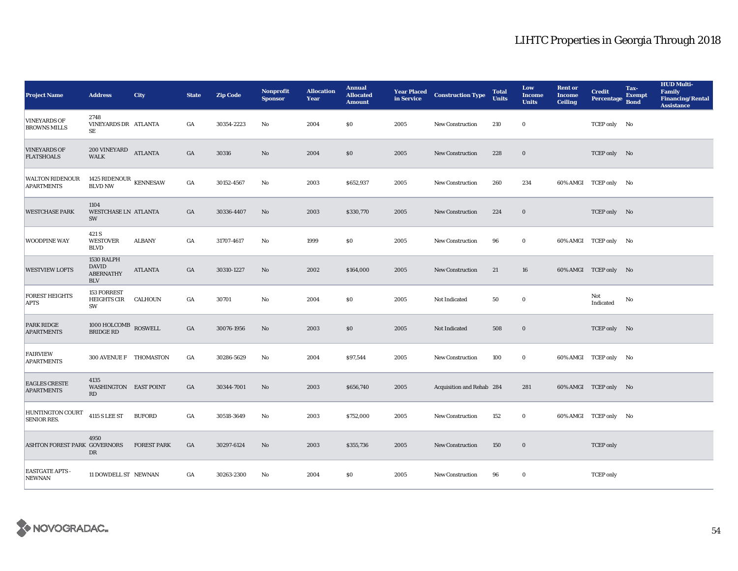# LIHTC Properties in Georgia Through 2018

| Project Name | Address | City | State | Zip Code | Nonprofit Sponsor | Allocation Year | Annual Allocated Amount | Year Placed in Service | Construction Type | Total Units | Low Income Units | Rent or Income Ceiling | Credit Percentage | Tax-Exempt Bond | HUD Multi-Family Financing/Rental Assistance |
|---|---|---|---|---|---|---|---|---|---|---|---|---|---|---|---|
| VINEYARDS OF BROWNS MILLS | 2748 VINEYARDS DR SE | ATLANTA | GA | 30354-2223 | No | 2004 | $0 | 2005 | New Construction | 210 | 0 | | TCEP only | No | |
| VINEYARDS OF FLATSHOALS | 200 VINEYARD WALK | ATLANTA | GA | 30316 | No | 2004 | $0 | 2005 | New Construction | 228 | 0 | | TCEP only | No | |
| WALTON RIDENOUR APARTMENTS | 1425 RIDENOUR BLVD NW | KENNESAW | GA | 30152-4567 | No | 2003 | $652,937 | 2005 | New Construction | 260 | 234 | 60% AMGI | TCEP only | No | |
| WESTCHASE PARK | 1104 WESTCHASE LN SW | ATLANTA | GA | 30336-4407 | No | 2003 | $330,770 | 2005 | New Construction | 224 | 0 | | TCEP only | No | |
| WOODPINE WAY | 421 S WESTOVER BLVD | ALBANY | GA | 31707-4617 | No | 1999 | $0 | 2005 | New Construction | 96 | 0 | 60% AMGI | TCEP only | No | |
| WESTVIEW LOFTS | 1530 RALPH DAVID ABERNATHY BLV | ATLANTA | GA | 30310-1227 | No | 2002 | $164,000 | 2005 | New Construction | 21 | 16 | 60% AMGI | TCEP only | No | |
| FOREST HEIGHTS APTS | 153 FORREST HEIGHTS CIR SW | CALHOUN | GA | 30701 | No | 2004 | $0 | 2005 | Not Indicated | 50 | 0 | | Not Indicated | No | |
| PARK RIDGE APARTMENTS | 1000 HOLCOMB BRIDGE RD | ROSWELL | GA | 30076-1956 | No | 2003 | $0 | 2005 | Not Indicated | 508 | 0 | | TCEP only | No | |
| FAIRVIEW APARTMENTS | 300 AVENUE F | THOMASTON | GA | 30286-5629 | No | 2004 | $97,544 | 2005 | New Construction | 100 | 0 | 60% AMGI | TCEP only | No | |
| EAGLES CRESTE APARTMENTS | 4135 WASHINGTON RD | EAST POINT | GA | 30344-7001 | No | 2003 | $656,740 | 2005 | Acquisition and Rehab | 284 | 281 | 60% AMGI | TCEP only | No | |
| HUNTINGTON COURT SENIOR RES. | 4115 S LEE ST | BUFORD | GA | 30518-3649 | No | 2003 | $752,000 | 2005 | New Construction | 152 | 0 | 60% AMGI | TCEP only | No | |
| ASHTON FOREST PARK | 4950 GOVERNORS DR | FOREST PARK | GA | 30297-6124 | No | 2003 | $355,736 | 2005 | New Construction | 150 | 0 | | TCEP only | | |
| EASTGATE APTS - NEWNAN | 11 DOWDELL ST | NEWNAN | GA | 30263-2300 | No | 2004 | $0 | 2005 | New Construction | 96 | 0 | | TCEP only | | |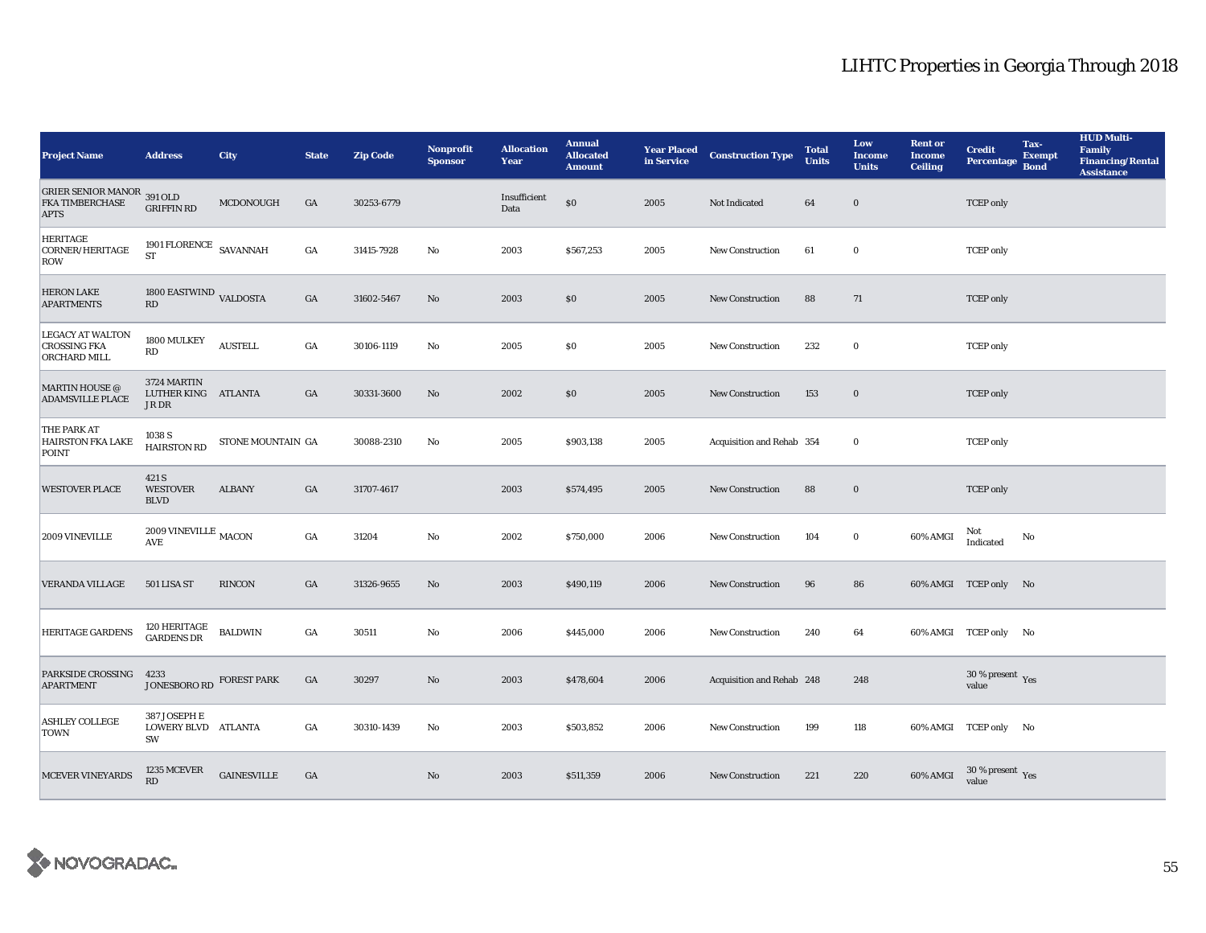# LIHTC Properties in Georgia Through 2018

| Project Name | Address | City | State | Zip Code | Nonprofit Sponsor | Allocation Year | Annual Allocated Amount | Year Placed in Service | Construction Type | Total Units | Low Income Units | Rent or Income Ceiling | Credit Percentage | Tax-Exempt Bond | HUD Multi-Family Financing/Rental Assistance |
|---|---|---|---|---|---|---|---|---|---|---|---|---|---|---|---|
| GRIER SENIOR MANOR FKA TIMBERCHASE APTS | 391 OLD GRIFFIN RD | MCDONOUGH | GA | 30253-6779 | | Insufficient Data | $0 | 2005 | Not Indicated | 64 | 0 | | TCEP only | | |
| HERITAGE CORNER/HERITAGE ROW | 1901 FLORENCE ST | SAVANNAH | GA | 31415-7928 | No | 2003 | $567,253 | 2005 | New Construction | 61 | 0 | | TCEP only | | |
| HERON LAKE APARTMENTS | 1800 EASTWIND RD | VALDOSTA | GA | 31602-5467 | No | 2003 | $0 | 2005 | New Construction | 88 | 71 | | TCEP only | | |
| LEGACY AT WALTON CROSSING FKA ORCHARD MILL | 1800 MULKEY RD | AUSTELL | GA | 30106-1119 | No | 2005 | $0 | 2005 | New Construction | 232 | 0 | | TCEP only | | |
| MARTIN HOUSE @ ADAMSVILLE PLACE | 3724 MARTIN LUTHER KING JR DR | ATLANTA | GA | 30331-3600 | No | 2002 | $0 | 2005 | New Construction | 153 | 0 | | TCEP only | | |
| THE PARK AT HAIRSTON FKA LAKE POINT | 1038 S HAIRSTON RD | STONE MOUNTAIN | GA | 30088-2310 | No | 2005 | $903,138 | 2005 | Acquisition and Rehab | 354 | 0 | | TCEP only | | |
| WESTOVER PLACE | 421 S WESTOVER BLVD | ALBANY | GA | 31707-4617 | | 2003 | $574,495 | 2005 | New Construction | 88 | 0 | | TCEP only | | |
| 2009 VINEVILLE | 2009 VINEVILLE AVE | MACON | GA | 31204 | No | 2002 | $750,000 | 2006 | New Construction | 104 | 0 | 60% AMGI | Not Indicated | No | |
| VERANDA VILLAGE | 501 LISA ST | RINCON | GA | 31326-9655 | No | 2003 | $490,119 | 2006 | New Construction | 96 | 86 | 60% AMGI | TCEP only | No | |
| HERITAGE GARDENS | 120 HERITAGE GARDENS DR | BALDWIN | GA | 30511 | No | 2006 | $445,000 | 2006 | New Construction | 240 | 64 | 60% AMGI | TCEP only | No | |
| PARKSIDE CROSSING APARTMENT | 4233 JONESBORO RD | FOREST PARK | GA | 30297 | No | 2003 | $478,604 | 2006 | Acquisition and Rehab | 248 | 248 | | 30 % present value | Yes | |
| ASHLEY COLLEGE TOWN | 387 JOSEPH E LOWERY BLVD SW | ATLANTA | GA | 30310-1439 | No | 2003 | $503,852 | 2006 | New Construction | 199 | 118 | 60% AMGI | TCEP only | No | |
| MCEVER VINEYARDS | 1235 MCEVER RD | GAINESVILLE | GA | | No | 2003 | $511,359 | 2006 | New Construction | 221 | 220 | 60% AMGI | 30 % present value | Yes | |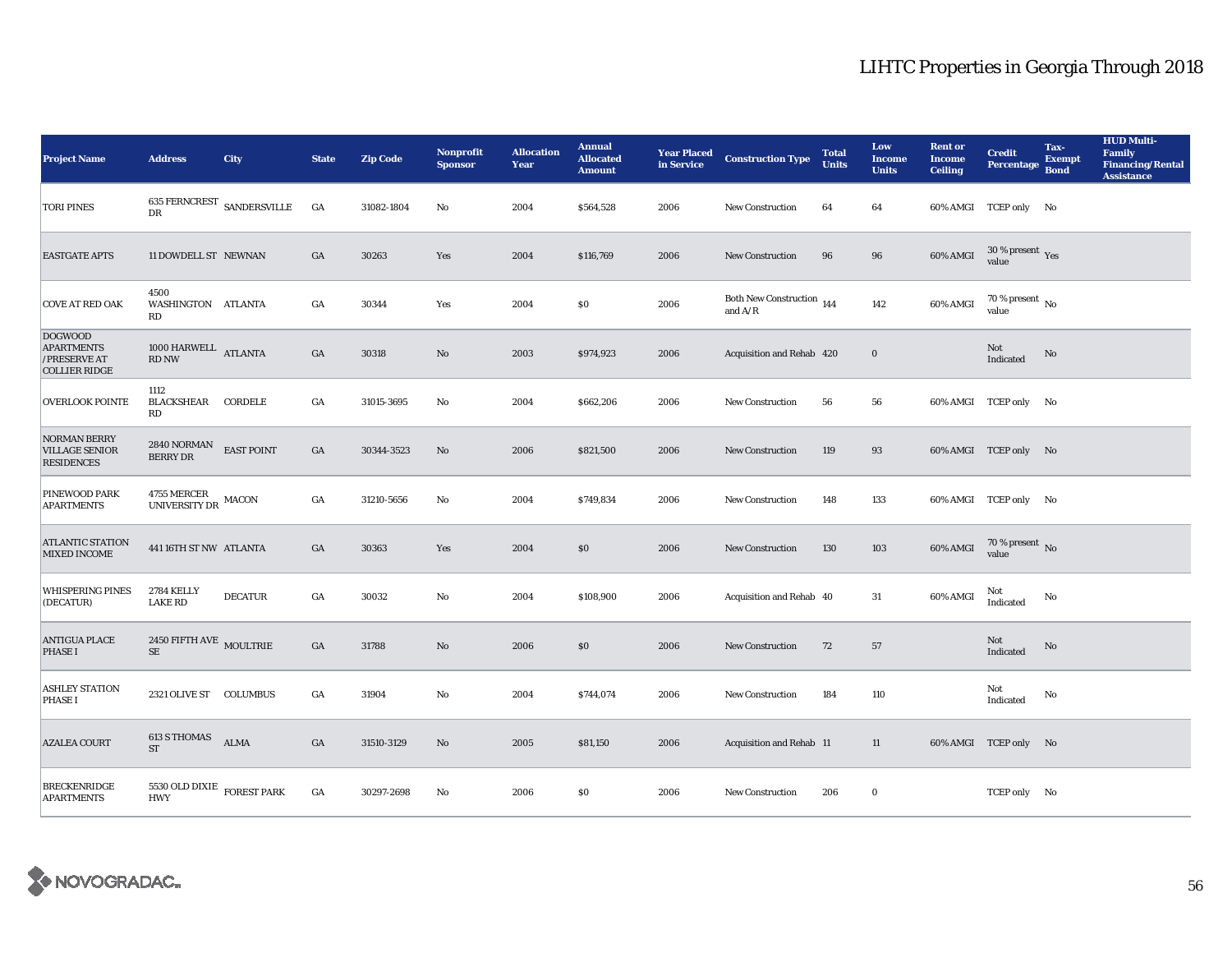# LIHTC Properties in Georgia Through 2018

| Project Name | Address | City | State | Zip Code | Nonprofit Sponsor | Allocation Year | Annual Allocated Amount | Year Placed in Service | Construction Type | Total Units | Low Income Units | Rent or Income Ceiling | Credit Percentage | Tax-Exempt Bond | HUD Multi-Family Financing/Rental Assistance |
|---|---|---|---|---|---|---|---|---|---|---|---|---|---|---|---|
| TORI PINES | 635 FERNCREST DR | SANDERSVILLE | GA | 31082-1804 | No | 2004 | $564,528 | 2006 | New Construction | 64 | 64 | 60% AMGI | TCEP only | No | |
| EASTGATE APTS | 11 DOWDELL ST | NEWNAN | GA | 30263 | Yes | 2004 | $116,769 | 2006 | New Construction | 96 | 96 | 60% AMGI | 30 % present value | Yes | |
| COVE AT RED OAK | 4500 WASHINGTON RD | ATLANTA | GA | 30344 | Yes | 2004 | $0 | 2006 | Both New Construction and A/R | 144 | 142 | 60% AMGI | 70 % present value | No | |
| DOGWOOD APARTMENTS / PRESERVE AT COLLIER RIDGE | 1000 HARWELL RD NW | ATLANTA | GA | 30318 | No | 2003 | $974,923 | 2006 | Acquisition and Rehab | 420 | 0 | | Not Indicated | No | |
| OVERLOOK POINTE | 1112 BLACKSHEAR RD | CORDELE | GA | 31015-3695 | No | 2004 | $662,206 | 2006 | New Construction | 56 | 56 | 60% AMGI | TCEP only | No | |
| NORMAN BERRY VILLAGE SENIOR RESIDENCES | 2840 NORMAN BERRY DR | EAST POINT | GA | 30344-3523 | No | 2006 | $821,500 | 2006 | New Construction | 119 | 93 | 60% AMGI | TCEP only | No | |
| PINEWOOD PARK APARTMENTS | 4755 MERCER UNIVERSITY DR | MACON | GA | 31210-5656 | No | 2004 | $749,834 | 2006 | New Construction | 148 | 133 | 60% AMGI | TCEP only | No | |
| ATLANTIC STATION MIXED INCOME | 441 16TH ST NW | ATLANTA | GA | 30363 | Yes | 2004 | $0 | 2006 | New Construction | 130 | 103 | 60% AMGI | 70 % present value | No | |
| WHISPERING PINES (DECATUR) | 2784 KELLY LAKE RD | DECATUR | GA | 30032 | No | 2004 | $108,900 | 2006 | Acquisition and Rehab | 40 | 31 | 60% AMGI | Not Indicated | No | |
| ANTIGUA PLACE PHASE I | 2450 FIFTH AVE SE | MOULTRIE | GA | 31788 | No | 2006 | $0 | 2006 | New Construction | 72 | 57 | | Not Indicated | No | |
| ASHLEY STATION PHASE I | 2321 OLIVE ST | COLUMBUS | GA | 31904 | No | 2004 | $744,074 | 2006 | New Construction | 184 | 110 | | Not Indicated | No | |
| AZALEA COURT | 613 S THOMAS ST | ALMA | GA | 31510-3129 | No | 2005 | $81,150 | 2006 | Acquisition and Rehab | 11 | 11 | 60% AMGI | TCEP only | No | |
| BRECKENRIDGE APARTMENTS | 5530 OLD DIXIE HWY | FOREST PARK | GA | 30297-2698 | No | 2006 | $0 | 2006 | New Construction | 206 | 0 | | TCEP only | No | |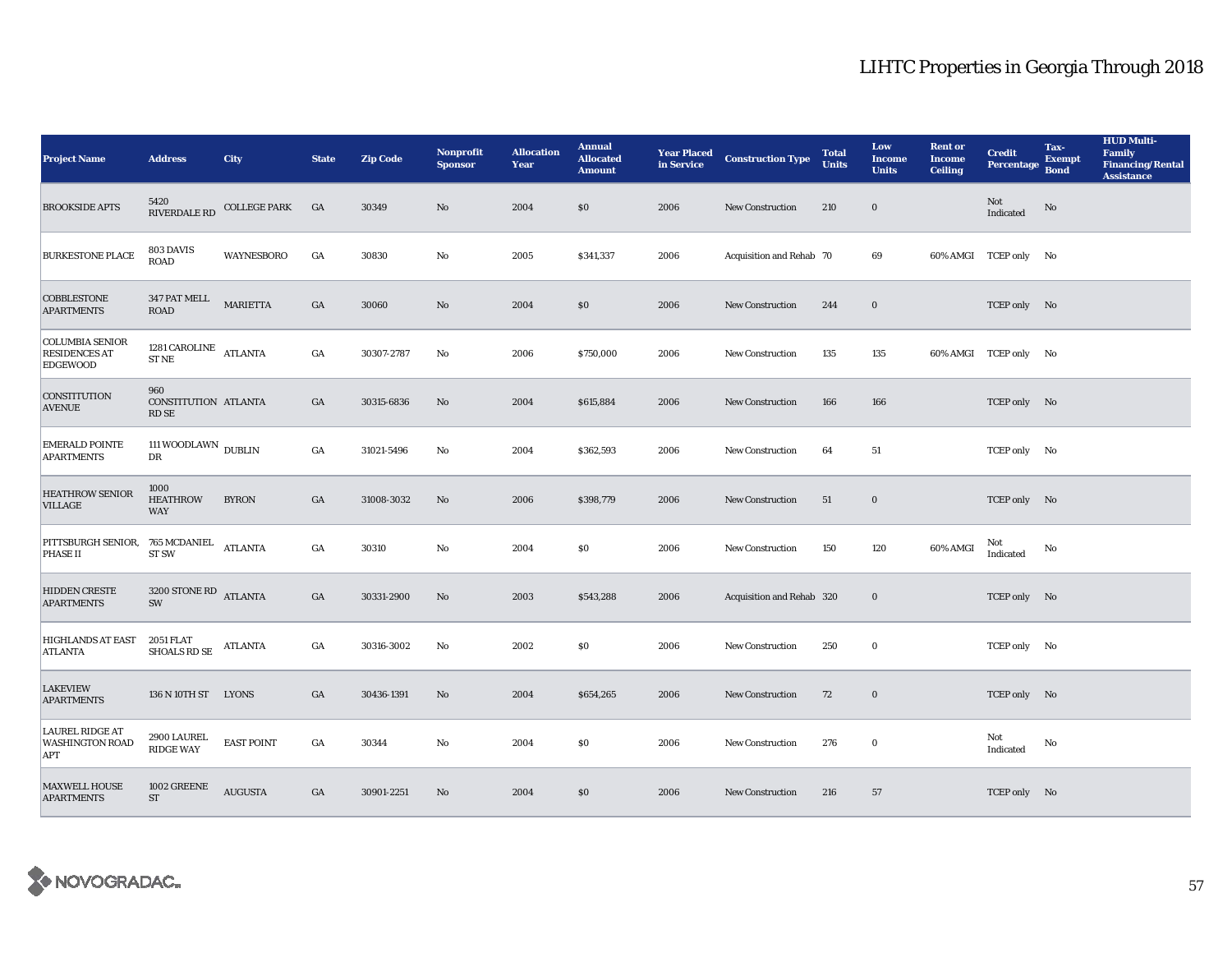# LIHTC Properties in Georgia Through 2018

| Project Name | Address | City | State | Zip Code | Nonprofit Sponsor | Allocation Year | Annual Allocated Amount | Year Placed in Service | Construction Type | Total Units | Low Income Units | Rent or Income Ceiling | Credit Percentage | Tax-Exempt Bond | HUD Multi-Family Financing/Rental Assistance |
|---|---|---|---|---|---|---|---|---|---|---|---|---|---|---|---|
| BROOKSIDE APTS | 5420 RIVERDALE RD | COLLEGE PARK | GA | 30349 | No | 2004 | $0 | 2006 | New Construction | 210 | 0 | | Not Indicated | No | |
| BURKESTONE PLACE | 803 DAVIS ROAD | WAYNESBORO | GA | 30830 | No | 2005 | $341,337 | 2006 | Acquisition and Rehab | 70 | 69 | 60% AMGI | TCEP only | No | |
| COBBLESTONE APARTMENTS | 347 PAT MELL ROAD | MARIETTA | GA | 30060 | No | 2004 | $0 | 2006 | New Construction | 244 | 0 | | TCEP only | No | |
| COLUMBIA SENIOR RESIDENCES AT EDGEWOOD | 1281 CAROLINE ST NE | ATLANTA | GA | 30307-2787 | No | 2006 | $750,000 | 2006 | New Construction | 135 | 135 | 60% AMGI | TCEP only | No | |
| CONSTITUTION AVENUE | 960 CONSTITUTION RD SE | ATLANTA | GA | 30315-6836 | No | 2004 | $615,884 | 2006 | New Construction | 166 | 166 | | TCEP only | No | |
| EMERALD POINTE APARTMENTS | 111 WOODLAWN DR | DUBLIN | GA | 31021-5496 | No | 2004 | $362,593 | 2006 | New Construction | 64 | 51 | | TCEP only | No | |
| HEATHROW SENIOR VILLAGE | 1000 HEATHROW WAY | BYRON | GA | 31008-3032 | No | 2006 | $398,779 | 2006 | New Construction | 51 | 0 | | TCEP only | No | |
| PITTSBURGH SENIOR, PHASE II | 765 MCDANIEL ST SW | ATLANTA | GA | 30310 | No | 2004 | $0 | 2006 | New Construction | 150 | 120 | 60% AMGI | Not Indicated | No | |
| HIDDEN CRESTE APARTMENTS | 3200 STONE RD SW | ATLANTA | GA | 30331-2900 | No | 2003 | $543,288 | 2006 | Acquisition and Rehab | 320 | 0 | | TCEP only | No | |
| HIGHLANDS AT EAST ATLANTA | 2051 FLAT SHOALS RD SE | ATLANTA | GA | 30316-3002 | No | 2002 | $0 | 2006 | New Construction | 250 | 0 | | TCEP only | No | |
| LAKEVIEW APARTMENTS | 136 N 10TH ST | LYONS | GA | 30436-1391 | No | 2004 | $654,265 | 2006 | New Construction | 72 | 0 | | TCEP only | No | |
| LAUREL RIDGE AT WASHINGTON ROAD APT | 2900 LAUREL RIDGE WAY | EAST POINT | GA | 30344 | No | 2004 | $0 | 2006 | New Construction | 276 | 0 | | Not Indicated | No | |
| MAXWELL HOUSE APARTMENTS | 1002 GREENE ST | AUGUSTA | GA | 30901-2251 | No | 2004 | $0 | 2006 | New Construction | 216 | 57 | | TCEP only | No | |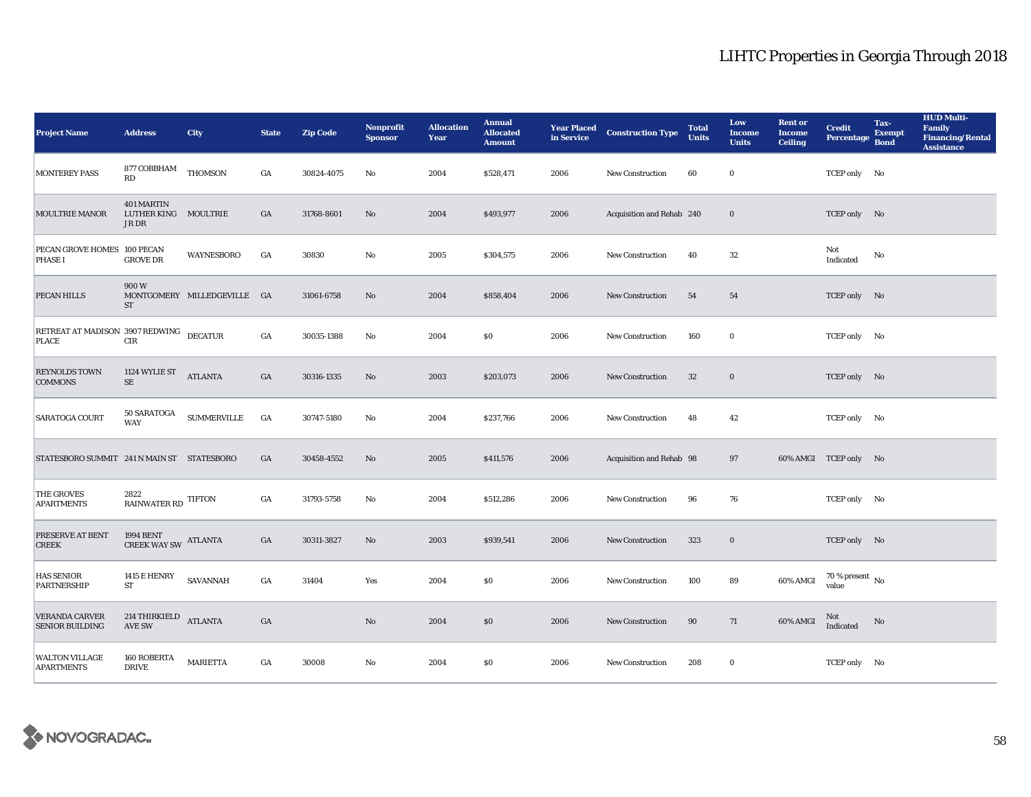# LIHTC Properties in Georgia Through 2018

| Project Name | Address | City | State | Zip Code | Nonprofit Sponsor | Allocation Year | Annual Allocated Amount | Year Placed in Service | Construction Type | Total Units | Low Income Units | Rent or Income Ceiling | Credit Percentage | Tax-Exempt Bond | HUD Multi-Family Financing/Rental Assistance |
|---|---|---|---|---|---|---|---|---|---|---|---|---|---|---|---|
| MONTEREY PASS | 877 COBBHAM RD | THOMSON | GA | 30824-4075 | No | 2004 | $528,471 | 2006 | New Construction | 60 | 0 | | TCEP only | No | |
| MOULTRIE MANOR | 401 MARTIN LUTHER KING JR DR | MOULTRIE | GA | 31768-8601 | No | 2004 | $493,977 | 2006 | Acquisition and Rehab | 240 | 0 | | TCEP only | No | |
| PECAN GROVE HOMES PHASE I | 100 PECAN GROVE DR | WAYNESBORO | GA | 30830 | No | 2005 | $304,575 | 2006 | New Construction | 40 | 32 | | Not Indicated | No | |
| PECAN HILLS | 900 W MONTGOMERY ST | MILLEDGEVILLE | GA | 31061-6758 | No | 2004 | $858,404 | 2006 | New Construction | 54 | 54 | | TCEP only | No | |
| RETREAT AT MADISON PLACE | 3907 REDWING CIR | DECATUR | GA | 30035-1388 | No | 2004 | $0 | 2006 | New Construction | 160 | 0 | | TCEP only | No | |
| REYNOLDS TOWN COMMONS | 1124 WYLIE ST SE | ATLANTA | GA | 30316-1335 | No | 2003 | $203,073 | 2006 | New Construction | 32 | 0 | | TCEP only | No | |
| SARATOGA COURT | 50 SARATOGA WAY | SUMMERVILLE | GA | 30747-5180 | No | 2004 | $237,766 | 2006 | New Construction | 48 | 42 | | TCEP only | No | |
| STATESBORO SUMMIT | 241 N MAIN ST | STATESBORO | GA | 30458-4552 | No | 2005 | $411,576 | 2006 | Acquisition and Rehab | 98 | 97 | 60% AMGI | TCEP only | No | |
| THE GROVES APARTMENTS | 2822 RAINWATER RD | TIFTON | GA | 31793-5758 | No | 2004 | $512,286 | 2006 | New Construction | 96 | 76 | | TCEP only | No | |
| PRESERVE AT BENT CREEK | 1994 BENT CREEK WAY SW | ATLANTA | GA | 30311-3827 | No | 2003 | $939,541 | 2006 | New Construction | 323 | 0 | | TCEP only | No | |
| HAS SENIOR PARTNERSHIP | 1415 E HENRY ST | SAVANNAH | GA | 31404 | Yes | 2004 | $0 | 2006 | New Construction | 100 | 89 | 60% AMGI | 70 % present value | No | |
| VERANDA CARVER SENIOR BUILDING | 214 THIRKIELD AVE SW | ATLANTA | GA | | No | 2004 | $0 | 2006 | New Construction | 90 | 71 | 60% AMGI | Not Indicated | No | |
| WALTON VILLAGE APARTMENTS | 160 ROBERTA DRIVE | MARIETTA | GA | 30008 | No | 2004 | $0 | 2006 | New Construction | 208 | 0 | | TCEP only | No | |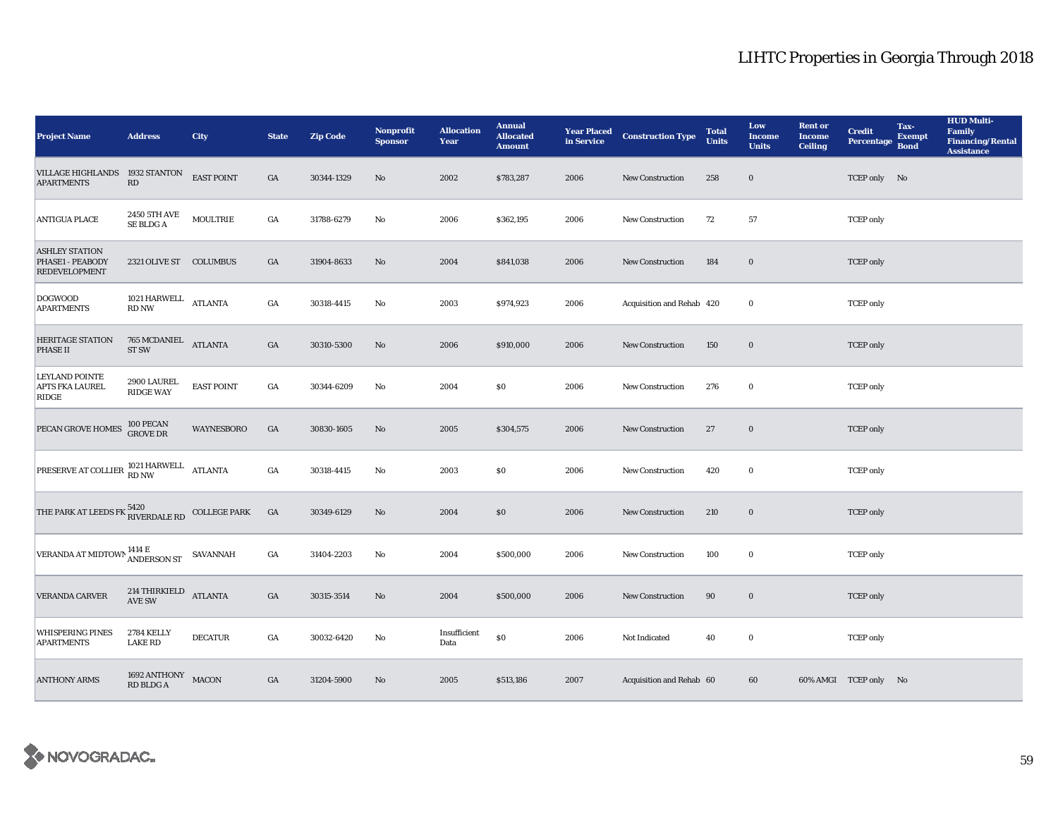| Project Name | Address | City | State | Zip Code | Nonprofit Sponsor | Allocation Year | Annual Allocated Amount | Year Placed in Service | Construction Type | Total Units | Low Income Units | Rent or Income Ceiling | Credit Percentage | Tax-Exempt Bond | HUD Multi-Family Financing/Rental Assistance |
|---|---|---|---|---|---|---|---|---|---|---|---|---|---|---|---|
| VILLAGE HIGHLANDS APARTMENTS | 1932 STANTON RD | EAST POINT | GA | 30344-1329 | No | 2002 | $783,287 | 2006 | New Construction | 258 | 0 | | TCEP only | No | |
| ANTIGUA PLACE | 2450 5TH AVE SE BLDG A | MOULTRIE | GA | 31788-6279 | No | 2006 | $362,195 | 2006 | New Construction | 72 | 57 | | TCEP only | | |
| ASHLEY STATION PHASE1 - PEABODY REDEVELOPMENT | 2321 OLIVE ST | COLUMBUS | GA | 31904-8633 | No | 2004 | $841,038 | 2006 | New Construction | 184 | 0 | | TCEP only | | |
| DOGWOOD APARTMENTS | 1021 HARWELL RD NW | ATLANTA | GA | 30318-4415 | No | 2003 | $974,923 | 2006 | Acquisition and Rehab | 420 | 0 | | TCEP only | | |
| HERITAGE STATION PHASE II | 765 MCDANIEL ST SW | ATLANTA | GA | 30310-5300 | No | 2006 | $910,000 | 2006 | New Construction | 150 | 0 | | TCEP only | | |
| LEYLAND POINTE APTS FKA LAUREL RIDGE | 2900 LAUREL RIDGE WAY | EAST POINT | GA | 30344-6209 | No | 2004 | $0 | 2006 | New Construction | 276 | 0 | | TCEP only | | |
| PECAN GROVE HOMES | 100 PECAN GROVE DR | WAYNESBORO | GA | 30830-1605 | No | 2005 | $304,575 | 2006 | New Construction | 27 | 0 | | TCEP only | | |
| PRESERVE AT COLLIER | 1021 HARWELL RD NW | ATLANTA | GA | 30318-4415 | No | 2003 | $0 | 2006 | New Construction | 420 | 0 | | TCEP only | | |
| THE PARK AT LEEDS FK | 5420 RIVERDALE RD | COLLEGE PARK | GA | 30349-6129 | No | 2004 | $0 | 2006 | New Construction | 210 | 0 | | TCEP only | | |
| VERANDA AT MIDTOWN | 1414 E ANDERSON ST | SAVANNAH | GA | 31404-2203 | No | 2004 | $500,000 | 2006 | New Construction | 100 | 0 | | TCEP only | | |
| VERANDA CARVER | 214 THIRKIELD AVE SW | ATLANTA | GA | 30315-3514 | No | 2004 | $500,000 | 2006 | New Construction | 90 | 0 | | TCEP only | | |
| WHISPERING PINES APARTMENTS | 2784 KELLY LAKE RD | DECATUR | GA | 30032-6420 | No | Insufficient Data | $0 | 2006 | Not Indicated | 40 | 0 | | TCEP only | | |
| ANTHONY ARMS | 1692 ANTHONY RD BLDG A | MACON | GA | 31204-5900 | No | 2005 | $513,186 | 2007 | Acquisition and Rehab | 60 | 60 | 60% AMGI | TCEP only | No | |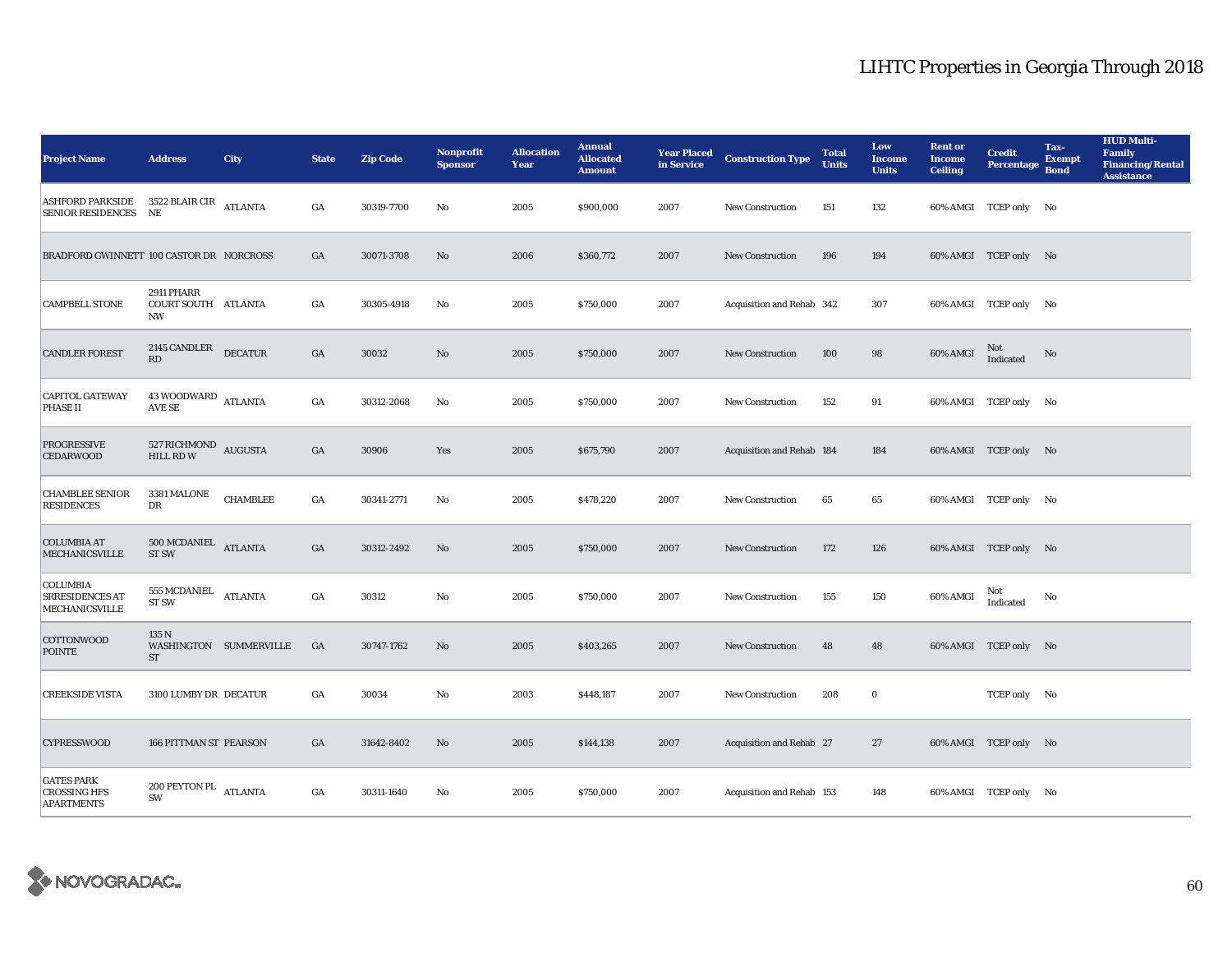# LIHTC Properties in Georgia Through 2018

| Project Name | Address | City | State | Zip Code | Nonprofit Sponsor | Allocation Year | Annual Allocated Amount | Year Placed in Service | Construction Type | Total Units | Low Income Units | Rent or Income Ceiling | Credit Percentage | Tax-Exempt Bond | HUD Multi-Family Financing/Rental Assistance |
|---|---|---|---|---|---|---|---|---|---|---|---|---|---|---|---|
| ASHFORD PARKSIDE SENIOR RESIDENCES | 3522 BLAIR CIR NE | ATLANTA | GA | 30319-7700 | No | 2005 | $900,000 | 2007 | New Construction | 151 | 132 | 60% AMGI | TCEP only | No | |
| BRADFORD GWINNETT | 100 CASTOR DR | NORCROSS | GA | 30071-3708 | No | 2006 | $360,772 | 2007 | New Construction | 196 | 194 | 60% AMGI | TCEP only | No | |
| CAMPBELL STONE | 2911 PHARR COURT SOUTH NW | ATLANTA | GA | 30305-4918 | No | 2005 | $750,000 | 2007 | Acquisition and Rehab | 342 | 307 | 60% AMGI | TCEP only | No | |
| CANDLER FOREST | 2145 CANDLER RD | DECATUR | GA | 30032 | No | 2005 | $750,000 | 2007 | New Construction | 100 | 98 | 60% AMGI | Not Indicated | No | |
| CAPITOL GATEWAY PHASE II | 43 WOODWARD AVE SE | ATLANTA | GA | 30312-2068 | No | 2005 | $750,000 | 2007 | New Construction | 152 | 91 | 60% AMGI | TCEP only | No | |
| PROGRESSIVE CEDARWOOD | 527 RICHMOND HILL RD W | AUGUSTA | GA | 30906 | Yes | 2005 | $675,790 | 2007 | Acquisition and Rehab | 184 | 184 | 60% AMGI | TCEP only | No | |
| CHAMBLEE SENIOR RESIDENCES | 3381 MALONE DR | CHAMBLEE | GA | 30341-2771 | No | 2005 | $478,220 | 2007 | New Construction | 65 | 65 | 60% AMGI | TCEP only | No | |
| COLUMBIA AT MECHANICSVILLE | 500 MCDANIEL ST SW | ATLANTA | GA | 30312-2492 | No | 2005 | $750,000 | 2007 | New Construction | 172 | 126 | 60% AMGI | TCEP only | No | |
| COLUMBIA SRRESIDENCES AT MECHANICSVILLE | 555 MCDANIEL ST SW | ATLANTA | GA | 30312 | No | 2005 | $750,000 | 2007 | New Construction | 155 | 150 | 60% AMGI | Not Indicated | No | |
| COTTONWOOD POINTE | 135 N WASHINGTON ST | SUMMERVILLE | GA | 30747-1762 | No | 2005 | $403,265 | 2007 | New Construction | 48 | 48 | 60% AMGI | TCEP only | No | |
| CREEKSIDE VISTA | 3100 LUMBY DR | DECATUR | GA | 30034 | No | 2003 | $448,187 | 2007 | New Construction | 208 | 0 | | TCEP only | No | |
| CYPRESSWOOD | 166 PITTMAN ST | PEARSON | GA | 31642-8402 | No | 2005 | $144,138 | 2007 | Acquisition and Rehab | 27 | 27 | 60% AMGI | TCEP only | No | |
| GATES PARK CROSSING HFS APARTMENTS | 200 PEYTON PL SW | ATLANTA | GA | 30311-1640 | No | 2005 | $750,000 | 2007 | Acquisition and Rehab | 153 | 148 | 60% AMGI | TCEP only | No | |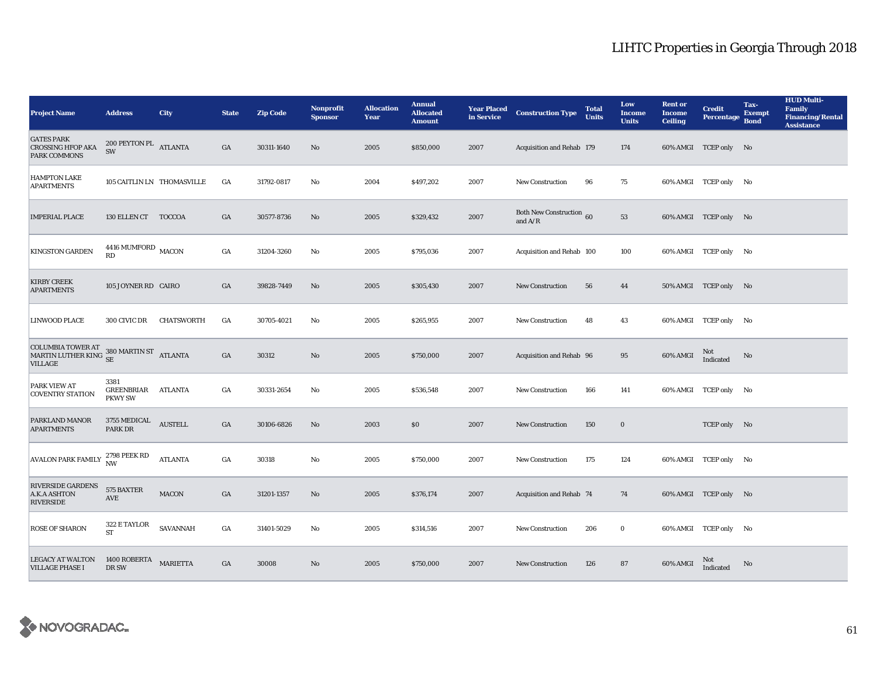# LIHTC Properties in Georgia Through 2018

| Project Name | Address | City | State | Zip Code | Nonprofit Sponsor | Allocation Year | Annual Allocated Amount | Year Placed in Service | Construction Type | Total Units | Low Income Units | Rent or Income Ceiling | Credit Percentage | Tax-Exempt Bond | HUD Multi-Family Financing/Rental Assistance |
|---|---|---|---|---|---|---|---|---|---|---|---|---|---|---|---|
| GATES PARK CROSSING HFOP AKA PARK COMMONS | 200 PEYTON PL SW | ATLANTA | GA | 30311-1640 | No | 2005 | $850,000 | 2007 | Acquisition and Rehab | 179 | 174 | 60% AMGI | TCEP only | No | |
| HAMPTON LAKE APARTMENTS | 105 CAITLIN LN | THOMASVILLE | GA | 31792-0817 | No | 2004 | $497,202 | 2007 | New Construction | 96 | 75 | 60% AMGI | TCEP only | No | |
| IMPERIAL PLACE | 130 ELLEN CT | TOCCOA | GA | 30577-8736 | No | 2005 | $329,432 | 2007 | Both New Construction and A/R | 60 | 53 | 60% AMGI | TCEP only | No | |
| KINGSTON GARDEN | 4416 MUMFORD RD | MACON | GA | 31204-3260 | No | 2005 | $795,036 | 2007 | Acquisition and Rehab | 100 | 100 | 60% AMGI | TCEP only | No | |
| KIRBY CREEK APARTMENTS | 105 JOYNER RD | CAIRO | GA | 39828-7449 | No | 2005 | $305,430 | 2007 | New Construction | 56 | 44 | 50% AMGI | TCEP only | No | |
| LINWOOD PLACE | 300 CIVIC DR | CHATSWORTH | GA | 30705-4021 | No | 2005 | $265,955 | 2007 | New Construction | 48 | 43 | 60% AMGI | TCEP only | No | |
| COLUMBIA TOWER AT MARTIN LUTHER KING VILLAGE | 380 MARTIN ST SE | ATLANTA | GA | 30312 | No | 2005 | $750,000 | 2007 | Acquisition and Rehab | 96 | 95 | 60% AMGI | Not Indicated | No | |
| PARK VIEW AT COVENTRY STATION | 3381 GREENBRIAR PKWY SW | ATLANTA | GA | 30331-2654 | No | 2005 | $536,548 | 2007 | New Construction | 166 | 141 | 60% AMGI | TCEP only | No | |
| PARKLAND MANOR APARTMENTS | 3755 MEDICAL PARK DR | AUSTELL | GA | 30106-6826 | No | 2003 | $0 | 2007 | New Construction | 150 | 0 | | TCEP only | No | |
| AVALON PARK FAMILY | 2798 PEEK RD NW | ATLANTA | GA | 30318 | No | 2005 | $750,000 | 2007 | New Construction | 175 | 124 | 60% AMGI | TCEP only | No | |
| RIVERSIDE GARDENS A.K.A ASHTON RIVERSIDE | 575 BAXTER AVE | MACON | GA | 31201-1357 | No | 2005 | $376,174 | 2007 | Acquisition and Rehab | 74 | 74 | 60% AMGI | TCEP only | No | |
| ROSE OF SHARON | 322 E TAYLOR ST | SAVANNAH | GA | 31401-5029 | No | 2005 | $314,516 | 2007 | New Construction | 206 | 0 | 60% AMGI | TCEP only | No | |
| LEGACY AT WALTON VILLAGE PHASE I | 1400 ROBERTA DR SW | MARIETTA | GA | 30008 | No | 2005 | $750,000 | 2007 | New Construction | 126 | 87 | 60% AMGI | Not Indicated | No | |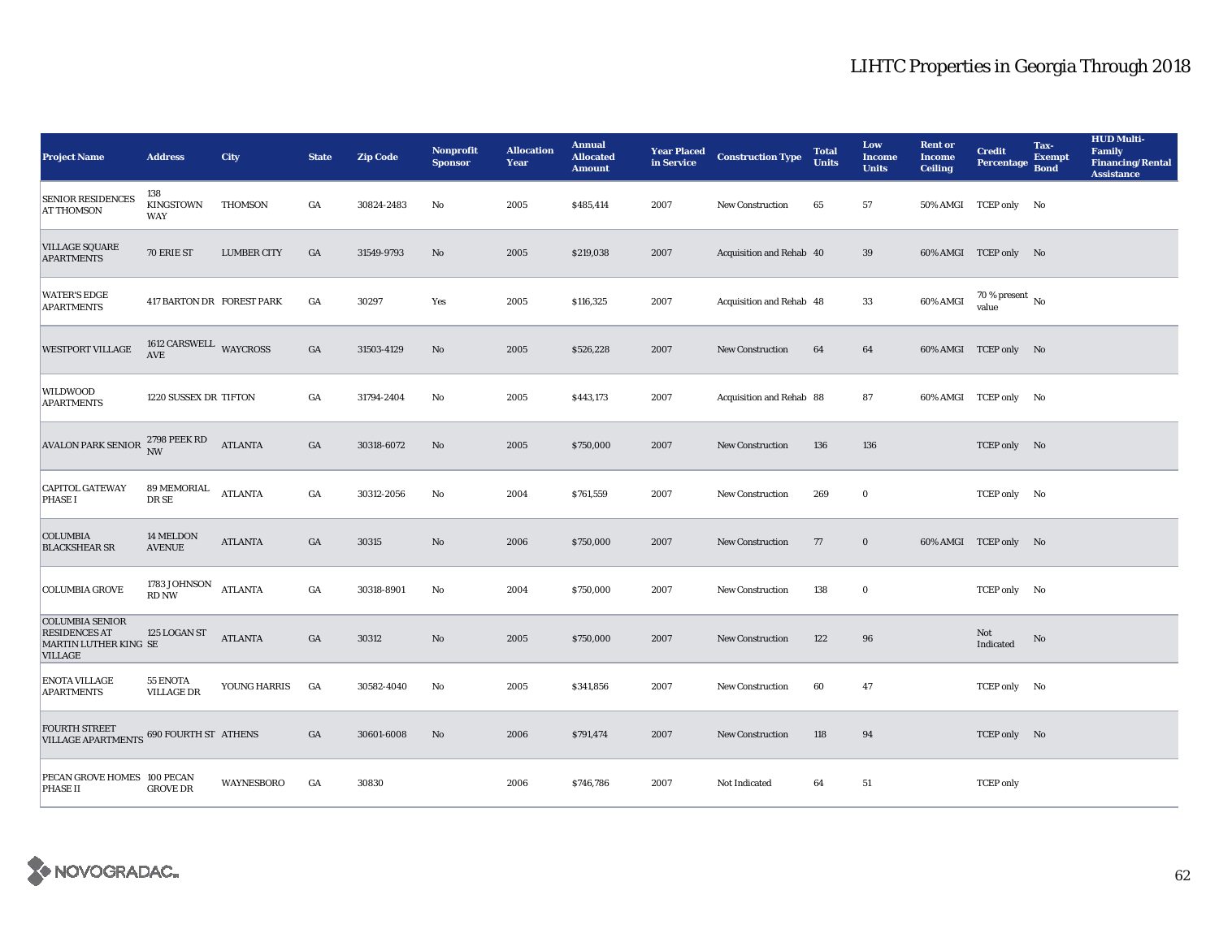# LIHTC Properties in Georgia Through 2018

| Project Name | Address | City | State | Zip Code | Nonprofit Sponsor | Allocation Year | Annual Allocated Amount | Year Placed in Service | Construction Type | Total Units | Low Income Units | Rent or Income Ceiling | Credit Percentage | Tax-Exempt Bond | HUD Multi-Family Financing/Rental Assistance |
|---|---|---|---|---|---|---|---|---|---|---|---|---|---|---|---|
| SENIOR RESIDENCES AT THOMSON | 138 KINGSTOWN WAY | THOMSON | GA | 30824-2483 | No | 2005 | $485,414 | 2007 | New Construction | 65 | 57 | 50% AMGI | TCEP only | No | |
| VILLAGE SQUARE APARTMENTS | 70 ERIE ST | LUMBER CITY | GA | 31549-9793 | No | 2005 | $219,038 | 2007 | Acquisition and Rehab | 40 | 39 | 60% AMGI | TCEP only | No | |
| WATER'S EDGE APARTMENTS | 417 BARTON DR | FOREST PARK | GA | 30297 | Yes | 2005 | $116,325 | 2007 | Acquisition and Rehab | 48 | 33 | 60% AMGI | 70 % present value | No | |
| WESTPORT VILLAGE | 1612 CARSWELL AVE | WAYCROSS | GA | 31503-4129 | No | 2005 | $526,228 | 2007 | New Construction | 64 | 64 | 60% AMGI | TCEP only | No | |
| WILDWOOD APARTMENTS | 1220 SUSSEX DR | TIFTON | GA | 31794-2404 | No | 2005 | $443,173 | 2007 | Acquisition and Rehab | 88 | 87 | 60% AMGI | TCEP only | No | |
| AVALON PARK SENIOR | 2798 PEEK RD NW | ATLANTA | GA | 30318-6072 | No | 2005 | $750,000 | 2007 | New Construction | 136 | 136 | | TCEP only | No | |
| CAPITOL GATEWAY PHASE I | 89 MEMORIAL DR SE | ATLANTA | GA | 30312-2056 | No | 2004 | $761,559 | 2007 | New Construction | 269 | 0 | | TCEP only | No | |
| COLUMBIA BLACKSHEAR SR | 14 MELDON AVENUE | ATLANTA | GA | 30315 | No | 2006 | $750,000 | 2007 | New Construction | 77 | 0 | 60% AMGI | TCEP only | No | |
| COLUMBIA GROVE | 1783 JOHNSON RD NW | ATLANTA | GA | 30318-8901 | No | 2004 | $750,000 | 2007 | New Construction | 138 | 0 | | TCEP only | No | |
| COLUMBIA SENIOR RESIDENCES AT MARTIN LUTHER KING VILLAGE | 125 LOGAN ST SE | ATLANTA | GA | 30312 | No | 2005 | $750,000 | 2007 | New Construction | 122 | 96 | | Not Indicated | No | |
| ENOTA VILLAGE APARTMENTS | 55 ENOTA VILLAGE DR | YOUNG HARRIS | GA | 30582-4040 | No | 2005 | $341,856 | 2007 | New Construction | 60 | 47 | | TCEP only | No | |
| FOURTH STREET VILLAGE APARTMENTS | 690 FOURTH ST | ATHENS | GA | 30601-6008 | No | 2006 | $791,474 | 2007 | New Construction | 118 | 94 | | TCEP only | No | |
| PECAN GROVE HOMES PHASE II | 100 PECAN GROVE DR | WAYNESBORO | GA | 30830 | | 2006 | $746,786 | 2007 | Not Indicated | 64 | 51 | | TCEP only | | |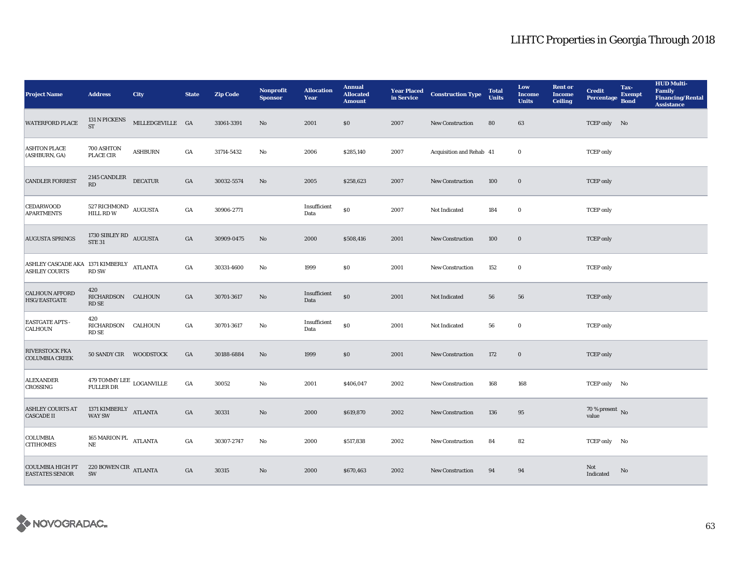# LIHTC Properties in Georgia Through 2018

| Project Name | Address | City | State | Zip Code | Nonprofit Sponsor | Allocation Year | Annual Allocated Amount | Year Placed in Service | Construction Type | Total Units | Low Income Units | Rent or Income Ceiling | Credit Percentage | Tax-Exempt Bond | HUD Multi-Family Financing/Rental Assistance |
|---|---|---|---|---|---|---|---|---|---|---|---|---|---|---|---|
| WATERFORD PLACE | 131 N PICKENS ST | MILLEDGEVILLE | GA | 31061-3391 | No | 2001 | $0 | 2007 | New Construction | 80 | 63 | | TCEP only | No | |
| ASHTON PLACE (ASHBURN, GA) | 700 ASHTON PLACE CIR | ASHBURN | GA | 31714-5432 | No | 2006 | $285,140 | 2007 | Acquisition and Rehab | 41 | 0 | | TCEP only | | |
| CANDLER FORREST | 2145 CANDLER RD | DECATUR | GA | 30032-5574 | No | 2005 | $258,623 | 2007 | New Construction | 100 | 0 | | TCEP only | | |
| CEDARWOOD APARTMENTS | 527 RICHMOND HILL RD W | AUGUSTA | GA | 30906-2771 | | Insufficient Data | $0 | 2007 | Not Indicated | 184 | 0 | | TCEP only | | |
| AUGUSTA SPRINGS | 1730 SIBLEY RD STE 31 | AUGUSTA | GA | 30909-0475 | No | 2000 | $508,416 | 2001 | New Construction | 100 | 0 | | TCEP only | | |
| ASHLEY CASCADE AKA ASHLEY COURTS | 1371 KIMBERLY RD SW | ATLANTA | GA | 30331-4600 | No | 1999 | $0 | 2001 | New Construction | 152 | 0 | | TCEP only | | |
| CALHOUN AFFORD HSG/EASTGATE | 420 RICHARDSON RD SE | CALHOUN | GA | 30701-3617 | No | Insufficient Data | $0 | 2001 | Not Indicated | 56 | 56 | | TCEP only | | |
| EASTGATE APTS - CALHOUN | 420 RICHARDSON RD SE | CALHOUN | GA | 30701-3617 | No | Insufficient Data | $0 | 2001 | Not Indicated | 56 | 0 | | TCEP only | | |
| RIVERSTOCK FKA COLUMBIA CREEK | 50 SANDY CIR | WOODSTOCK | GA | 30188-6884 | No | 1999 | $0 | 2001 | New Construction | 172 | 0 | | TCEP only | | |
| ALEXANDER CROSSING | 479 TOMMY LEE FULLER DR | LOGANVILLE | GA | 30052 | No | 2001 | $406,047 | 2002 | New Construction | 168 | 168 | | TCEP only | No | |
| ASHLEY COURTS AT CASCADE II | 1371 KIMBERLY WAY SW | ATLANTA | GA | 30331 | No | 2000 | $619,870 | 2002 | New Construction | 136 | 95 | | 70 % present value | No | |
| COLUMBIA CITIHOMES | 165 MARION PL NE | ATLANTA | GA | 30307-2747 | No | 2000 | $517,838 | 2002 | New Construction | 84 | 82 | | TCEP only | No | |
| COULMBIA HIGH PT EASTATES SENIOR | 220 BOWEN CIR SW | ATLANTA | GA | 30315 | No | 2000 | $670,463 | 2002 | New Construction | 94 | 94 | | Not Indicated | No | |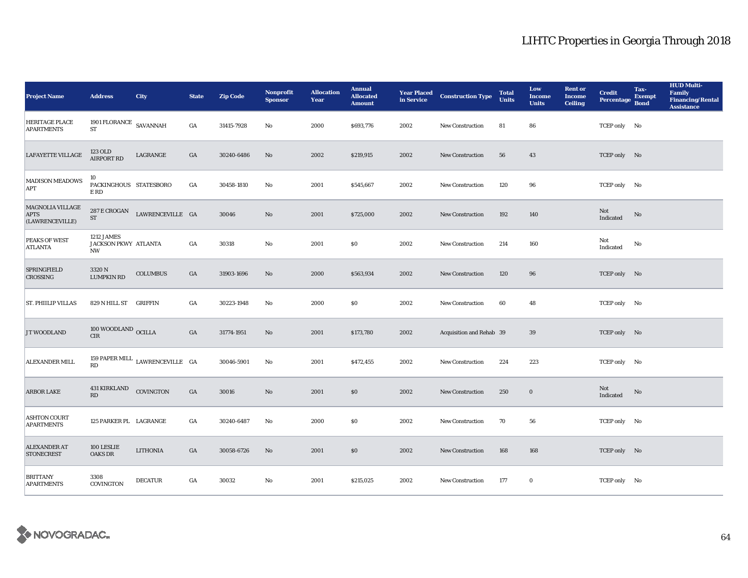# LIHTC Properties in Georgia Through 2018

| Project Name | Address | City | State | Zip Code | Nonprofit Sponsor | Allocation Year | Annual Allocated Amount | Year Placed in Service | Construction Type | Total Units | Low Income Units | Rent or Income Ceiling | Credit Percentage | Tax-Exempt Bond | HUD Multi-Family Financing/Rental Assistance |
|---|---|---|---|---|---|---|---|---|---|---|---|---|---|---|---|
| HERITAGE PLACE APARTMENTS | 1901 FLORANCE ST | SAVANNAH | GA | 31415-7928 | No | 2000 | $693,776 | 2002 | New Construction | 81 | 86 | | TCEP only | No | |
| LAFAYETTE VILLAGE | 123 OLD AIRPORT RD | LAGRANGE | GA | 30240-6486 | No | 2002 | $219,915 | 2002 | New Construction | 56 | 43 | | TCEP only | No | |
| MADISON MEADOWS APT | 10 PACKINGHOUSE RD | STATESBORO | GA | 30458-1810 | No | 2001 | $545,667 | 2002 | New Construction | 120 | 96 | | TCEP only | No | |
| MAGNOLIA VILLAGE APTS (LAWRENCEVILLE) | 287 E CROGAN ST | LAWRENCEVILLE | GA | 30046 | No | 2001 | $725,000 | 2002 | New Construction | 192 | 140 | | Not Indicated | No | |
| PEAKS OF WEST ATLANTA | 1212 JAMES JACKSON PKWY NW | ATLANTA | GA | 30318 | No | 2001 | $0 | 2002 | New Construction | 214 | 160 | | Not Indicated | No | |
| SPRINGFIELD CROSSING | 3320 N LUMPKIN RD | COLUMBUS | GA | 31903-1696 | No | 2000 | $563,934 | 2002 | New Construction | 120 | 96 | | TCEP only | No | |
| ST. PHIILIP VILLAS | 829 N HILL ST | GRIFFIN | GA | 30223-1948 | No | 2000 | $0 | 2002 | New Construction | 60 | 48 | | TCEP only | No | |
| J T WOODLAND | 100 WOODLAND CIR | OCILLA | GA | 31774-1951 | No | 2001 | $173,780 | 2002 | Acquisition and Rehab | 39 | 39 | | TCEP only | No | |
| ALEXANDER MILL | 159 PAPER MILL RD | LAWRENCEVILLE | GA | 30046-5901 | No | 2001 | $472,455 | 2002 | New Construction | 224 | 223 | | TCEP only | No | |
| ARBOR LAKE | 431 KIRKLAND RD | COVINGTON | GA | 30016 | No | 2001 | $0 | 2002 | New Construction | 250 | 0 | | Not Indicated | No | |
| ASHTON COURT APARTMENTS | 125 PARKER PL | LAGRANGE | GA | 30240-6487 | No | 2000 | $0 | 2002 | New Construction | 70 | 56 | | TCEP only | No | |
| ALEXANDER AT STONECREST | 100 LESLIE OAKS DR | LITHONIA | GA | 30058-6726 | No | 2001 | $0 | 2002 | New Construction | 168 | 168 | | TCEP only | No | |
| BRITTANY APARTMENTS | 3308 COVINGTON | DECATUR | GA | 30032 | No | 2001 | $215,025 | 2002 | New Construction | 177 | 0 | | TCEP only | No | |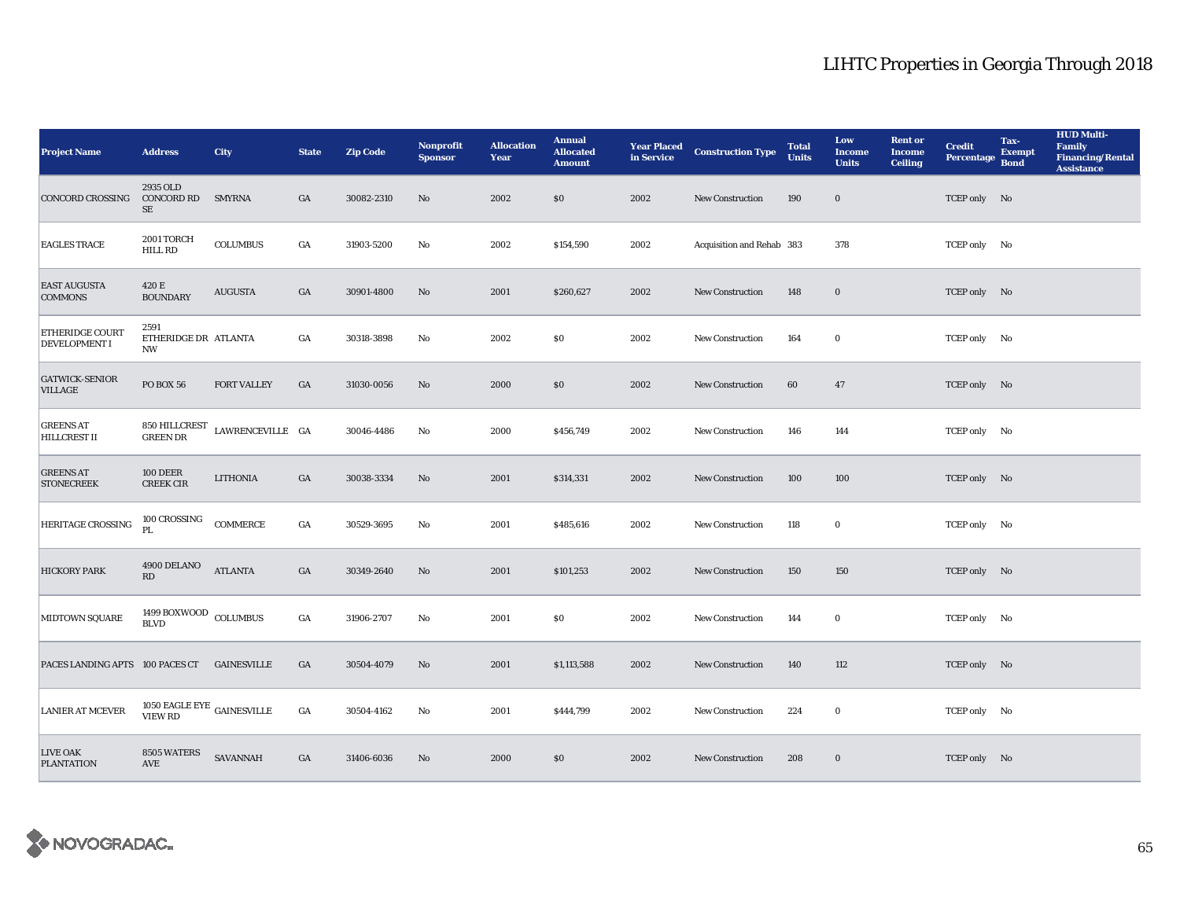## LIHTC Properties in Georgia Through 2018

| Project Name | Address | City | State | Zip Code | Nonprofit Sponsor | Allocation Year | Annual Allocated Amount | Year Placed in Service | Construction Type | Total Units | Low Income Units | Rent or Income Ceiling | Credit Percentage | Tax-Exempt Bond | HUD Multi-Family Financing/Rental Assistance |
|---|---|---|---|---|---|---|---|---|---|---|---|---|---|---|---|
| CONCORD CROSSING | 2935 OLD CONCORD RD SE | SMYRNA | GA | 30082-2310 | No | 2002 | $0 | 2002 | New Construction | 190 | 0 | | TCEP only | No | |
| EAGLES TRACE | 2001 TORCH HILL RD | COLUMBUS | GA | 31903-5200 | No | 2002 | $154,590 | 2002 | Acquisition and Rehab | 383 | 378 | | TCEP only | No | |
| EAST AUGUSTA COMMONS | 420 E BOUNDARY | AUGUSTA | GA | 30901-4800 | No | 2001 | $260,627 | 2002 | New Construction | 148 | 0 | | TCEP only | No | |
| ETHERIDGE COURT DEVELOPMENT I | 2591 ETHERIDGE DR NW | ATLANTA | GA | 30318-3898 | No | 2002 | $0 | 2002 | New Construction | 164 | 0 | | TCEP only | No | |
| GATWICK-SENIOR VILLAGE | PO BOX 56 | FORT VALLEY | GA | 31030-0056 | No | 2000 | $0 | 2002 | New Construction | 60 | 47 | | TCEP only | No | |
| GREENS AT HILLCREST II | 850 HILLCREST GREEN DR | LAWRENCEVILLE | GA | 30046-4486 | No | 2000 | $456,749 | 2002 | New Construction | 146 | 144 | | TCEP only | No | |
| GREENS AT STONECREEK | 100 DEER CREEK CIR | LITHONIA | GA | 30038-3334 | No | 2001 | $314,331 | 2002 | New Construction | 100 | 100 | | TCEP only | No | |
| HERITAGE CROSSING | 100 CROSSING PL | COMMERCE | GA | 30529-3695 | No | 2001 | $485,616 | 2002 | New Construction | 118 | 0 | | TCEP only | No | |
| HICKORY PARK | 4900 DELANO RD | ATLANTA | GA | 30349-2640 | No | 2001 | $101,253 | 2002 | New Construction | 150 | 150 | | TCEP only | No | |
| MIDTOWN SQUARE | 1499 BOXWOOD BLVD | COLUMBUS | GA | 31906-2707 | No | 2001 | $0 | 2002 | New Construction | 144 | 0 | | TCEP only | No | |
| PACES LANDING APTS | 100 PACES CT | GAINESVILLE | GA | 30504-4079 | No | 2001 | $1,113,588 | 2002 | New Construction | 140 | 112 | | TCEP only | No | |
| LANIER AT MCEVER | 1050 EAGLE EYE VIEW RD | GAINESVILLE | GA | 30504-4162 | No | 2001 | $444,799 | 2002 | New Construction | 224 | 0 | | TCEP only | No | |
| LIVE OAK PLANTATION | 8505 WATERS AVE | SAVANNAH | GA | 31406-6036 | No | 2000 | $0 | 2002 | New Construction | 208 | 0 | | TCEP only | No | |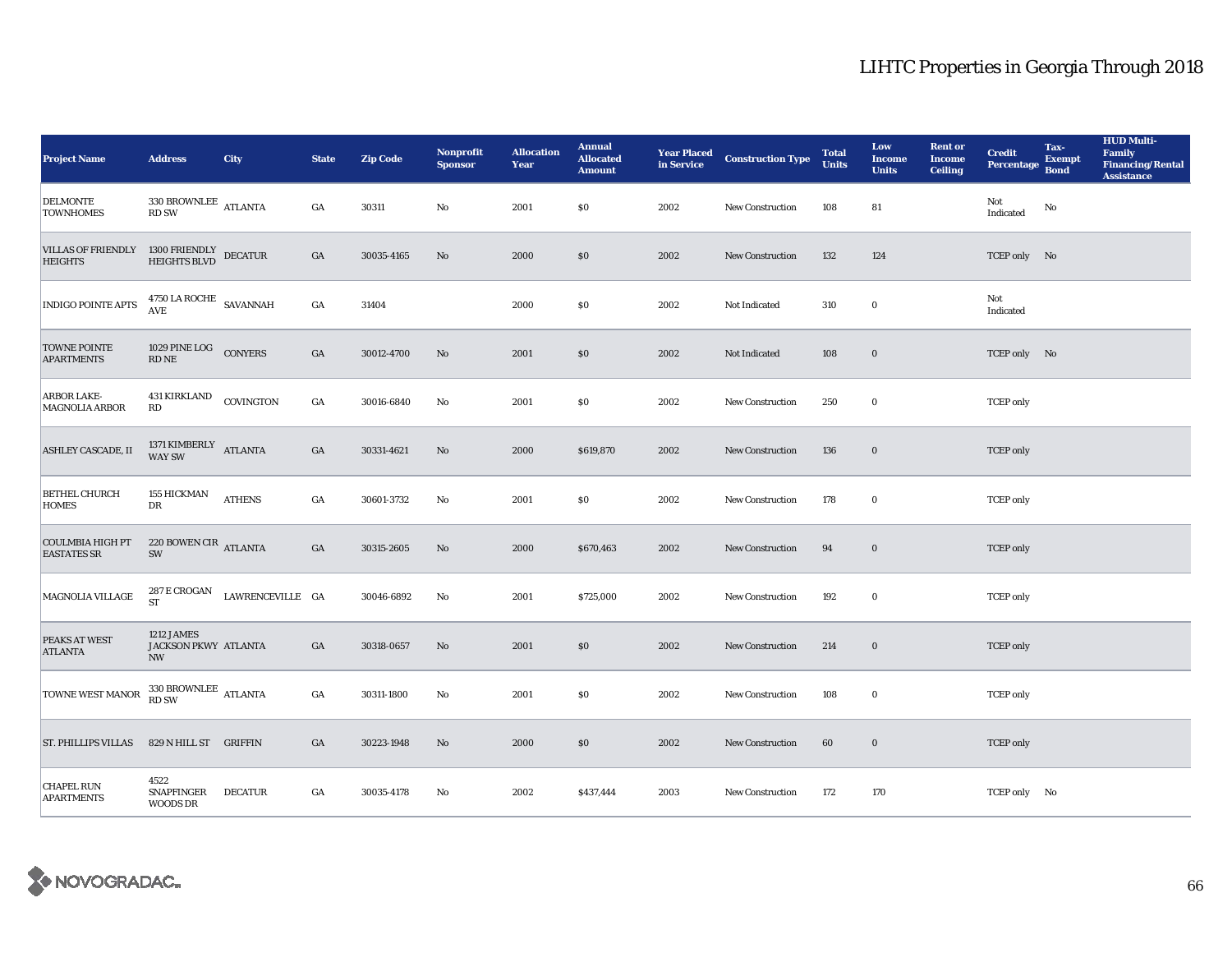# LIHTC Properties in Georgia Through 2018

| Project Name | Address | City | State | Zip Code | Nonprofit Sponsor | Allocation Year | Annual Allocated Amount | Year Placed in Service | Construction Type | Total Units | Low Income Units | Rent or Income Ceiling | Credit Percentage | Tax-Exempt Bond | HUD Multi-Family Financing/Rental Assistance |
|---|---|---|---|---|---|---|---|---|---|---|---|---|---|---|---|
| DELMONTE TOWNHOMES | 330 BROWNLEE RD SW | ATLANTA | GA | 30311 | No | 2001 | $0 | 2002 | New Construction | 108 | 81 | | Not Indicated | No | |
| VILLAS OF FRIENDLY HEIGHTS | 1300 FRIENDLY HEIGHTS BLVD | DECATUR | GA | 30035-4165 | No | 2000 | $0 | 2002 | New Construction | 132 | 124 | | TCEP only | No | |
| INDIGO POINTE APTS | 4750 LA ROCHE AVE | SAVANNAH | GA | 31404 | | 2000 | $0 | 2002 | Not Indicated | 310 | 0 | | Not Indicated | | |
| TOWNE POINTE APARTMENTS | 1029 PINE LOG RD NE | CONYERS | GA | 30012-4700 | No | 2001 | $0 | 2002 | Not Indicated | 108 | 0 | | TCEP only | No | |
| ARBOR LAKE-MAGNOLIA ARBOR | 431 KIRKLAND RD | COVINGTON | GA | 30016-6840 | No | 2001 | $0 | 2002 | New Construction | 250 | 0 | | TCEP only | | |
| ASHLEY CASCADE, II | 1371 KIMBERLY WAY SW | ATLANTA | GA | 30331-4621 | No | 2000 | $619,870 | 2002 | New Construction | 136 | 0 | | TCEP only | | |
| BETHEL CHURCH HOMES | 155 HICKMAN DR | ATHENS | GA | 30601-3732 | No | 2001 | $0 | 2002 | New Construction | 178 | 0 | | TCEP only | | |
| COULMBIA HIGH PT EASTATES SR | 220 BOWEN CIR SW | ATLANTA | GA | 30315-2605 | No | 2000 | $670,463 | 2002 | New Construction | 94 | 0 | | TCEP only | | |
| MAGNOLIA VILLAGE | 287 E CROGAN ST | LAWRENCEVILLE | GA | 30046-6892 | No | 2001 | $725,000 | 2002 | New Construction | 192 | 0 | | TCEP only | | |
| PEAKS AT WEST ATLANTA | 1212 JAMES JACKSON PKWY NW | ATLANTA | GA | 30318-0657 | No | 2001 | $0 | 2002 | New Construction | 214 | 0 | | TCEP only | | |
| TOWNE WEST MANOR | 330 BROWNLEE RD SW | ATLANTA | GA | 30311-1800 | No | 2001 | $0 | 2002 | New Construction | 108 | 0 | | TCEP only | | |
| ST. PHILLIPS VILLAS | 829 N HILL ST | GRIFFIN | GA | 30223-1948 | No | 2000 | $0 | 2002 | New Construction | 60 | 0 | | TCEP only | | |
| CHAPEL RUN APARTMENTS | 4522 SNAPFINGER WOODS DR | DECATUR | GA | 30035-4178 | No | 2002 | $437,444 | 2003 | New Construction | 172 | 170 | | TCEP only | No | |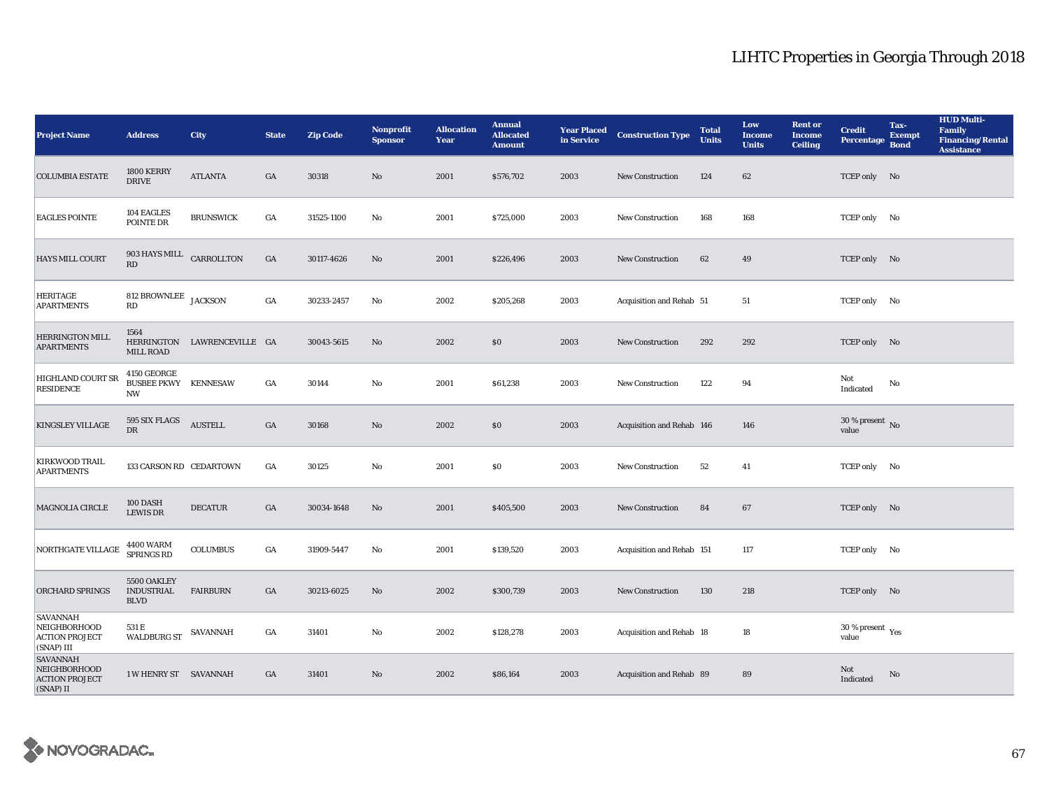# LIHTC Properties in Georgia Through 2018

| Project Name | Address | City | State | Zip Code | Nonprofit Sponsor | Allocation Year | Annual Allocated Amount | Year Placed in Service | Construction Type | Total Units | Low Income Units | Rent or Income Ceiling | Credit Percentage | Tax-Exempt Bond | HUD Multi-Family Financing/Rental Assistance |
|---|---|---|---|---|---|---|---|---|---|---|---|---|---|---|---|
| COLUMBIA ESTATE | 1800 KERRY DRIVE | ATLANTA | GA | 30318 | No | 2001 | $576,702 | 2003 | New Construction | 124 | 62 | | TCEP only | No | |
| EAGLES POINTE | 104 EAGLES POINTE DR | BRUNSWICK | GA | 31525-1100 | No | 2001 | $725,000 | 2003 | New Construction | 168 | 168 | | TCEP only | No | |
| HAYS MILL COURT | 903 HAYS MILL RD | CARROLLTON | GA | 30117-4626 | No | 2001 | $226,496 | 2003 | New Construction | 62 | 49 | | TCEP only | No | |
| HERITAGE APARTMENTS | 812 BROWNLEE RD | JACKSON | GA | 30233-2457 | No | 2002 | $205,268 | 2003 | Acquisition and Rehab | 51 | 51 | | TCEP only | No | |
| HERRINGTON MILL APARTMENTS | 1564 HERRINGTON MILL ROAD | LAWRENCEVILLE | GA | 30043-5615 | No | 2002 | $0 | 2003 | New Construction | 292 | 292 | | TCEP only | No | |
| HIGHLAND COURT SR RESIDENCE | 4150 GEORGE BUSBEE PKWY NW | KENNESAW | GA | 30144 | No | 2001 | $61,238 | 2003 | New Construction | 122 | 94 | | Not Indicated | No | |
| KINGSLEY VILLAGE | 595 SIX FLAGS DR | AUSTELL | GA | 30168 | No | 2002 | $0 | 2003 | Acquisition and Rehab | 146 | 146 | | 30 % present value | No | |
| KIRKWOOD TRAIL APARTMENTS | 133 CARSON RD | CEDARTOWN | GA | 30125 | No | 2001 | $0 | 2003 | New Construction | 52 | 41 | | TCEP only | No | |
| MAGNOLIA CIRCLE | 100 DASH LEWIS DR | DECATUR | GA | 30034-1648 | No | 2001 | $405,500 | 2003 | New Construction | 84 | 67 | | TCEP only | No | |
| NORTHGATE VILLAGE | 4400 WARM SPRINGS RD | COLUMBUS | GA | 31909-5447 | No | 2001 | $139,520 | 2003 | Acquisition and Rehab | 151 | 117 | | TCEP only | No | |
| ORCHARD SPRINGS | 5500 OAKLEY INDUSTRIAL BLVD | FAIRBURN | GA | 30213-6025 | No | 2002 | $300,739 | 2003 | New Construction | 130 | 218 | | TCEP only | No | |
| SAVANNAH NEIGHBORHOOD ACTION PROJECT (SNAP) III | 531 E WALDBURG ST | SAVANNAH | GA | 31401 | No | 2002 | $128,278 | 2003 | Acquisition and Rehab | 18 | 18 | | 30 % present value | Yes | |
| SAVANNAH NEIGHBORHOOD ACTION PROJECT (SNAP) II | 1 W HENRY ST | SAVANNAH | GA | 31401 | No | 2002 | $86,164 | 2003 | Acquisition and Rehab | 89 | 89 | | Not Indicated | No | |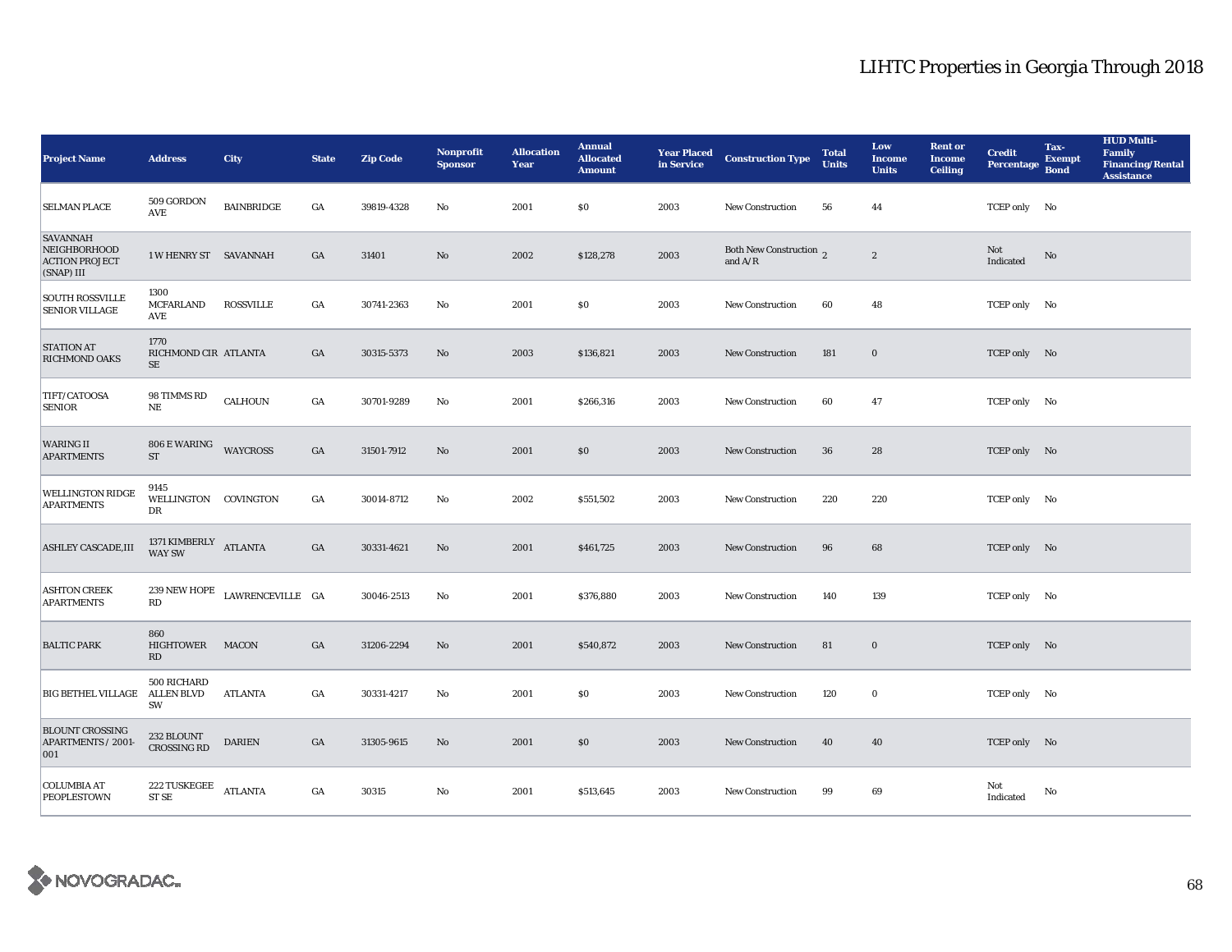# LIHTC Properties in Georgia Through 2018

| Project Name | Address | City | State | Zip Code | Nonprofit Sponsor | Allocation Year | Annual Allocated Amount | Year Placed in Service | Construction Type | Total Units | Low Income Units | Rent or Income Ceiling | Credit Percentage | Tax-Exempt Bond | HUD Multi-Family Financing/Rental Assistance |
|---|---|---|---|---|---|---|---|---|---|---|---|---|---|---|---|
| SELMAN PLACE | 509 GORDON AVE | BAINBRIDGE | GA | 39819-4328 | No | 2001 | $0 | 2003 | New Construction | 56 | 44 | | TCEP only | No | |
| SAVANNAH NEIGHBORHOOD ACTION PROJECT (SNAP) III | 1 W HENRY ST | SAVANNAH | GA | 31401 | No | 2002 | $128,278 | 2003 | Both New Construction and A/R | 2 | 2 | | Not Indicated | No | |
| SOUTH ROSSVILLE SENIOR VILLAGE | 1300 MCFARLAND AVE | ROSSVILLE | GA | 30741-2363 | No | 2001 | $0 | 2003 | New Construction | 60 | 48 | | TCEP only | No | |
| STATION AT RICHMOND OAKS | 1770 RICHMOND CIR SE | ATLANTA | GA | 30315-5373 | No | 2003 | $136,821 | 2003 | New Construction | 181 | 0 | | TCEP only | No | |
| TIFT/CATOOSA SENIOR | 98 TIMMS RD NE | CALHOUN | GA | 30701-9289 | No | 2001 | $266,316 | 2003 | New Construction | 60 | 47 | | TCEP only | No | |
| WARING II APARTMENTS | 806 E WARING ST | WAYCROSS | GA | 31501-7912 | No | 2001 | $0 | 2003 | New Construction | 36 | 28 | | TCEP only | No | |
| WELLINGTON RIDGE APARTMENTS | 9145 WELLINGTON DR | COVINGTON | GA | 30014-8712 | No | 2002 | $551,502 | 2003 | New Construction | 220 | 220 | | TCEP only | No | |
| ASHLEY CASCADE,III | 1371 KIMBERLY WAY SW | ATLANTA | GA | 30331-4621 | No | 2001 | $461,725 | 2003 | New Construction | 96 | 68 | | TCEP only | No | |
| ASHTON CREEK APARTMENTS | 239 NEW HOPE RD | LAWRENCEVILLE | GA | 30046-2513 | No | 2001 | $376,880 | 2003 | New Construction | 140 | 139 | | TCEP only | No | |
| BALTIC PARK | 860 HIGHTOWER RD | MACON | GA | 31206-2294 | No | 2001 | $540,872 | 2003 | New Construction | 81 | 0 | | TCEP only | No | |
| BIG BETHEL VILLAGE | 500 RICHARD ALLEN BLVD SW | ATLANTA | GA | 30331-4217 | No | 2001 | $0 | 2003 | New Construction | 120 | 0 | | TCEP only | No | |
| BLOUNT CROSSING APARTMENTS / 2001-001 | 232 BLOUNT CROSSING RD | DARIEN | GA | 31305-9615 | No | 2001 | $0 | 2003 | New Construction | 40 | 40 | | TCEP only | No | |
| COLUMBIA AT PEOPLESTOWN | 222 TUSKEGEE ST SE | ATLANTA | GA | 30315 | No | 2001 | $513,645 | 2003 | New Construction | 99 | 69 | | Not Indicated | No | |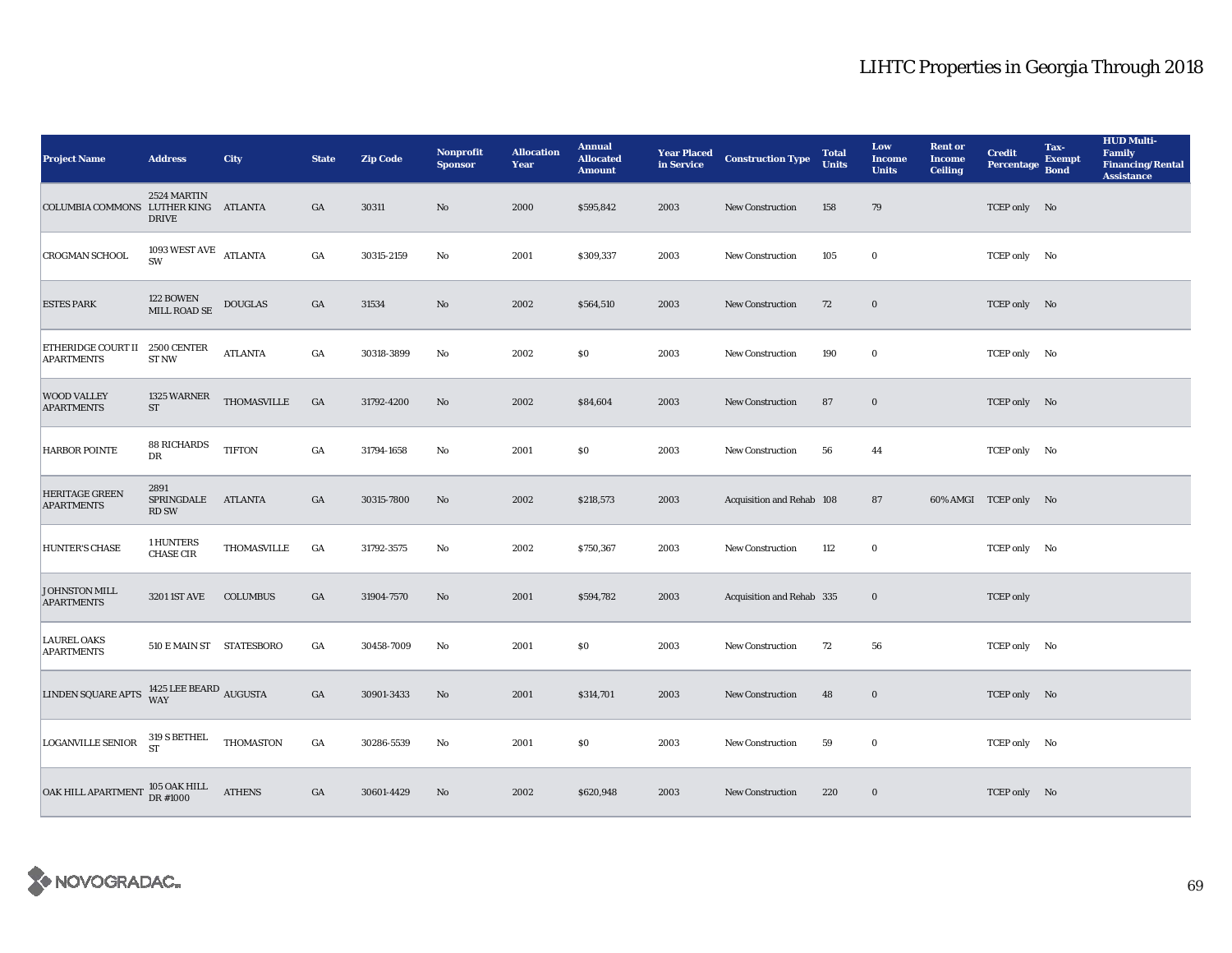# LIHTC Properties in Georgia Through 2018

| Project Name | Address | City | State | Zip Code | Nonprofit Sponsor | Allocation Year | Annual Allocated Amount | Year Placed in Service | Construction Type | Total Units | Low Income Units | Rent or Income Ceiling | Credit Percentage | Tax-Exempt Bond | HUD Multi-Family Financing/Rental Assistance |
|---|---|---|---|---|---|---|---|---|---|---|---|---|---|---|---|
| COLUMBIA COMMONS | 2524 MARTIN LUTHER KING DRIVE | ATLANTA | GA | 30311 | No | 2000 | $595,842 | 2003 | New Construction | 158 | 79 | | TCEP only | No | |
| CROGMAN SCHOOL | 1093 WEST AVE SW | ATLANTA | GA | 30315-2159 | No | 2001 | $309,337 | 2003 | New Construction | 105 | 0 | | TCEP only | No | |
| ESTES PARK | 122 BOWEN MILL ROAD SE | DOUGLAS | GA | 31534 | No | 2002 | $564,510 | 2003 | New Construction | 72 | 0 | | TCEP only | No | |
| ETHERIDGE COURT II APARTMENTS | 2500 CENTER ST NW | ATLANTA | GA | 30318-3899 | No | 2002 | $0 | 2003 | New Construction | 190 | 0 | | TCEP only | No | |
| WOOD VALLEY APARTMENTS | 1325 WARNER ST | THOMASVILLE | GA | 31792-4200 | No | 2002 | $84,604 | 2003 | New Construction | 87 | 0 | | TCEP only | No | |
| HARBOR POINTE | 88 RICHARDS DR | TIFTON | GA | 31794-1658 | No | 2001 | $0 | 2003 | New Construction | 56 | 44 | | TCEP only | No | |
| HERITAGE GREEN APARTMENTS | 2891 SPRINGDALE RD SW | ATLANTA | GA | 30315-7800 | No | 2002 | $218,573 | 2003 | Acquisition and Rehab | 108 | 87 | 60% AMGI | TCEP only | No | |
| HUNTER'S CHASE | 1 HUNTERS CHASE CIR | THOMASVILLE | GA | 31792-3575 | No | 2002 | $750,367 | 2003 | New Construction | 112 | 0 | | TCEP only | No | |
| JOHNSTON MILL APARTMENTS | 3201 1ST AVE | COLUMBUS | GA | 31904-7570 | No | 2001 | $594,782 | 2003 | Acquisition and Rehab | 335 | 0 | | TCEP only | | |
| LAUREL OAKS APARTMENTS | 510 E MAIN ST | STATESBORO | GA | 30458-7009 | No | 2001 | $0 | 2003 | New Construction | 72 | 56 | | TCEP only | No | |
| LINDEN SQUARE APTS | 1425 LEE BEARD WAY | AUGUSTA | GA | 30901-3433 | No | 2001 | $314,701 | 2003 | New Construction | 48 | 0 | | TCEP only | No | |
| LOGANVILLE SENIOR | 319 S BETHEL ST | THOMASTON | GA | 30286-5539 | No | 2001 | $0 | 2003 | New Construction | 59 | 0 | | TCEP only | No | |
| OAK HILL APARTMENT | 105 OAK HILL DR #1000 | ATHENS | GA | 30601-4429 | No | 2002 | $620,948 | 2003 | New Construction | 220 | 0 | | TCEP only | No | |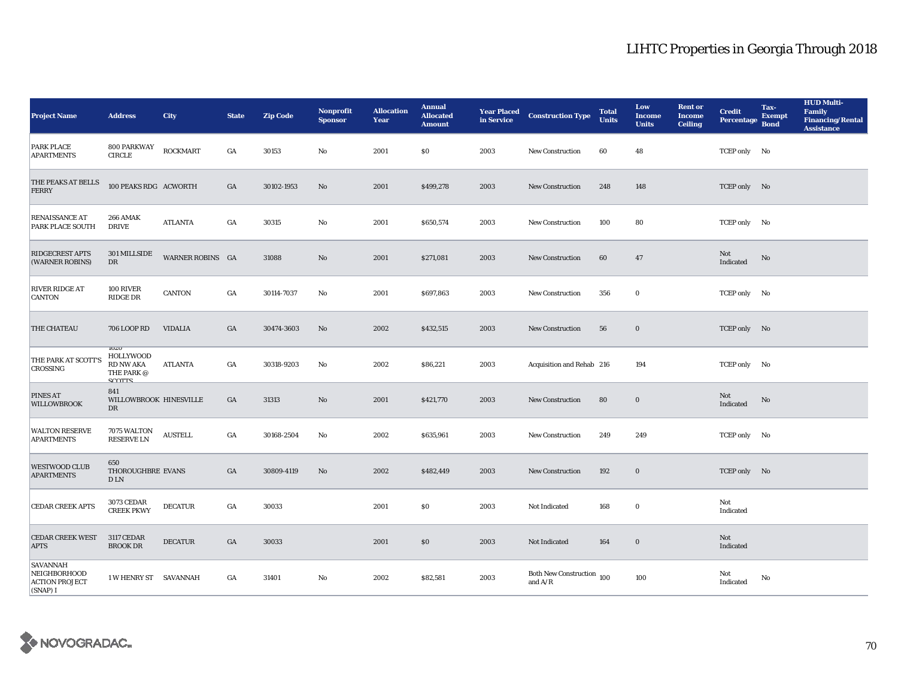| Project Name | Address | City | State | Zip Code | Nonprofit Sponsor | Allocation Year | Annual Allocated Amount | Year Placed in Service | Construction Type | Total Units | Low Income Units | Rent or Income Ceiling | Credit Percentage | Tax-Exempt Bond | HUD Multi-Family Financing/Rental Assistance |
|---|---|---|---|---|---|---|---|---|---|---|---|---|---|---|---|
| PARK PLACE APARTMENTS | 800 PARKWAY CIRCLE | ROCKMART | GA | 30153 | No | 2001 | $0 | 2003 | New Construction | 60 | 48 | | TCEP only | No | |
| THE PEAKS AT BELLS FERRY | 100 PEAKS RDG | ACWORTH | GA | 30102-1953 | No | 2001 | $499,278 | 2003 | New Construction | 248 | 148 | | TCEP only | No | |
| RENAISSANCE AT PARK PLACE SOUTH | 266 AMAK DRIVE | ATLANTA | GA | 30315 | No | 2001 | $650,574 | 2003 | New Construction | 100 | 80 | | TCEP only | No | |
| RIDGECREST APTS (WARNER ROBINS) | 301 MILLSIDE DR | WARNER ROBINS | GA | 31088 | No | 2001 | $271,081 | 2003 | New Construction | 60 | 47 | | Not Indicated | No | |
| RIVER RIDGE AT CANTON | 100 RIVER RIDGE DR | CANTON | GA | 30114-7037 | No | 2001 | $697,863 | 2003 | New Construction | 356 | 0 | | TCEP only | No | |
| THE CHATEAU | 706 LOOP RD | VIDALIA | GA | 30474-3603 | No | 2002 | $432,515 | 2003 | New Construction | 56 | 0 | | TCEP only | No | |
| THE PARK AT SCOTT'S CROSSING | 1626 HOLLYWOOD RD NW AKA THE PARK @ SCOTTS | ATLANTA | GA | 30318-9203 | No | 2002 | $86,221 | 2003 | Acquisition and Rehab | 216 | 194 | | TCEP only | No | |
| PINES AT WILLOWBROOK | 841 WILLOWBROOK DR | HINESVILLE | GA | 31313 | No | 2001 | $421,770 | 2003 | New Construction | 80 | 0 | | Not Indicated | No | |
| WALTON RESERVE APARTMENTS | 7075 WALTON RESERVE LN | AUSTELL | GA | 30168-2504 | No | 2002 | $635,961 | 2003 | New Construction | 249 | 249 | | TCEP only | No | |
| WESTWOOD CLUB APARTMENTS | 650 THOROUGHBRED LN | EVANS | GA | 30809-4119 | No | 2002 | $482,449 | 2003 | New Construction | 192 | 0 | | TCEP only | No | |
| CEDAR CREEK APTS | 3073 CEDAR CREEK PKWY | DECATUR | GA | 30033 | | 2001 | $0 | 2003 | Not Indicated | 168 | 0 | | Not Indicated | | |
| CEDAR CREEK WEST APTS | 3117 CEDAR BROOK DR | DECATUR | GA | 30033 | | 2001 | $0 | 2003 | Not Indicated | 164 | 0 | | Not Indicated | | |
| SAVANNAH NEIGHBORHOOD ACTION PROJECT (SNAP) I | 1 W HENRY ST | SAVANNAH | GA | 31401 | No | 2002 | $82,581 | 2003 | Both New Construction and A/R | 100 | 100 | | Not Indicated | No | |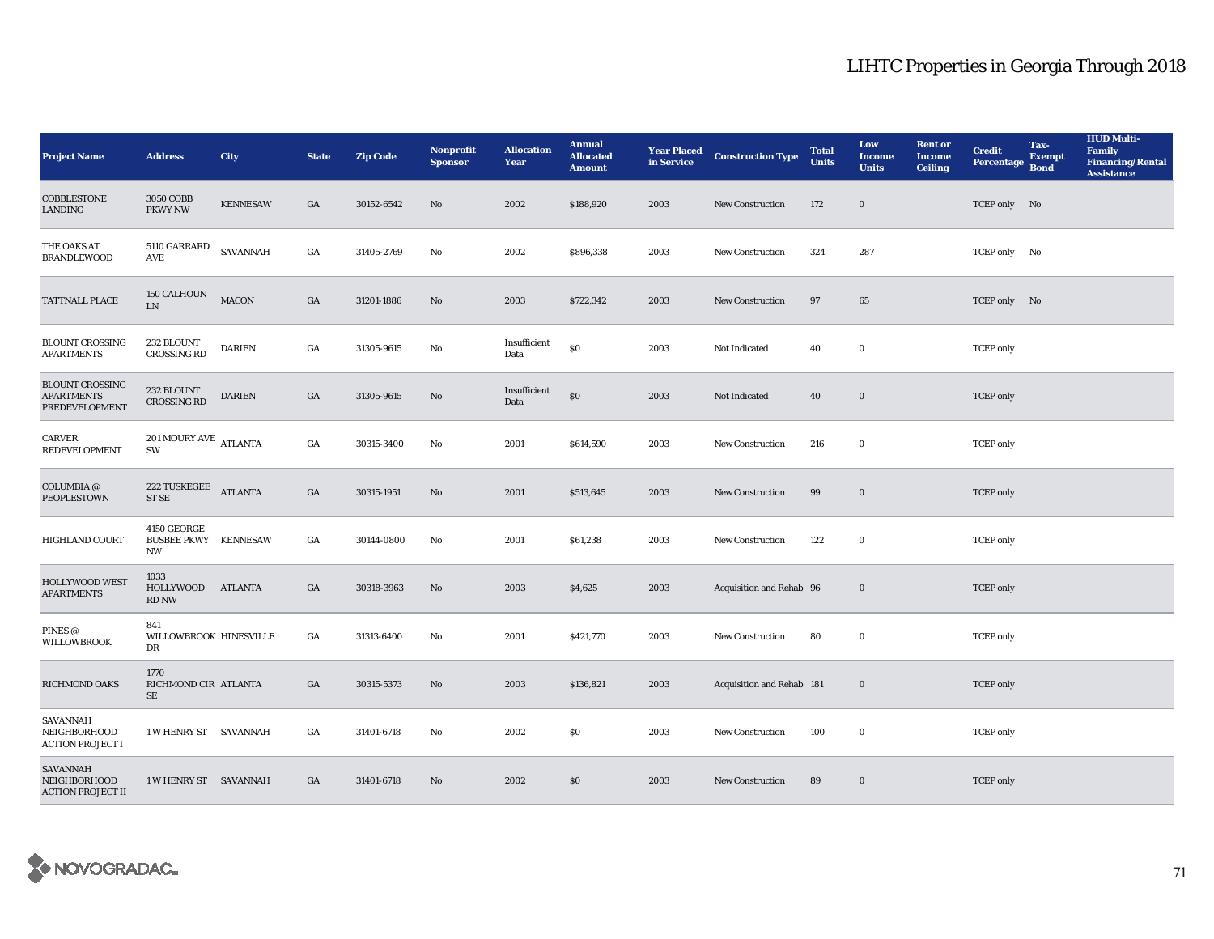# LIHTC Properties in Georgia Through 2018

| Project Name | Address | City | State | Zip Code | Nonprofit Sponsor | Allocation Year | Annual Allocated Amount | Year Placed in Service | Construction Type | Total Units | Low Income Units | Rent or Income Ceiling | Credit Percentage | Tax-Exempt Bond | HUD Multi-Family Financing/Rental Assistance |
|---|---|---|---|---|---|---|---|---|---|---|---|---|---|---|---|
| COBBLESTONE LANDING | 3050 COBB PKWY NW | KENNESAW | GA | 30152-6542 | No | 2002 | $188,920 | 2003 | New Construction | 172 | 0 | | TCEP only | No | |
| THE OAKS AT BRANDLEWOOD | 5110 GARRARD AVE | SAVANNAH | GA | 31405-2769 | No | 2002 | $896,338 | 2003 | New Construction | 324 | 287 | | TCEP only | No | |
| TATTNALL PLACE | 150 CALHOUN LN | MACON | GA | 31201-1886 | No | 2003 | $722,342 | 2003 | New Construction | 97 | 65 | | TCEP only | No | |
| BLOUNT CROSSING APARTMENTS | 232 BLOUNT CROSSING RD | DARIEN | GA | 31305-9615 | No | Insufficient Data | $0 | 2003 | Not Indicated | 40 | 0 | | TCEP only | | |
| BLOUNT CROSSING APARTMENTS PREDEVELOPMENT | 232 BLOUNT CROSSING RD | DARIEN | GA | 31305-9615 | No | Insufficient Data | $0 | 2003 | Not Indicated | 40 | 0 | | TCEP only | | |
| CARVER REDEVELOPMENT | 201 MOURY AVE SW | ATLANTA | GA | 30315-3400 | No | 2001 | $614,590 | 2003 | New Construction | 216 | 0 | | TCEP only | | |
| COLUMBIA @ PEOPLESTOWN | 222 TUSKEGEE ST SE | ATLANTA | GA | 30315-1951 | No | 2001 | $513,645 | 2003 | New Construction | 99 | 0 | | TCEP only | | |
| HIGHLAND COURT | 4150 GEORGE BUSBEE PKWY NW | KENNESAW | GA | 30144-0800 | No | 2001 | $61,238 | 2003 | New Construction | 122 | 0 | | TCEP only | | |
| HOLLYWOOD WEST APARTMENTS | 1033 HOLLYWOOD RD NW | ATLANTA | GA | 30318-3963 | No | 2003 | $4,625 | 2003 | Acquisition and Rehab | 96 | 0 | | TCEP only | | |
| PINES @ WILLOWBROOK | 841 WILLOWBROOK DR | HINESVILLE | GA | 31313-6400 | No | 2001 | $421,770 | 2003 | New Construction | 80 | 0 | | TCEP only | | |
| RICHMOND OAKS | 1770 RICHMOND CIR SE | ATLANTA | GA | 30315-5373 | No | 2003 | $136,821 | 2003 | Acquisition and Rehab | 181 | 0 | | TCEP only | | |
| SAVANNAH NEIGHBORHOOD ACTION PROJECT I | 1 W HENRY ST | SAVANNAH | GA | 31401-6718 | No | 2002 | $0 | 2003 | New Construction | 100 | 0 | | TCEP only | | |
| SAVANNAH NEIGHBORHOOD ACTION PROJECT II | 1 W HENRY ST | SAVANNAH | GA | 31401-6718 | No | 2002 | $0 | 2003 | New Construction | 89 | 0 | | TCEP only | | |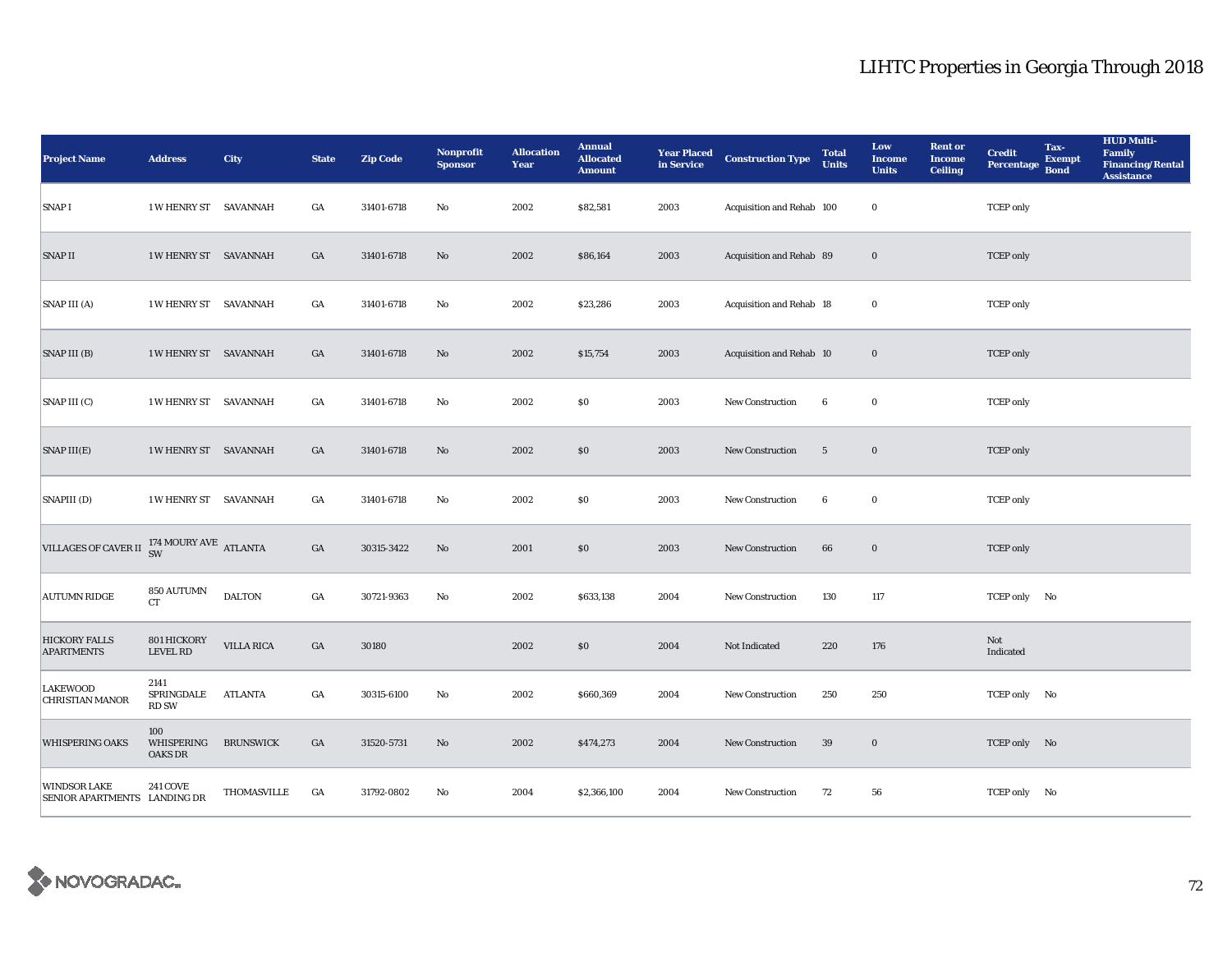# LIHTC Properties in Georgia Through 2018

| Project Name | Address | City | State | Zip Code | Nonprofit Sponsor | Allocation Year | Annual Allocated Amount | Year Placed in Service | Construction Type | Total Units | Low Income Units | Rent or Income Ceiling | Credit Percentage | Tax-Exempt Bond | HUD Multi-Family Financing/Rental Assistance |
|---|---|---|---|---|---|---|---|---|---|---|---|---|---|---|---|
| SNAP I | 1 W HENRY ST | SAVANNAH | GA | 31401-6718 | No | 2002 | $82,581 | 2003 | Acquisition and Rehab | 100 | 0 | | TCEP only | | |
| SNAP II | 1 W HENRY ST | SAVANNAH | GA | 31401-6718 | No | 2002 | $86,164 | 2003 | Acquisition and Rehab | 89 | 0 | | TCEP only | | |
| SNAP III (A) | 1 W HENRY ST | SAVANNAH | GA | 31401-6718 | No | 2002 | $23,286 | 2003 | Acquisition and Rehab | 18 | 0 | | TCEP only | | |
| SNAP III (B) | 1 W HENRY ST | SAVANNAH | GA | 31401-6718 | No | 2002 | $15,754 | 2003 | Acquisition and Rehab | 10 | 0 | | TCEP only | | |
| SNAP III (C) | 1 W HENRY ST | SAVANNAH | GA | 31401-6718 | No | 2002 | $0 | 2003 | New Construction | 6 | 0 | | TCEP only | | |
| SNAP III(E) | 1 W HENRY ST | SAVANNAH | GA | 31401-6718 | No | 2002 | $0 | 2003 | New Construction | 5 | 0 | | TCEP only | | |
| SNAPIII (D) | 1 W HENRY ST | SAVANNAH | GA | 31401-6718 | No | 2002 | $0 | 2003 | New Construction | 6 | 0 | | TCEP only | | |
| VILLAGES OF CAVER II | 174 MOURY AVE SW | ATLANTA | GA | 30315-3422 | No | 2001 | $0 | 2003 | New Construction | 66 | 0 | | TCEP only | | |
| AUTUMN RIDGE | 850 AUTUMN CT | DALTON | GA | 30721-9363 | No | 2002 | $633,138 | 2004 | New Construction | 130 | 117 | | TCEP only | No | |
| HICKORY FALLS APARTMENTS | 801 HICKORY LEVEL RD | VILLA RICA | GA | 30180 | | 2002 | $0 | 2004 | Not Indicated | 220 | 176 | | Not Indicated | | |
| LAKEWOOD CHRISTIAN MANOR | 2141 SPRINGDALE RD SW | ATLANTA | GA | 30315-6100 | No | 2002 | $660,369 | 2004 | New Construction | 250 | 250 | | TCEP only | No | |
| WHISPERING OAKS | 100 WHISPERING OAKS DR | BRUNSWICK | GA | 31520-5731 | No | 2002 | $474,273 | 2004 | New Construction | 39 | 0 | | TCEP only | No | |
| WINDSOR LAKE SENIOR APARTMENTS | 241 COVE LANDING DR | THOMASVILLE | GA | 31792-0802 | No | 2004 | $2,366,100 | 2004 | New Construction | 72 | 56 | | TCEP only | No | |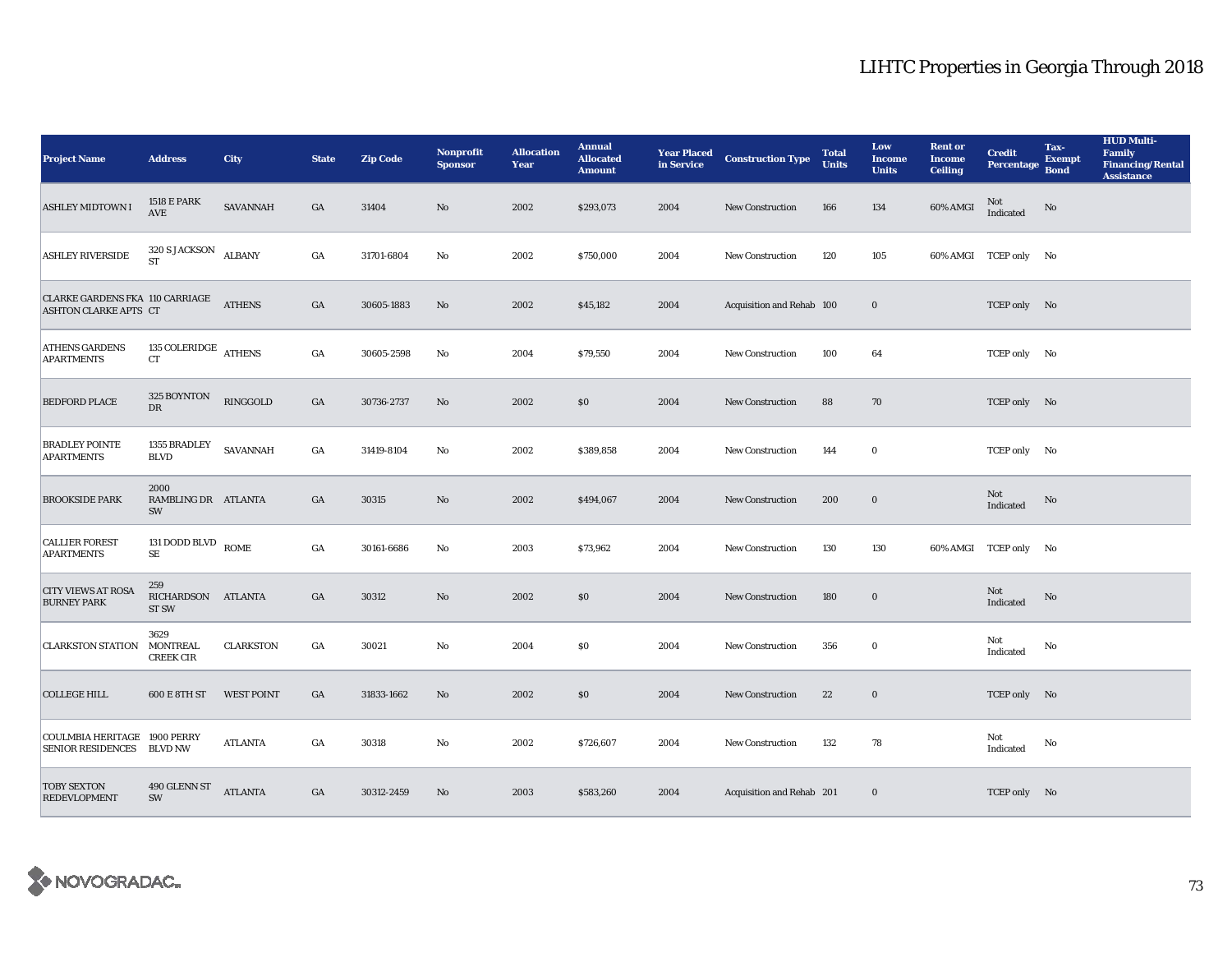# LIHTC Properties in Georgia Through 2018

| Project Name | Address | City | State | Zip Code | Nonprofit Sponsor | Allocation Year | Annual Allocated Amount | Year Placed in Service | Construction Type | Total Units | Low Income Units | Rent or Income Ceiling | Credit Percentage | Tax-Exempt Bond | HUD Multi-Family Financing/Rental Assistance |
|---|---|---|---|---|---|---|---|---|---|---|---|---|---|---|---|
| ASHLEY MIDTOWN I | 1518 E PARK AVE | SAVANNAH | GA | 31404 | No | 2002 | $293,073 | 2004 | New Construction | 166 | 134 | 60% AMGI | Not Indicated | No | |
| ASHLEY RIVERSIDE | 320 S JACKSON ST | ALBANY | GA | 31701-6804 | No | 2002 | $750,000 | 2004 | New Construction | 120 | 105 | 60% AMGI | TCEP only | No | |
| CLARKE GARDENS FKA ASHTON CLARKE APTS | 110 CARRIAGE CT | ATHENS | GA | 30605-1883 | No | 2002 | $45,182 | 2004 | Acquisition and Rehab | 100 | 0 | | TCEP only | No | |
| ATHENS GARDENS APARTMENTS | 135 COLERIDGE CT | ATHENS | GA | 30605-2598 | No | 2004 | $79,550 | 2004 | New Construction | 100 | 64 | | TCEP only | No | |
| BEDFORD PLACE | 325 BOYNTON DR | RINGGOLD | GA | 30736-2737 | No | 2002 | $0 | 2004 | New Construction | 88 | 70 | | TCEP only | No | |
| BRADLEY POINTE APARTMENTS | 1355 BRADLEY BLVD | SAVANNAH | GA | 31419-8104 | No | 2002 | $389,858 | 2004 | New Construction | 144 | 0 | | TCEP only | No | |
| BROOKSIDE PARK | 2000 RAMBLING DR SW | ATLANTA | GA | 30315 | No | 2002 | $494,067 | 2004 | New Construction | 200 | 0 | | Not Indicated | No | |
| CALLIER FOREST APARTMENTS | 131 DODD BLVD SE | ROME | GA | 30161-6686 | No | 2003 | $73,962 | 2004 | New Construction | 130 | 130 | 60% AMGI | TCEP only | No | |
| CITY VIEWS AT ROSA BURNEY PARK | 259 RICHARDSON ST SW | ATLANTA | GA | 30312 | No | 2002 | $0 | 2004 | New Construction | 180 | 0 | | Not Indicated | No | |
| CLARKSTON STATION | 3629 MONTREAL CREEK CIR | CLARKSTON | GA | 30021 | No | 2004 | $0 | 2004 | New Construction | 356 | 0 | | Not Indicated | No | |
| COLLEGE HILL | 600 E 8TH ST | WEST POINT | GA | 31833-1662 | No | 2002 | $0 | 2004 | New Construction | 22 | 0 | | TCEP only | No | |
| COULMBIA HERITAGE SENIOR RESIDENCES | 1900 PERRY BLVD NW | ATLANTA | GA | 30318 | No | 2002 | $726,607 | 2004 | New Construction | 132 | 78 | | Not Indicated | No | |
| TOBY SEXTON REDEVLOPMENT | 490 GLENN ST SW | ATLANTA | GA | 30312-2459 | No | 2003 | $583,260 | 2004 | Acquisition and Rehab | 201 | 0 | | TCEP only | No | |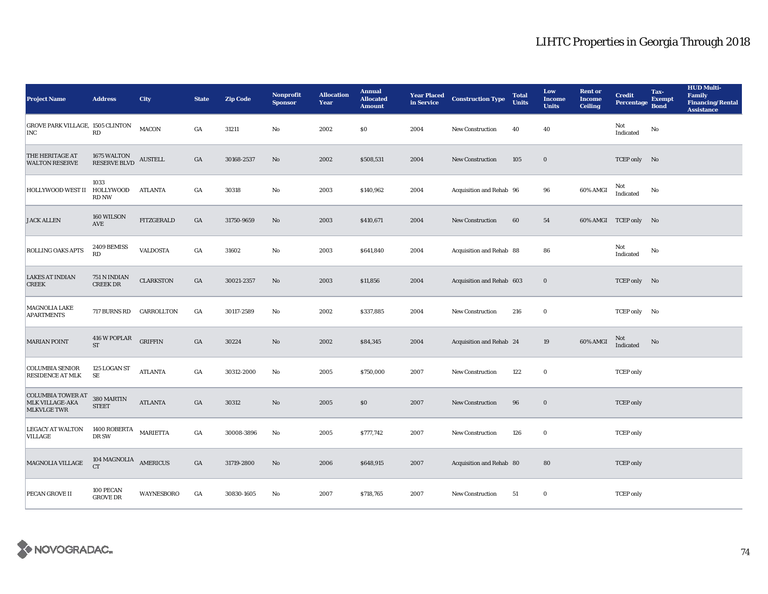# LIHTC Properties in Georgia Through 2018

| Project Name | Address | City | State | Zip Code | Nonprofit Sponsor | Allocation Year | Annual Allocated Amount | Year Placed in Service | Construction Type | Total Units | Low Income Units | Rent or Income Ceiling | Credit Percentage | Tax-Exempt Bond | HUD Multi-Family Financing/Rental Assistance |
|---|---|---|---|---|---|---|---|---|---|---|---|---|---|---|---|
| GROVE PARK VILLAGE, INC | 1505 CLINTON RD | MACON | GA | 31211 | No | 2002 | $0 | 2004 | New Construction | 40 | 40 | | Not Indicated | No | |
| THE HERITAGE AT WALTON RESERVE | 1675 WALTON RESERVE BLVD | AUSTELL | GA | 30168-2537 | No | 2002 | $508,531 | 2004 | New Construction | 105 | 0 | | TCEP only | No | |
| HOLLYWOOD WEST II | 1033 HOLLYWOOD RD NW | ATLANTA | GA | 30318 | No | 2003 | $140,962 | 2004 | Acquisition and Rehab | 96 | 96 | 60% AMGI | Not Indicated | No | |
| JACK ALLEN | 160 WILSON AVE | FITZGERALD | GA | 31750-9659 | No | 2003 | $410,671 | 2004 | New Construction | 60 | 54 | 60% AMGI | TCEP only | No | |
| ROLLING OAKS APTS | 2409 BEMISS RD | VALDOSTA | GA | 31602 | No | 2003 | $641,840 | 2004 | Acquisition and Rehab | 88 | 86 | | Not Indicated | No | |
| LAKES AT INDIAN CREEK | 751 N INDIAN CREEK DR | CLARKSTON | GA | 30021-2357 | No | 2003 | $11,856 | 2004 | Acquisition and Rehab | 603 | 0 | | TCEP only | No | |
| MAGNOLIA LAKE APARTMENTS | 717 BURNS RD | CARROLLTON | GA | 30117-2589 | No | 2002 | $337,885 | 2004 | New Construction | 216 | 0 | | TCEP only | No | |
| MARIAN POINT | 416 W POPLAR ST | GRIFFIN | GA | 30224 | No | 2002 | $84,345 | 2004 | Acquisition and Rehab | 24 | 19 | 60% AMGI | Not Indicated | No | |
| COLUMBIA SENIOR RESIDENCE AT MLK | 125 LOGAN ST SE | ATLANTA | GA | 30312-2000 | No | 2005 | $750,000 | 2007 | New Construction | 122 | 0 | | TCEP only | | |
| COLUMBIA TOWER AT MLK VILLAGE-AKA MLKVLGE TWR | 380 MARTIN STEET | ATLANTA | GA | 30312 | No | 2005 | $0 | 2007 | New Construction | 96 | 0 | | TCEP only | | |
| LEGACY AT WALTON VILLAGE | 1400 ROBERTA DR SW | MARIETTA | GA | 30008-3896 | No | 2005 | $777,742 | 2007 | New Construction | 126 | 0 | | TCEP only | | |
| MAGNOLIA VILLAGE | 104 MAGNOLIA CT | AMERICUS | GA | 31719-2800 | No | 2006 | $648,915 | 2007 | Acquisition and Rehab | 80 | 80 | | TCEP only | | |
| PECAN GROVE II | 100 PECAN GROVE DR | WAYNESBORO | GA | 30830-1605 | No | 2007 | $718,765 | 2007 | New Construction | 51 | 0 | | TCEP only | | |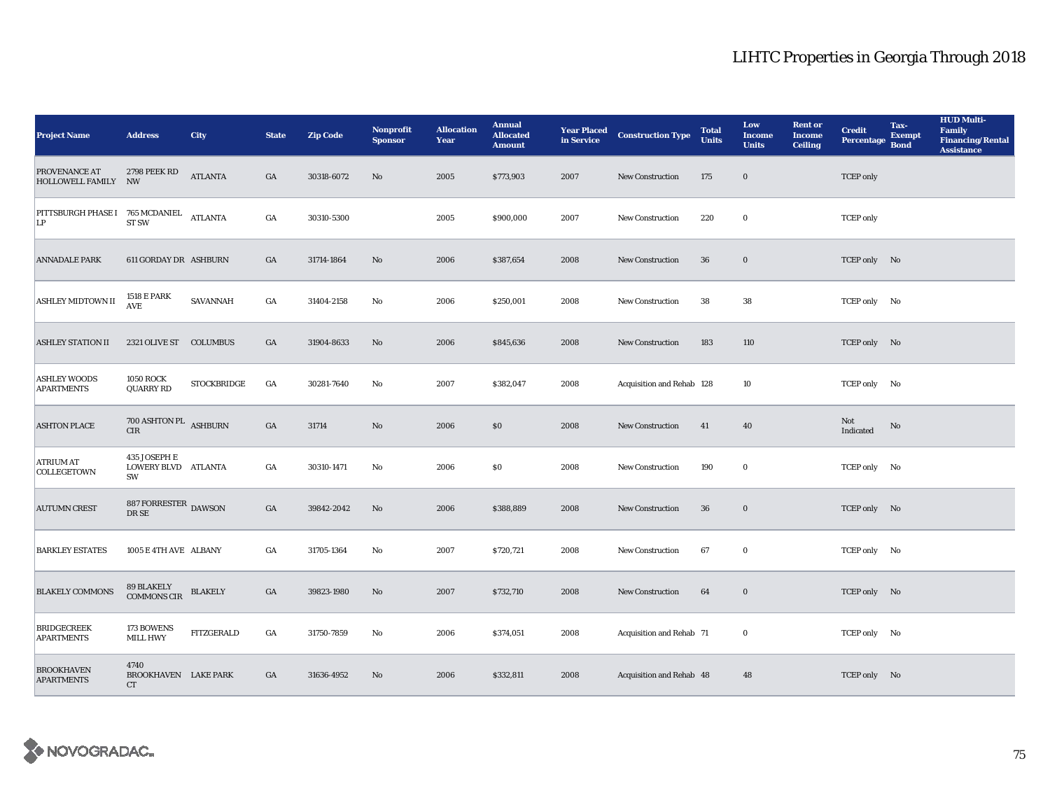# LIHTC Properties in Georgia Through 2018

| Project Name | Address | City | State | Zip Code | Nonprofit Sponsor | Allocation Year | Annual Allocated Amount | Year Placed in Service | Construction Type | Total Units | Low Income Units | Rent or Income Ceiling | Credit Percentage | Tax-Exempt Bond | HUD Multi-Family Financing/Rental Assistance |
|---|---|---|---|---|---|---|---|---|---|---|---|---|---|---|---|
| PROVENANCE AT HOLLOWELL FAMILY | 2798 PEEK RD NW | ATLANTA | GA | 30318-6072 | No | 2005 | $773,903 | 2007 | New Construction | 175 | 0 | | TCEP only | | |
| PITTSBURGH PHASE I LP | 765 MCDANIEL ST SW | ATLANTA | GA | 30310-5300 | | 2005 | $900,000 | 2007 | New Construction | 220 | 0 | | TCEP only | | |
| ANNADALE PARK | 611 GORDAY DR | ASHBURN | GA | 31714-1864 | No | 2006 | $387,654 | 2008 | New Construction | 36 | 0 | | TCEP only | No | |
| ASHLEY MIDTOWN II | 1518 E PARK AVE | SAVANNAH | GA | 31404-2158 | No | 2006 | $250,001 | 2008 | New Construction | 38 | 38 | | TCEP only | No | |
| ASHLEY STATION II | 2321 OLIVE ST | COLUMBUS | GA | 31904-8633 | No | 2006 | $845,636 | 2008 | New Construction | 183 | 110 | | TCEP only | No | |
| ASHLEY WOODS APARTMENTS | 1050 ROCK QUARRY RD | STOCKBRIDGE | GA | 30281-7640 | No | 2007 | $382,047 | 2008 | Acquisition and Rehab | 128 | 10 | | TCEP only | No | |
| ASHTON PLACE | 700 ASHTON PL CIR | ASHBURN | GA | 31714 | No | 2006 | $0 | 2008 | New Construction | 41 | 40 | | Not Indicated | No | |
| ATRIUM AT COLLEGETOWN | 435 JOSEPH E LOWERY BLVD SW | ATLANTA | GA | 30310-1471 | No | 2006 | $0 | 2008 | New Construction | 190 | 0 | | TCEP only | No | |
| AUTUMN CREST | 887 FORRESTER DR SE | DAWSON | GA | 39842-2042 | No | 2006 | $388,889 | 2008 | New Construction | 36 | 0 | | TCEP only | No | |
| BARKLEY ESTATES | 1005 E 4TH AVE | ALBANY | GA | 31705-1364 | No | 2007 | $720,721 | 2008 | New Construction | 67 | 0 | | TCEP only | No | |
| BLAKELY COMMONS | 89 BLAKELY COMMONS CIR | BLAKELY | GA | 39823-1980 | No | 2007 | $732,710 | 2008 | New Construction | 64 | 0 | | TCEP only | No | |
| BRIDGECREEK APARTMENTS | 173 BOWENS MILL HWY | FITZGERALD | GA | 31750-7859 | No | 2006 | $374,051 | 2008 | Acquisition and Rehab | 71 | 0 | | TCEP only | No | |
| BROOKHAVEN APARTMENTS | 4740 BROOKHAVEN CT | LAKE PARK | GA | 31636-4952 | No | 2006 | $332,811 | 2008 | Acquisition and Rehab | 48 | 48 | | TCEP only | No | |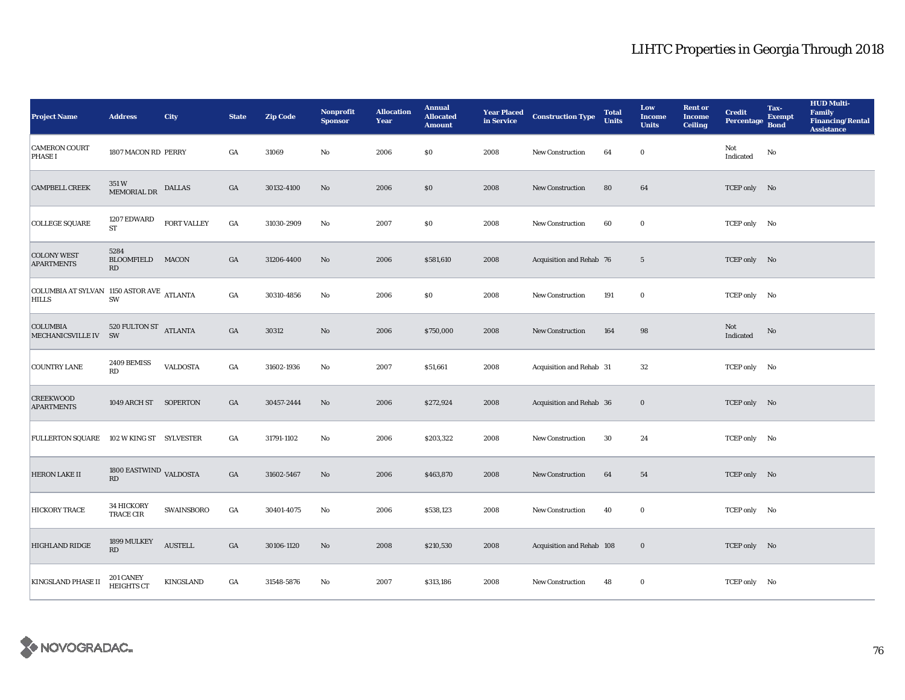# LIHTC Properties in Georgia Through 2018

| Project Name | Address | City | State | Zip Code | Nonprofit Sponsor | Allocation Year | Annual Allocated Amount | Year Placed in Service | Construction Type | Total Units | Low Income Units | Rent or Income Ceiling | Credit Percentage | Tax-Exempt Bond | HUD Multi-Family Financing/Rental Assistance |
|---|---|---|---|---|---|---|---|---|---|---|---|---|---|---|---|
| CAMERON COURT PHASE I | 1807 MACON RD | PERRY | GA | 31069 | No | 2006 | $0 | 2008 | New Construction | 64 | 0 | | Not Indicated | No | |
| CAMPBELL CREEK | 351 W MEMORIAL DR | DALLAS | GA | 30132-4100 | No | 2006 | $0 | 2008 | New Construction | 80 | 64 | | TCEP only | No | |
| COLLEGE SQUARE | 1207 EDWARD ST | FORT VALLEY | GA | 31030-2909 | No | 2007 | $0 | 2008 | New Construction | 60 | 0 | | TCEP only | No | |
| COLONY WEST APARTMENTS | 5284 BLOOMFIELD RD | MACON | GA | 31206-4400 | No | 2006 | $581,610 | 2008 | Acquisition and Rehab | 76 | 5 | | TCEP only | No | |
| COLUMBIA AT SYLVAN HILLS | 1150 ASTOR AVE SW | ATLANTA | GA | 30310-4856 | No | 2006 | $0 | 2008 | New Construction | 191 | 0 | | TCEP only | No | |
| COLUMBIA MECHANICSVILLE IV | 520 FULTON ST SW | ATLANTA | GA | 30312 | No | 2006 | $750,000 | 2008 | New Construction | 164 | 98 | | Not Indicated | No | |
| COUNTRY LANE | 2409 BEMISS RD | VALDOSTA | GA | 31602-1936 | No | 2007 | $51,661 | 2008 | Acquisition and Rehab | 31 | 32 | | TCEP only | No | |
| CREEKWOOD APARTMENTS | 1049 ARCH ST | SOPERTON | GA | 30457-2444 | No | 2006 | $272,924 | 2008 | Acquisition and Rehab | 36 | 0 | | TCEP only | No | |
| FULLERTON SQUARE | 102 W KING ST | SYLVESTER | GA | 31791-1102 | No | 2006 | $203,322 | 2008 | New Construction | 30 | 24 | | TCEP only | No | |
| HERON LAKE II | 1800 EASTWIND RD | VALDOSTA | GA | 31602-5467 | No | 2006 | $463,870 | 2008 | New Construction | 64 | 54 | | TCEP only | No | |
| HICKORY TRACE | 34 HICKORY TRACE CIR | SWAINSBORO | GA | 30401-4075 | No | 2006 | $538,123 | 2008 | New Construction | 40 | 0 | | TCEP only | No | |
| HIGHLAND RIDGE | 1899 MULKEY RD | AUSTELL | GA | 30106-1120 | No | 2008 | $210,530 | 2008 | Acquisition and Rehab | 108 | 0 | | TCEP only | No | |
| KINGSLAND PHASE II | 201 CANEY HEIGHTS CT | KINGSLAND | GA | 31548-5876 | No | 2007 | $313,186 | 2008 | New Construction | 48 | 0 | | TCEP only | No | |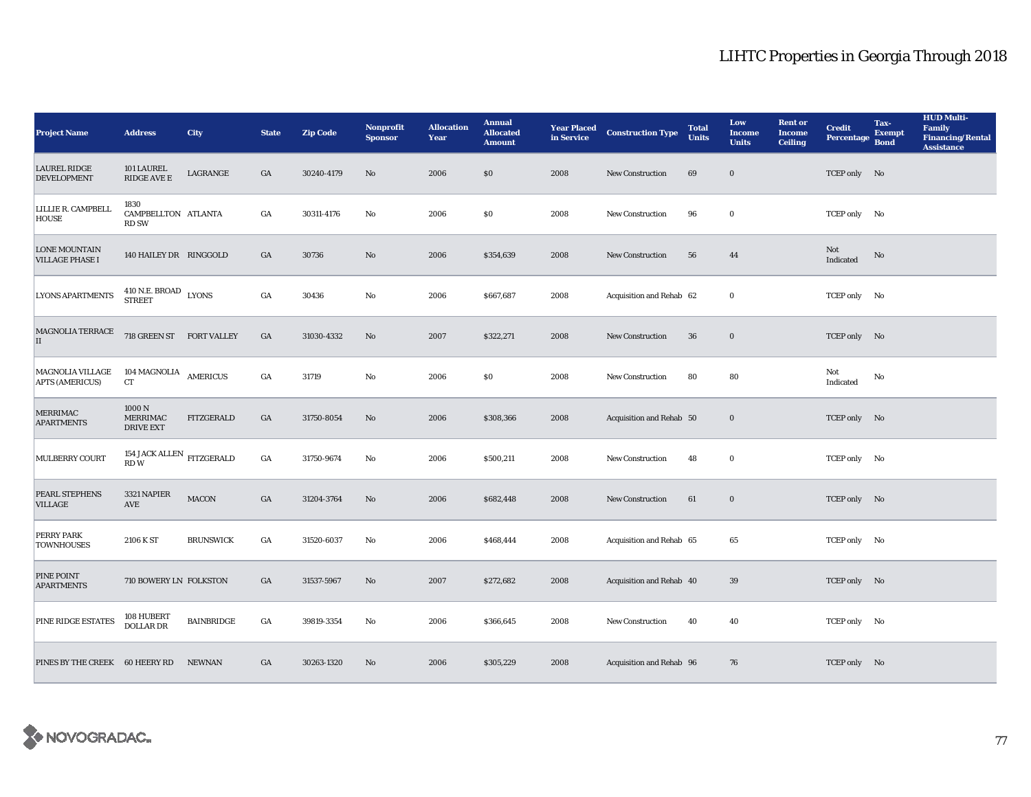# LIHTC Properties in Georgia Through 2018

| Project Name | Address | City | State | Zip Code | Nonprofit Sponsor | Allocation Year | Annual Allocated Amount | Year Placed in Service | Construction Type | Total Units | Low Income Units | Rent or Income Ceiling | Credit Percentage | Tax-Exempt Bond | HUD Multi-Family Financing/Rental Assistance |
|---|---|---|---|---|---|---|---|---|---|---|---|---|---|---|---|
| LAUREL RIDGE DEVELOPMENT | 101 LAUREL RIDGE AVE E | LAGRANGE | GA | 30240-4179 | No | 2006 | $0 | 2008 | New Construction | 69 | 0 | | TCEP only | No | |
| LILLIE R. CAMPBELL HOUSE | 1830 CAMPBELLTON RD SW | ATLANTA | GA | 30311-4176 | No | 2006 | $0 | 2008 | New Construction | 96 | 0 | | TCEP only | No | |
| LONE MOUNTAIN VILLAGE PHASE I | 140 HAILEY DR | RINGGOLD | GA | 30736 | No | 2006 | $354,639 | 2008 | New Construction | 56 | 44 | | Not Indicated | No | |
| LYONS APARTMENTS | 410 N.E. BROAD STREET | LYONS | GA | 30436 | No | 2006 | $667,687 | 2008 | Acquisition and Rehab | 62 | 0 | | TCEP only | No | |
| MAGNOLIA TERRACE II | 718 GREEN ST | FORT VALLEY | GA | 31030-4332 | No | 2007 | $322,271 | 2008 | New Construction | 36 | 0 | | TCEP only | No | |
| MAGNOLIA VILLAGE APTS (AMERICUS) | 104 MAGNOLIA CT | AMERICUS | GA | 31719 | No | 2006 | $0 | 2008 | New Construction | 80 | 80 | | Not Indicated | No | |
| MERRIMAC APARTMENTS | 1000 N MERRIMAC DRIVE EXT | FITZGERALD | GA | 31750-8054 | No | 2006 | $308,366 | 2008 | Acquisition and Rehab | 50 | 0 | | TCEP only | No | |
| MULBERRY COURT | 154 JACK ALLEN RD W | FITZGERALD | GA | 31750-9674 | No | 2006 | $500,211 | 2008 | New Construction | 48 | 0 | | TCEP only | No | |
| PEARL STEPHENS VILLAGE | 3321 NAPIER AVE | MACON | GA | 31204-3764 | No | 2006 | $682,448 | 2008 | New Construction | 61 | 0 | | TCEP only | No | |
| PERRY PARK TOWNHOUSES | 2106 K ST | BRUNSWICK | GA | 31520-6037 | No | 2006 | $468,444 | 2008 | Acquisition and Rehab | 65 | 65 | | TCEP only | No | |
| PINE POINT APARTMENTS | 710 BOWERY LN | FOLKSTON | GA | 31537-5967 | No | 2007 | $272,682 | 2008 | Acquisition and Rehab | 40 | 39 | | TCEP only | No | |
| PINE RIDGE ESTATES | 108 HUBERT DOLLAR DR | BAINBRIDGE | GA | 39819-3354 | No | 2006 | $366,645 | 2008 | New Construction | 40 | 40 | | TCEP only | No | |
| PINES BY THE CREEK | 60 HEERY RD | NEWNAN | GA | 30263-1320 | No | 2006 | $305,229 | 2008 | Acquisition and Rehab | 96 | 76 | | TCEP only | No | |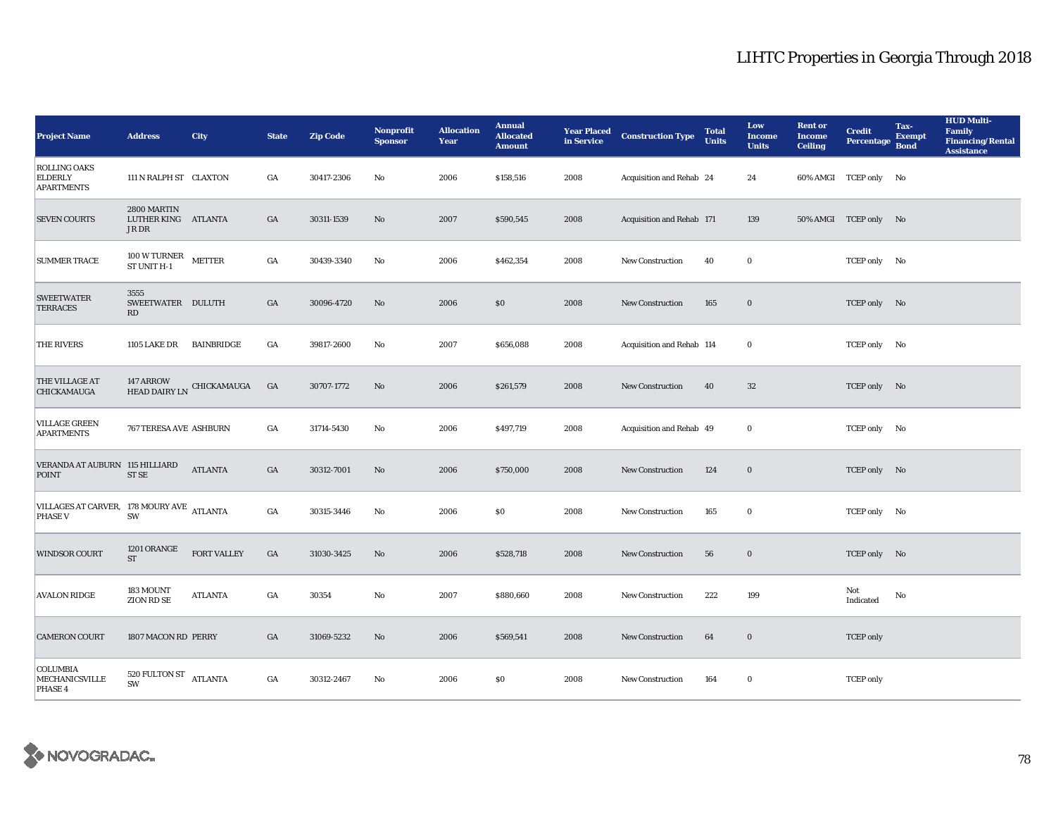# LIHTC Properties in Georgia Through 2018

| Project Name | Address | City | State | Zip Code | Nonprofit Sponsor | Allocation Year | Annual Allocated Amount | Year Placed in Service | Construction Type | Total Units | Low Income Units | Rent or Income Ceiling | Credit Percentage | Tax-Exempt Bond | HUD Multi-Family Financing/Rental Assistance |
|---|---|---|---|---|---|---|---|---|---|---|---|---|---|---|---|
| ROLLING OAKS ELDERLY APARTMENTS | 111 N RALPH ST | CLAXTON | GA | 30417-2306 | No | 2006 | $158,516 | 2008 | Acquisition and Rehab | 24 | 24 | 60% AMGI | TCEP only | No | |
| SEVEN COURTS | 2800 MARTIN LUTHER KING JR DR | ATLANTA | GA | 30311-1539 | No | 2007 | $590,545 | 2008 | Acquisition and Rehab | 171 | 139 | 50% AMGI | TCEP only | No | |
| SUMMER TRACE | 100 W TURNER ST UNIT H-1 | METTER | GA | 30439-3340 | No | 2006 | $462,354 | 2008 | New Construction | 40 | 0 | | TCEP only | No | |
| SWEETWATER TERRACES | 3555 SWEETWATER RD | DULUTH | GA | 30096-4720 | No | 2006 | $0 | 2008 | New Construction | 165 | 0 | | TCEP only | No | |
| THE RIVERS | 1105 LAKE DR | BAINBRIDGE | GA | 39817-2600 | No | 2007 | $656,088 | 2008 | Acquisition and Rehab | 114 | 0 | | TCEP only | No | |
| THE VILLAGE AT CHICKAMAUGA | 147 ARROW HEAD DAIRY LN | CHICKAMAUGA | GA | 30707-1772 | No | 2006 | $261,579 | 2008 | New Construction | 40 | 32 | | TCEP only | No | |
| VILLAGE GREEN APARTMENTS | 767 TERESA AVE | ASHBURN | GA | 31714-5430 | No | 2006 | $497,719 | 2008 | Acquisition and Rehab | 49 | 0 | | TCEP only | No | |
| VERANDA AT AUBURN POINT | 115 HILLIARD ST SE | ATLANTA | GA | 30312-7001 | No | 2006 | $750,000 | 2008 | New Construction | 124 | 0 | | TCEP only | No | |
| VILLAGES AT CARVER, PHASE V | 178 MOURY AVE SW | ATLANTA | GA | 30315-3446 | No | 2006 | $0 | 2008 | New Construction | 165 | 0 | | TCEP only | No | |
| WINDSOR COURT | 1201 ORANGE ST | FORT VALLEY | GA | 31030-3425 | No | 2006 | $528,718 | 2008 | New Construction | 56 | 0 | | TCEP only | No | |
| AVALON RIDGE | 183 MOUNT ZION RD SE | ATLANTA | GA | 30354 | No | 2007 | $880,660 | 2008 | New Construction | 222 | 199 | | Not Indicated | No | |
| CAMERON COURT | 1807 MACON RD | PERRY | GA | 31069-5232 | No | 2006 | $569,541 | 2008 | New Construction | 64 | 0 | | TCEP only | | |
| COLUMBIA MECHANICSVILLE PHASE 4 | 520 FULTON ST SW | ATLANTA | GA | 30312-2467 | No | 2006 | $0 | 2008 | New Construction | 164 | 0 | | TCEP only | | |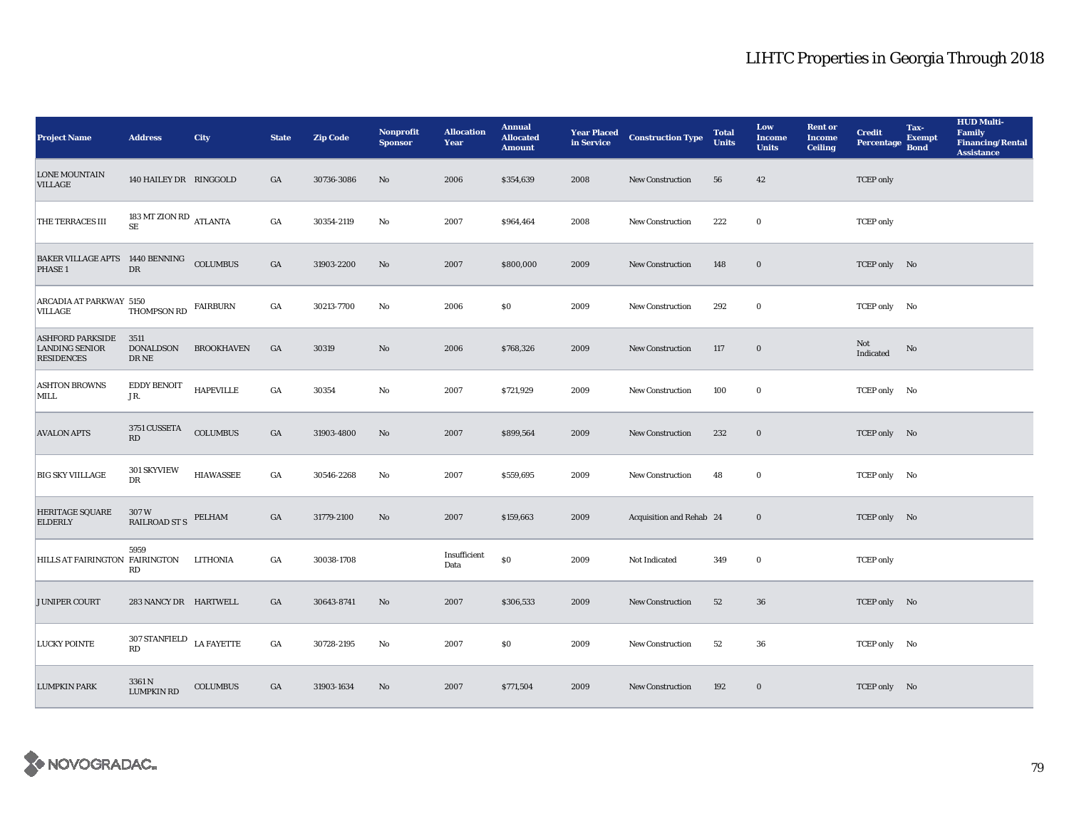# LIHTC Properties in Georgia Through 2018

| Project Name | Address | City | State | Zip Code | Nonprofit Sponsor | Allocation Year | Annual Allocated Amount | Year Placed in Service | Construction Type | Total Units | Low Income Units | Rent or Income Ceiling | Credit Percentage | Tax-Exempt Bond | HUD Multi-Family Financing/Rental Assistance |
|---|---|---|---|---|---|---|---|---|---|---|---|---|---|---|---|
| LONE MOUNTAIN VILLAGE | 140 HAILEY DR | RINGGOLD | GA | 30736-3086 | No | 2006 | $354,639 | 2008 | New Construction | 56 | 42 | | TCEP only | | |
| THE TERRACES III | 183 MT ZION RD SE | ATLANTA | GA | 30354-2119 | No | 2007 | $964,464 | 2008 | New Construction | 222 | 0 | | TCEP only | | |
| BAKER VILLAGE APTS PHASE 1 | 1440 BENNING DR | COLUMBUS | GA | 31903-2200 | No | 2007 | $800,000 | 2009 | New Construction | 148 | 0 | | TCEP only | No | |
| ARCADIA AT PARKWAY VILLAGE | 5150 THOMPSON RD | FAIRBURN | GA | 30213-7700 | No | 2006 | $0 | 2009 | New Construction | 292 | 0 | | TCEP only | No | |
| ASHFORD PARKSIDE LANDING SENIOR RESIDENCES | 3511 DONALDSON DR NE | BROOKHAVEN | GA | 30319 | No | 2006 | $768,326 | 2009 | New Construction | 117 | 0 | | Not Indicated | No | |
| ASHTON BROWNS MILL | EDDY BENOIT JR. | HAPEVILLE | GA | 30354 | No | 2007 | $721,929 | 2009 | New Construction | 100 | 0 | | TCEP only | No | |
| AVALON APTS | 3751 CUSSETA RD | COLUMBUS | GA | 31903-4800 | No | 2007 | $899,564 | 2009 | New Construction | 232 | 0 | | TCEP only | No | |
| BIG SKY VIILLAGE | 301 SKYVIEW DR | HIAWASSEE | GA | 30546-2268 | No | 2007 | $559,695 | 2009 | New Construction | 48 | 0 | | TCEP only | No | |
| HERITAGE SQUARE ELDERLY | 307 W RAILROAD ST S | PELHAM | GA | 31779-2100 | No | 2007 | $159,663 | 2009 | Acquisition and Rehab | 24 | 0 | | TCEP only | No | |
| HILLS AT FAIRINGTON | 5959 FAIRINGTON RD | LITHONIA | GA | 30038-1708 | | Insufficient Data | $0 | 2009 | Not Indicated | 349 | 0 | | TCEP only | | |
| JUNIPER COURT | 283 NANCY DR | HARTWELL | GA | 30643-8741 | No | 2007 | $306,533 | 2009 | New Construction | 52 | 36 | | TCEP only | No | |
| LUCKY POINTE | 307 STANFIELD RD | LA FAYETTE | GA | 30728-2195 | No | 2007 | $0 | 2009 | New Construction | 52 | 36 | | TCEP only | No | |
| LUMPKIN PARK | 3361 N LUMPKIN RD | COLUMBUS | GA | 31903-1634 | No | 2007 | $771,504 | 2009 | New Construction | 192 | 0 | | TCEP only | No | |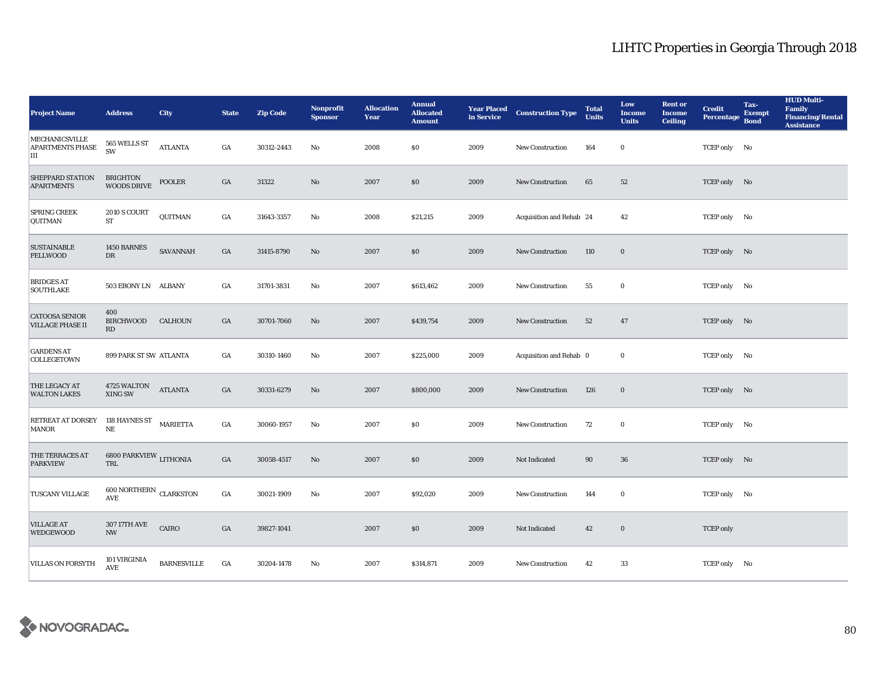# LIHTC Properties in Georgia Through 2018

| Project Name | Address | City | State | Zip Code | Nonprofit Sponsor | Allocation Year | Annual Allocated Amount | Year Placed in Service | Construction Type | Total Units | Low Income Units | Rent or Income Ceiling | Credit Percentage | Tax-Exempt Bond | HUD Multi-Family Financing/Rental Assistance |
|---|---|---|---|---|---|---|---|---|---|---|---|---|---|---|---|
| MECHANICSVILLE APARTMENTS PHASE III | 565 WELLS ST SW | ATLANTA | GA | 30312-2443 | No | 2008 | $0 | 2009 | New Construction | 164 | 0 | | TCEP only | No | |
| SHEPPARD STATION APARTMENTS | BRIGHTON WOODS DRIVE | POOLER | GA | 31322 | No | 2007 | $0 | 2009 | New Construction | 65 | 52 | | TCEP only | No | |
| SPRING CREEK QUITMAN | 2010 S COURT ST | QUITMAN | GA | 31643-3357 | No | 2008 | $21,215 | 2009 | Acquisition and Rehab | 24 | 42 | | TCEP only | No | |
| SUSTAINABLE FELLWOOD | 1450 BARNES DR | SAVANNAH | GA | 31415-8790 | No | 2007 | $0 | 2009 | New Construction | 110 | 0 | | TCEP only | No | |
| BRIDGES AT SOUTHLAKE | 503 EBONY LN | ALBANY | GA | 31701-3831 | No | 2007 | $613,462 | 2009 | New Construction | 55 | 0 | | TCEP only | No | |
| CATOOSA SENIOR VILLAGE PHASE II | 400 BIRCHWOOD RD | CALHOUN | GA | 30701-7060 | No | 2007 | $439,754 | 2009 | New Construction | 52 | 47 | | TCEP only | No | |
| GARDENS AT COLLEGETOWN | 899 PARK ST SW | ATLANTA | GA | 30310-1460 | No | 2007 | $225,000 | 2009 | Acquisition and Rehab | 0 | 0 | | TCEP only | No | |
| THE LEGACY AT WALTON LAKES | 4725 WALTON XING SW | ATLANTA | GA | 30331-6279 | No | 2007 | $800,000 | 2009 | New Construction | 126 | 0 | | TCEP only | No | |
| RETREAT AT DORSEY MANOR | 118 HAYNES ST NE | MARIETTA | GA | 30060-1957 | No | 2007 | $0 | 2009 | New Construction | 72 | 0 | | TCEP only | No | |
| THE TERRACES AT PARKVIEW | 6800 PARKVIEW TRL | LITHONIA | GA | 30058-4517 | No | 2007 | $0 | 2009 | Not Indicated | 90 | 36 | | TCEP only | No | |
| TUSCANY VILLAGE | 600 NORTHERN AVE | CLARKSTON | GA | 30021-1909 | No | 2007 | $92,020 | 2009 | New Construction | 144 | 0 | | TCEP only | No | |
| VILLAGE AT WEDGEWOOD | 307 17TH AVE NW | CAIRO | GA | 39827-1041 | | 2007 | $0 | 2009 | Not Indicated | 42 | 0 | | TCEP only | | |
| VILLAS ON FORSYTH | 101 VIRGINIA AVE | BARNESVILLE | GA | 30204-1478 | No | 2007 | $314,871 | 2009 | New Construction | 42 | 33 | | TCEP only | No | |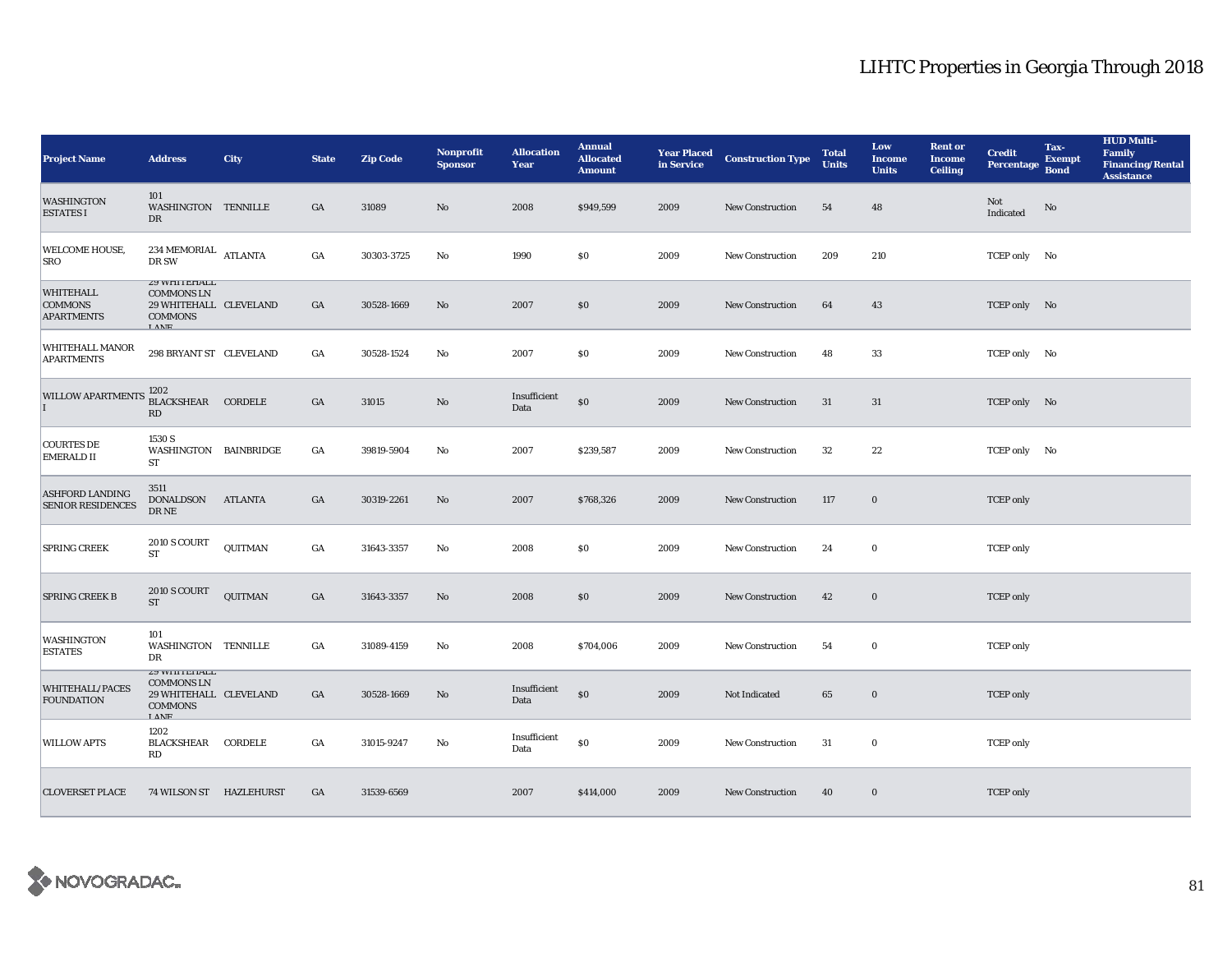# LIHTC Properties in Georgia Through 2018

| Project Name | Address | City | State | Zip Code | Nonprofit Sponsor | Allocation Year | Annual Allocated Amount | Year Placed in Service | Construction Type | Total Units | Low Income Units | Rent or Income Ceiling | Credit Percentage | Tax-Exempt Bond | HUD Multi-Family Financing/Rental Assistance |
|---|---|---|---|---|---|---|---|---|---|---|---|---|---|---|---|
| WASHINGTON ESTATES I | 101 WASHINGTON DR | TENNILLE | GA | 31089 | No | 2008 | $949,599 | 2009 | New Construction | 54 | 48 | | Not Indicated | No | |
| WELCOME HOUSE, SRO | 234 MEMORIAL DR SW | ATLANTA | GA | 30303-3725 | No | 1990 | $0 | 2009 | New Construction | 209 | 210 | | TCEP only | No | |
| WHITEHALL COMMONS APARTMENTS | 29 WHITEHALL COMMONS LN 29 WHITEHALL COMMONS LANE | CLEVELAND | GA | 30528-1669 | No | 2007 | $0 | 2009 | New Construction | 64 | 43 | | TCEP only | No | |
| WHITEHALL MANOR APARTMENTS | 298 BRYANT ST | CLEVELAND | GA | 30528-1524 | No | 2007 | $0 | 2009 | New Construction | 48 | 33 | | TCEP only | No | |
| WILLOW APARTMENTS I | 1202 BLACKSHEAR RD | CORDELE | GA | 31015 | No | Insufficient Data | $0 | 2009 | New Construction | 31 | 31 | | TCEP only | No | |
| COURTES DE EMERALD II | 1530 S WASHINGTON ST | BAINBRIDGE | GA | 39819-5904 | No | 2007 | $239,587 | 2009 | New Construction | 32 | 22 | | TCEP only | No | |
| ASHFORD LANDING SENIOR RESIDENCES | 3511 DONALDSON DR NE | ATLANTA | GA | 30319-2261 | No | 2007 | $768,326 | 2009 | New Construction | 117 | 0 | | TCEP only | | |
| SPRING CREEK | 2010 S COURT ST | QUITMAN | GA | 31643-3357 | No | 2008 | $0 | 2009 | New Construction | 24 | 0 | | TCEP only | | |
| SPRING CREEK B | 2010 S COURT ST | QUITMAN | GA | 31643-3357 | No | 2008 | $0 | 2009 | New Construction | 42 | 0 | | TCEP only | | |
| WASHINGTON ESTATES | 101 WASHINGTON DR | TENNILLE | GA | 31089-4159 | No | 2008 | $704,006 | 2009 | New Construction | 54 | 0 | | TCEP only | | |
| WHITEHALL/PACES FOUNDATION | 29 WHITEHALL COMMONS LN 29 WHITEHALL COMMONS LANE | CLEVELAND | GA | 30528-1669 | No | Insufficient Data | $0 | 2009 | Not Indicated | 65 | 0 | | TCEP only | | |
| WILLOW APTS | 1202 BLACKSHEAR RD | CORDELE | GA | 31015-9247 | No | Insufficient Data | $0 | 2009 | New Construction | 31 | 0 | | TCEP only | | |
| CLOVERSET PLACE | 74 WILSON ST | HAZLEHURST | GA | 31539-6569 | | 2007 | $414,000 | 2009 | New Construction | 40 | 0 | | TCEP only | | |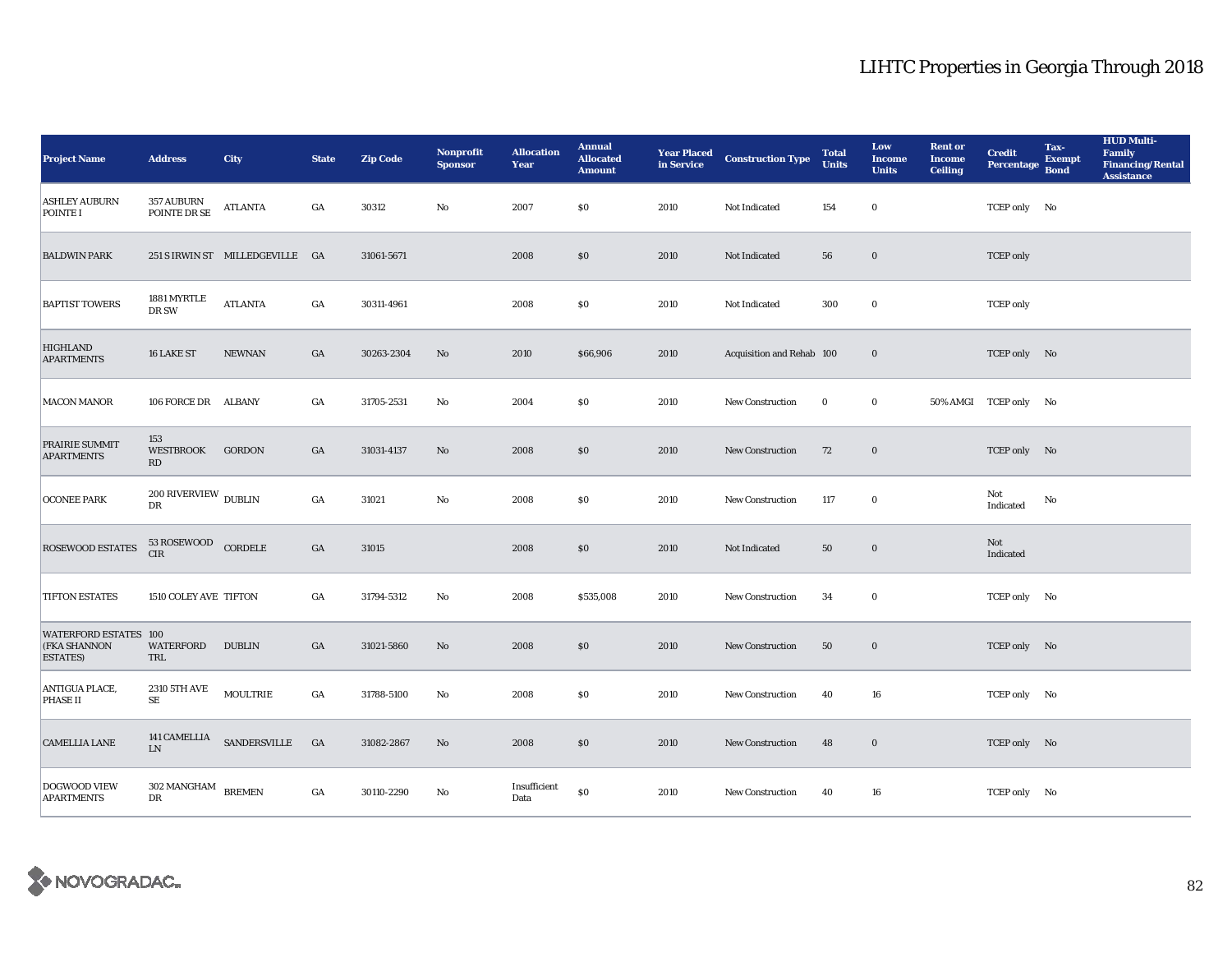# LIHTC Properties in Georgia Through 2018

| Project Name | Address | City | State | Zip Code | Nonprofit Sponsor | Allocation Year | Annual Allocated Amount | Year Placed in Service | Construction Type | Total Units | Low Income Units | Rent or Income Ceiling | Credit Percentage | Tax-Exempt Bond | HUD Multi-Family Financing/Rental Assistance |
|---|---|---|---|---|---|---|---|---|---|---|---|---|---|---|---|
| ASHLEY AUBURN POINTE I | 357 AUBURN POINTE DR SE | ATLANTA | GA | 30312 | No | 2007 | $0 | 2010 | Not Indicated | 154 | 0 | | TCEP only | No | |
| BALDWIN PARK | 251 S IRWIN ST | MILLEDGEVILLE | GA | 31061-5671 | | 2008 | $0 | 2010 | Not Indicated | 56 | 0 | | TCEP only | | |
| BAPTIST TOWERS | 1881 MYRTLE DR SW | ATLANTA | GA | 30311-4961 | | 2008 | $0 | 2010 | Not Indicated | 300 | 0 | | TCEP only | | |
| HIGHLAND APARTMENTS | 16 LAKE ST | NEWNAN | GA | 30263-2304 | No | 2010 | $66,906 | 2010 | Acquisition and Rehab | 100 | 0 | | TCEP only | No | |
| MACON MANOR | 106 FORCE DR | ALBANY | GA | 31705-2531 | No | 2004 | $0 | 2010 | New Construction | 0 | 0 | 50% AMGI | TCEP only | No | |
| PRAIRIE SUMMIT APARTMENTS | 153 WESTBROOK RD | GORDON | GA | 31031-4137 | No | 2008 | $0 | 2010 | New Construction | 72 | 0 | | TCEP only | No | |
| OCONEE PARK | 200 RIVERVIEW DR | DUBLIN | GA | 31021 | No | 2008 | $0 | 2010 | New Construction | 117 | 0 | | Not Indicated | No | |
| ROSEWOOD ESTATES | 53 ROSEWOOD CIR | CORDELE | GA | 31015 | | 2008 | $0 | 2010 | Not Indicated | 50 | 0 | | Not Indicated | | |
| TIFTON ESTATES | 1510 COLEY AVE | TIFTON | GA | 31794-5312 | No | 2008 | $535,008 | 2010 | New Construction | 34 | 0 | | TCEP only | No | |
| WATERFORD ESTATES (FKA SHANNON ESTATES) | 100 WATERFORD TRL | DUBLIN | GA | 31021-5860 | No | 2008 | $0 | 2010 | New Construction | 50 | 0 | | TCEP only | No | |
| ANTIGUA PLACE, PHASE II | 2310 5TH AVE SE | MOULTRIE | GA | 31788-5100 | No | 2008 | $0 | 2010 | New Construction | 40 | 16 | | TCEP only | No | |
| CAMELLIA LANE | 141 CAMELLIA LN | SANDERSVILLE | GA | 31082-2867 | No | 2008 | $0 | 2010 | New Construction | 48 | 0 | | TCEP only | No | |
| DOGWOOD VIEW APARTMENTS | 302 MANGHAM DR | BREMEN | GA | 30110-2290 | No | Insufficient Data | $0 | 2010 | New Construction | 40 | 16 | | TCEP only | No | |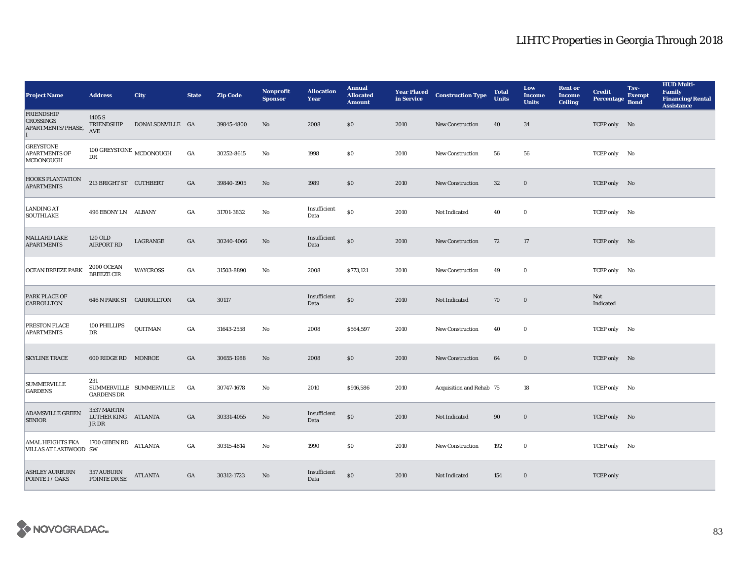# LIHTC Properties in Georgia Through 2018

| Project Name | Address | City | State | Zip Code | Nonprofit Sponsor | Allocation Year | Annual Allocated Amount | Year Placed in Service | Construction Type | Total Units | Low Income Units | Rent or Income Ceiling | Credit Percentage | Tax-Exempt Bond | HUD Multi-Family Financing/Rental Assistance |
|---|---|---|---|---|---|---|---|---|---|---|---|---|---|---|---|
| FRIENDSHIP CROSSINGS APARTMENTS/PHASE, I | 1405 S FRIENDSHIP AVE | DONALSONVILLE | GA | 39845-4800 | No | 2008 | $0 | 2010 | New Construction | 40 | 34 | | TCEP only | No | |
| GREYSTONE APARTMENTS OF MCDONOUGH | 100 GREYSTONE DR | MCDONOUGH | GA | 30252-8615 | No | 1998 | $0 | 2010 | New Construction | 56 | 56 | | TCEP only | No | |
| HOOKS PLANTATION APARTMENTS | 213 BRIGHT ST | CUTHBERT | GA | 39840-1905 | No | 1989 | $0 | 2010 | New Construction | 32 | 0 | | TCEP only | No | |
| LANDING AT SOUTHLAKE | 496 EBONY LN | ALBANY | GA | 31701-3832 | No | Insufficient Data | $0 | 2010 | Not Indicated | 40 | 0 | | TCEP only | No | |
| MALLARD LAKE APARTMENTS | 120 OLD AIRPORT RD | LAGRANGE | GA | 30240-4066 | No | Insufficient Data | $0 | 2010 | New Construction | 72 | 17 | | TCEP only | No | |
| OCEAN BREEZE PARK | 2000 OCEAN BREEZE CIR | WAYCROSS | GA | 31503-8890 | No | 2008 | $773,121 | 2010 | New Construction | 49 | 0 | | TCEP only | No | |
| PARK PLACE OF CARROLLTON | 646 N PARK ST | CARROLLTON | GA | 30117 | | Insufficient Data | $0 | 2010 | Not Indicated | 70 | 0 | | Not Indicated | | |
| PRESTON PLACE APARTMENTS | 100 PHILLIPS DR | QUITMAN | GA | 31643-2558 | No | 2008 | $564,597 | 2010 | New Construction | 40 | 0 | | TCEP only | No | |
| SKYLINE TRACE | 600 RIDGE RD | MONROE | GA | 30655-1988 | No | 2008 | $0 | 2010 | New Construction | 64 | 0 | | TCEP only | No | |
| SUMMERVILLE GARDENS | 231 SUMMERVILLE GARDENS DR | SUMMERVILLE | GA | 30747-1678 | No | 2010 | $916,586 | 2010 | Acquisition and Rehab | 75 | 18 | | TCEP only | No | |
| ADAMSVILLE GREEN SENIOR | 3537 MARTIN LUTHER KING JR DR | ATLANTA | GA | 30331-4055 | No | Insufficient Data | $0 | 2010 | Not Indicated | 90 | 0 | | TCEP only | No | |
| AMAL HEIGHTS FKA VILLAS AT LAKEWOOD | 1700 GIBEN RD SW | ATLANTA | GA | 30315-4814 | No | 1990 | $0 | 2010 | New Construction | 192 | 0 | | TCEP only | No | |
| ASHLEY AURBURN POINTE I / OAKS | 357 AUBURN POINTE DR SE | ATLANTA | GA | 30312-1723 | No | Insufficient Data | $0 | 2010 | Not Indicated | 154 | 0 | | TCEP only | | |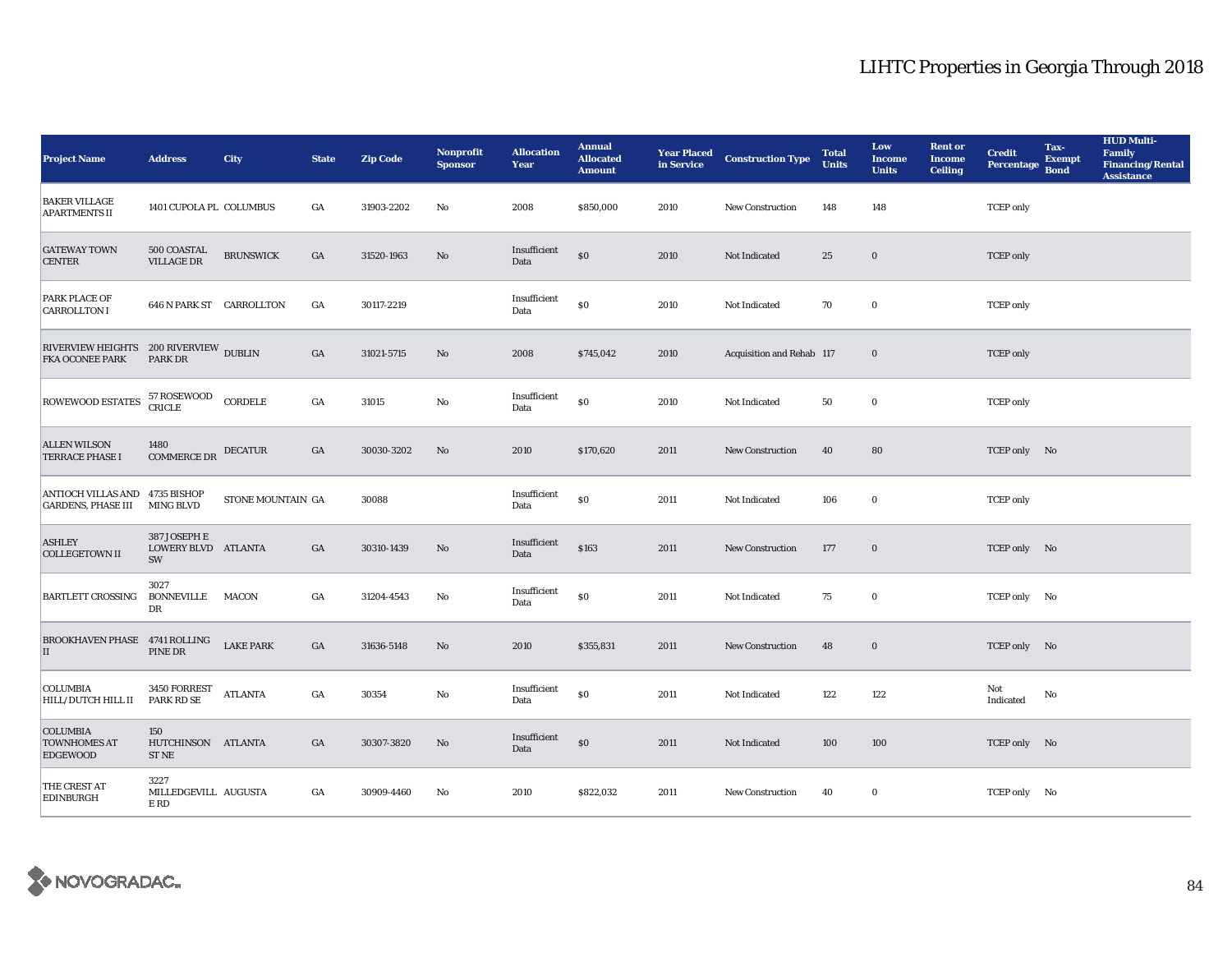# LIHTC Properties in Georgia Through 2018

| Project Name | Address | City | State | Zip Code | Nonprofit Sponsor | Allocation Year | Annual Allocated Amount | Year Placed in Service | Construction Type | Total Units | Low Income Units | Rent or Income Ceiling | Credit Percentage | Tax-Exempt Bond | HUD Multi-Family Financing/Rental Assistance |
|---|---|---|---|---|---|---|---|---|---|---|---|---|---|---|---|
| BAKER VILLAGE APARTMENTS II | 1401 CUPOLA PL | COLUMBUS | GA | 31903-2202 | No | 2008 | $850,000 | 2010 | New Construction | 148 | 148 | | TCEP only | | |
| GATEWAY TOWN CENTER | 500 COASTAL VILLAGE DR | BRUNSWICK | GA | 31520-1963 | No | Insufficient Data | $0 | 2010 | Not Indicated | 25 | 0 | | TCEP only | | |
| PARK PLACE OF CARROLLTON I | 646 N PARK ST | CARROLLTON | GA | 30117-2219 | | Insufficient Data | $0 | 2010 | Not Indicated | 70 | 0 | | TCEP only | | |
| RIVERVIEW HEIGHTS FKA OCONEE PARK | 200 RIVERVIEW PARK DR | DUBLIN | GA | 31021-5715 | No | 2008 | $745,042 | 2010 | Acquisition and Rehab | 117 | 0 | | TCEP only | | |
| ROWEWOOD ESTATES | 57 ROSEWOOD CRICLE | CORDELE | GA | 31015 | No | Insufficient Data | $0 | 2010 | Not Indicated | 50 | 0 | | TCEP only | | |
| ALLEN WILSON TERRACE PHASE I | 1480 COMMERCE DR | DECATUR | GA | 30030-3202 | No | 2010 | $170,620 | 2011 | New Construction | 40 | 80 | | TCEP only | No | |
| ANTIOCH VILLAS AND GARDENS, PHASE III | 4735 BISHOP MING BLVD | STONE MOUNTAIN | GA | 30088 | | Insufficient Data | $0 | 2011 | Not Indicated | 106 | 0 | | TCEP only | | |
| ASHLEY COLLEGETOWN II | 387 JOSEPH E LOWERY BLVD SW | ATLANTA | GA | 30310-1439 | No | Insufficient Data | $163 | 2011 | New Construction | 177 | 0 | | TCEP only | No | |
| BARTLETT CROSSING | 3027 BONNEVILLE DR | MACON | GA | 31204-4543 | No | Insufficient Data | $0 | 2011 | Not Indicated | 75 | 0 | | TCEP only | No | |
| BROOKHAVEN PHASE II | 4741 ROLLING PINE DR | LAKE PARK | GA | 31636-5148 | No | 2010 | $355,831 | 2011 | New Construction | 48 | 0 | | TCEP only | No | |
| COLUMBIA HILL/DUTCH HILL II | 3450 FORREST PARK RD SE | ATLANTA | GA | 30354 | No | Insufficient Data | $0 | 2011 | Not Indicated | 122 | 122 | | Not Indicated | No | |
| COLUMBIA TOWNHOMES AT EDGEWOOD | 150 HUTCHINSON ST NE | ATLANTA | GA | 30307-3820 | No | Insufficient Data | $0 | 2011 | Not Indicated | 100 | 100 | | TCEP only | No | |
| THE CREST AT EDINBURGH | 3227 MILLEDGEVILLE RD | AUGUSTA | GA | 30909-4460 | No | 2010 | $822,032 | 2011 | New Construction | 40 | 0 | | TCEP only | No | |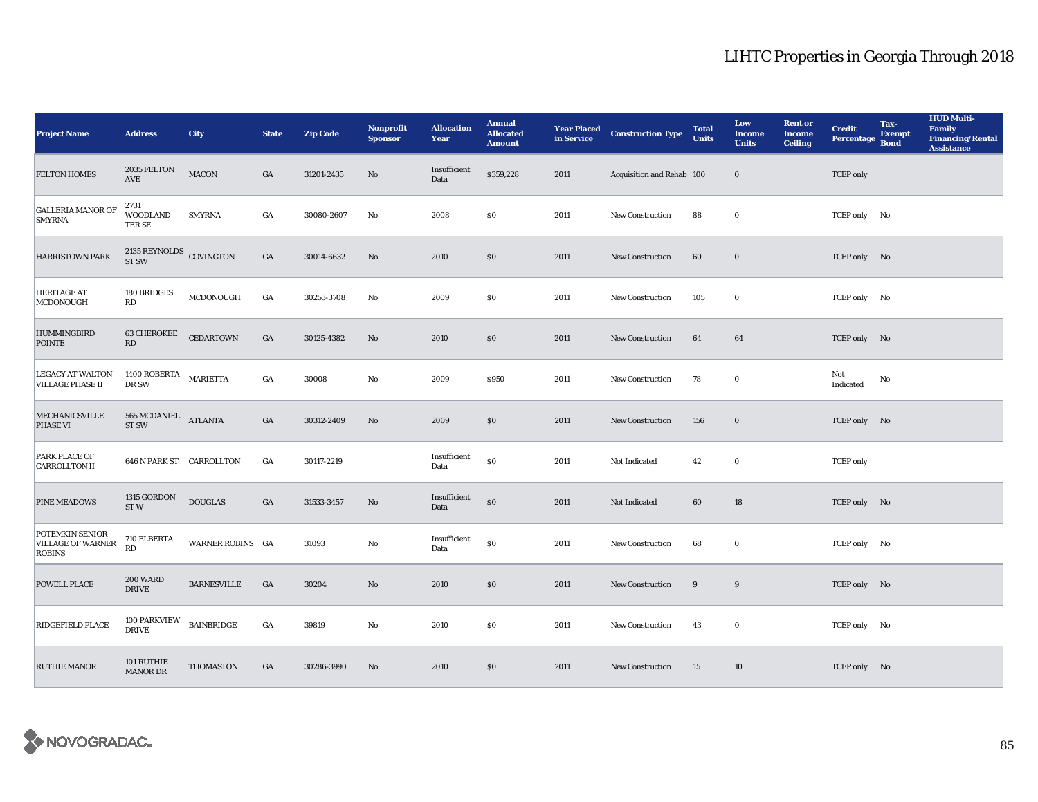| Project Name | Address | City | State | Zip Code | Nonprofit Sponsor | Allocation Year | Annual Allocated Amount | Year Placed in Service | Construction Type | Total Units | Low Income Units | Rent or Income Ceiling | Credit Percentage | Tax-Exempt Bond | HUD Multi-Family Financing/Rental Assistance |
|---|---|---|---|---|---|---|---|---|---|---|---|---|---|---|---|
| FELTON HOMES | 2035 FELTON AVE | MACON | GA | 31201-2435 | No | Insufficient Data | $359,228 | 2011 | Acquisition and Rehab | 100 | 0 | | TCEP only | | |
| GALLERIA MANOR OF SMYRNA | 2731 WOODLAND TER SE | SMYRNA | GA | 30080-2607 | No | 2008 | $0 | 2011 | New Construction | 88 | 0 | | TCEP only | No | |
| HARRISTOWN PARK | 2135 REYNOLDS ST SW | COVINGTON | GA | 30014-6632 | No | 2010 | $0 | 2011 | New Construction | 60 | 0 | | TCEP only | No | |
| HERITAGE AT MCDONOUGH | 180 BRIDGES RD | MCDONOUGH | GA | 30253-3708 | No | 2009 | $0 | 2011 | New Construction | 105 | 0 | | TCEP only | No | |
| HUMMINGBIRD POINTE | 63 CHEROKEE RD | CEDARTOWN | GA | 30125-4382 | No | 2010 | $0 | 2011 | New Construction | 64 | 64 | | TCEP only | No | |
| LEGACY AT WALTON VILLAGE PHASE II | 1400 ROBERTA DR SW | MARIETTA | GA | 30008 | No | 2009 | $950 | 2011 | New Construction | 78 | 0 | | Not Indicated | No | |
| MECHANICSVILLE PHASE VI | 565 MCDANIEL ST SW | ATLANTA | GA | 30312-2409 | No | 2009 | $0 | 2011 | New Construction | 156 | 0 | | TCEP only | No | |
| PARK PLACE OF CARROLLTON II | 646 N PARK ST | CARROLLTON | GA | 30117-2219 | | Insufficient Data | $0 | 2011 | Not Indicated | 42 | 0 | | TCEP only | | |
| PINE MEADOWS | 1315 GORDON ST W | DOUGLAS | GA | 31533-3457 | No | Insufficient Data | $0 | 2011 | Not Indicated | 60 | 18 | | TCEP only | No | |
| POTEMKIN SENIOR VILLAGE OF WARNER ROBINS | 710 ELBERTA RD | WARNER ROBINS | GA | 31093 | No | Insufficient Data | $0 | 2011 | New Construction | 68 | 0 | | TCEP only | No | |
| POWELL PLACE | 200 WARD DRIVE | BARNESVILLE | GA | 30204 | No | 2010 | $0 | 2011 | New Construction | 9 | 9 | | TCEP only | No | |
| RIDGEFIELD PLACE | 100 PARKVIEW DRIVE | BAINBRIDGE | GA | 39819 | No | 2010 | $0 | 2011 | New Construction | 43 | 0 | | TCEP only | No | |
| RUTHIE MANOR | 101 RUTHIE MANOR DR | THOMASTON | GA | 30286-3990 | No | 2010 | $0 | 2011 | New Construction | 15 | 10 | | TCEP only | No | |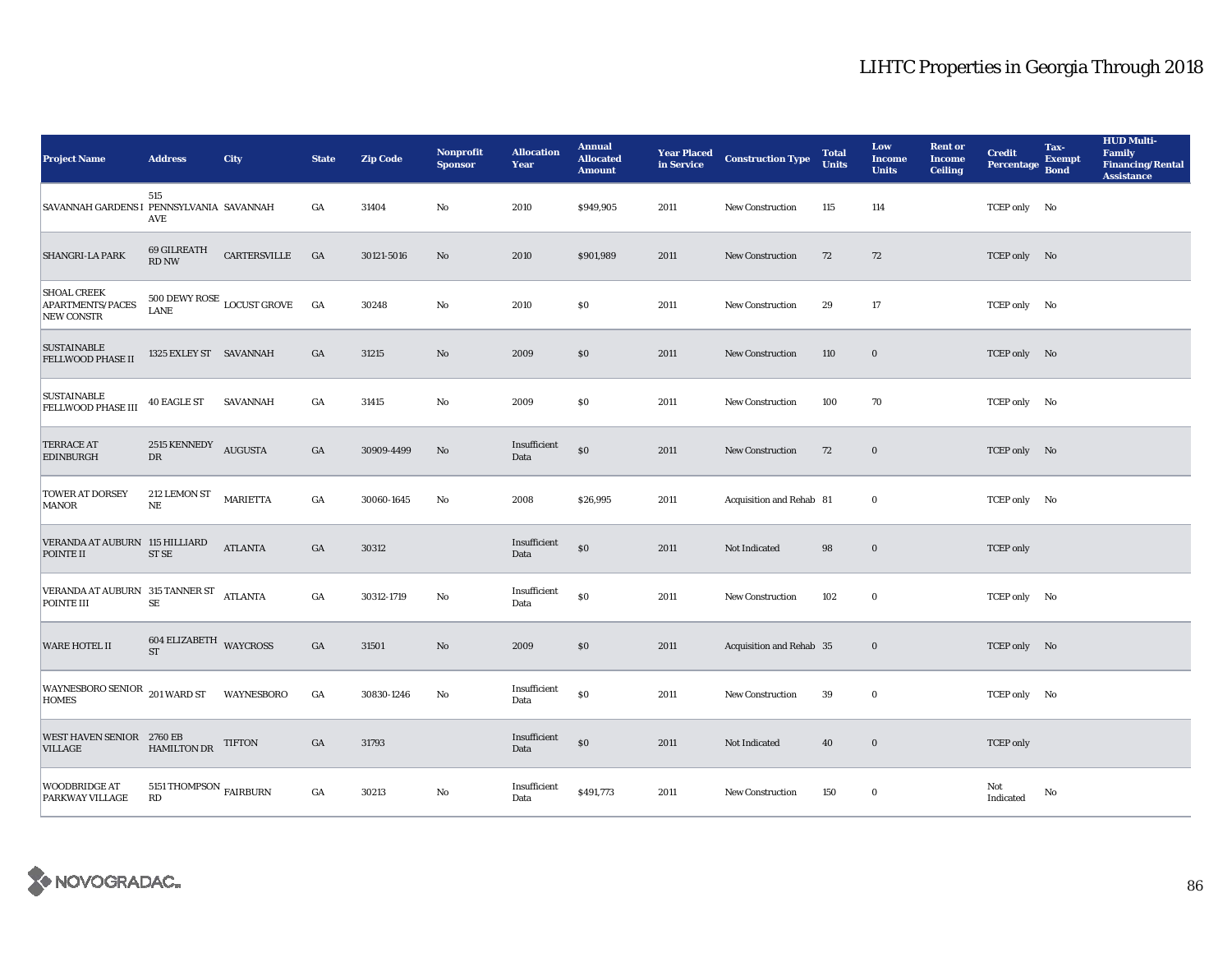# LIHTC Properties in Georgia Through 2018

| Project Name | Address | City | State | Zip Code | Nonprofit Sponsor | Allocation Year | Annual Allocated Amount | Year Placed in Service | Construction Type | Total Units | Low Income Units | Rent or Income Ceiling | Credit Percentage | Tax-Exempt Bond | HUD Multi-Family Financing/Rental Assistance |
|---|---|---|---|---|---|---|---|---|---|---|---|---|---|---|---|
| SAVANNAH GARDENS I | 515 PENNSYLVANIA AVE | SAVANNAH | GA | 31404 | No | 2010 | $949,905 | 2011 | New Construction | 115 | 114 | | TCEP only | No | |
| SHANGRI-LA PARK | 69 GILREATH RD NW | CARTERSVILLE | GA | 30121-5016 | No | 2010 | $901,989 | 2011 | New Construction | 72 | 72 | | TCEP only | No | |
| SHOAL CREEK APARTMENTS/PACES NEW CONSTR | 500 DEWY ROSE LANE | LOCUST GROVE | GA | 30248 | No | 2010 | $0 | 2011 | New Construction | 29 | 17 | | TCEP only | No | |
| SUSTAINABLE FELLWOOD PHASE II | 1325 EXLEY ST | SAVANNAH | GA | 31215 | No | 2009 | $0 | 2011 | New Construction | 110 | 0 | | TCEP only | No | |
| SUSTAINABLE FELLWOOD PHASE III | 40 EAGLE ST | SAVANNAH | GA | 31415 | No | 2009 | $0 | 2011 | New Construction | 100 | 70 | | TCEP only | No | |
| TERRACE AT EDINBURGH | 2515 KENNEDY DR | AUGUSTA | GA | 30909-4499 | No | Insufficient Data | $0 | 2011 | New Construction | 72 | 0 | | TCEP only | No | |
| TOWER AT DORSEY MANOR | 212 LEMON ST NE | MARIETTA | GA | 30060-1645 | No | 2008 | $26,995 | 2011 | Acquisition and Rehab | 81 | 0 | | TCEP only | No | |
| VERANDA AT AUBURN POINTE II | 115 HILLIARD ST SE | ATLANTA | GA | 30312 | | Insufficient Data | $0 | 2011 | Not Indicated | 98 | 0 | | TCEP only | | |
| VERANDA AT AUBURN POINTE III | 315 TANNER ST SE | ATLANTA | GA | 30312-1719 | No | Insufficient Data | $0 | 2011 | New Construction | 102 | 0 | | TCEP only | No | |
| WARE HOTEL II | 604 ELIZABETH ST | WAYCROSS | GA | 31501 | No | 2009 | $0 | 2011 | Acquisition and Rehab | 35 | 0 | | TCEP only | No | |
| WAYNESBORO SENIOR HOMES | 201 WARD ST | WAYNESBORO | GA | 30830-1246 | No | Insufficient Data | $0 | 2011 | New Construction | 39 | 0 | | TCEP only | No | |
| WEST HAVEN SENIOR VILLAGE | 2760 EB HAMILTON DR | TIFTON | GA | 31793 | | Insufficient Data | $0 | 2011 | Not Indicated | 40 | 0 | | TCEP only | | |
| WOODBRIDGE AT PARKWAY VILLAGE | 5151 THOMPSON RD | FAIRBURN | GA | 30213 | No | Insufficient Data | $491,773 | 2011 | New Construction | 150 | 0 | | Not Indicated | No | |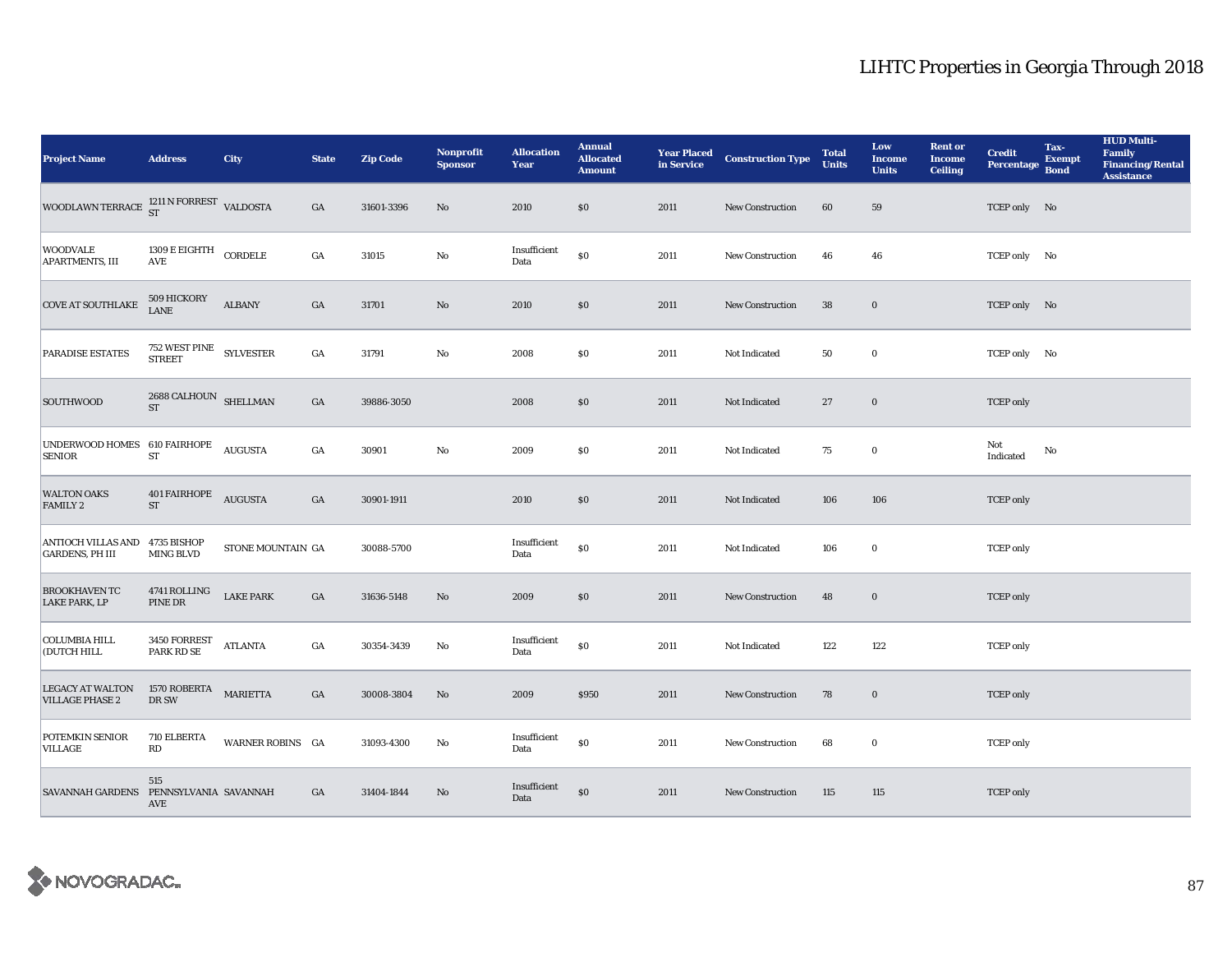# LIHTC Properties in Georgia Through 2018

| Project Name | Address | City | State | Zip Code | Nonprofit Sponsor | Allocation Year | Annual Allocated Amount | Year Placed in Service | Construction Type | Total Units | Low Income Units | Rent or Income Ceiling | Credit Percentage | Tax-Exempt Bond | HUD Multi-Family Financing/Rental Assistance |
|---|---|---|---|---|---|---|---|---|---|---|---|---|---|---|---|
| WOODLAWN TERRACE | 1211 N FORREST ST | VALDOSTA | GA | 31601-3396 | No | 2010 | $0 | 2011 | New Construction | 60 | 59 | | TCEP only | No | |
| WOODVALE APARTMENTS, III | 1309 E EIGHTH AVE | CORDELE | GA | 31015 | No | Insufficient Data | $0 | 2011 | New Construction | 46 | 46 | | TCEP only | No | |
| COVE AT SOUTHLAKE | 509 HICKORY LANE | ALBANY | GA | 31701 | No | 2010 | $0 | 2011 | New Construction | 38 | 0 | | TCEP only | No | |
| PARADISE ESTATES | 752 WEST PINE STREET | SYLVESTER | GA | 31791 | No | 2008 | $0 | 2011 | Not Indicated | 50 | 0 | | TCEP only | No | |
| SOUTHWOOD | 2688 CALHOUN ST | SHELLMAN | GA | 39886-3050 | | 2008 | $0 | 2011 | Not Indicated | 27 | 0 | | TCEP only | | |
| UNDERWOOD HOMES SENIOR | 610 FAIRHOPE ST | AUGUSTA | GA | 30901 | No | 2009 | $0 | 2011 | Not Indicated | 75 | 0 | | Not Indicated | No | |
| WALTON OAKS FAMILY 2 | 401 FAIRHOPE ST | AUGUSTA | GA | 30901-1911 | | 2010 | $0 | 2011 | Not Indicated | 106 | 106 | | TCEP only | | |
| ANTIOCH VILLAS AND GARDENS, PH III | 4735 BISHOP MING BLVD | STONE MOUNTAIN | GA | 30088-5700 | | Insufficient Data | $0 | 2011 | Not Indicated | 106 | 0 | | TCEP only | | |
| BROOKHAVEN TC LAKE PARK, LP | 4741 ROLLING PINE DR | LAKE PARK | GA | 31636-5148 | No | 2009 | $0 | 2011 | New Construction | 48 | 0 | | TCEP only | | |
| COLUMBIA HILL (DUTCH HILL | 3450 FORREST PARK RD SE | ATLANTA | GA | 30354-3439 | No | Insufficient Data | $0 | 2011 | Not Indicated | 122 | 122 | | TCEP only | | |
| LEGACY AT WALTON VILLAGE PHASE 2 | 1570 ROBERTA DR SW | MARIETTA | GA | 30008-3804 | No | 2009 | $950 | 2011 | New Construction | 78 | 0 | | TCEP only | | |
| POTEMKIN SENIOR VILLAGE | 710 ELBERTA RD | WARNER ROBINS | GA | 31093-4300 | No | Insufficient Data | $0 | 2011 | New Construction | 68 | 0 | | TCEP only | | |
| SAVANNAH GARDENS | 515 PENNSYLVANIA AVE | SAVANNAH | GA | 31404-1844 | No | Insufficient Data | $0 | 2011 | New Construction | 115 | 115 | | TCEP only | | |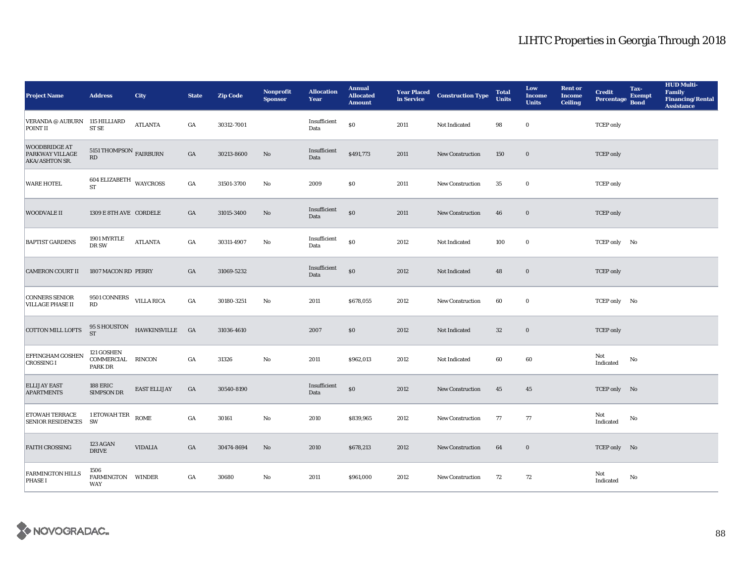# LIHTC Properties in Georgia Through 2018

| Project Name | Address | City | State | Zip Code | Nonprofit Sponsor | Allocation Year | Annual Allocated Amount | Year Placed in Service | Construction Type | Total Units | Low Income Units | Rent or Income Ceiling | Credit Percentage | Tax-Exempt Bond | HUD Multi-Family Financing/Rental Assistance |
|---|---|---|---|---|---|---|---|---|---|---|---|---|---|---|---|
| VERANDA @ AUBURN POINT II | 115 HILLIARD ST SE | ATLANTA | GA | 30312-7001 | | Insufficient Data | $0 | 2011 | Not Indicated | 98 | 0 | | TCEP only | | |
| WOODBRIDGE AT PARKWAY VILLAGE AKA/ASHTON SR. | 5151 THOMPSON RD | FAIRBURN | GA | 30213-8600 | No | Insufficient Data | $491,773 | 2011 | New Construction | 150 | 0 | | TCEP only | | |
| WARE HOTEL | 604 ELIZABETH ST | WAYCROSS | GA | 31501-3700 | No | 2009 | $0 | 2011 | New Construction | 35 | 0 | | TCEP only | | |
| WOODVALE II | 1309 E 8TH AVE | CORDELE | GA | 31015-3400 | No | Insufficient Data | $0 | 2011 | New Construction | 46 | 0 | | TCEP only | | |
| BAPTIST GARDENS | 1901 MYRTLE DR SW | ATLANTA | GA | 30311-4907 | No | Insufficient Data | $0 | 2012 | Not Indicated | 100 | 0 | | TCEP only | No | |
| CAMERON COURT II | 1807 MACON RD | PERRY | GA | 31069-5232 | | Insufficient Data | $0 | 2012 | Not Indicated | 48 | 0 | | TCEP only | | |
| CONNERS SENIOR VILLAGE PHASE II | 9501 CONNERS RD | VILLA RICA | GA | 30180-3251 | No | 2011 | $678,055 | 2012 | New Construction | 60 | 0 | | TCEP only | No | |
| COTTON MILL LOFTS | 95 S HOUSTON ST | HAWKINSVILLE | GA | 31036-4610 | | 2007 | $0 | 2012 | Not Indicated | 32 | 0 | | TCEP only | | |
| EFFINGHAM GOSHEN CROSSING I | 121 GOSHEN COMMERCIAL PARK DR | RINCON | GA | 31326 | No | 2011 | $962,013 | 2012 | Not Indicated | 60 | 60 | | Not Indicated | No | |
| ELLIJAY EAST APARTMENTS | 188 ERIC SIMPSON DR | EAST ELLIJAY | GA | 30540-8190 | | Insufficient Data | $0 | 2012 | New Construction | 45 | 45 | | TCEP only | No | |
| ETOWAH TERRACE SENIOR RESIDENCES | 1 ETOWAH TER SW | ROME | GA | 30161 | No | 2010 | $839,965 | 2012 | New Construction | 77 | 77 | | Not Indicated | No | |
| FAITH CROSSING | 123 AGAN DRIVE | VIDALIA | GA | 30474-8694 | No | 2010 | $678,213 | 2012 | New Construction | 64 | 0 | | TCEP only | No | |
| FARMINGTON HILLS PHASE I | 1506 FARMINGTON WAY | WINDER | GA | 30680 | No | 2011 | $961,000 | 2012 | New Construction | 72 | 72 | | Not Indicated | No | |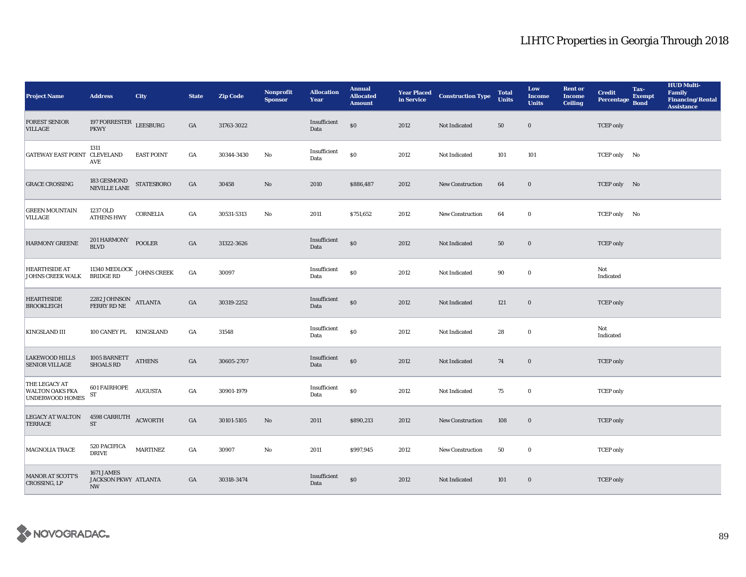# LIHTC Properties in Georgia Through 2018

| Project Name | Address | City | State | Zip Code | Nonprofit Sponsor | Allocation Year | Annual Allocated Amount | Year Placed in Service | Construction Type | Total Units | Low Income Units | Rent or Income Ceiling | Credit Percentage | Tax-Exempt Bond | HUD Multi-Family Financing/Rental Assistance |
|---|---|---|---|---|---|---|---|---|---|---|---|---|---|---|---|
| FOREST SENIOR VILLAGE | 197 FORRESTER PKWY | LEESBURG | GA | 31763-3022 | | Insufficient Data | $0 | 2012 | Not Indicated | 50 | 0 | | TCEP only | | |
| GATEWAY EAST POINT | 1311 CLEVELAND AVE | EAST POINT | GA | 30344-3430 | No | Insufficient Data | $0 | 2012 | Not Indicated | 101 | 101 | | TCEP only | No | |
| GRACE CROSSING | 183 GESMOND NEVILLE LANE | STATESBORO | GA | 30458 | No | 2010 | $886,487 | 2012 | New Construction | 64 | 0 | | TCEP only | No | |
| GREEN MOUNTAIN VILLAGE | 1237 OLD ATHENS HWY | CORNELIA | GA | 30531-5313 | No | 2011 | $751,652 | 2012 | New Construction | 64 | 0 | | TCEP only | No | |
| HARMONY GREENE | 201 HARMONY BLVD | POOLER | GA | 31322-3626 | | Insufficient Data | $0 | 2012 | Not Indicated | 50 | 0 | | TCEP only | | |
| HEARTHSIDE AT JOHNS CREEK WALK | 11340 MEDLOCK BRIDGE RD | JOHNS CREEK | GA | 30097 | | Insufficient Data | $0 | 2012 | Not Indicated | 90 | 0 | | Not Indicated | | |
| HEARTHSIDE BROOKLEIGH | 2282 JOHNSON FERRY RD NE | ATLANTA | GA | 30319-2252 | | Insufficient Data | $0 | 2012 | Not Indicated | 121 | 0 | | TCEP only | | |
| KINGSLAND III | 100 CANEY PL | KINGSLAND | GA | 31548 | | Insufficient Data | $0 | 2012 | Not Indicated | 28 | 0 | | Not Indicated | | |
| LAKEWOOD HILLS SENIOR VILLAGE | 1005 BARNETT SHOALS RD | ATHENS | GA | 30605-2707 | | Insufficient Data | $0 | 2012 | Not Indicated | 74 | 0 | | TCEP only | | |
| THE LEGACY AT WALTON OAKS FKA UNDERWOOD HOMES | 601 FAIRHOPE ST | AUGUSTA | GA | 30901-1979 | | Insufficient Data | $0 | 2012 | Not Indicated | 75 | 0 | | TCEP only | | |
| LEGACY AT WALTON TERRACE | 4598 CARRUTH ST | ACWORTH | GA | 30101-5105 | No | 2011 | $890,213 | 2012 | New Construction | 108 | 0 | | TCEP only | | |
| MAGNOLIA TRACE | 520 PACIFICA DRIVE | MARTINEZ | GA | 30907 | No | 2011 | $997,945 | 2012 | New Construction | 50 | 0 | | TCEP only | | |
| MANOR AT SCOTT'S CROSSING, LP | 1671 JAMES JACKSON PKWY NW | ATLANTA | GA | 30318-3474 | | Insufficient Data | $0 | 2012 | Not Indicated | 101 | 0 | | TCEP only | | |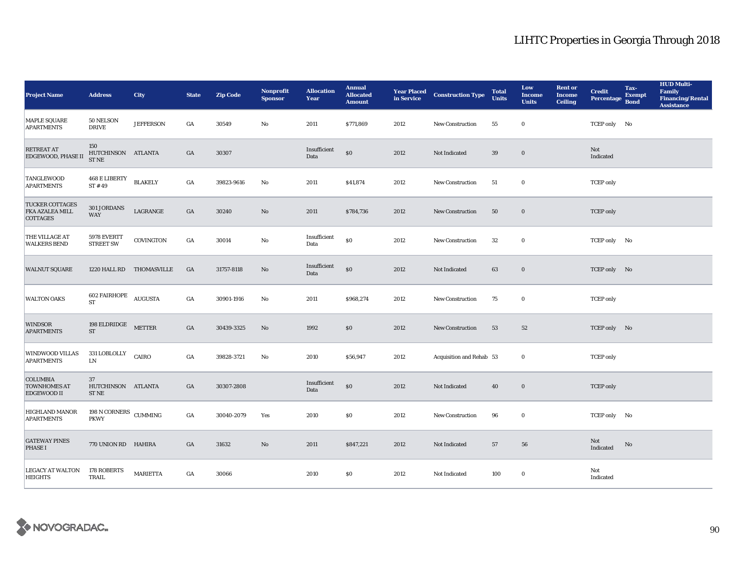# LIHTC Properties in Georgia Through 2018

| Project Name | Address | City | State | Zip Code | Nonprofit Sponsor | Allocation Year | Annual Allocated Amount | Year Placed in Service | Construction Type | Total Units | Low Income Units | Rent or Income Ceiling | Credit Percentage | Tax-Exempt Bond | HUD Multi-Family Financing/Rental Assistance |
|---|---|---|---|---|---|---|---|---|---|---|---|---|---|---|---|
| MAPLE SQUARE APARTMENTS | 50 NELSON DRIVE | JEFFERSON | GA | 30549 | No | 2011 | $771,869 | 2012 | New Construction | 55 | 0 | | TCEP only | No | |
| RETREAT AT EDGEWOOD, PHASE II | 150 HUTCHINSON ST NE | ATLANTA | GA | 30307 | | Insufficient Data | $0 | 2012 | Not Indicated | 39 | 0 | | Not Indicated | | |
| TANGLEWOOD APARTMENTS | 468 E LIBERTY ST # 49 | BLAKELY | GA | 39823-9616 | No | 2011 | $41,874 | 2012 | New Construction | 51 | 0 | | TCEP only | | |
| TUCKER COTTAGES FKA AZALEA MILL COTTAGES | 301 JORDANS WAY | LAGRANGE | GA | 30240 | No | 2011 | $784,736 | 2012 | New Construction | 50 | 0 | | TCEP only | | |
| THE VILLAGE AT WALKERS BEND | 5978 EVERTT STREET SW | COVINGTON | GA | 30014 | No | Insufficient Data | $0 | 2012 | New Construction | 32 | 0 | | TCEP only | No | |
| WALNUT SQUARE | 1220 HALL RD | THOMASVILLE | GA | 31757-8118 | No | Insufficient Data | $0 | 2012 | Not Indicated | 63 | 0 | | TCEP only | No | |
| WALTON OAKS | 602 FAIRHOPE ST | AUGUSTA | GA | 30901-1916 | No | 2011 | $968,274 | 2012 | New Construction | 75 | 0 | | TCEP only | | |
| WINDSOR APARTMENTS | 198 ELDRIDGE ST | METTER | GA | 30439-3325 | No | 1992 | $0 | 2012 | New Construction | 53 | 52 | | TCEP only | No | |
| WINDWOOD VILLAS APARTMENTS | 331 LOBLOLLY LN | CAIRO | GA | 39828-3721 | No | 2010 | $56,947 | 2012 | Acquisition and Rehab | 53 | 0 | | TCEP only | | |
| COLUMBIA TOWNHOMES AT EDGEWOOD II | 37 HUTCHINSON ST NE | ATLANTA | GA | 30307-2808 | | Insufficient Data | $0 | 2012 | Not Indicated | 40 | 0 | | TCEP only | | |
| HIGHLAND MANOR APARTMENTS | 198 N CORNERS PKWY | CUMMING | GA | 30040-2079 | Yes | 2010 | $0 | 2012 | New Construction | 96 | 0 | | TCEP only | No | |
| GATEWAY PINES PHASE I | 770 UNION RD | HAHIRA | GA | 31632 | No | 2011 | $847,221 | 2012 | Not Indicated | 57 | 56 | | Not Indicated | No | |
| LEGACY AT WALTON HEIGHTS | 178 ROBERTS TRAIL | MARIETTA | GA | 30066 | | 2010 | $0 | 2012 | Not Indicated | 100 | 0 | | Not Indicated | | |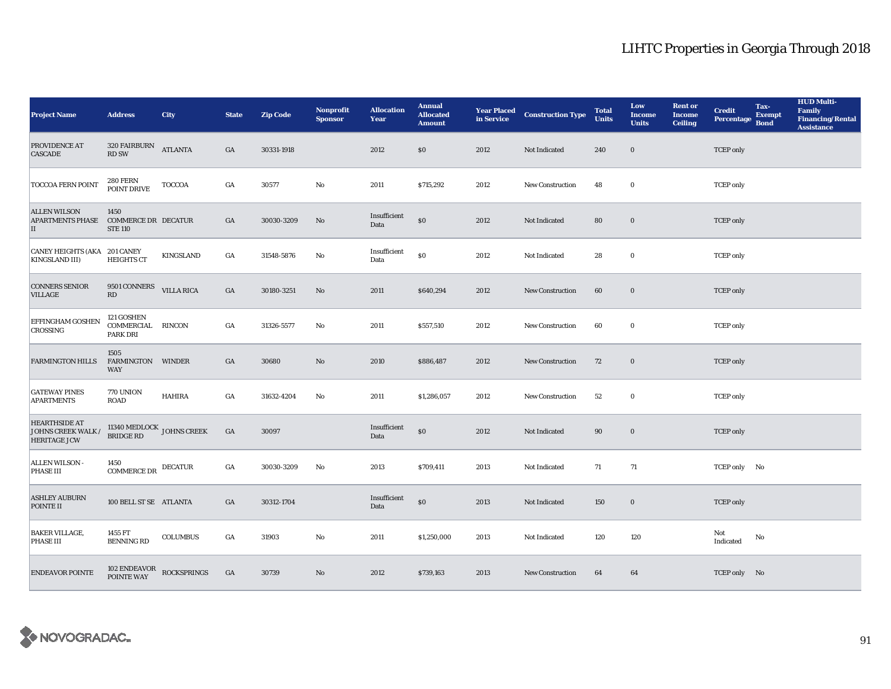# LIHTC Properties in Georgia Through 2018

| Project Name | Address | City | State | Zip Code | Nonprofit Sponsor | Allocation Year | Annual Allocated Amount | Year Placed in Service | Construction Type | Total Units | Low Income Units | Rent or Income Ceiling | Credit Percentage | Tax-Exempt Bond | HUD Multi-Family Financing/Rental Assistance |
|---|---|---|---|---|---|---|---|---|---|---|---|---|---|---|---|
| PROVIDENCE AT CASCADE | 320 FAIRBURN RD SW | ATLANTA | GA | 30331-1918 | | 2012 | $0 | 2012 | Not Indicated | 240 | 0 | | TCEP only | | |
| TOCCOA FERN POINT | 280 FERN POINT DRIVE | TOCCOA | GA | 30577 | No | 2011 | $715,292 | 2012 | New Construction | 48 | 0 | | TCEP only | | |
| ALLEN WILSON APARTMENTS PHASE II | 1450 COMMERCE DR STE 110 | DECATUR | GA | 30030-3209 | No | Insufficient Data | $0 | 2012 | Not Indicated | 80 | 0 | | TCEP only | | |
| CANEY HEIGHTS (AKA KINGSLAND III) | 201 CANEY HEIGHTS CT | KINGSLAND | GA | 31548-5876 | No | Insufficient Data | $0 | 2012 | Not Indicated | 28 | 0 | | TCEP only | | |
| CONNERS SENIOR VILLAGE | 9501 CONNERS RD | VILLA RICA | GA | 30180-3251 | No | 2011 | $640,294 | 2012 | New Construction | 60 | 0 | | TCEP only | | |
| EFFINGHAM GOSHEN CROSSING | 121 GOSHEN COMMERCIAL PARK DRI | RINCON | GA | 31326-5577 | No | 2011 | $557,510 | 2012 | New Construction | 60 | 0 | | TCEP only | | |
| FARMINGTON HILLS | 1505 FARMINGTON WAY | WINDER | GA | 30680 | No | 2010 | $886,487 | 2012 | New Construction | 72 | 0 | | TCEP only | | |
| GATEWAY PINES APARTMENTS | 770 UNION ROAD | HAHIRA | GA | 31632-4204 | No | 2011 | $1,286,057 | 2012 | New Construction | 52 | 0 | | TCEP only | | |
| HEARTHSIDE AT JOHNS CREEK WALK / HERITAGE JCW | 11340 MEDLOCK BRIDGE RD | JOHNS CREEK | GA | 30097 | | Insufficient Data | $0 | 2012 | Not Indicated | 90 | 0 | | TCEP only | | |
| ALLEN WILSON - PHASE III | 1450 COMMERCE DR | DECATUR | GA | 30030-3209 | No | 2013 | $709,411 | 2013 | Not Indicated | 71 | 71 | | TCEP only | No | |
| ASHLEY AUBURN POINTE II | 100 BELL ST SE | ATLANTA | GA | 30312-1704 | | Insufficient Data | $0 | 2013 | Not Indicated | 150 | 0 | | TCEP only | | |
| BAKER VILLAGE, PHASE III | 1455 FT BENNING RD | COLUMBUS | GA | 31903 | No | 2011 | $1,250,000 | 2013 | Not Indicated | 120 | 120 | | Not Indicated | No | |
| ENDEAVOR POINTE | 102 ENDEAVOR POINTE WAY | ROCKSPRINGS | GA | 30739 | No | 2012 | $739,163 | 2013 | New Construction | 64 | 64 | | TCEP only | No | |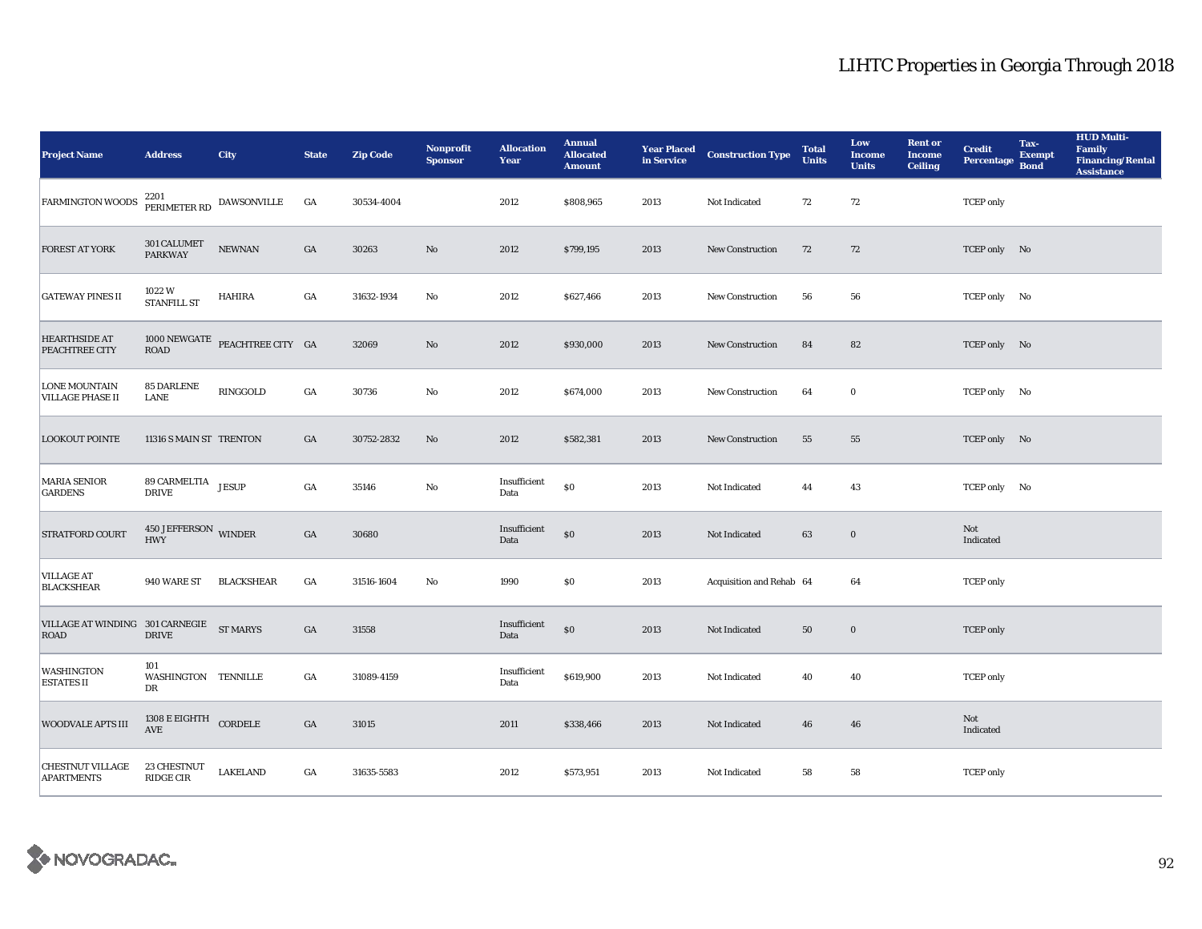# LIHTC Properties in Georgia Through 2018

| Project Name | Address | City | State | Zip Code | Nonprofit Sponsor | Allocation Year | Annual Allocated Amount | Year Placed in Service | Construction Type | Total Units | Low Income Units | Rent or Income Ceiling | Credit Percentage | Tax-Exempt Bond | HUD Multi-Family Financing/Rental Assistance |
|---|---|---|---|---|---|---|---|---|---|---|---|---|---|---|---|
| FARMINGTON WOODS | 2201 PERIMETER RD | DAWSONVILLE | GA | 30534-4004 | | 2012 | $808,965 | 2013 | Not Indicated | 72 | 72 | | TCEP only | | |
| FOREST AT YORK | 301 CALUMET PARKWAY | NEWNAN | GA | 30263 | No | 2012 | $799,195 | 2013 | New Construction | 72 | 72 | | TCEP only | No | |
| GATEWAY PINES II | 1022 W STANFILL ST | HAHIRA | GA | 31632-1934 | No | 2012 | $627,466 | 2013 | New Construction | 56 | 56 | | TCEP only | No | |
| HEARTHSIDE AT PEACHTREE CITY | 1000 NEWGATE ROAD | PEACHTREE CITY | GA | 32069 | No | 2012 | $930,000 | 2013 | New Construction | 84 | 82 | | TCEP only | No | |
| LONE MOUNTAIN VILLAGE PHASE II | 85 DARLENE LANE | RINGGOLD | GA | 30736 | No | 2012 | $674,000 | 2013 | New Construction | 64 | 0 | | TCEP only | No | |
| LOOKOUT POINTE | 11316 S MAIN ST | TRENTON | GA | 30752-2832 | No | 2012 | $582,381 | 2013 | New Construction | 55 | 55 | | TCEP only | No | |
| MARIA SENIOR GARDENS | 89 CARMELTIA DRIVE | JESUP | GA | 35146 | No | Insufficient Data | $0 | 2013 | Not Indicated | 44 | 43 | | TCEP only | No | |
| STRATFORD COURT | 450 JEFFERSON HWY | WINDER | GA | 30680 | | Insufficient Data | $0 | 2013 | Not Indicated | 63 | 0 | | Not Indicated | | |
| VILLAGE AT BLACKSHEAR | 940 WARE ST | BLACKSHEAR | GA | 31516-1604 | No | 1990 | $0 | 2013 | Acquisition and Rehab | 64 | 64 | | TCEP only | | |
| VILLAGE AT WINDING ROAD | 301 CARNEGIE DRIVE | ST MARYS | GA | 31558 | | Insufficient Data | $0 | 2013 | Not Indicated | 50 | 0 | | TCEP only | | |
| WASHINGTON ESTATES II | 101 WASHINGTON DR | TENNILLE | GA | 31089-4159 | | Insufficient Data | $619,900 | 2013 | Not Indicated | 40 | 40 | | TCEP only | | |
| WOODVALE APTS III | 1308 E EIGHTH AVE | CORDELE | GA | 31015 | | 2011 | $338,466 | 2013 | Not Indicated | 46 | 46 | | Not Indicated | | |
| CHESTNUT VILLAGE APARTMENTS | 23 CHESTNUT RIDGE CIR | LAKELAND | GA | 31635-5583 | | 2012 | $573,951 | 2013 | Not Indicated | 58 | 58 | | TCEP only | | |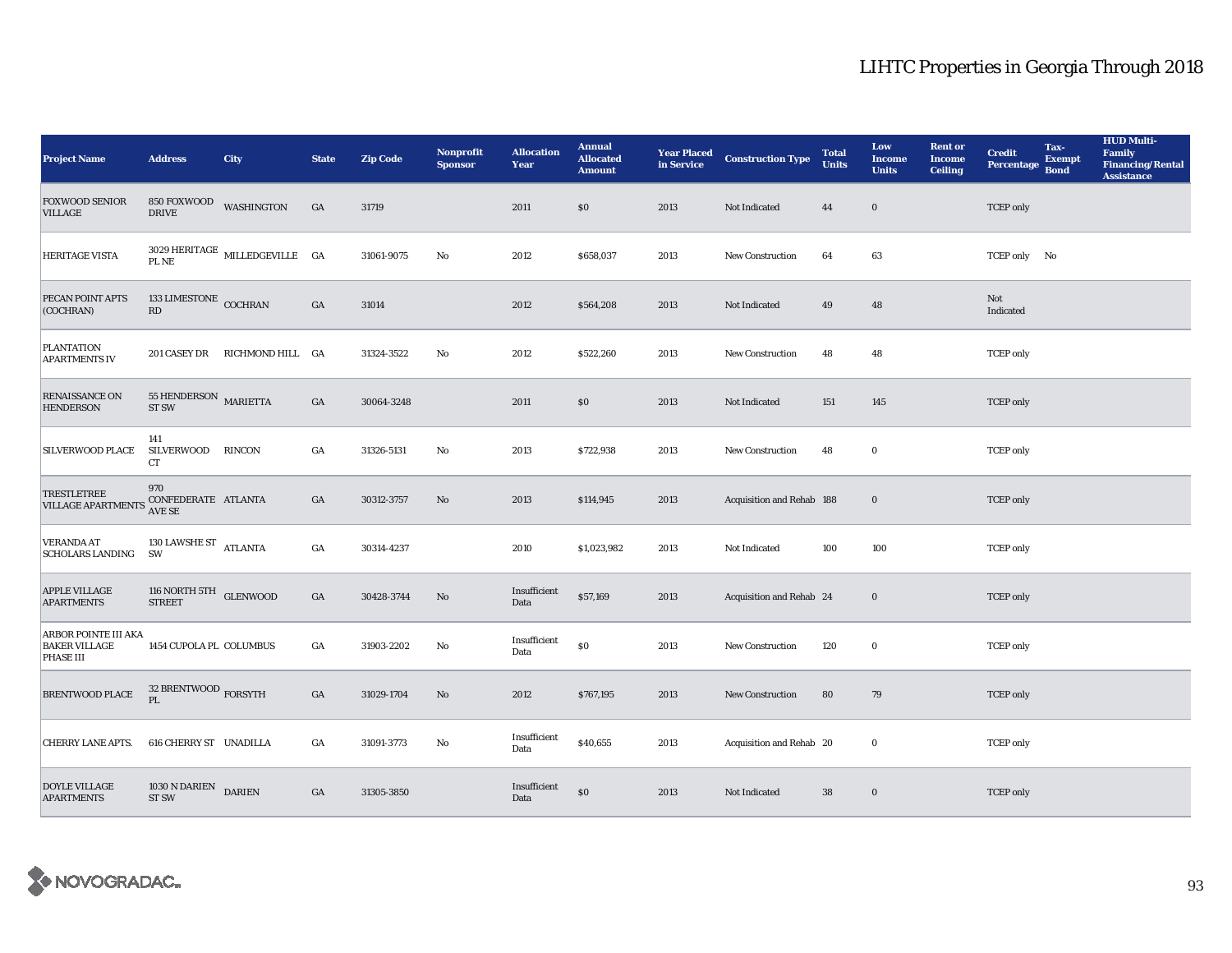# LIHTC Properties in Georgia Through 2018

| Project Name | Address | City | State | Zip Code | Nonprofit Sponsor | Allocation Year | Annual Allocated Amount | Year Placed in Service | Construction Type | Total Units | Low Income Units | Rent or Income Ceiling | Credit Percentage | Tax-Exempt Bond | HUD Multi-Family Financing/Rental Assistance |
|---|---|---|---|---|---|---|---|---|---|---|---|---|---|---|---|
| FOXWOOD SENIOR VILLAGE | 850 FOXWOOD DRIVE | WASHINGTON | GA | 31719 | | 2011 | $0 | 2013 | Not Indicated | 44 | 0 | | TCEP only | | |
| HERITAGE VISTA | 3029 HERITAGE PL NE | MILLEDGEVILLE | GA | 31061-9075 | No | 2012 | $658,037 | 2013 | New Construction | 64 | 63 | | TCEP only | No | |
| PECAN POINT APTS (COCHRAN) | 133 LIMESTONE RD | COCHRAN | GA | 31014 | | 2012 | $564,208 | 2013 | Not Indicated | 49 | 48 | | Not Indicated | | |
| PLANTATION APARTMENTS IV | 201 CASEY DR | RICHMOND HILL | GA | 31324-3522 | No | 2012 | $522,260 | 2013 | New Construction | 48 | 48 | | TCEP only | | |
| RENAISSANCE ON HENDERSON | 55 HENDERSON ST SW | MARIETTA | GA | 30064-3248 | | 2011 | $0 | 2013 | Not Indicated | 151 | 145 | | TCEP only | | |
| SILVERWOOD PLACE | 141 SILVERWOOD CT | RINCON | GA | 31326-5131 | No | 2013 | $722,938 | 2013 | New Construction | 48 | 0 | | TCEP only | | |
| TRESTLETREE VILLAGE APARTMENTS | 970 CONFEDERATE AVE SE | ATLANTA | GA | 30312-3757 | No | 2013 | $114,945 | 2013 | Acquisition and Rehab | 188 | 0 | | TCEP only | | |
| VERANDA AT SCHOLARS LANDING | 130 LAWSHE ST SW | ATLANTA | GA | 30314-4237 | | 2010 | $1,023,982 | 2013 | Not Indicated | 100 | 100 | | TCEP only | | |
| APPLE VILLAGE APARTMENTS | 116 NORTH 5TH STREET | GLENWOOD | GA | 30428-3744 | No | Insufficient Data | $57,169 | 2013 | Acquisition and Rehab | 24 | 0 | | TCEP only | | |
| ARBOR POINTE III AKA BAKER VILLAGE PHASE III | 1454 CUPOLA PL | COLUMBUS | GA | 31903-2202 | No | Insufficient Data | $0 | 2013 | New Construction | 120 | 0 | | TCEP only | | |
| BRENTWOOD PLACE | 32 BRENTWOOD PL | FORSYTH | GA | 31029-1704 | No | 2012 | $767,195 | 2013 | New Construction | 80 | 79 | | TCEP only | | |
| CHERRY LANE APTS. | 616 CHERRY ST | UNADILLA | GA | 31091-3773 | No | Insufficient Data | $40,655 | 2013 | Acquisition and Rehab | 20 | 0 | | TCEP only | | |
| DOYLE VILLAGE APARTMENTS | 1030 N DARIEN ST SW | DARIEN | GA | 31305-3850 | | Insufficient Data | $0 | 2013 | Not Indicated | 38 | 0 | | TCEP only | | |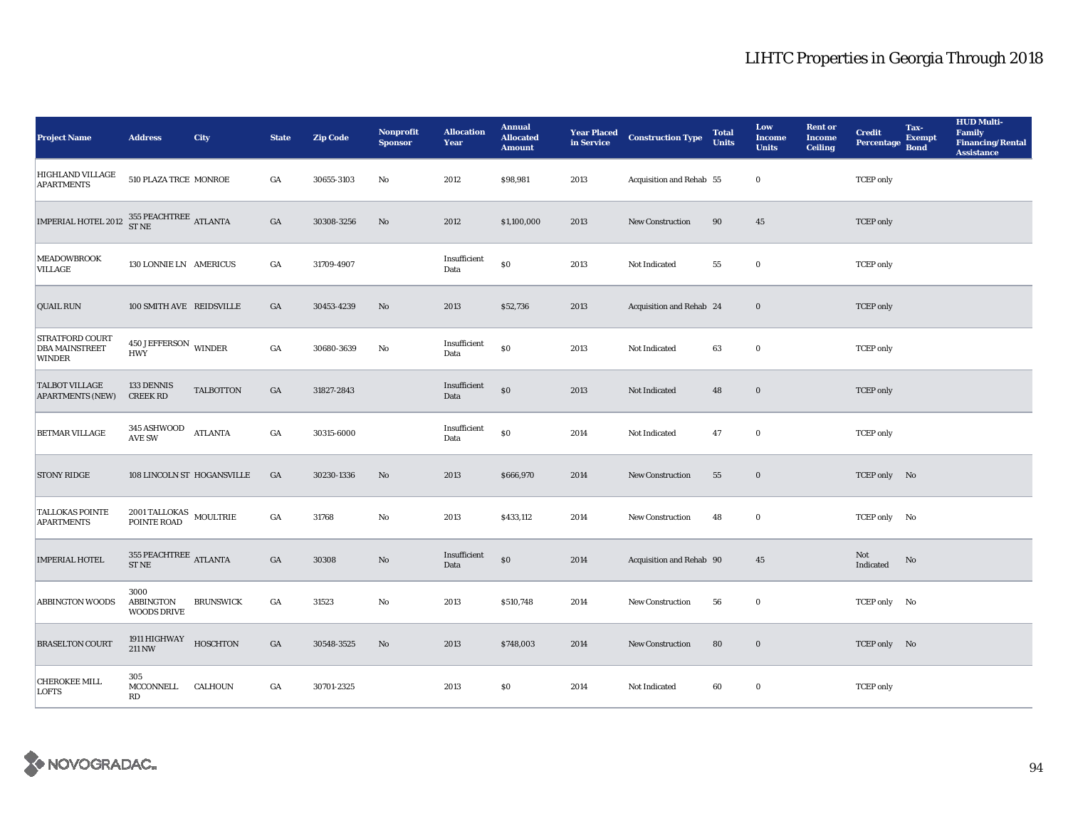# LIHTC Properties in Georgia Through 2018

| Project Name | Address | City | State | Zip Code | Nonprofit Sponsor | Allocation Year | Annual Allocated Amount | Year Placed in Service | Construction Type | Total Units | Low Income Units | Rent or Income Ceiling | Credit Percentage | Tax-Exempt Bond | HUD Multi-Family Financing/Rental Assistance |
|---|---|---|---|---|---|---|---|---|---|---|---|---|---|---|---|
| HIGHLAND VILLAGE APARTMENTS | 510 PLAZA TRCE | MONROE | GA | 30655-3103 | No | 2012 | $98,981 | 2013 | Acquisition and Rehab | 55 | 0 | | TCEP only | | |
| IMPERIAL HOTEL 2012 | 355 PEACHTREE ST NE | ATLANTA | GA | 30308-3256 | No | 2012 | $1,100,000 | 2013 | New Construction | 90 | 45 | | TCEP only | | |
| MEADOWBROOK VILLAGE | 130 LONNIE LN | AMERICUS | GA | 31709-4907 | | Insufficient Data | $0 | 2013 | Not Indicated | 55 | 0 | | TCEP only | | |
| QUAIL RUN | 100 SMITH AVE | REIDSVILLE | GA | 30453-4239 | No | 2013 | $52,736 | 2013 | Acquisition and Rehab | 24 | 0 | | TCEP only | | |
| STRATFORD COURT DBA MAINSTREET WINDER | 450 JEFFERSON HWY | WINDER | GA | 30680-3639 | No | Insufficient Data | $0 | 2013 | Not Indicated | 63 | 0 | | TCEP only | | |
| TALBOT VILLAGE APARTMENTS (NEW) | 133 DENNIS CREEK RD | TALBOTTON | GA | 31827-2843 | | Insufficient Data | $0 | 2013 | Not Indicated | 48 | 0 | | TCEP only | | |
| BETMAR VILLAGE | 345 ASHWOOD AVE SW | ATLANTA | GA | 30315-6000 | | Insufficient Data | $0 | 2014 | Not Indicated | 47 | 0 | | TCEP only | | |
| STONY RIDGE | 108 LINCOLN ST | HOGANSVILLE | GA | 30230-1336 | No | 2013 | $666,970 | 2014 | New Construction | 55 | 0 | | TCEP only | No | |
| TALLOKAS POINTE APARTMENTS | 2001 TALLOKAS POINTE ROAD | MOULTRIE | GA | 31768 | No | 2013 | $433,112 | 2014 | New Construction | 48 | 0 | | TCEP only | No | |
| IMPERIAL HOTEL | 355 PEACHTREE ST NE | ATLANTA | GA | 30308 | No | Insufficient Data | $0 | 2014 | Acquisition and Rehab | 90 | 45 | | Not Indicated | No | |
| ABBINGTON WOODS | 3000 ABBINGTON WOODS DRIVE | BRUNSWICK | GA | 31523 | No | 2013 | $510,748 | 2014 | New Construction | 56 | 0 | | TCEP only | No | |
| BRASELTON COURT | 1911 HIGHWAY 211 NW | HOSCHTON | GA | 30548-3525 | No | 2013 | $748,003 | 2014 | New Construction | 80 | 0 | | TCEP only | No | |
| CHEROKEE MILL LOFTS | 305 MCCONNELL RD | CALHOUN | GA | 30701-2325 | | 2013 | $0 | 2014 | Not Indicated | 60 | 0 | | TCEP only | | |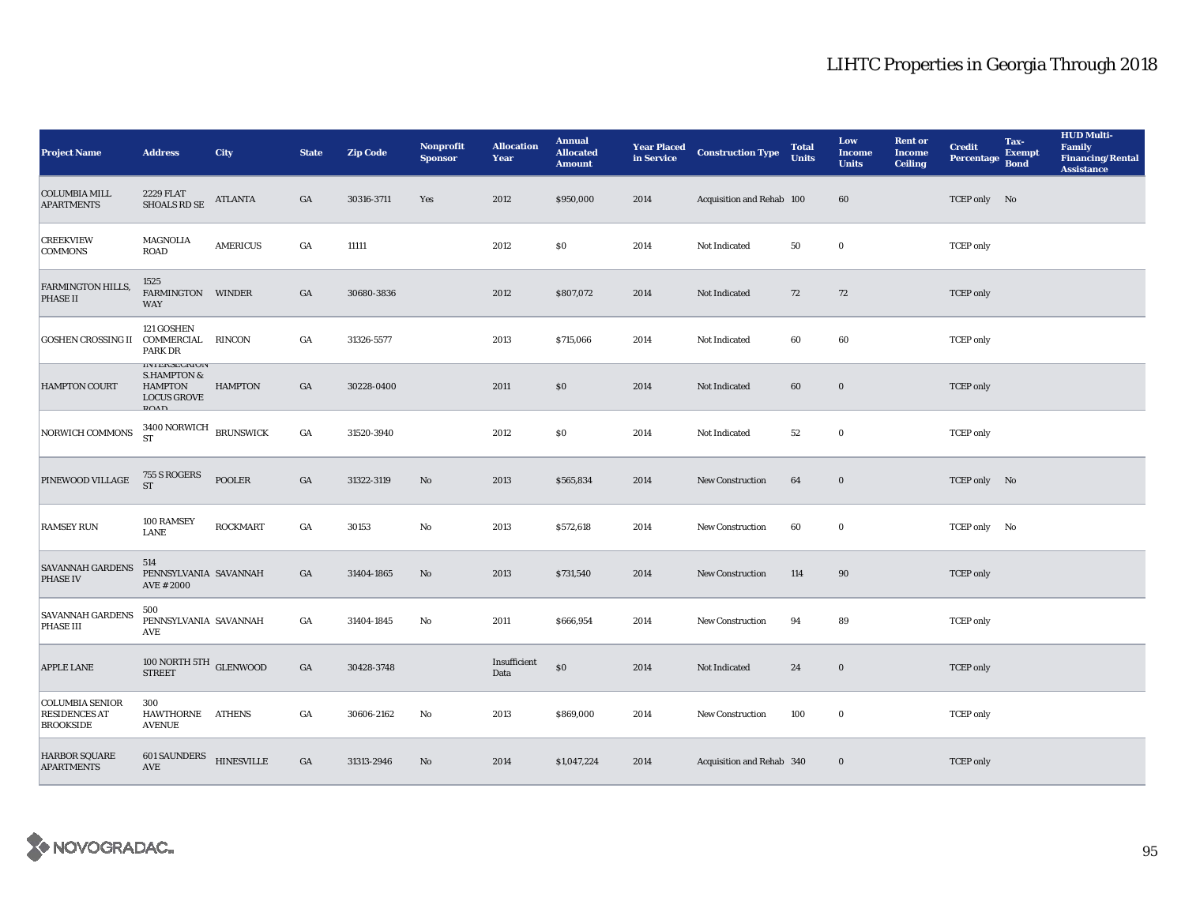# LIHTC Properties in Georgia Through 2018

| Project Name | Address | City | State | Zip Code | Nonprofit Sponsor | Allocation Year | Annual Allocated Amount | Year Placed in Service | Construction Type | Total Units | Low Income Units | Rent or Income Ceiling | Credit Percentage | Tax-Exempt Bond | HUD Multi-Family Financing/Rental Assistance |
|---|---|---|---|---|---|---|---|---|---|---|---|---|---|---|---|
| COLUMBIA MILL APARTMENTS | 2229 FLAT SHOALS RD SE | ATLANTA | GA | 30316-3711 | Yes | 2012 | $950,000 | 2014 | Acquisition and Rehab | 100 | 60 | | TCEP only | No | |
| CREEKVIEW COMMONS | MAGNOLIA ROAD | AMERICUS | GA | 11111 | | 2012 | $0 | 2014 | Not Indicated | 50 | 0 | | TCEP only | | |
| FARMINGTON HILLS, PHASE II | 1525 FARMINGTON WAY | WINDER | GA | 30680-3836 | | 2012 | $807,072 | 2014 | Not Indicated | 72 | 72 | | TCEP only | | |
| GOSHEN CROSSING II | 121 GOSHEN COMMERCIAL PARK DR | RINCON | GA | 31326-5577 | | 2013 | $715,066 | 2014 | Not Indicated | 60 | 60 | | TCEP only | | |
| HAMPTON COURT | INTERSECTION S.HAMPTON & HAMPTON LOCUS GROVE ROAD | HAMPTON | GA | 30228-0400 | | 2011 | $0 | 2014 | Not Indicated | 60 | 0 | | TCEP only | | |
| NORWICH COMMONS | 3400 NORWICH ST | BRUNSWICK | GA | 31520-3940 | | 2012 | $0 | 2014 | Not Indicated | 52 | 0 | | TCEP only | | |
| PINEWOOD VILLAGE | 755 S ROGERS ST | POOLER | GA | 31322-3119 | No | 2013 | $565,834 | 2014 | New Construction | 64 | 0 | | TCEP only | No | |
| RAMSEY RUN | 100 RAMSEY LANE | ROCKMART | GA | 30153 | No | 2013 | $572,618 | 2014 | New Construction | 60 | 0 | | TCEP only | No | |
| SAVANNAH GARDENS PHASE IV | 514 PENNSYLVANIA AVE #2000 | SAVANNAH | GA | 31404-1865 | No | 2013 | $731,540 | 2014 | New Construction | 114 | 90 | | TCEP only | | |
| SAVANNAH GARDENS PHASE III | 500 PENNSYLVANIA AVE | SAVANNAH | GA | 31404-1845 | No | 2011 | $666,954 | 2014 | New Construction | 94 | 89 | | TCEP only | | |
| APPLE LANE | 100 NORTH 5TH STREET | GLENWOOD | GA | 30428-3748 | | Insufficient Data | $0 | 2014 | Not Indicated | 24 | 0 | | TCEP only | | |
| COLUMBIA SENIOR RESIDENCES AT BROOKSIDE | 300 HAWTHORNE AVENUE | ATHENS | GA | 30606-2162 | No | 2013 | $869,000 | 2014 | New Construction | 100 | 0 | | TCEP only | | |
| HARBOR SQUARE APARTMENTS | 601 SAUNDERS AVE | HINESVILLE | GA | 31313-2946 | No | 2014 | $1,047,224 | 2014 | Acquisition and Rehab | 340 | 0 | | TCEP only | | |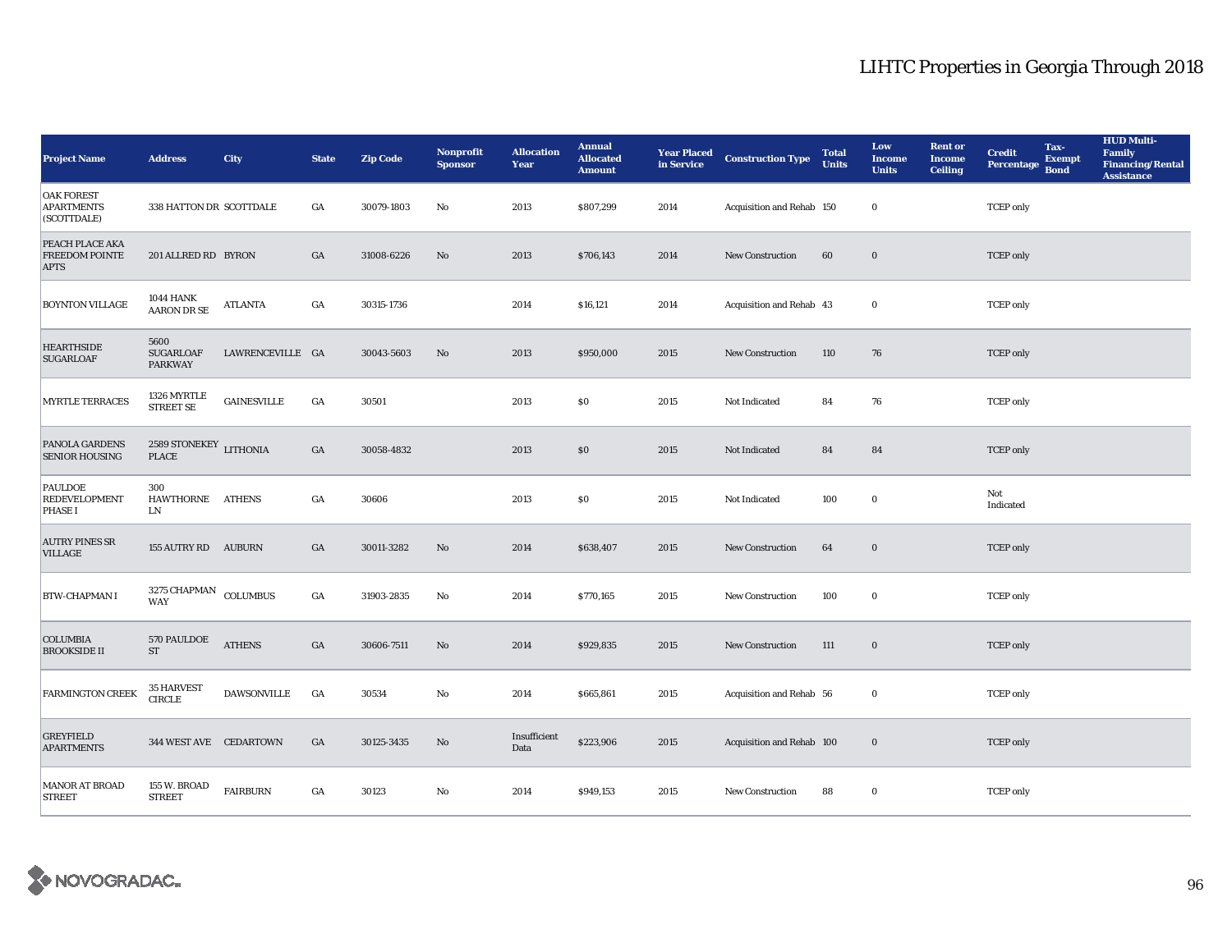# LIHTC Properties in Georgia Through 2018

| Project Name | Address | City | State | Zip Code | Nonprofit Sponsor | Allocation Year | Annual Allocated Amount | Year Placed in Service | Construction Type | Total Units | Low Income Units | Rent or Income Ceiling | Credit Percentage | Tax-Exempt Bond | HUD Multi-Family Financing/Rental Assistance |
|---|---|---|---|---|---|---|---|---|---|---|---|---|---|---|---|
| OAK FOREST APARTMENTS (SCOTTDALE) | 338 HATTON DR | SCOTTDALE | GA | 30079-1803 | No | 2013 | $807,299 | 2014 | Acquisition and Rehab | 150 | 0 | | TCEP only | | |
| PEACH PLACE AKA FREEDOM POINTE APTS | 201 ALLRED RD | BYRON | GA | 31008-6226 | No | 2013 | $706,143 | 2014 | New Construction | 60 | 0 | | TCEP only | | |
| BOYNTON VILLAGE | 1044 HANK AARON DR SE | ATLANTA | GA | 30315-1736 | | 2014 | $16,121 | 2014 | Acquisition and Rehab | 43 | 0 | | TCEP only | | |
| HEARTHSIDE SUGARLOAF | 5600 SUGARLOAF PARKWAY | LAWRENCEVILLE | GA | 30043-5603 | No | 2013 | $950,000 | 2015 | New Construction | 110 | 76 | | TCEP only | | |
| MYRTLE TERRACES | 1326 MYRTLE STREET SE | GAINESVILLE | GA | 30501 | | 2013 | $0 | 2015 | Not Indicated | 84 | 76 | | TCEP only | | |
| PANOLA GARDENS SENIOR HOUSING | 2589 STONEKEY PLACE | LITHONIA | GA | 30058-4832 | | 2013 | $0 | 2015 | Not Indicated | 84 | 84 | | TCEP only | | |
| PAULDOE REDEVELOPMENT PHASE I | 300 HAWTHORNE LN | ATHENS | GA | 30606 | | 2013 | $0 | 2015 | Not Indicated | 100 | 0 | | Not Indicated | | |
| AUTRY PINES SR VILLAGE | 155 AUTRY RD | AUBURN | GA | 30011-3282 | No | 2014 | $638,407 | 2015 | New Construction | 64 | 0 | | TCEP only | | |
| BTW-CHAPMAN I | 3275 CHAPMAN WAY | COLUMBUS | GA | 31903-2835 | No | 2014 | $770,165 | 2015 | New Construction | 100 | 0 | | TCEP only | | |
| COLUMBIA BROOKSIDE II | 570 PAULDOE ST | ATHENS | GA | 30606-7511 | No | 2014 | $929,835 | 2015 | New Construction | 111 | 0 | | TCEP only | | |
| FARMINGTON CREEK | 35 HARVEST CIRCLE | DAWSONVILLE | GA | 30534 | No | 2014 | $665,861 | 2015 | Acquisition and Rehab | 56 | 0 | | TCEP only | | |
| GREYFIELD APARTMENTS | 344 WEST AVE | CEDARTOWN | GA | 30125-3435 | No | Insufficient Data | $223,906 | 2015 | Acquisition and Rehab | 100 | 0 | | TCEP only | | |
| MANOR AT BROAD STREET | 155 W. BROAD STREET | FAIRBURN | GA | 30123 | No | 2014 | $949,153 | 2015 | New Construction | 88 | 0 | | TCEP only | | |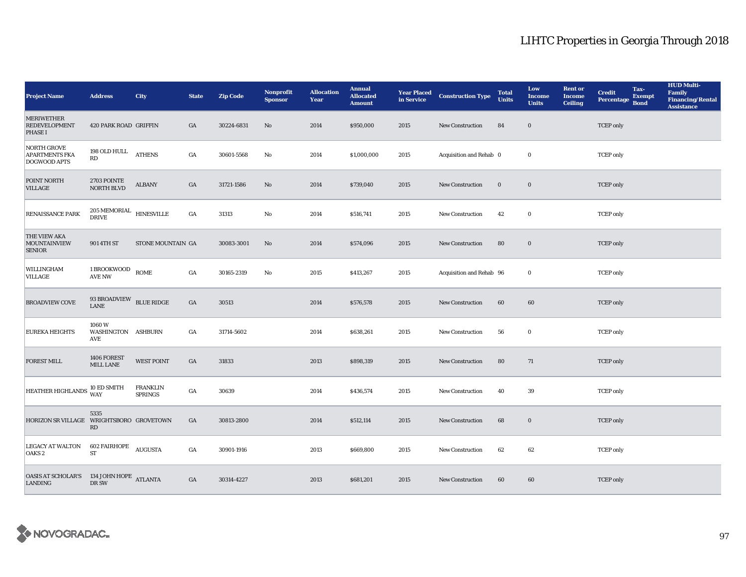# LIHTC Properties in Georgia Through 2018

| Project Name | Address | City | State | Zip Code | Nonprofit Sponsor | Allocation Year | Annual Allocated Amount | Year Placed in Service | Construction Type | Total Units | Low Income Units | Rent or Income Ceiling | Credit Percentage | Tax-Exempt Bond | HUD Multi-Family Financing/Rental Assistance |
|---|---|---|---|---|---|---|---|---|---|---|---|---|---|---|---|
| MERIWETHER REDEVELOPMENT PHASE I | 420 PARK ROAD | GRIFFIN | GA | 30224-6831 | No | 2014 | $950,000 | 2015 | New Construction | 84 | 0 | | TCEP only | | |
| NORTH GROVE APARTMENTS FKA DOGWOOD APTS | 198 OLD HULL RD | ATHENS | GA | 30601-5568 | No | 2014 | $1,000,000 | 2015 | Acquisition and Rehab | 0 | 0 | | TCEP only | | |
| POINT NORTH VILLAGE | 2703 POINTE NORTH BLVD | ALBANY | GA | 31721-1586 | No | 2014 | $739,040 | 2015 | New Construction | 0 | 0 | | TCEP only | | |
| RENAISSANCE PARK | 205 MEMORIAL DRIVE | HINESVILLE | GA | 31313 | No | 2014 | $516,741 | 2015 | New Construction | 42 | 0 | | TCEP only | | |
| THE VIEW AKA MOUNTAINVIEW SENIOR | 901 4TH ST | STONE MOUNTAIN | GA | 30083-3001 | No | 2014 | $574,096 | 2015 | New Construction | 80 | 0 | | TCEP only | | |
| WILLINGHAM VILLAGE | 1 BROOKWOOD AVE NW | ROME | GA | 30165-2319 | No | 2015 | $413,267 | 2015 | Acquisition and Rehab | 96 | 0 | | TCEP only | | |
| BROADVIEW COVE | 93 BROADVIEW LANE | BLUE RIDGE | GA | 30513 | | 2014 | $576,578 | 2015 | New Construction | 60 | 60 | | TCEP only | | |
| EUREKA HEIGHTS | 1060 W WASHINGTON AVE | ASHBURN | GA | 31714-5602 | | 2014 | $638,261 | 2015 | New Construction | 56 | 0 | | TCEP only | | |
| FOREST MILL | 1406 FOREST MILL LANE | WEST POINT | GA | 31833 | | 2013 | $898,319 | 2015 | New Construction | 80 | 71 | | TCEP only | | |
| HEATHER HIGHLANDS | 10 ED SMITH WAY | FRANKLIN SPRINGS | GA | 30639 | | 2014 | $436,574 | 2015 | New Construction | 40 | 39 | | TCEP only | | |
| HORIZON SR VILLAGE | 5335 WRIGHTSBORO RD | GROVETOWN | GA | 30813-2800 | | 2014 | $512,114 | 2015 | New Construction | 68 | 0 | | TCEP only | | |
| LEGACY AT WALTON OAKS 2 | 602 FAIRHOPE ST | AUGUSTA | GA | 30901-1916 | | 2013 | $669,800 | 2015 | New Construction | 62 | 62 | | TCEP only | | |
| OASIS AT SCHOLAR'S LANDING | 134 JOHN HOPE DR SW | ATLANTA | GA | 30314-4227 | | 2013 | $681,201 | 2015 | New Construction | 60 | 60 | | TCEP only | | |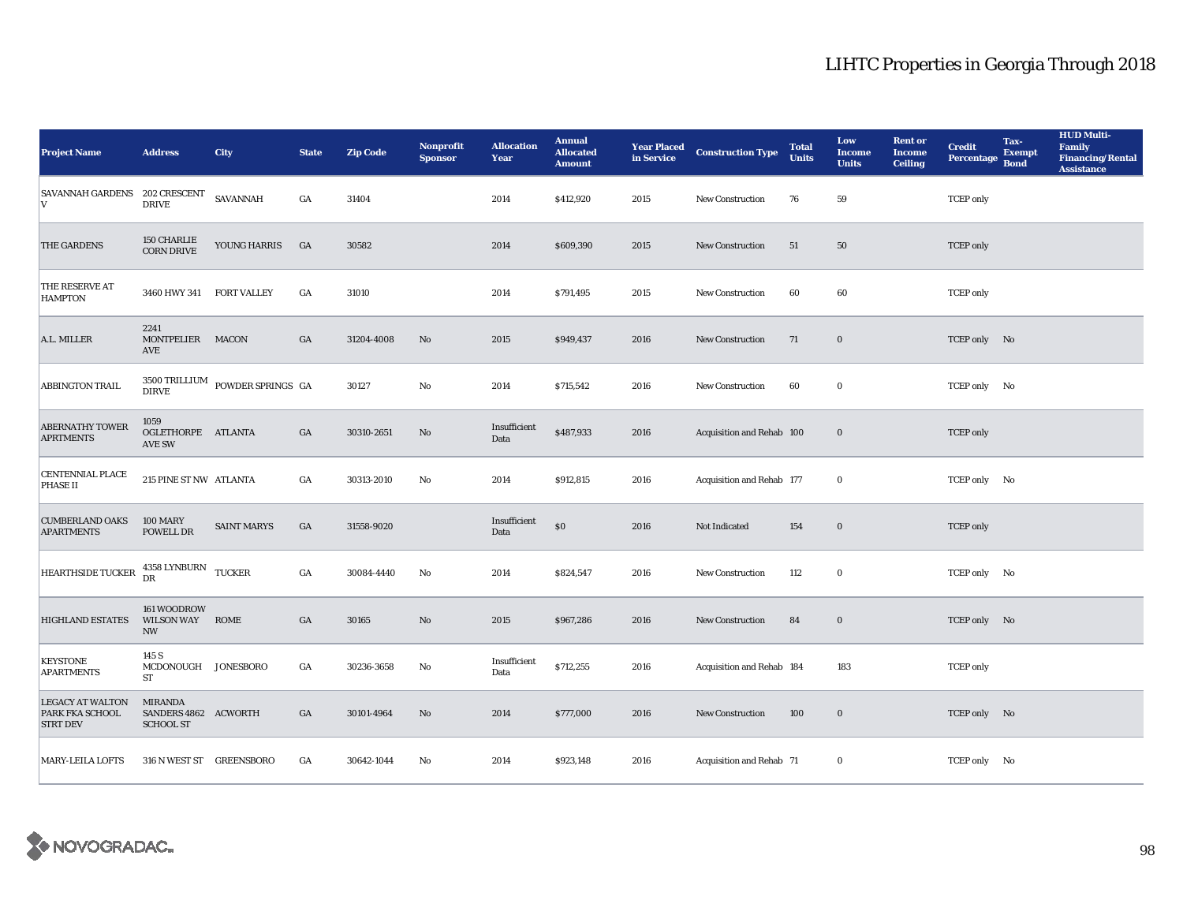# LIHTC Properties in Georgia Through 2018

| Project Name | Address | City | State | Zip Code | Nonprofit Sponsor | Allocation Year | Annual Allocated Amount | Year Placed in Service | Construction Type | Total Units | Low Income Units | Rent or Income Ceiling | Credit Percentage | Tax-Exempt Bond | HUD Multi-Family Financing/Rental Assistance |
|---|---|---|---|---|---|---|---|---|---|---|---|---|---|---|---|
| SAVANNAH GARDENS V | 202 CRESCENT DRIVE | SAVANNAH | GA | 31404 | | 2014 | $412,920 | 2015 | New Construction | 76 | 59 | | TCEP only | | |
| THE GARDENS | 150 CHARLIE CORN DRIVE | YOUNG HARRIS | GA | 30582 | | 2014 | $609,390 | 2015 | New Construction | 51 | 50 | | TCEP only | | |
| THE RESERVE AT HAMPTON | 3460 HWY 341 | FORT VALLEY | GA | 31010 | | 2014 | $791,495 | 2015 | New Construction | 60 | 60 | | TCEP only | | |
| A.L. MILLER | 2241 MONTPELIER AVE | MACON | GA | 31204-4008 | No | 2015 | $949,437 | 2016 | New Construction | 71 | 0 | | TCEP only | No | |
| ABBINGTON TRAIL | 3500 TRILLIUM DIRVE | POWDER SPRINGS | GA | 30127 | No | 2014 | $715,542 | 2016 | New Construction | 60 | 0 | | TCEP only | No | |
| ABERNATHY TOWER APRTMENTS | 1059 OGLETHORPE AVE SW | ATLANTA | GA | 30310-2651 | No | Insufficient Data | $487,933 | 2016 | Acquisition and Rehab | 100 | 0 | | TCEP only | | |
| CENTENNIAL PLACE PHASE II | 215 PINE ST NW | ATLANTA | GA | 30313-2010 | No | 2014 | $912,815 | 2016 | Acquisition and Rehab | 177 | 0 | | TCEP only | No | |
| CUMBERLAND OAKS APARTMENTS | 100 MARY POWELL DR | SAINT MARYS | GA | 31558-9020 | | Insufficient Data | $0 | 2016 | Not Indicated | 154 | 0 | | TCEP only | | |
| HEARTHSIDE TUCKER | 4358 LYNBURN DR | TUCKER | GA | 30084-4440 | No | 2014 | $824,547 | 2016 | New Construction | 112 | 0 | | TCEP only | No | |
| HIGHLAND ESTATES | 161 WOODROW WILSON WAY NW | ROME | GA | 30165 | No | 2015 | $967,286 | 2016 | New Construction | 84 | 0 | | TCEP only | No | |
| KEYSTONE APARTMENTS | 145 S MCDONOUGH ST | JONESBORO | GA | 30236-3658 | No | Insufficient Data | $712,255 | 2016 | Acquisition and Rehab | 184 | 183 | | TCEP only | | |
| LEGACY AT WALTON PARK FKA SCHOOL STRT DEV | MIRANDA SANDERS 4862 SCHOOL ST | ACWORTH | GA | 30101-4964 | No | 2014 | $777,000 | 2016 | New Construction | 100 | 0 | | TCEP only | No | |
| MARY-LEILA LOFTS | 316 N WEST ST | GREENSBORO | GA | 30642-1044 | No | 2014 | $923,148 | 2016 | Acquisition and Rehab | 71 | 0 | | TCEP only | No | |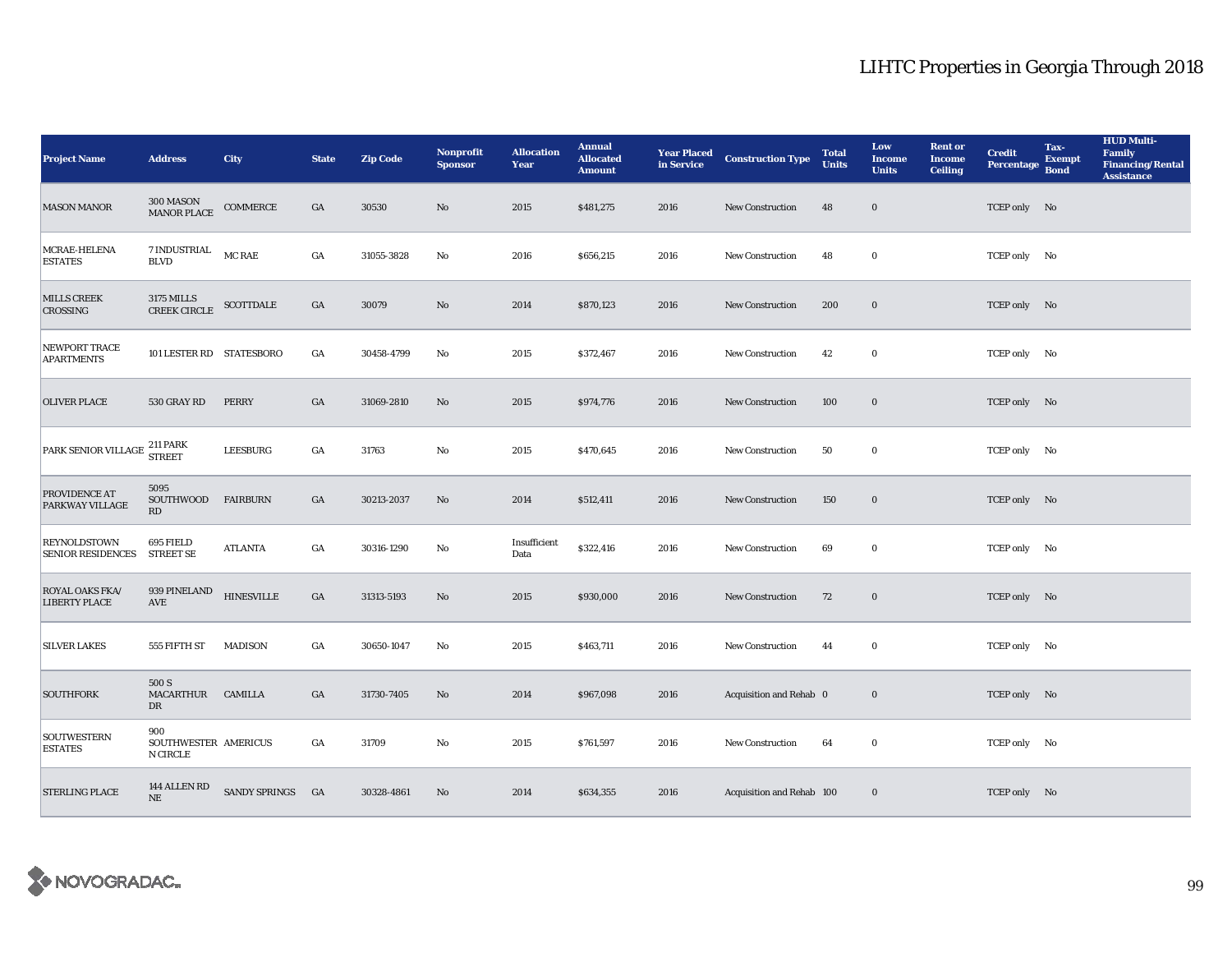# LIHTC Properties in Georgia Through 2018

| Project Name | Address | City | State | Zip Code | Nonprofit Sponsor | Allocation Year | Annual Allocated Amount | Year Placed in Service | Construction Type | Total Units | Low Income Units | Rent or Income Ceiling | Credit Percentage | Tax-Exempt Bond | HUD Multi-Family Financing/Rental Assistance |
|---|---|---|---|---|---|---|---|---|---|---|---|---|---|---|---|
| MASON MANOR | 300 MASON MANOR PLACE | COMMERCE | GA | 30530 | No | 2015 | $481,275 | 2016 | New Construction | 48 | 0 | | TCEP only | No | |
| MCRAE-HELENA ESTATES | 7 INDUSTRIAL BLVD | MC RAE | GA | 31055-3828 | No | 2016 | $656,215 | 2016 | New Construction | 48 | 0 | | TCEP only | No | |
| MILLS CREEK CROSSING | 3175 MILLS CREEK CIRCLE | SCOTTDALE | GA | 30079 | No | 2014 | $870,123 | 2016 | New Construction | 200 | 0 | | TCEP only | No | |
| NEWPORT TRACE APARTMENTS | 101 LESTER RD | STATESBORO | GA | 30458-4799 | No | 2015 | $372,467 | 2016 | New Construction | 42 | 0 | | TCEP only | No | |
| OLIVER PLACE | 530 GRAY RD | PERRY | GA | 31069-2810 | No | 2015 | $974,776 | 2016 | New Construction | 100 | 0 | | TCEP only | No | |
| PARK SENIOR VILLAGE | 211 PARK STREET | LEESBURG | GA | 31763 | No | 2015 | $470,645 | 2016 | New Construction | 50 | 0 | | TCEP only | No | |
| PROVIDENCE AT PARKWAY VILLAGE | 5095 SOUTHWOOD RD | FAIRBURN | GA | 30213-2037 | No | 2014 | $512,411 | 2016 | New Construction | 150 | 0 | | TCEP only | No | |
| REYNOLDSTOWN SENIOR RESIDENCES | 695 FIELD STREET SE | ATLANTA | GA | 30316-1290 | No | Insufficient Data | $322,416 | 2016 | New Construction | 69 | 0 | | TCEP only | No | |
| ROYAL OAKS FKA/ LIBERTY PLACE | 939 PINELAND AVE | HINESVILLE | GA | 31313-5193 | No | 2015 | $930,000 | 2016 | New Construction | 72 | 0 | | TCEP only | No | |
| SILVER LAKES | 555 FIFTH ST | MADISON | GA | 30650-1047 | No | 2015 | $463,711 | 2016 | New Construction | 44 | 0 | | TCEP only | No | |
| SOUTHFORK | 500 S MACARTHUR DR | CAMILLA | GA | 31730-7405 | No | 2014 | $967,098 | 2016 | Acquisition and Rehab | 0 | 0 | | TCEP only | No | |
| SOUTWESTERN ESTATES | 900 SOUTHWESTERN CIRCLE | AMERICUS | GA | 31709 | No | 2015 | $761,597 | 2016 | New Construction | 64 | 0 | | TCEP only | No | |
| STERLING PLACE | 144 ALLEN RD NE | SANDY SPRINGS | GA | 30328-4861 | No | 2014 | $634,355 | 2016 | Acquisition and Rehab | 100 | 0 | | TCEP only | No | |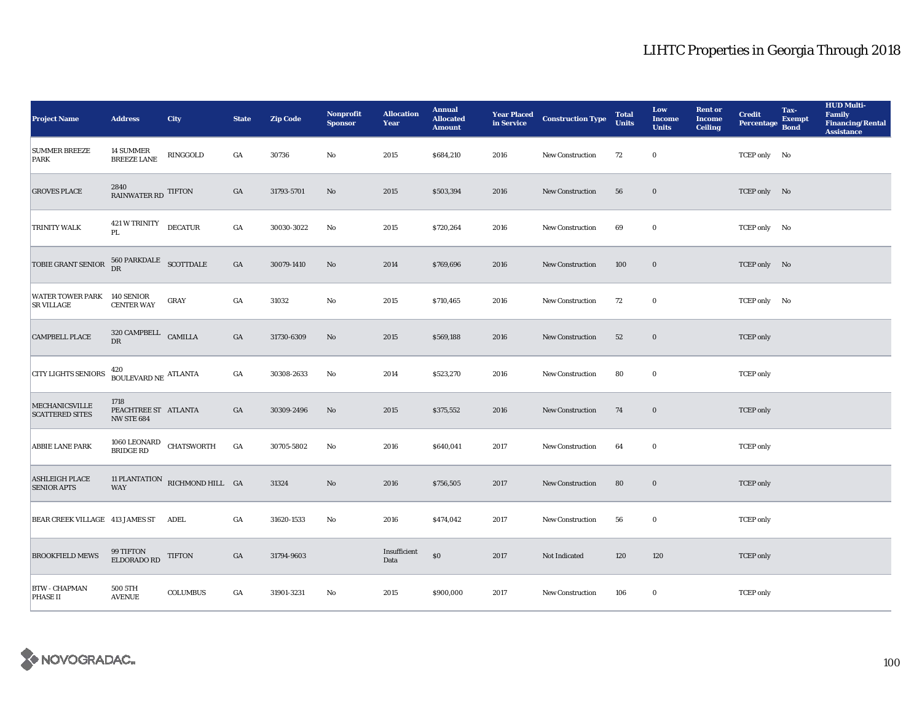# LIHTC Properties in Georgia Through 2018

| Project Name | Address | City | State | Zip Code | Nonprofit Sponsor | Allocation Year | Annual Allocated Amount | Year Placed in Service | Construction Type | Total Units | Low Income Units | Rent or Income Ceiling | Credit Percentage | Tax-Exempt Bond | HUD Multi-Family Financing/Rental Assistance |
|---|---|---|---|---|---|---|---|---|---|---|---|---|---|---|---|
| SUMMER BREEZE PARK | 14 SUMMER BREEZE LANE | RINGGOLD | GA | 30736 | No | 2015 | $684,210 | 2016 | New Construction | 72 | 0 | | TCEP only | No | |
| GROVES PLACE | 2840 RAINWATER RD | TIFTON | GA | 31793-5701 | No | 2015 | $503,394 | 2016 | New Construction | 56 | 0 | | TCEP only | No | |
| TRINITY WALK | 421 W TRINITY PL | DECATUR | GA | 30030-3022 | No | 2015 | $720,264 | 2016 | New Construction | 69 | 0 | | TCEP only | No | |
| TOBIE GRANT SENIOR | 560 PARKDALE DR | SCOTTDALE | GA | 30079-1410 | No | 2014 | $769,696 | 2016 | New Construction | 100 | 0 | | TCEP only | No | |
| WATER TOWER PARK SR VILLAGE | 140 SENIOR CENTER WAY | GRAY | GA | 31032 | No | 2015 | $710,465 | 2016 | New Construction | 72 | 0 | | TCEP only | No | |
| CAMPBELL PLACE | 320 CAMPBELL DR | CAMILLA | GA | 31730-6309 | No | 2015 | $569,188 | 2016 | New Construction | 52 | 0 | | TCEP only | | |
| CITY LIGHTS SENIORS | 420 BOULEVARD NE | ATLANTA | GA | 30308-2633 | No | 2014 | $523,270 | 2016 | New Construction | 80 | 0 | | TCEP only | | |
| MECHANICSVILLE SCATTERED SITES | 1718 PEACHTREE ST NW STE 684 | ATLANTA | GA | 30309-2496 | No | 2015 | $375,552 | 2016 | New Construction | 74 | 0 | | TCEP only | | |
| ABBIE LANE PARK | 1060 LEONARD BRIDGE RD | CHATSWORTH | GA | 30705-5802 | No | 2016 | $640,041 | 2017 | New Construction | 64 | 0 | | TCEP only | | |
| ASHLEIGH PLACE SENIOR APTS | 11 PLANTATION WAY | RICHMOND HILL | GA | 31324 | No | 2016 | $756,505 | 2017 | New Construction | 80 | 0 | | TCEP only | | |
| BEAR CREEK VILLAGE | 413 JAMES ST | ADEL | GA | 31620-1533 | No | 2016 | $474,042 | 2017 | New Construction | 56 | 0 | | TCEP only | | |
| BROOKFIELD MEWS | 99 TIFTON ELDORADO RD | TIFTON | GA | 31794-9603 | | Insufficient Data | $0 | 2017 | Not Indicated | 120 | 120 | | TCEP only | | |
| BTW - CHAPMAN PHASE II | 500 5TH AVENUE | COLUMBUS | GA | 31901-3231 | No | 2015 | $900,000 | 2017 | New Construction | 106 | 0 | | TCEP only | | |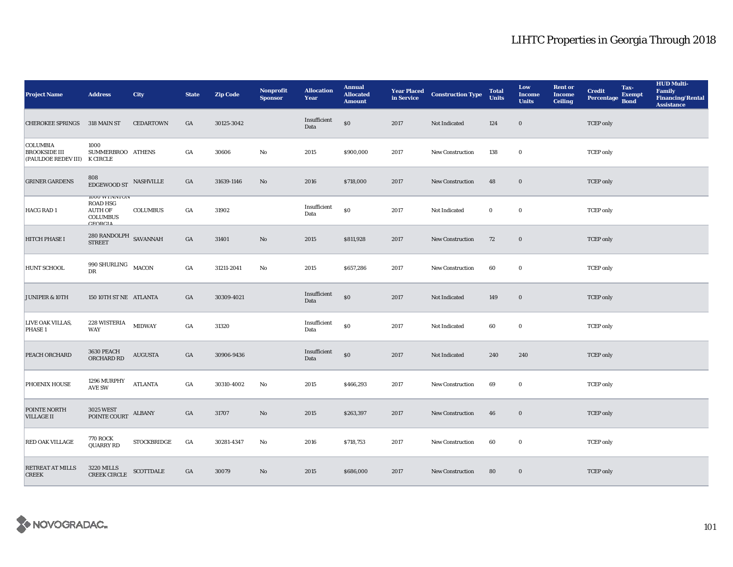# LIHTC Properties in Georgia Through 2018

| Project Name | Address | City | State | Zip Code | Nonprofit Sponsor | Allocation Year | Annual Allocated Amount | Year Placed in Service | Construction Type | Total Units | Low Income Units | Rent or Income Ceiling | Credit Percentage | Tax-Exempt Bond | HUD Multi-Family Financing/Rental Assistance |
|---|---|---|---|---|---|---|---|---|---|---|---|---|---|---|---|
| CHEROKEE SPRINGS | 318 MAIN ST | CEDARTOWN | GA | 30125-3042 | | Insufficient Data | $0 | 2017 | Not Indicated | 124 | 0 | | TCEP only | | |
| COLUMBIA BROOKSIDE III (PAULDOE REDEV III) | 1000 SUMMERBROOK CIRCLE | ATHENS | GA | 30606 | No | 2015 | $900,000 | 2017 | New Construction | 138 | 0 | | TCEP only | | |
| GRINER GARDENS | 808 EDGEWOOD ST | NASHVILLE | GA | 31639-1146 | No | 2016 | $718,000 | 2017 | New Construction | 48 | 0 | | TCEP only | | |
| HACG RAD 1 | 1000 WYNNTON ROAD HSG AUTH OF COLUMBUS GEORGIA | COLUMBUS | GA | 31902 | | Insufficient Data | $0 | 2017 | Not Indicated | 0 | 0 | | TCEP only | | |
| HITCH PHASE I | 280 RANDOLPH STREET | SAVANNAH | GA | 31401 | No | 2015 | $811,928 | 2017 | New Construction | 72 | 0 | | TCEP only | | |
| HUNT SCHOOL | 990 SHURLING DR | MACON | GA | 31211-2041 | No | 2015 | $657,286 | 2017 | New Construction | 60 | 0 | | TCEP only | | |
| JUNIPER & 10TH | 150 10TH ST NE | ATLANTA | GA | 30309-4021 | | Insufficient Data | $0 | 2017 | Not Indicated | 149 | 0 | | TCEP only | | |
| LIVE OAK VILLAS, PHASE 1 | 228 WISTERIA WAY | MIDWAY | GA | 31320 | | Insufficient Data | $0 | 2017 | Not Indicated | 60 | 0 | | TCEP only | | |
| PEACH ORCHARD | 3630 PEACH ORCHARD RD | AUGUSTA | GA | 30906-9436 | | Insufficient Data | $0 | 2017 | Not Indicated | 240 | 240 | | TCEP only | | |
| PHOENIX HOUSE | 1296 MURPHY AVE SW | ATLANTA | GA | 30310-4002 | No | 2015 | $466,293 | 2017 | New Construction | 69 | 0 | | TCEP only | | |
| POINTE NORTH VILLAGE II | 3025 WEST POINTE COURT | ALBANY | GA | 31707 | No | 2015 | $263,397 | 2017 | New Construction | 46 | 0 | | TCEP only | | |
| RED OAK VILLAGE | 770 ROCK QUARRY RD | STOCKBRIDGE | GA | 30281-4347 | No | 2016 | $718,753 | 2017 | New Construction | 60 | 0 | | TCEP only | | |
| RETREAT AT MILLS CREEK | 3220 MILLS CREEK CIRCLE | SCOTTDALE | GA | 30079 | No | 2015 | $686,000 | 2017 | New Construction | 80 | 0 | | TCEP only | | |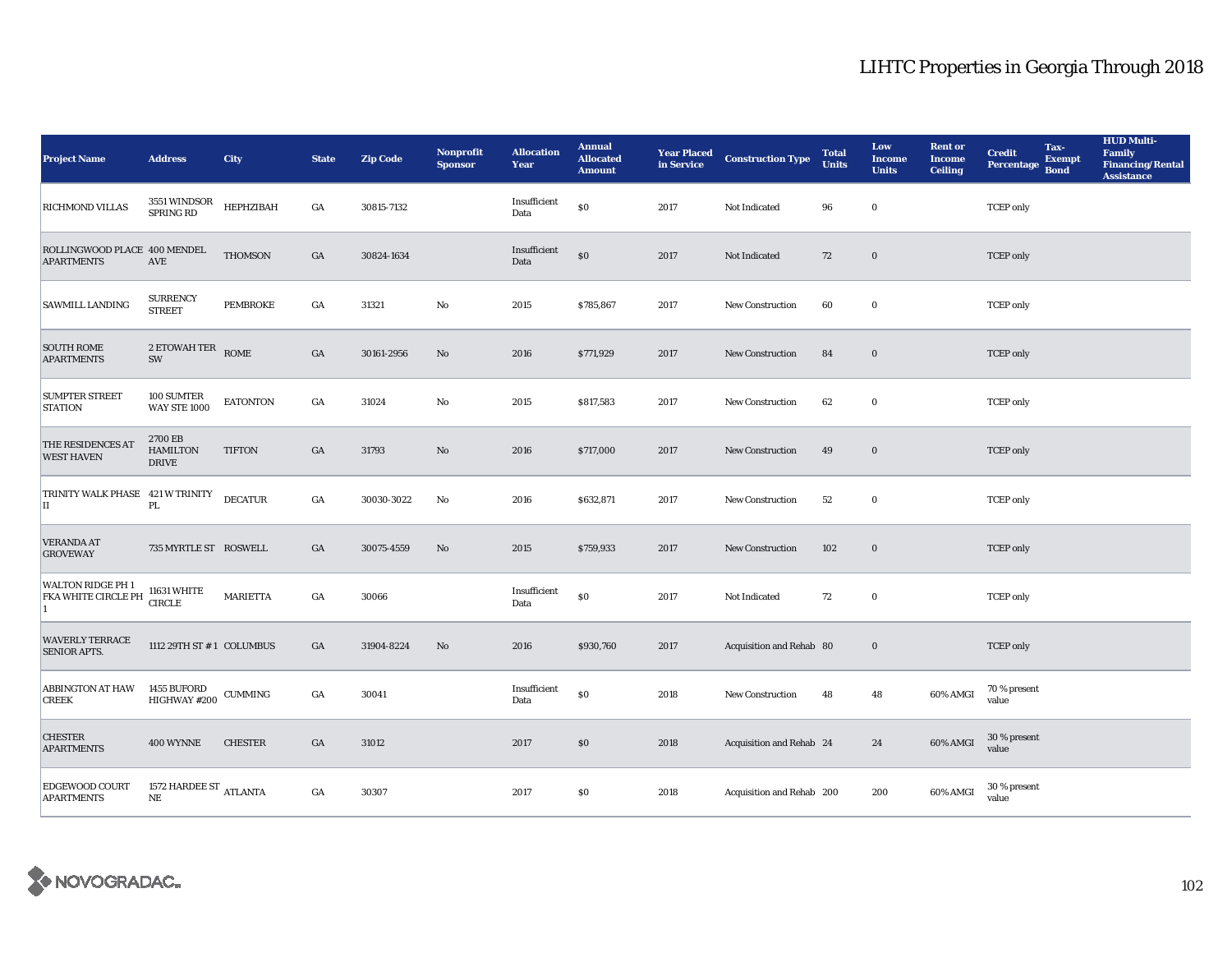# LIHTC Properties in Georgia Through 2018

| Project Name | Address | City | State | Zip Code | Nonprofit Sponsor | Allocation Year | Annual Allocated Amount | Year Placed in Service | Construction Type | Total Units | Low Income Units | Rent or Income Ceiling | Credit Percentage | Tax-Exempt Bond | HUD Multi-Family Financing/Rental Assistance |
|---|---|---|---|---|---|---|---|---|---|---|---|---|---|---|---|
| RICHMOND VILLAS | 3551 WINDSOR SPRING RD | HEPHZIBAH | GA | 30815-7132 | | Insufficient Data | $0 | 2017 | Not Indicated | 96 | 0 | | TCEP only | | |
| ROLLINGWOOD PLACE APARTMENTS | 400 MENDEL AVE | THOMSON | GA | 30824-1634 | | Insufficient Data | $0 | 2017 | Not Indicated | 72 | 0 | | TCEP only | | |
| SAWMILL LANDING | SURRENCY STREET | PEMBROKE | GA | 31321 | No | 2015 | $785,867 | 2017 | New Construction | 60 | 0 | | TCEP only | | |
| SOUTH ROME APARTMENTS | 2 ETOWAH TER SW | ROME | GA | 30161-2956 | No | 2016 | $771,929 | 2017 | New Construction | 84 | 0 | | TCEP only | | |
| SUMPTER STREET STATION | 100 SUMTER WAY STE 1000 | EATONTON | GA | 31024 | No | 2015 | $817,583 | 2017 | New Construction | 62 | 0 | | TCEP only | | |
| THE RESIDENCES AT WEST HAVEN | 2700 EB HAMILTON DRIVE | TIFTON | GA | 31793 | No | 2016 | $717,000 | 2017 | New Construction | 49 | 0 | | TCEP only | | |
| TRINITY WALK PHASE II | 421 W TRINITY PL | DECATUR | GA | 30030-3022 | No | 2016 | $632,871 | 2017 | New Construction | 52 | 0 | | TCEP only | | |
| VERANDA AT GROVEWAY | 735 MYRTLE ST | ROSWELL | GA | 30075-4559 | No | 2015 | $759,933 | 2017 | New Construction | 102 | 0 | | TCEP only | | |
| WALTON RIDGE PH 1 FKA WHITE CIRCLE PH 1 | 11631 WHITE CIRCLE | MARIETTA | GA | 30066 | | Insufficient Data | $0 | 2017 | Not Indicated | 72 | 0 | | TCEP only | | |
| WAVERLY TERRACE SENIOR APTS. | 1112 29TH ST # 1 | COLUMBUS | GA | 31904-8224 | No | 2016 | $930,760 | 2017 | Acquisition and Rehab | 80 | 0 | | TCEP only | | |
| ABBINGTON AT HAW CREEK | 1455 BUFORD HIGHWAY #200 | CUMMING | GA | 30041 | | Insufficient Data | $0 | 2018 | New Construction | 48 | 48 | 60% AMGI | 70 % present value | | |
| CHESTER APARTMENTS | 400 WYNNE | CHESTER | GA | 31012 | | 2017 | $0 | 2018 | Acquisition and Rehab | 24 | 24 | 60% AMGI | 30 % present value | | |
| EDGEWOOD COURT APARTMENTS | 1572 HARDEE ST NE | ATLANTA | GA | 30307 | | 2017 | $0 | 2018 | Acquisition and Rehab | 200 | 200 | 60% AMGI | 30 % present value | | |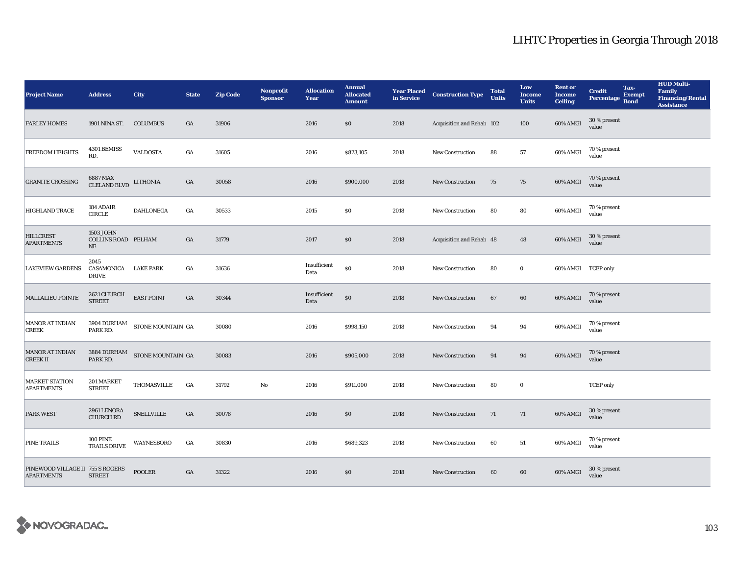# LIHTC Properties in Georgia Through 2018

| Project Name | Address | City | State | Zip Code | Nonprofit Sponsor | Allocation Year | Annual Allocated Amount | Year Placed in Service | Construction Type | Total Units | Low Income Units | Rent or Income Ceiling | Credit Percentage | Tax-Exempt Bond | HUD Multi-Family Financing/Rental Assistance |
|---|---|---|---|---|---|---|---|---|---|---|---|---|---|---|---|
| FARLEY HOMES | 1901 NINA ST. | COLUMBUS | GA | 31906 | | 2016 | $0 | 2018 | Acquisition and Rehab | 102 | 100 | 60% AMGI | 30 % present value | | |
| FREEDOM HEIGHTS | 4301 BEMISS RD. | VALDOSTA | GA | 31605 | | 2016 | $823,105 | 2018 | New Construction | 88 | 57 | 60% AMGI | 70 % present value | | |
| GRANITE CROSSING | 6887 MAX CLELAND BLVD | LITHONIA | GA | 30058 | | 2016 | $900,000 | 2018 | New Construction | 75 | 75 | 60% AMGI | 70 % present value | | |
| HIGHLAND TRACE | 184 ADAIR CIRCLE | DAHLONEGA | GA | 30533 | | 2015 | $0 | 2018 | New Construction | 80 | 80 | 60% AMGI | 70 % present value | | |
| HILLCREST APARTMENTS | 1503 J OHN COLLINS ROAD NE | PELHAM | GA | 31779 | | 2017 | $0 | 2018 | Acquisition and Rehab | 48 | 48 | 60% AMGI | 30 % present value | | |
| LAKEVIEW GARDENS | 2045 CASAMONICA DRIVE | LAKE PARK | GA | 31636 | | Insufficient Data | $0 | 2018 | New Construction | 80 | 0 | 60% AMGI | TCEP only | | |
| MALLALIEU POINTE | 2621 CHURCH STREET | EAST POINT | GA | 30344 | | Insufficient Data | $0 | 2018 | New Construction | 67 | 60 | 60% AMGI | 70 % present value | | |
| MANOR AT INDIAN CREEK | 3904 DURHAM PARK RD. | STONE MOUNTAIN | GA | 30080 | | 2016 | $998,150 | 2018 | New Construction | 94 | 94 | 60% AMGI | 70 % present value | | |
| MANOR AT INDIAN CREEK II | 3884 DURHAM PARK RD. | STONE MOUNTAIN | GA | 30083 | | 2016 | $905,000 | 2018 | New Construction | 94 | 94 | 60% AMGI | 70 % present value | | |
| MARKET STATION APARTMENTS | 201 MARKET STREET | THOMASVILLE | GA | 31792 | No | 2016 | $911,000 | 2018 | New Construction | 80 | 0 | | TCEP only | | |
| PARK WEST | 2961 LENORA CHURCH RD | SNELLVILLE | GA | 30078 | | 2016 | $0 | 2018 | New Construction | 71 | 71 | 60% AMGI | 30 % present value | | |
| PINE TRAILS | 100 PINE TRAILS DRIVE | WAYNESBORO | GA | 30830 | | 2016 | $689,323 | 2018 | New Construction | 60 | 51 | 60% AMGI | 70 % present value | | |
| PINEWOOD VILLAGE II APARTMENTS | 755 S ROGERS STREET | POOLER | GA | 31322 | | 2016 | $0 | 2018 | New Construction | 60 | 60 | 60% AMGI | 30 % present value | | |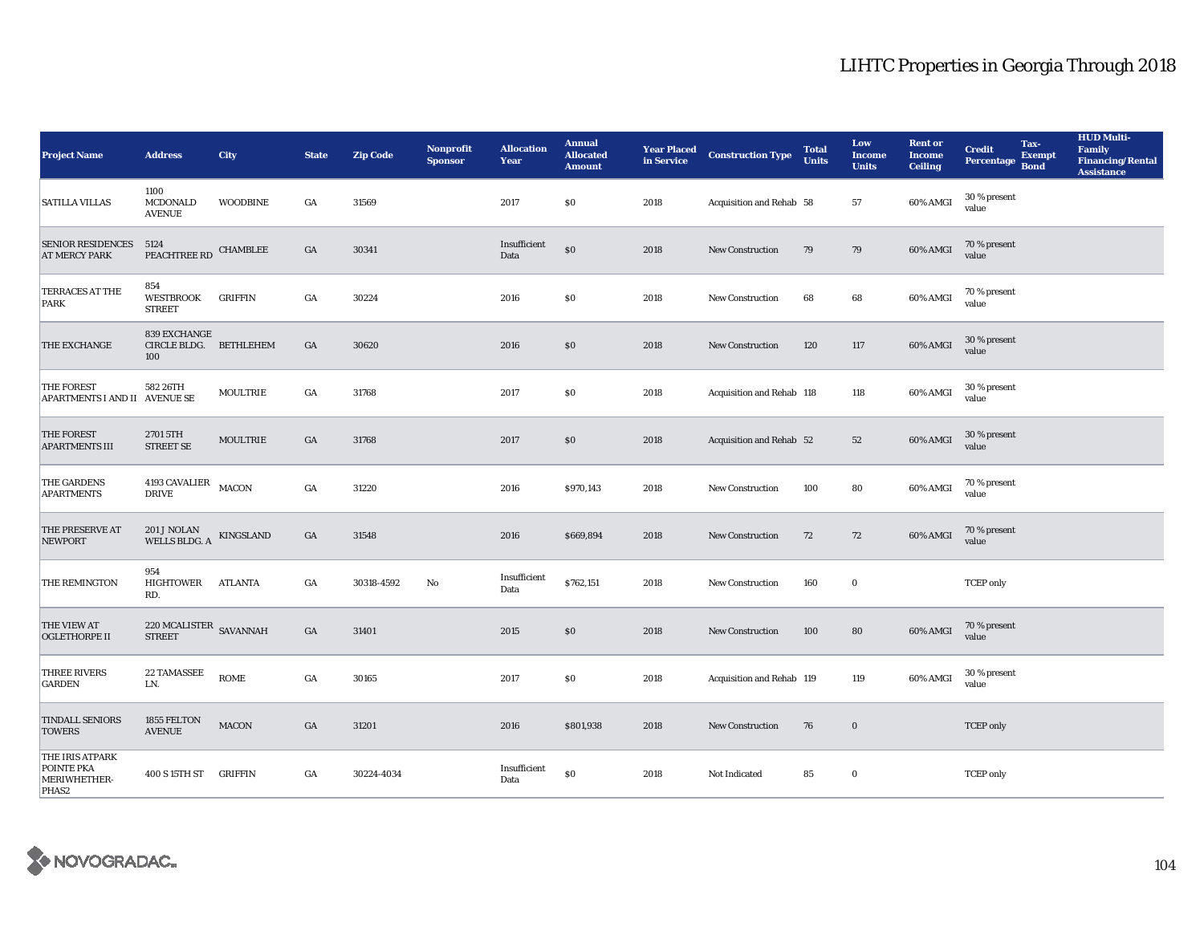# LIHTC Properties in Georgia Through 2018

| Project Name | Address | City | State | Zip Code | Nonprofit Sponsor | Allocation Year | Annual Allocated Amount | Year Placed in Service | Construction Type | Total Units | Low Income Units | Rent or Income Ceiling | Credit Percentage | Tax-Exempt Bond | HUD Multi-Family Financing/Rental Assistance |
|---|---|---|---|---|---|---|---|---|---|---|---|---|---|---|---|
| SATILLA VILLAS | 1100 MCDONALD AVENUE | WOODBINE | GA | 31569 | | 2017 | $0 | 2018 | Acquisition and Rehab | 58 | 57 | 60% AMGI | 30 % present value | | |
| SENIOR RESIDENCES AT MERCY PARK | 5124 PEACHTREE RD | CHAMBLEE | GA | 30341 | | Insufficient Data | $0 | 2018 | New Construction | 79 | 79 | 60% AMGI | 70 % present value | | |
| TERRACES AT THE PARK | 854 WESTBROOK STREET | GRIFFIN | GA | 30224 | | 2016 | $0 | 2018 | New Construction | 68 | 68 | 60% AMGI | 70 % present value | | |
| THE EXCHANGE | 839 EXCHANGE CIRCLE BLDG. 100 | BETHLEHEM | GA | 30620 | | 2016 | $0 | 2018 | New Construction | 120 | 117 | 60% AMGI | 30 % present value | | |
| THE FOREST APARTMENTS I AND II | 582 26TH AVENUE SE | MOULTRIE | GA | 31768 | | 2017 | $0 | 2018 | Acquisition and Rehab | 118 | 118 | 60% AMGI | 30 % present value | | |
| THE FOREST APARTMENTS III | 2701 5TH STREET SE | MOULTRIE | GA | 31768 | | 2017 | $0 | 2018 | Acquisition and Rehab | 52 | 52 | 60% AMGI | 30 % present value | | |
| THE GARDENS APARTMENTS | 4193 CAVALIER DRIVE | MACON | GA | 31220 | | 2016 | $970,143 | 2018 | New Construction | 100 | 80 | 60% AMGI | 70 % present value | | |
| THE PRESERVE AT NEWPORT | 201 J NOLAN WELLS BLDG. A | KINGSLAND | GA | 31548 | | 2016 | $669,894 | 2018 | New Construction | 72 | 72 | 60% AMGI | 70 % present value | | |
| THE REMINGTON | 954 HIGHTOWER RD. | ATLANTA | GA | 30318-4592 | No | Insufficient Data | $762,151 | 2018 | New Construction | 160 | 0 | | TCEP only | | |
| THE VIEW AT OGLETHORPE II | 220 MCALISTER STREET | SAVANNAH | GA | 31401 | | 2015 | $0 | 2018 | New Construction | 100 | 80 | 60% AMGI | 70 % present value | | |
| THREE RIVERS GARDEN | 22 TAMASSEE LN. | ROME | GA | 30165 | | 2017 | $0 | 2018 | Acquisition and Rehab | 119 | 119 | 60% AMGI | 30 % present value | | |
| TINDALL SENIORS TOWERS | 1855 FELTON AVENUE | MACON | GA | 31201 | | 2016 | $801,938 | 2018 | New Construction | 76 | 0 | | TCEP only | | |
| THE IRIS ATPARK POINTE PKA MERIWHETHER-PHAS2 | 400 S 15TH ST | GRIFFIN | GA | 30224-4034 | | Insufficient Data | $0 | 2018 | Not Indicated | 85 | 0 | | TCEP only | | |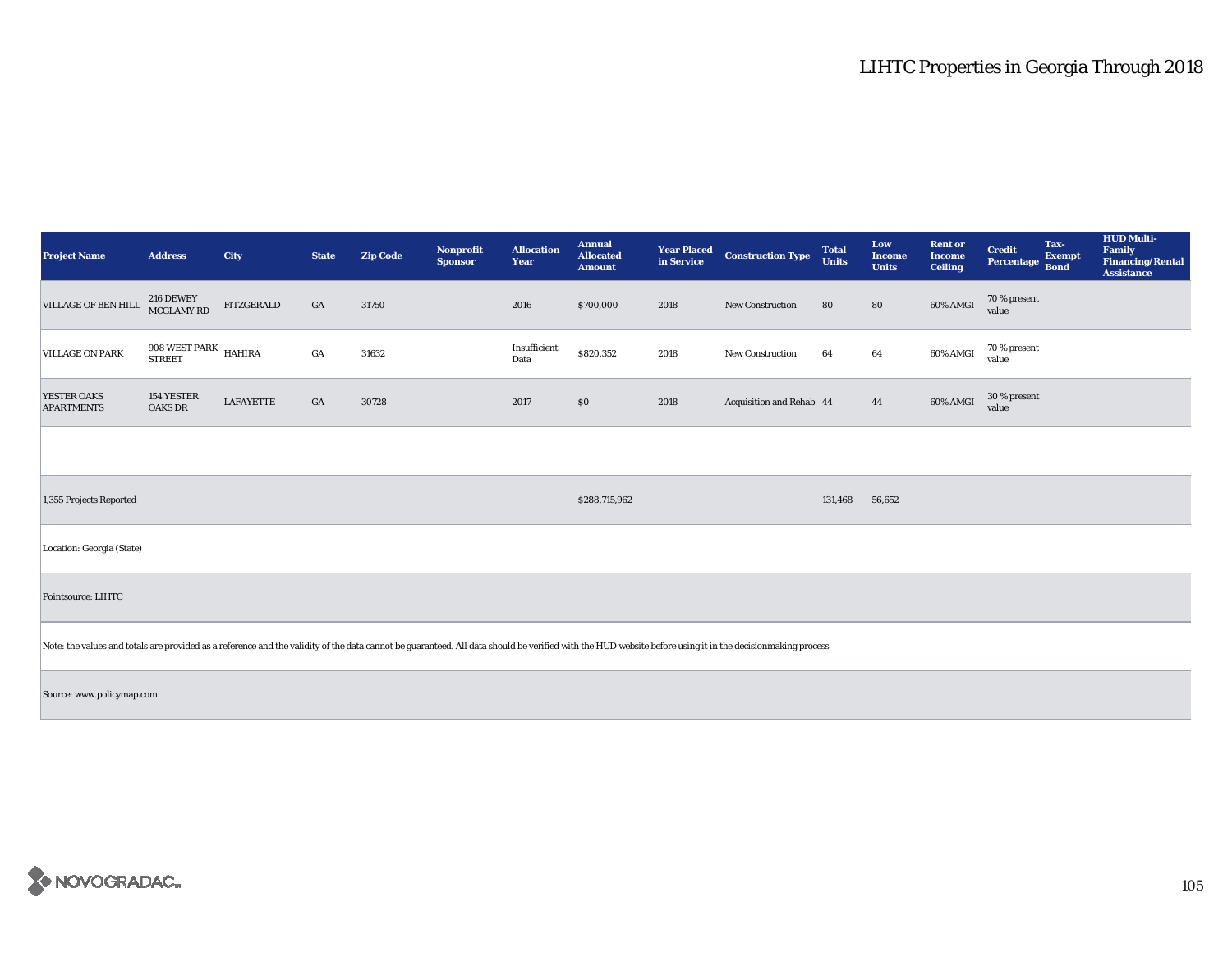| Project Name | Address | City | State | Zip Code | Nonprofit Sponsor | Allocation Year | Annual Allocated Amount | Year Placed in Service | Construction Type | Total Units | Low Income Units | Rent or Income Ceiling | Credit Percentage | Tax-Exempt Bond | HUD Multi-Family Financing/Rental Assistance |
|---|---|---|---|---|---|---|---|---|---|---|---|---|---|---|---|
| VILLAGE OF BEN HILL | 216 DEWEY MCGLAMY RD | FITZGERALD | GA | 31750 | | 2016 | $700,000 | 2018 | New Construction | 80 | 80 | 60% AMGI | 70 % present value | | |
| VILLAGE ON PARK | 908 WEST PARK STREET | HAHIRA | GA | 31632 | | Insufficient Data | $820,352 | 2018 | New Construction | 64 | 64 | 60% AMGI | 70 % present value | | |
| YESTER OAKS APARTMENTS | 154 YESTER OAKS DR | LAFAYETTE | GA | 30728 | | 2017 | $0 | 2018 | Acquisition and Rehab | 44 | 44 | 60% AMGI | 30 % present value | | |
| | | | | | | | | | | | | | | | |
| 1,355 Projects Reported | | | | | | | $288,715,962 | | | 131,468 | 56,652 | | | | |

Location: Georgia (State)

Pointsource: LIHTC

Note: the values and totals are provided as a reference and the validity of the data cannot be guaranteed. All data should be verified with the HUD website before using it in the decisionmaking process

Source: www.policymap.com